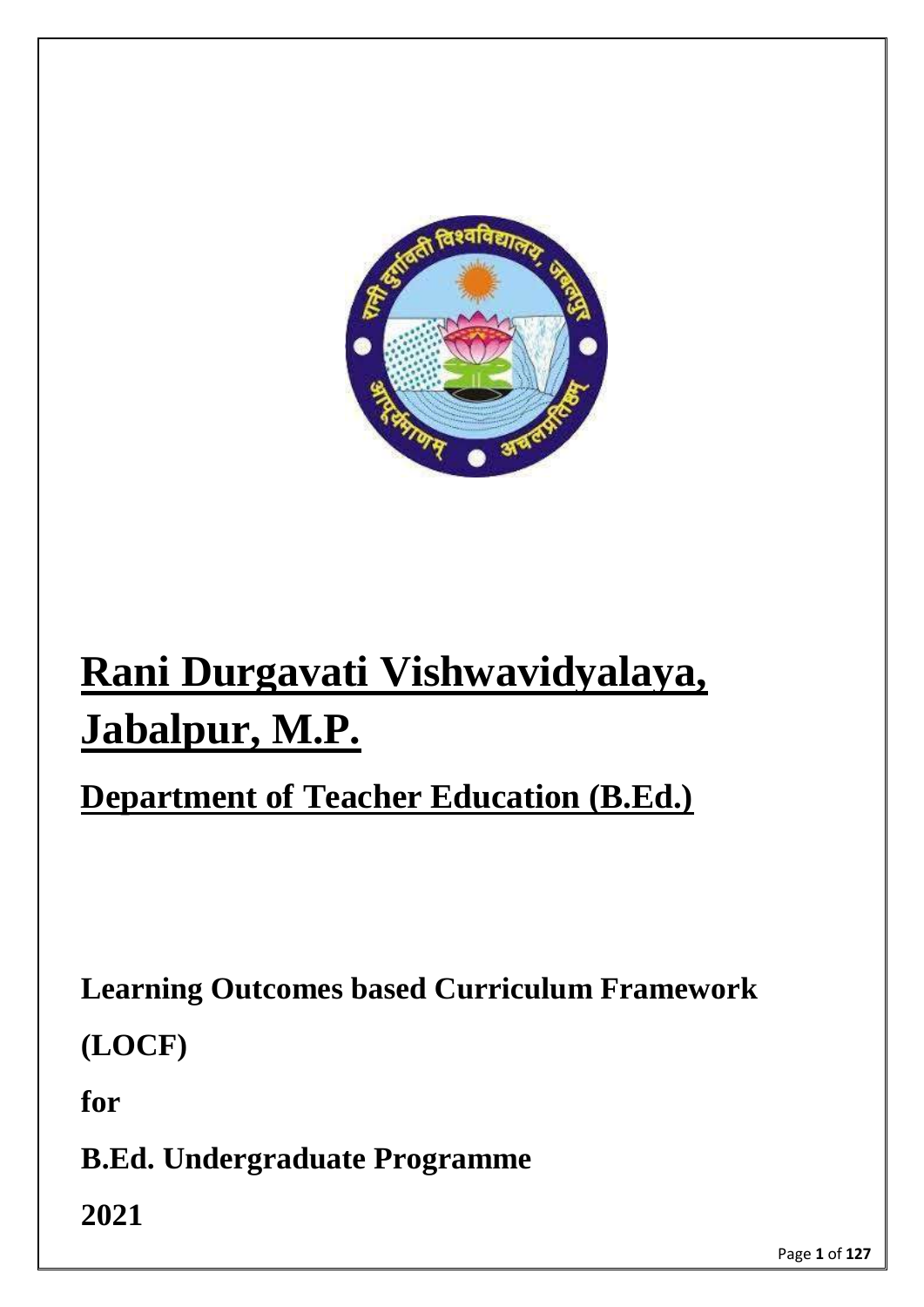# Rani Durgavati Vishwavidyalaya, Jabalpur, M.P.

## Department of Teacher Education (B.Ed.)

**Learning Outcomes based Curriculum Framework**

**(LOCF)**

**for**

**B.Ed. Undergraduate Programme**

**2021**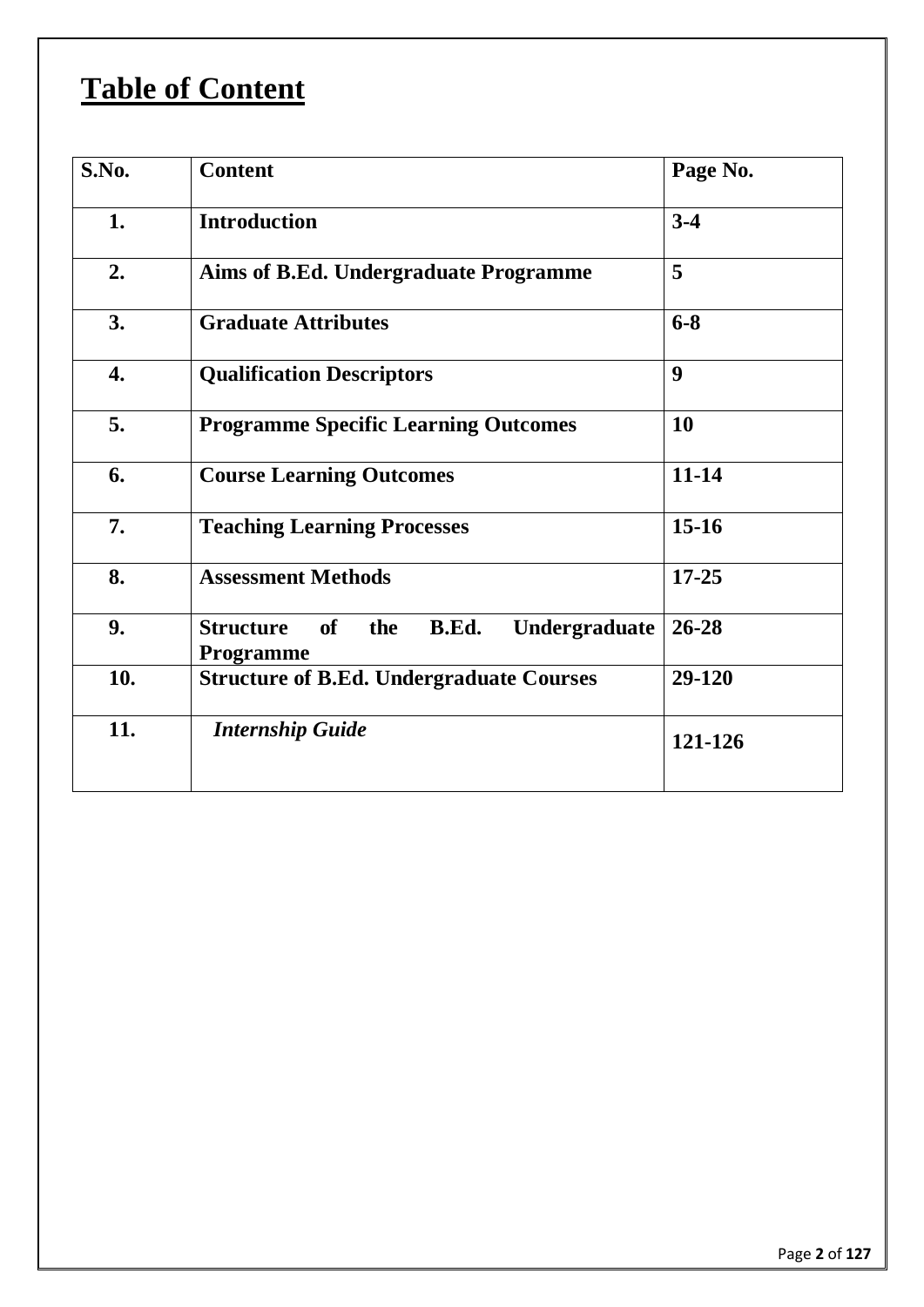# Table of Content

| S.No. | Content | Page No. |
|---|---|---|
| 1. | Introduction | 3-4 |
| 2. | Aims of B.Ed. Undergraduate Programme | 5 |
| 3. | Graduate Attributes | 6-8 |
| 4. | Qualification Descriptors | 9 |
| 5. | Programme Specific Learning Outcomes | 10 |
| 6. | Course Learning Outcomes | 11-14 |
| 7. | Teaching Learning Processes | 15-16 |
| 8. | Assessment Methods | 17-25 |
| 9. | Structure of the B.Ed. Undergraduate Programme | 26-28 |
| 10. | Structure of B.Ed. Undergraduate Courses | 29-120 |
| 11. | *Internship Guide* | 121-126 |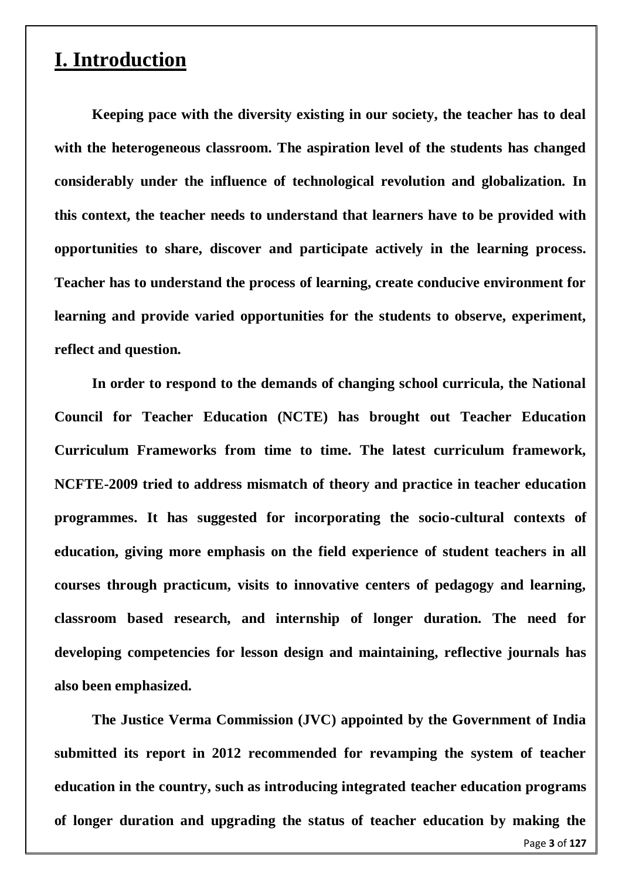# I. Introduction

**Keeping pace with the diversity existing in our society, the teacher has to deal with the heterogeneous classroom. The aspiration level of the students has changed considerably under the influence of technological revolution and globalization. In this context, the teacher needs to understand that learners have to be provided with opportunities to share, discover and participate actively in the learning process. Teacher has to understand the process of learning, create conducive environment for learning and provide varied opportunities for the students to observe, experiment, reflect and question.**

**In order to respond to the demands of changing school curricula, the National Council for Teacher Education (NCTE) has brought out Teacher Education Curriculum Frameworks from time to time. The latest curriculum framework, NCFTE-2009 tried to address mismatch of theory and practice in teacher education programmes. It has suggested for incorporating the socio-cultural contexts of education, giving more emphasis on the field experience of student teachers in all courses through practicum, visits to innovative centers of pedagogy and learning, classroom based research, and internship of longer duration. The need for developing competencies for lesson design and maintaining, reflective journals has also been emphasized.**

**The Justice Verma Commission (JVC) appointed by the Government of India submitted its report in 2012 recommended for revamping the system of teacher education in the country, such as introducing integrated teacher education programs of longer duration and upgrading the status of teacher education by making the**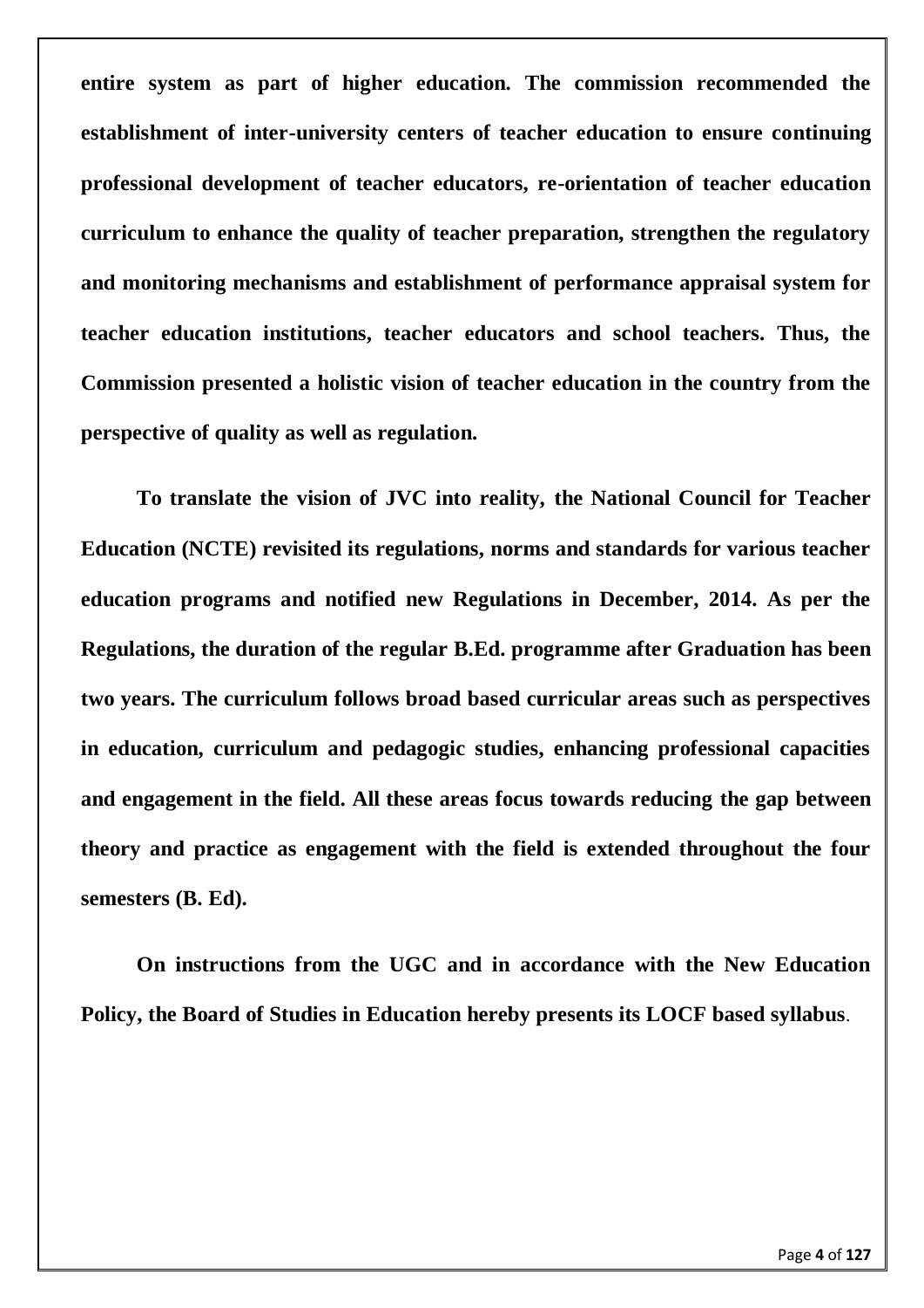**entire system as part of higher education. The commission recommended the establishment of inter-university centers of teacher education to ensure continuing professional development of teacher educators, re-orientation of teacher education curriculum to enhance the quality of teacher preparation, strengthen the regulatory and monitoring mechanisms and establishment of performance appraisal system for teacher education institutions, teacher educators and school teachers. Thus, the Commission presented a holistic vision of teacher education in the country from the perspective of quality as well as regulation.**

**To translate the vision of JVC into reality, the National Council for Teacher Education (NCTE) revisited its regulations, norms and standards for various teacher education programs and notified new Regulations in December, 2014. As per the Regulations, the duration of the regular B.Ed. programme after Graduation has been two years. The curriculum follows broad based curricular areas such as perspectives in education, curriculum and pedagogic studies, enhancing professional capacities and engagement in the field. All these areas focus towards reducing the gap between theory and practice as engagement with the field is extended throughout the four semesters (B. Ed).**

**On instructions from the UGC and in accordance with the New Education Policy, the Board of Studies in Education hereby presents its LOCF based syllabus**.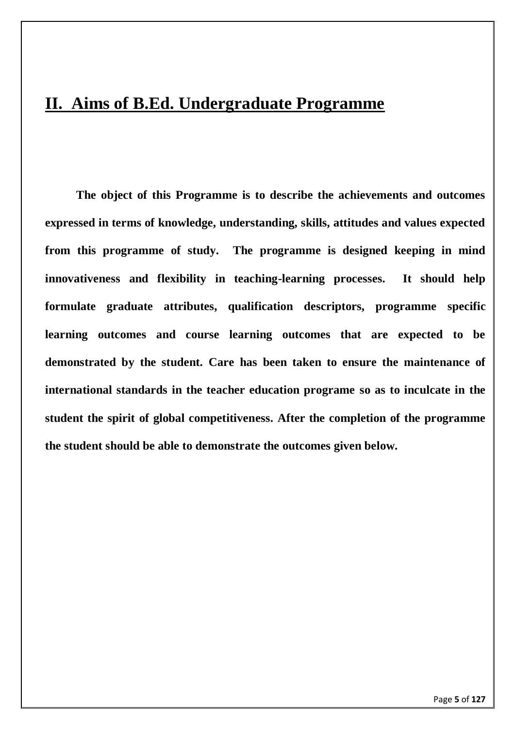## II. Aims of B.Ed. Undergraduate Programme

**The object of this Programme is to describe the achievements and outcomes expressed in terms of knowledge, understanding, skills, attitudes and values expected from this programme of study. The programme is designed keeping in mind innovativeness and flexibility in teaching-learning processes. It should help formulate graduate attributes, qualification descriptors, programme specific learning outcomes and course learning outcomes that are expected to be demonstrated by the student. Care has been taken to ensure the maintenance of international standards in the teacher education programe so as to inculcate in the student the spirit of global competitiveness. After the completion of the programme the student should be able to demonstrate the outcomes given below.**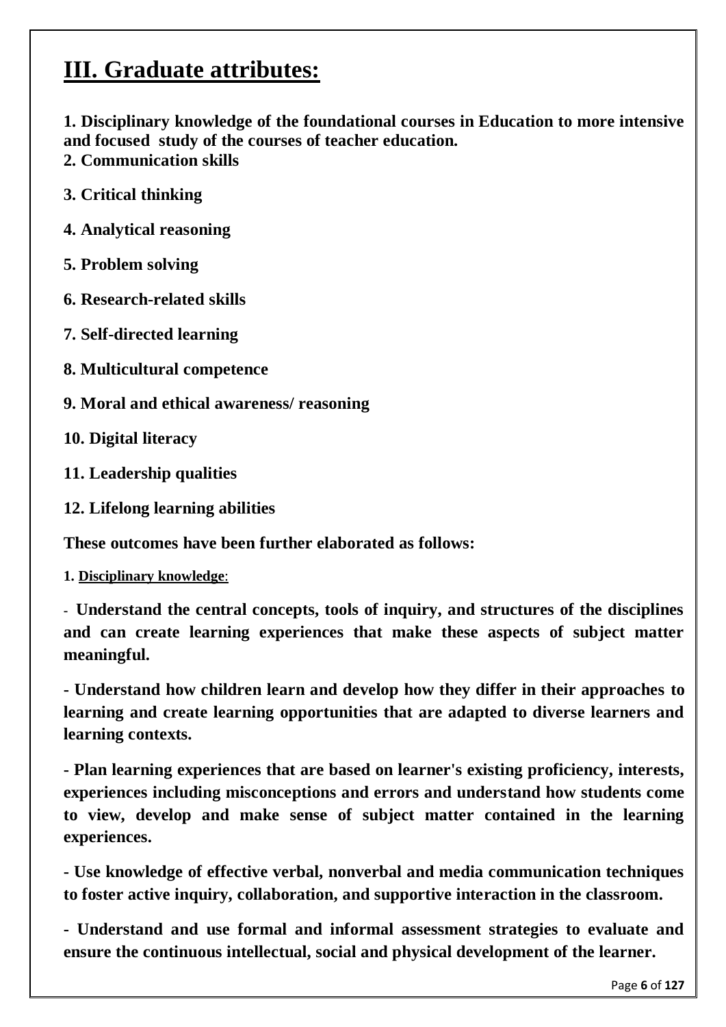# III. Graduate attributes:

**1. Disciplinary knowledge of the foundational courses in Education to more intensive and focused study of the courses of teacher education.**

**2. Communication skills**

**3. Critical thinking**

**4. Analytical reasoning**

**5. Problem solving**

**6. Research-related skills**

**7. Self-directed learning**

**8. Multicultural competence**

**9. Moral and ethical awareness/ reasoning**

**10. Digital literacy**

**11. Leadership qualities**

**12. Lifelong learning abilities**

**These outcomes have been further elaborated as follows:**

**1. Disciplinary knowledge**:

- **Understand the central concepts, tools of inquiry, and structures of the disciplines and can create learning experiences that make these aspects of subject matter meaningful.**

- **Understand how children learn and develop how they differ in their approaches to learning and create learning opportunities that are adapted to diverse learners and learning contexts.**

- **Plan learning experiences that are based on learner's existing proficiency, interests, experiences including misconceptions and errors and understand how students come to view, develop and make sense of subject matter contained in the learning experiences.**

- **Use knowledge of effective verbal, nonverbal and media communication techniques to foster active inquiry, collaboration, and supportive interaction in the classroom.**

- **Understand and use formal and informal assessment strategies to evaluate and ensure the continuous intellectual, social and physical development of the learner.**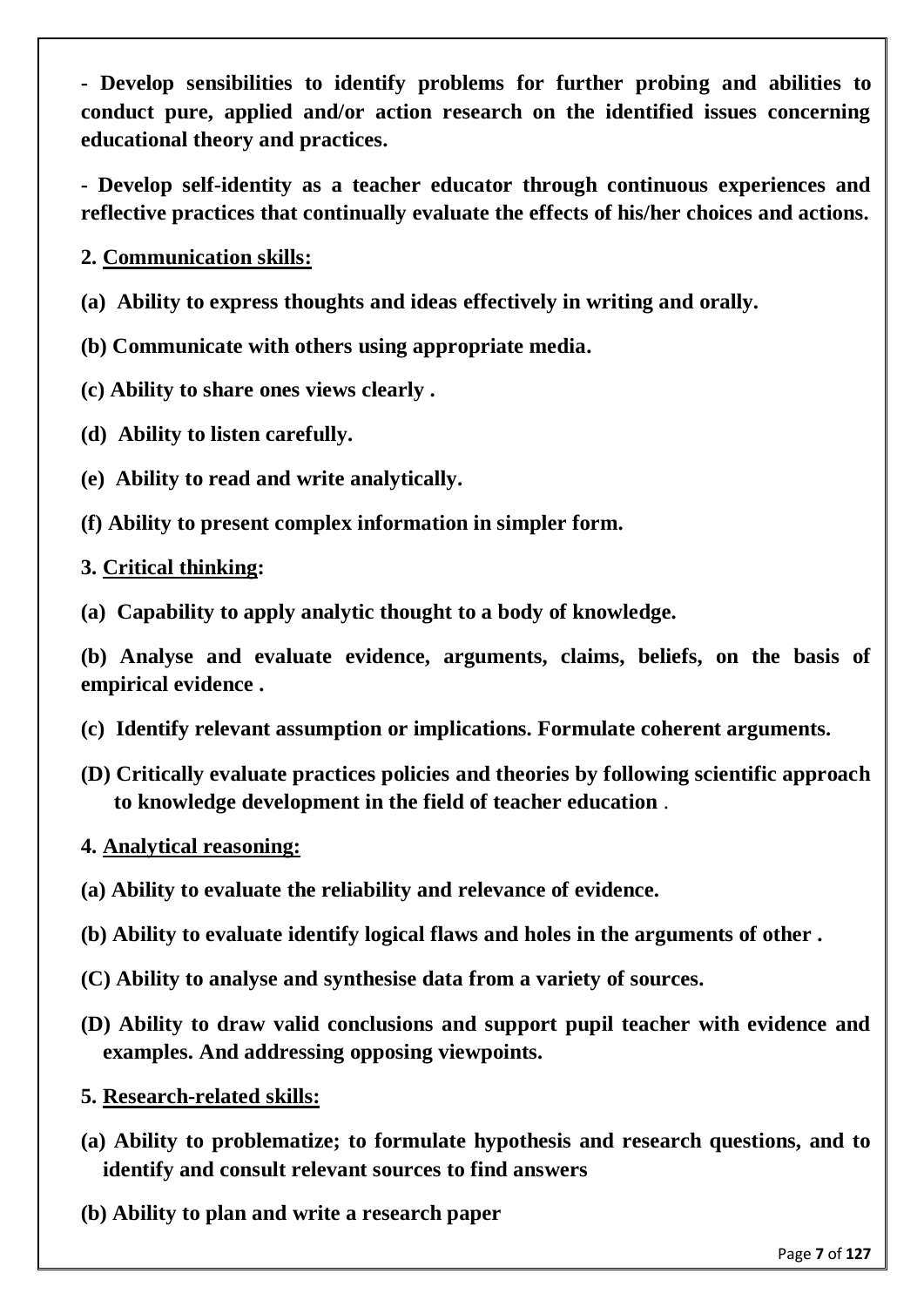**- Develop sensibilities to identify problems for further probing and abilities to conduct pure, applied and/or action research on the identified issues concerning educational theory and practices.**

**- Develop self-identity as a teacher educator through continuous experiences and reflective practices that continually evaluate the effects of his/her choices and actions.**

**2. Communication skills:**

**(a) Ability to express thoughts and ideas effectively in writing and orally.**

**(b) Communicate with others using appropriate media.**

**(c) Ability to share ones views clearly .**

**(d) Ability to listen carefully.**

**(e) Ability to read and write analytically.**

**(f) Ability to present complex information in simpler form.**

**3. Critical thinking:**

**(a) Capability to apply analytic thought to a body of knowledge.**

**(b) Analyse and evaluate evidence, arguments, claims, beliefs, on the basis of empirical evidence .**

**(c) Identify relevant assumption or implications. Formulate coherent arguments.**

**(D) Critically evaluate practices policies and theories by following scientific approach to knowledge development in the field of teacher education** .

**4. Analytical reasoning:**

**(a) Ability to evaluate the reliability and relevance of evidence.**

**(b) Ability to evaluate identify logical flaws and holes in the arguments of other .**

**(C) Ability to analyse and synthesise data from a variety of sources.**

**(D) Ability to draw valid conclusions and support pupil teacher with evidence and examples. And addressing opposing viewpoints.**

**5. Research-related skills:**

**(a) Ability to problematize; to formulate hypothesis and research questions, and to identify and consult relevant sources to find answers**

**(b) Ability to plan and write a research paper**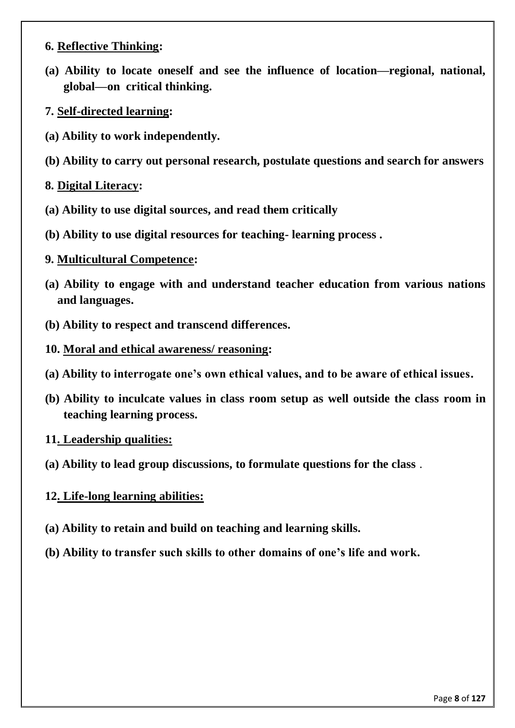**6. <u>Reflective Thinking</u>:**

**(a) Ability to locate oneself and see the influence of location—regional, national, global—on critical thinking.**

**7. <u>Self-directed learning</u>:**

**(a) Ability to work independently.**

**(b) Ability to carry out personal research, postulate questions and search for answers**

**8. <u>Digital Literacy</u>:**

**(a) Ability to use digital sources, and read them critically**

**(b) Ability to use digital resources for teaching- learning process .**

**9. <u>Multicultural Competence</u>:**

**(a) Ability to engage with and understand teacher education from various nations and languages.**

**(b) Ability to respect and transcend differences.**

**10. <u>Moral and ethical awareness/ reasoning</u>:**

**(a) Ability to interrogate one's own ethical values, and to be aware of ethical issues.**

**(b) Ability to inculcate values in class room setup as well outside the class room in teaching learning process.**

**11<u>. Leadership qualities:</u>**

**(a) Ability to lead group discussions, to formulate questions for the class** .

**12<u>. Life-long learning abilities:</u>**

**(a) Ability to retain and build on teaching and learning skills.**

**(b) Ability to transfer such skills to other domains of one's life and work.**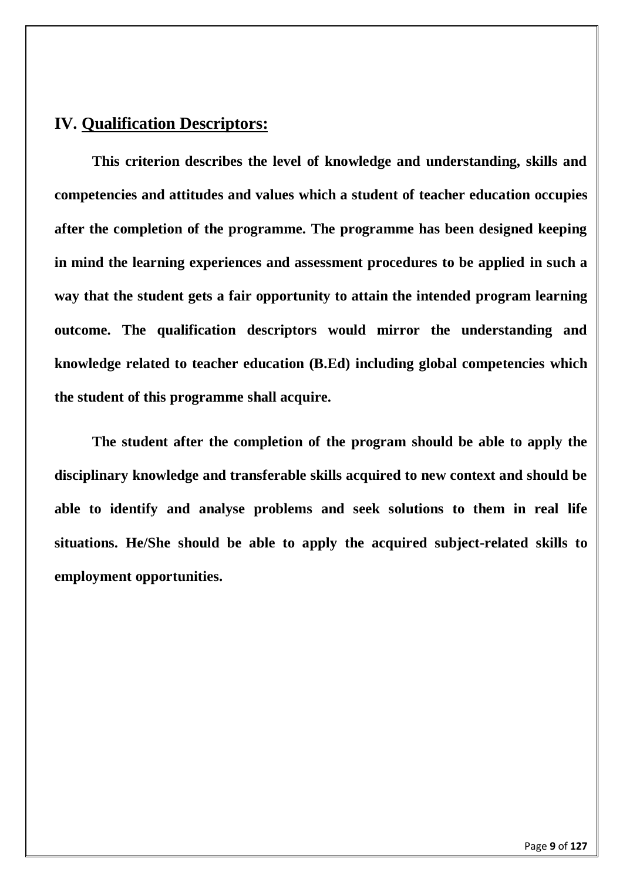## IV. Qualification Descriptors:

**This criterion describes the level of knowledge and understanding, skills and competencies and attitudes and values which a student of teacher education occupies after the completion of the programme. The programme has been designed keeping in mind the learning experiences and assessment procedures to be applied in such a way that the student gets a fair opportunity to attain the intended program learning outcome. The qualification descriptors would mirror the understanding and knowledge related to teacher education (B.Ed) including global competencies which the student of this programme shall acquire.**

**The student after the completion of the program should be able to apply the disciplinary knowledge and transferable skills acquired to new context and should be able to identify and analyse problems and seek solutions to them in real life situations. He/She should be able to apply the acquired subject-related skills to employment opportunities.**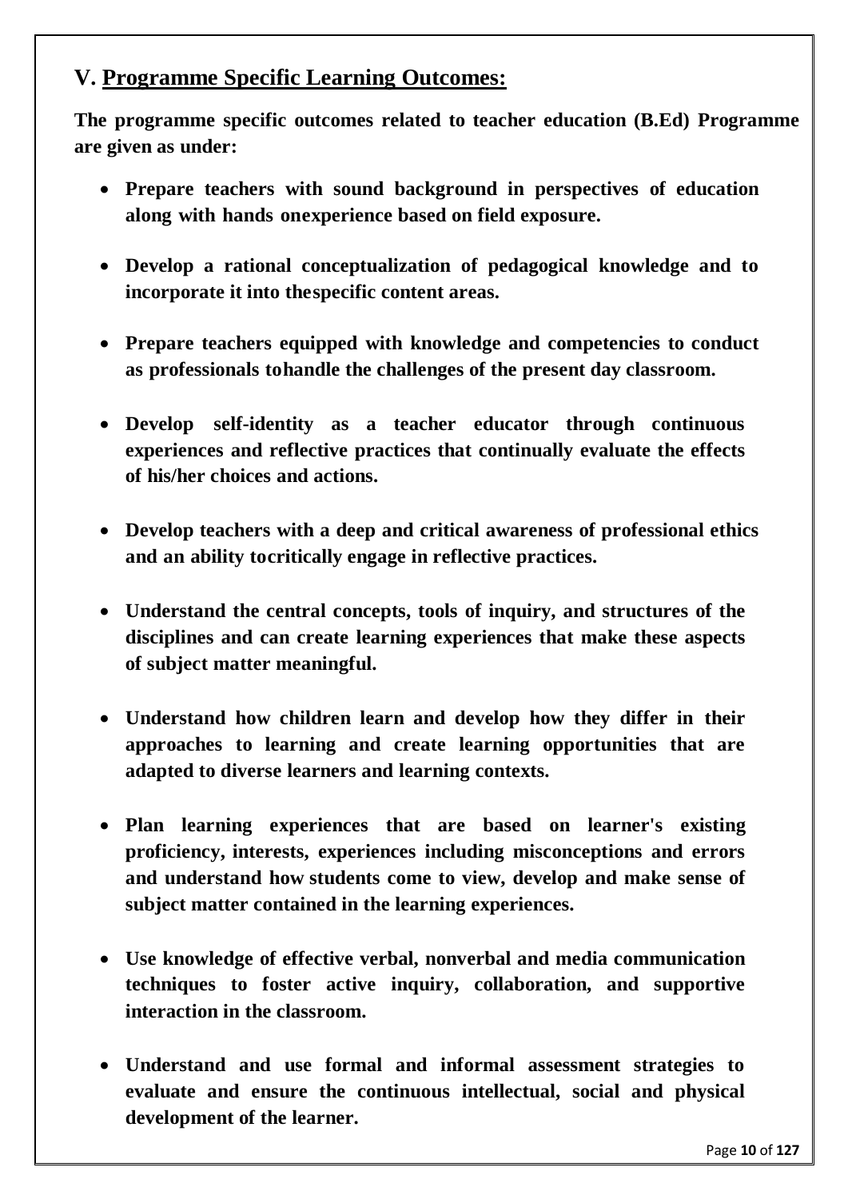## V. Programme Specific Learning Outcomes:

**The programme specific outcomes related to teacher education (B.Ed) Programme are given as under:**

- **Prepare teachers with sound background in perspectives of education along with hands onexperience based on field exposure.**
- **Develop a rational conceptualization of pedagogical knowledge and to incorporate it into thespecific content areas.**
- **Prepare teachers equipped with knowledge and competencies to conduct as professionals tohandle the challenges of the present day classroom.**
- **Develop self-identity as a teacher educator through continuous experiences and reflective practices that continually evaluate the effects of his/her choices and actions.**
- **Develop teachers with a deep and critical awareness of professional ethics and an ability tocritically engage in reflective practices.**
- **Understand the central concepts, tools of inquiry, and structures of the disciplines and can create learning experiences that make these aspects of subject matter meaningful.**
- **Understand how children learn and develop how they differ in their approaches to learning and create learning opportunities that are adapted to diverse learners and learning contexts.**
- **Plan learning experiences that are based on learner's existing proficiency, interests, experiences including misconceptions and errors and understand how students come to view, develop and make sense of subject matter contained in the learning experiences.**
- **Use knowledge of effective verbal, nonverbal and media communication techniques to foster active inquiry, collaboration, and supportive interaction in the classroom.**
- **Understand and use formal and informal assessment strategies to evaluate and ensure the continuous intellectual, social and physical development of the learner.**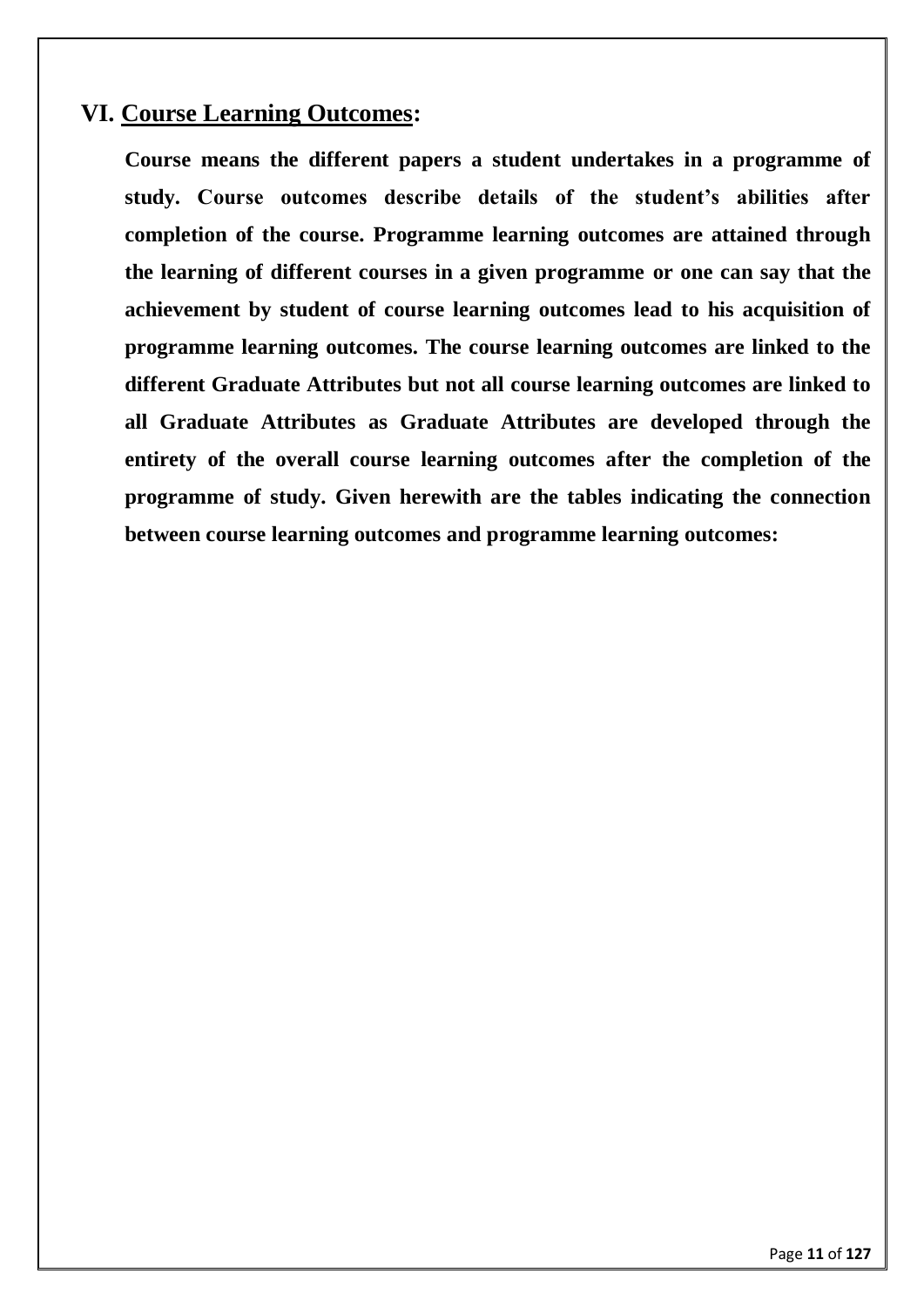## VI. Course Learning Outcomes:

**Course means the different papers a student undertakes in a programme of study. Course outcomes describe details of the student's abilities after completion of the course. Programme learning outcomes are attained through the learning of different courses in a given programme or one can say that the achievement by student of course learning outcomes lead to his acquisition of programme learning outcomes. The course learning outcomes are linked to the different Graduate Attributes but not all course learning outcomes are linked to all Graduate Attributes as Graduate Attributes are developed through the entirety of the overall course learning outcomes after the completion of the programme of study. Given herewith are the tables indicating the connection between course learning outcomes and programme learning outcomes:**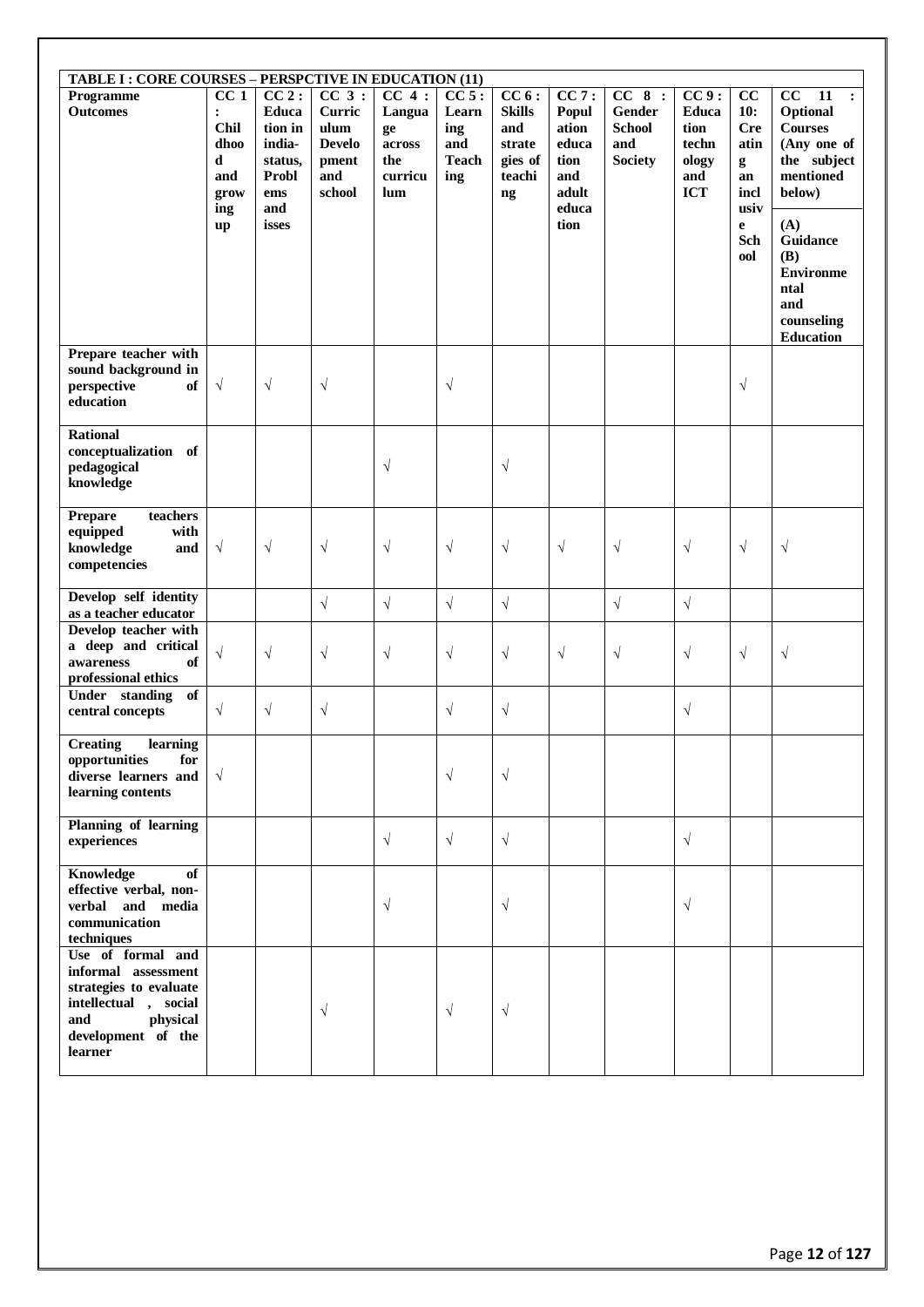| TABLE I : CORE COURSES – PERSPCTIVE IN EDUCATION (11) | | | | | | | | | | | |
|---|---|---|---|---|---|---|---|---|---|---|---|
| **Programme Outcomes** | **CC 1 : Childhood and growing up** | **CC 2 : Education in india-status, Problems and isses** | **CC 3 : Curriculum Development and school** | **CC 4 : Language across the curriculum** | **CC 5 : Learning and Teaching** | **CC 6 : Skills and strategies of teaching** | **CC 7 : Population education and adult education** | **CC 8 : Gender School and Society** | **CC 9 : Education technology and ICT** | **CC 10: Creating an inclusive School** | **CC 11 : Optional Courses (Any one of the subject mentioned below) (A) Guidance (B) Environmental and counseling Education** |
| **Prepare teacher with sound background in perspective of education** | √ | √ | √ | | √ | | | | | √ | |
| **Rational conceptualization of pedagogical knowledge** | | | | √ | | √ | | | | | |
| **Prepare teachers equipped with knowledge and competencies** | √ | √ | √ | √ | √ | √ | √ | √ | √ | √ | √ |
| **Develop self identity as a teacher educator** | | | √ | √ | √ | √ | | √ | √ | | |
| **Develop teacher with a deep and critical awareness of professional ethics** | √ | √ | √ | √ | √ | √ | √ | √ | √ | √ | √ |
| **Under standing of central concepts** | √ | √ | √ | | √ | √ | | | √ | | |
| **Creating learning opportunities for diverse learners and learning contents** | √ | | | | √ | √ | | | | | |
| **Planning of learning experiences** | | | | √ | √ | √ | | | √ | | |
| **Knowledge of effective verbal, non-verbal and media communication techniques** | | | | √ | | √ | | | √ | | |
| **Use of formal and informal assessment strategies to evaluate intellectual , social and physical development of the learner** | | | √ | | √ | √ | | | | | |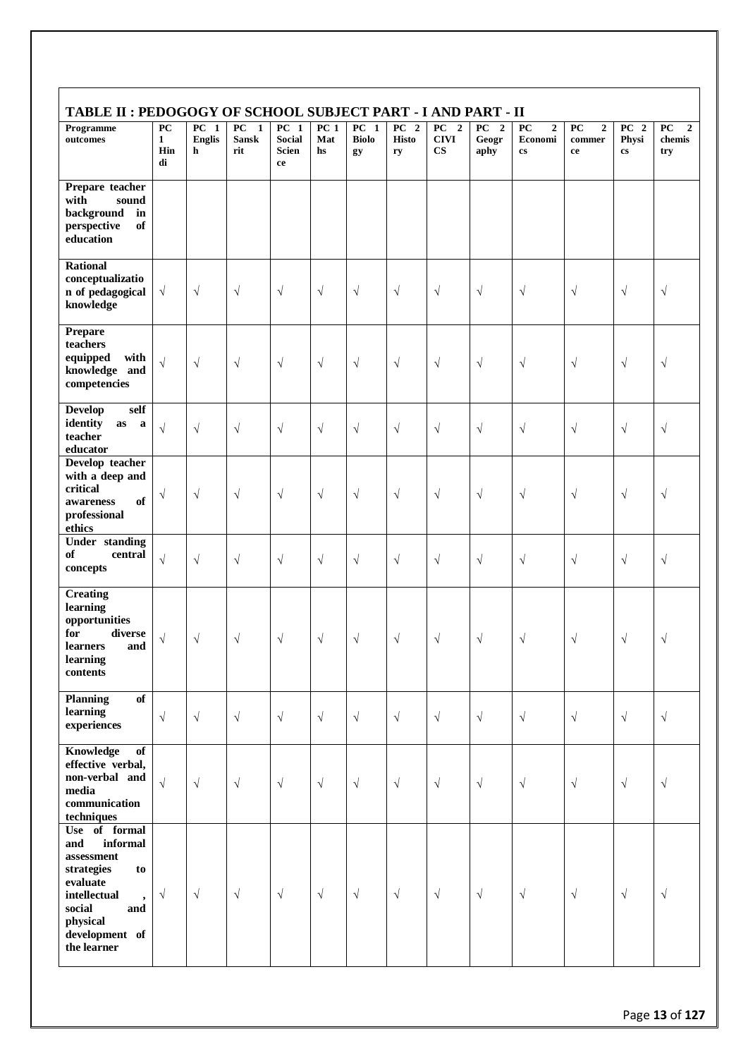## TABLE II : PEDOGOGY OF SCHOOL SUBJECT PART - I AND PART - II

| Programme outcomes | PC 1 Hindi | PC 1 English | PC 1 Sanskrit | PC 1 Social Science | PC 1 Maths | PC 1 Biology | PC 2 History | PC 2 CIVICS | PC 2 Geography | PC 2 Economics | PC 2 commerce | PC 2 Physics | PC 2 chemistry |
|---|---|---|---|---|---|---|---|---|---|---|---|---|---|
| Prepare teacher with sound background in perspective of education | | | | | | | | | | | | | |
| Rational conceptualization of pedagogical knowledge | √ | √ | √ | √ | √ | √ | √ | √ | √ | √ | √ | √ | √ |
| Prepare teachers equipped with knowledge and competencies | √ | √ | √ | √ | √ | √ | √ | √ | √ | √ | √ | √ | √ |
| Develop self identity as a teacher educator | √ | √ | √ | √ | √ | √ | √ | √ | √ | √ | √ | √ | √ |
| Develop teacher with a deep and critical awareness of professional ethics | √ | √ | √ | √ | √ | √ | √ | √ | √ | √ | √ | √ | √ |
| Under standing of central concepts | √ | √ | √ | √ | √ | √ | √ | √ | √ | √ | √ | √ | √ |
| Creating learning opportunities for diverse learners and learning contents | √ | √ | √ | √ | √ | √ | √ | √ | √ | √ | √ | √ | √ |
| Planning of learning experiences | √ | √ | √ | √ | √ | √ | √ | √ | √ | √ | √ | √ | √ |
| Knowledge of effective verbal, non-verbal and media communication techniques | √ | √ | √ | √ | √ | √ | √ | √ | √ | √ | √ | √ | √ |
| Use of formal and informal assessment strategies to evaluate intellectual , social and physical development of the learner | √ | √ | √ | √ | √ | √ | √ | √ | √ | √ | √ | √ | √ |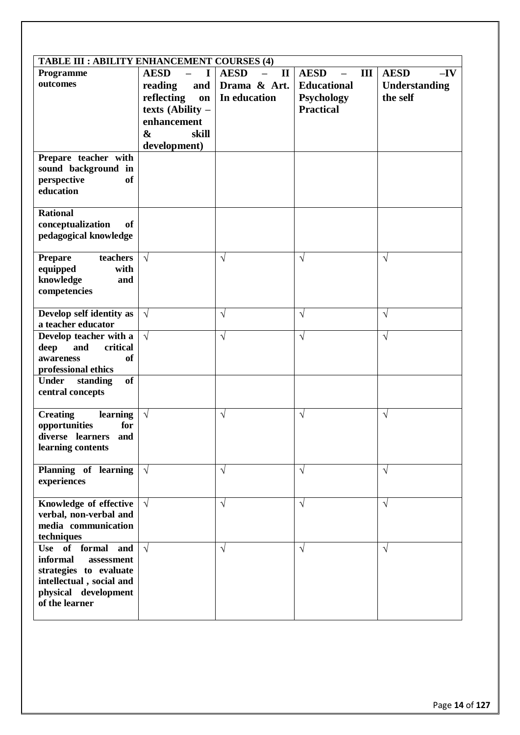| TABLE III : ABILITY ENHANCEMENT COURSES (4) | | | | |
|---|---|---|---|---|
| **Programme outcomes** | **AESD – I reading and reflecting on texts (Ability – enhancement & skill development)** | **AESD – II Drama & Art. In education** | **AESD – III Educational Psychology Practical** | **AESD –IV Understanding the self** |
| **Prepare teacher with sound background in perspective of education** | | | | |
| **Rational conceptualization of pedagogical knowledge** | | | | |
| **Prepare teachers equipped with knowledge and competencies** | √ | √ | √ | √ |
| **Develop self identity as a teacher educator** | √ | √ | √ | √ |
| **Develop teacher with a deep and critical awareness of professional ethics** | √ | √ | √ | √ |
| **Under standing of central concepts** | | | | |
| **Creating learning opportunities for diverse learners and learning contents** | √ | √ | √ | √ |
| **Planning of learning experiences** | √ | √ | √ | √ |
| **Knowledge of effective verbal, non-verbal and media communication techniques** | √ | √ | √ | √ |
| **Use of formal and informal assessment strategies to evaluate intellectual , social and physical development of the learner** | √ | √ | √ | √ |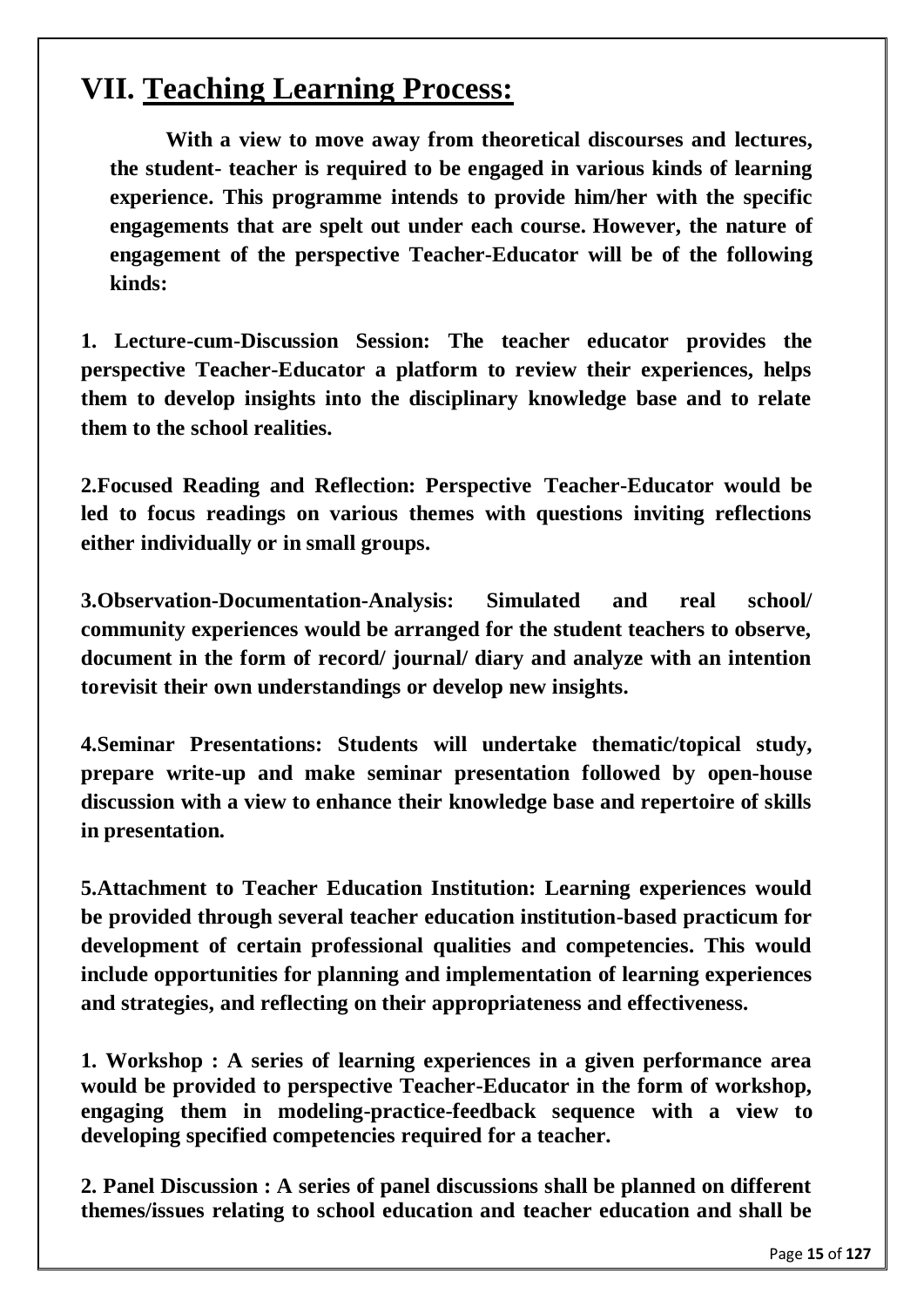# VII. Teaching Learning Process:

**With a view to move away from theoretical discourses and lectures, the student- teacher is required to be engaged in various kinds of learning experience. This programme intends to provide him/her with the specific engagements that are spelt out under each course. However, the nature of engagement of the perspective Teacher-Educator will be of the following kinds:**

**1. Lecture-cum-Discussion Session: The teacher educator provides the perspective Teacher-Educator a platform to review their experiences, helps them to develop insights into the disciplinary knowledge base and to relate them to the school realities.**

**2.Focused Reading and Reflection: Perspective Teacher-Educator would be led to focus readings on various themes with questions inviting reflections either individually or in small groups.**

**3.Observation-Documentation-Analysis: Simulated and real school/ community experiences would be arranged for the student teachers to observe, document in the form of record/ journal/ diary and analyze with an intention torevisit their own understandings or develop new insights.**

**4.Seminar Presentations: Students will undertake thematic/topical study, prepare write-up and make seminar presentation followed by open-house discussion with a view to enhance their knowledge base and repertoire of skills in presentation.**

**5.Attachment to Teacher Education Institution: Learning experiences would be provided through several teacher education institution-based practicum for development of certain professional qualities and competencies. This would include opportunities for planning and implementation of learning experiences and strategies, and reflecting on their appropriateness and effectiveness.**

**1. Workshop : A series of learning experiences in a given performance area would be provided to perspective Teacher-Educator in the form of workshop, engaging them in modeling-practice-feedback sequence with a view to developing specified competencies required for a teacher.**

**2. Panel Discussion : A series of panel discussions shall be planned on different themes/issues relating to school education and teacher education and shall be**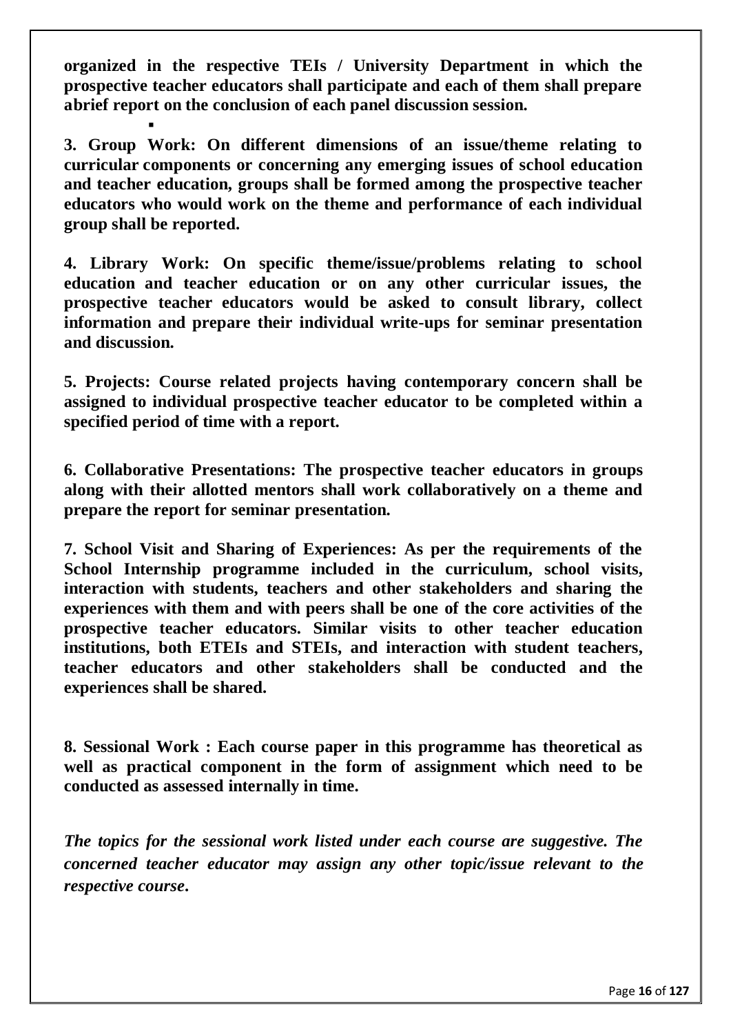**organized in the respective TEIs / University Department in which the prospective teacher educators shall participate and each of them shall prepare abrief report on the conclusion of each panel discussion session.**

**3. Group Work: On different dimensions of an issue/theme relating to curricular components or concerning any emerging issues of school education and teacher education, groups shall be formed among the prospective teacher educators who would work on the theme and performance of each individual group shall be reported.**

**4. Library Work: On specific theme/issue/problems relating to school education and teacher education or on any other curricular issues, the prospective teacher educators would be asked to consult library, collect information and prepare their individual write-ups for seminar presentation and discussion.**

**5. Projects: Course related projects having contemporary concern shall be assigned to individual prospective teacher educator to be completed within a specified period of time with a report.**

**6. Collaborative Presentations: The prospective teacher educators in groups along with their allotted mentors shall work collaboratively on a theme and prepare the report for seminar presentation.**

**7. School Visit and Sharing of Experiences: As per the requirements of the School Internship programme included in the curriculum, school visits, interaction with students, teachers and other stakeholders and sharing the experiences with them and with peers shall be one of the core activities of the prospective teacher educators. Similar visits to other teacher education institutions, both ETEIs and STEIs, and interaction with student teachers, teacher educators and other stakeholders shall be conducted and the experiences shall be shared.**

**8. Sessional Work : Each course paper in this programme has theoretical as well as practical component in the form of assignment which need to be conducted as assessed internally in time.**

***The topics for the sessional work listed under each course are suggestive. The concerned teacher educator may assign any other topic/issue relevant to the respective course.***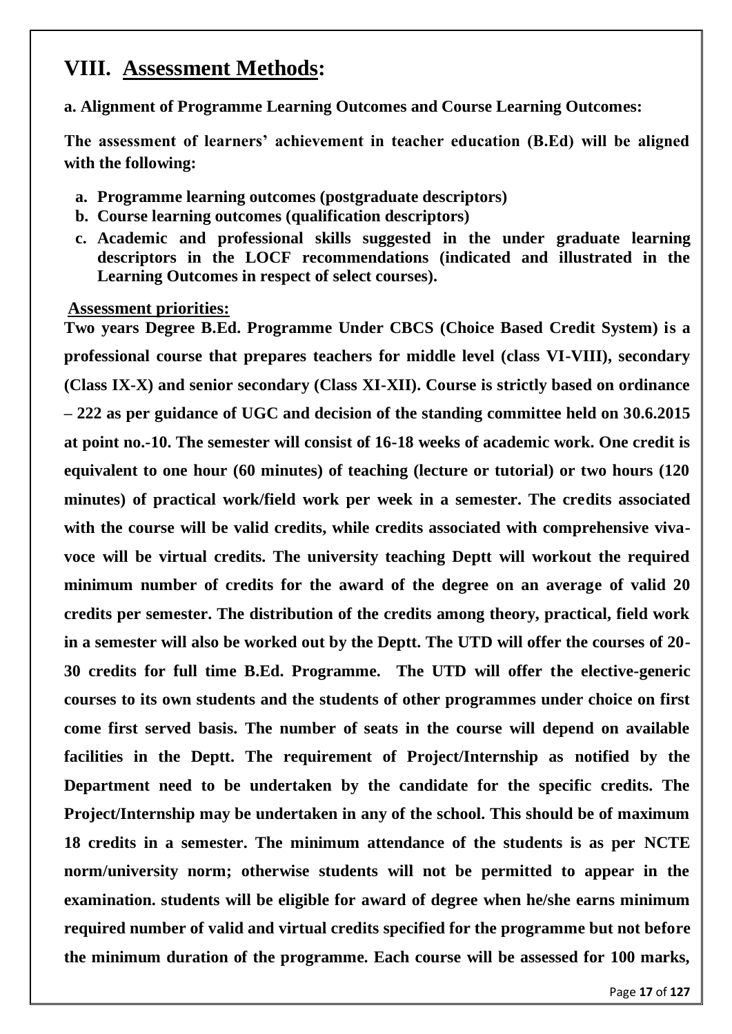# VIII. Assessment Methods:

**a. Alignment of Programme Learning Outcomes and Course Learning Outcomes:**

**The assessment of learners' achievement in teacher education (B.Ed) will be aligned with the following:**

- **a. Programme learning outcomes (postgraduate descriptors)**
- **b. Course learning outcomes (qualification descriptors)**
- **c. Academic and professional skills suggested in the under graduate learning descriptors in the LOCF recommendations (indicated and illustrated in the Learning Outcomes in respect of select courses).**

**Assessment priorities:**

**Two years Degree B.Ed. Programme Under CBCS (Choice Based Credit System) is a professional course that prepares teachers for middle level (class VI-VIII), secondary (Class IX-X) and senior secondary (Class XI-XII). Course is strictly based on ordinance – 222 as per guidance of UGC and decision of the standing committee held on 30.6.2015 at point no.-10. The semester will consist of 16-18 weeks of academic work. One credit is equivalent to one hour (60 minutes) of teaching (lecture or tutorial) or two hours (120 minutes) of practical work/field work per week in a semester. The credits associated with the course will be valid credits, while credits associated with comprehensive viva-voce will be virtual credits. The university teaching Deptt will workout the required minimum number of credits for the award of the degree on an average of valid 20 credits per semester. The distribution of the credits among theory, practical, field work in a semester will also be worked out by the Deptt. The UTD will offer the courses of 20-30 credits for full time B.Ed. Programme. The UTD will offer the elective-generic courses to its own students and the students of other programmes under choice on first come first served basis. The number of seats in the course will depend on available facilities in the Deptt. The requirement of Project/Internship as notified by the Department need to be undertaken by the candidate for the specific credits. The Project/Internship may be undertaken in any of the school. This should be of maximum 18 credits in a semester. The minimum attendance of the students is as per NCTE norm/university norm; otherwise students will not be permitted to appear in the examination. students will be eligible for award of degree when he/she earns minimum required number of valid and virtual credits specified for the programme but not before the minimum duration of the programme. Each course will be assessed for 100 marks,**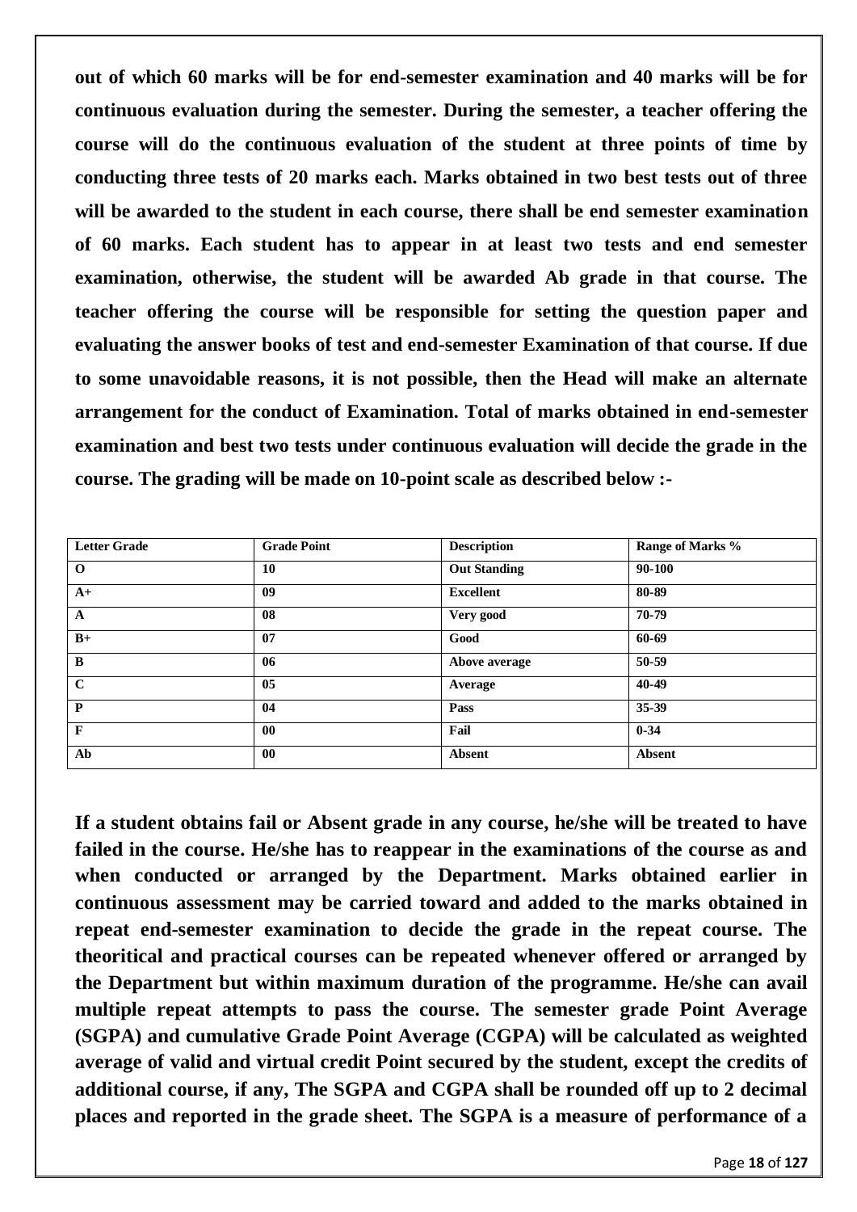**out of which 60 marks will be for end-semester examination and 40 marks will be for continuous evaluation during the semester. During the semester, a teacher offering the course will do the continuous evaluation of the student at three points of time by conducting three tests of 20 marks each. Marks obtained in two best tests out of three will be awarded to the student in each course, there shall be end semester examination of 60 marks. Each student has to appear in at least two tests and end semester examination, otherwise, the student will be awarded Ab grade in that course. The teacher offering the course will be responsible for setting the question paper and evaluating the answer books of test and end-semester Examination of that course. If due to some unavoidable reasons, it is not possible, then the Head will make an alternate arrangement for the conduct of Examination. Total of marks obtained in end-semester examination and best two tests under continuous evaluation will decide the grade in the course. The grading will be made on 10-point scale as described below :-**

| Letter Grade | Grade Point | Description | Range of Marks % |
|---|---|---|---|
| O | 10 | Out Standing | 90-100 |
| A+ | 09 | Excellent | 80-89 |
| A | 08 | Very good | 70-79 |
| B+ | 07 | Good | 60-69 |
| B | 06 | Above average | 50-59 |
| C | 05 | Average | 40-49 |
| P | 04 | Pass | 35-39 |
| F | 00 | Fail | 0-34 |
| Ab | 00 | Absent | Absent |

**If a student obtains fail or Absent grade in any course, he/she will be treated to have failed in the course. He/she has to reappear in the examinations of the course as and when conducted or arranged by the Department. Marks obtained earlier in continuous assessment may be carried toward and added to the marks obtained in repeat end-semester examination to decide the grade in the repeat course. The theoritical and practical courses can be repeated whenever offered or arranged by the Department but within maximum duration of the programme. He/she can avail multiple repeat attempts to pass the course. The semester grade Point Average (SGPA) and cumulative Grade Point Average (CGPA) will be calculated as weighted average of valid and virtual credit Point secured by the student, except the credits of additional course, if any, The SGPA and CGPA shall be rounded off up to 2 decimal places and reported in the grade sheet. The SGPA is a measure of performance of a**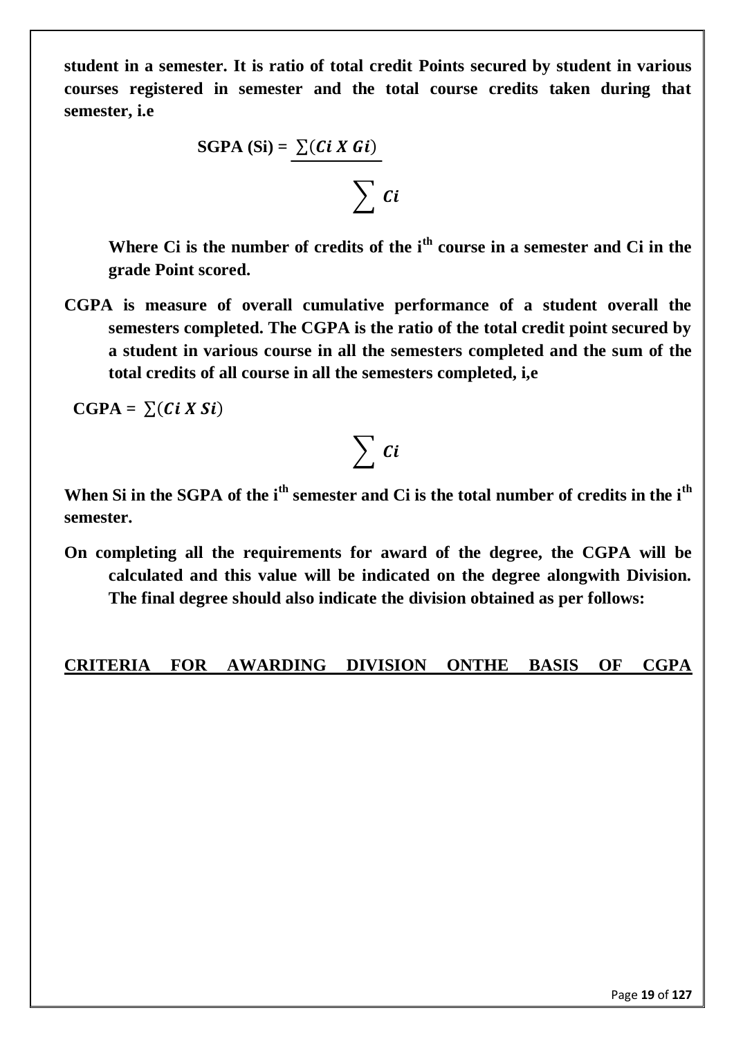**student in a semester. It is ratio of total credit Points secured by student in various courses registered in semester and the total course credits taken during that semester, i.e**

$$\textbf{SGPA (Si)} = \frac{\sum(Ci \ X \ Gi)}{\sum Ci}$$

**Where Ci is the number of credits of the i[th] course in a semester and Ci in the grade Point scored.**

**CGPA is measure of overall cumulative performance of a student overall the semesters completed. The CGPA is the ratio of the total credit point secured by a student in various course in all the semesters completed and the sum of the total credits of all course in all the semesters completed, i,e**

$$\textbf{CGPA} = \frac{\sum(Ci \ X \ Si)}{\sum Ci}$$

**When Si in the SGPA of the i[th] semester and Ci is the total number of credits in the i[th] semester.**

**On completing all the requirements for award of the degree, the CGPA will be calculated and this value will be indicated on the degree alongwith Division. The final degree should also indicate the division obtained as per follows:**

**<u>CRITERIA FOR AWARDING DIVISION ONTHE BASIS OF CGPA</u>**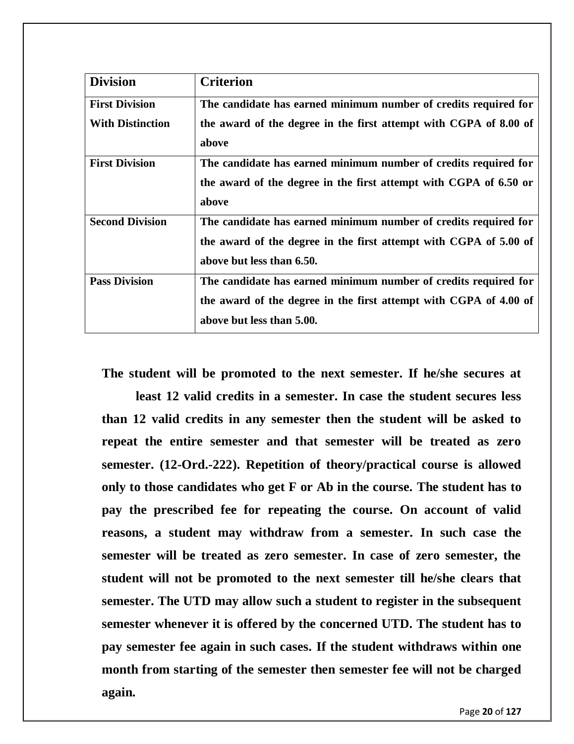| Division | Criterion |
|---|---|
| **First Division With Distinction** | **The candidate has earned minimum number of credits required for the award of the degree in the first attempt with CGPA of 8.00 of above** |
| **First Division** | **The candidate has earned minimum number of credits required for the award of the degree in the first attempt with CGPA of 6.50 or above** |
| **Second Division** | **The candidate has earned minimum number of credits required for the award of the degree in the first attempt with CGPA of 5.00 of above but less than 6.50.** |
| **Pass Division** | **The candidate has earned minimum number of credits required for the award of the degree in the first attempt with CGPA of 4.00 of above but less than 5.00.** |

**The student will be promoted to the next semester. If he/she secures at least 12 valid credits in a semester. In case the student secures less than 12 valid credits in any semester then the student will be asked to repeat the entire semester and that semester will be treated as zero semester. (12-Ord.-222). Repetition of theory/practical course is allowed only to those candidates who get F or Ab in the course. The student has to pay the prescribed fee for repeating the course. On account of valid reasons, a student may withdraw from a semester. In such case the semester will be treated as zero semester. In case of zero semester, the student will not be promoted to the next semester till he/she clears that semester. The UTD may allow such a student to register in the subsequent semester whenever it is offered by the concerned UTD. The student has to pay semester fee again in such cases. If the student withdraws within one month from starting of the semester then semester fee will not be charged again.**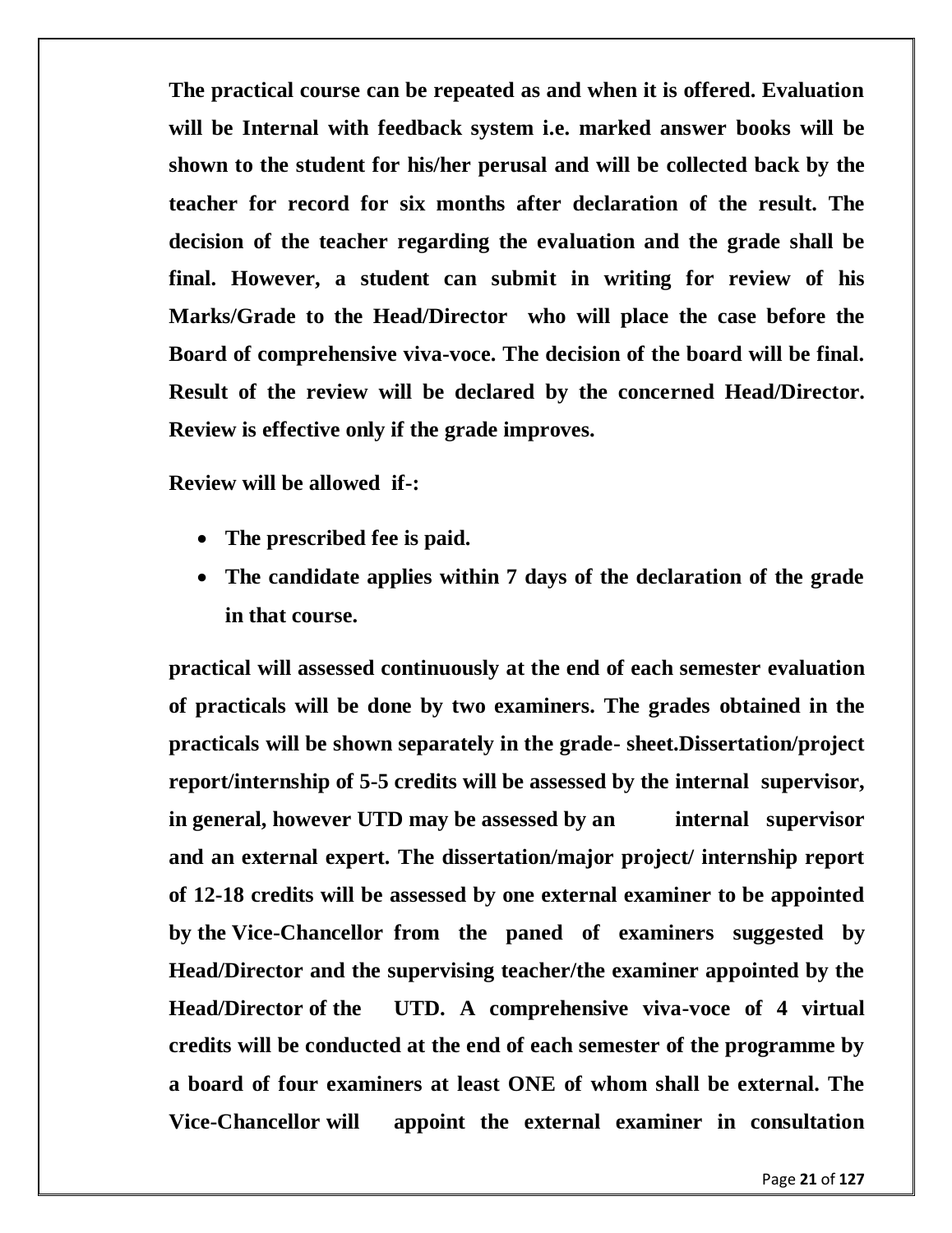**The practical course can be repeated as and when it is offered. Evaluation will be Internal with feedback system i.e. marked answer books will be shown to the student for his/her perusal and will be collected back by the teacher for record for six months after declaration of the result. The decision of the teacher regarding the evaluation and the grade shall be final. However, a student can submit in writing for review of his Marks/Grade to the Head/Director who will place the case before the Board of comprehensive viva-voce. The decision of the board will be final. Result of the review will be declared by the concerned Head/Director. Review is effective only if the grade improves.**

**Review will be allowed if-:**

- **The prescribed fee is paid.**
- **The candidate applies within 7 days of the declaration of the grade in that course.**

**practical will assessed continuously at the end of each semester evaluation of practicals will be done by two examiners. The grades obtained in the practicals will be shown separately in the grade- sheet.Dissertation/project report/internship of 5-5 credits will be assessed by the internal supervisor, in general, however UTD may be assessed by an internal supervisor and an external expert. The dissertation/major project/ internship report of 12-18 credits will be assessed by one external examiner to be appointed by the Vice-Chancellor from the paned of examiners suggested by Head/Director and the supervising teacher/the examiner appointed by the Head/Director of the UTD. A comprehensive viva-voce of 4 virtual credits will be conducted at the end of each semester of the programme by a board of four examiners at least ONE of whom shall be external. The Vice-Chancellor will appoint the external examiner in consultation**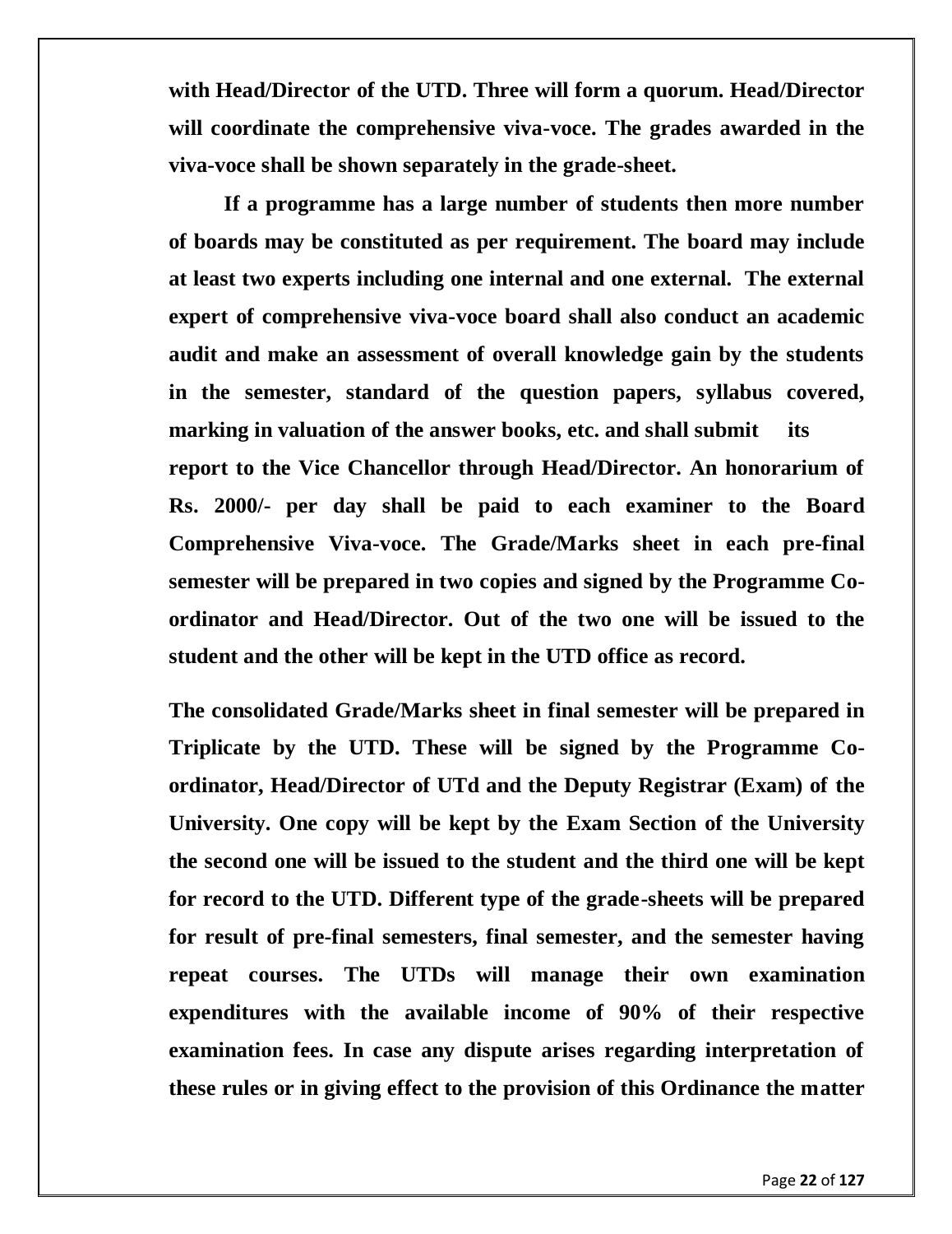**with Head/Director of the UTD. Three will form a quorum. Head/Director will coordinate the comprehensive viva-voce. The grades awarded in the viva-voce shall be shown separately in the grade-sheet.**

**If a programme has a large number of students then more number of boards may be constituted as per requirement. The board may include at least two experts including one internal and one external. The external expert of comprehensive viva-voce board shall also conduct an academic audit and make an assessment of overall knowledge gain by the students in the semester, standard of the question papers, syllabus covered, marking in valuation of the answer books, etc. and shall submit its report to the Vice Chancellor through Head/Director. An honorarium of Rs. 2000/- per day shall be paid to each examiner to the Board Comprehensive Viva-voce. The Grade/Marks sheet in each pre-final semester will be prepared in two copies and signed by the Programme Co-ordinator and Head/Director. Out of the two one will be issued to the student and the other will be kept in the UTD office as record.**

**The consolidated Grade/Marks sheet in final semester will be prepared in Triplicate by the UTD. These will be signed by the Programme Co-ordinator, Head/Director of UTd and the Deputy Registrar (Exam) of the University. One copy will be kept by the Exam Section of the University the second one will be issued to the student and the third one will be kept for record to the UTD. Different type of the grade-sheets will be prepared for result of pre-final semesters, final semester, and the semester having repeat courses. The UTDs will manage their own examination expenditures with the available income of 90% of their respective examination fees. In case any dispute arises regarding interpretation of these rules or in giving effect to the provision of this Ordinance the matter**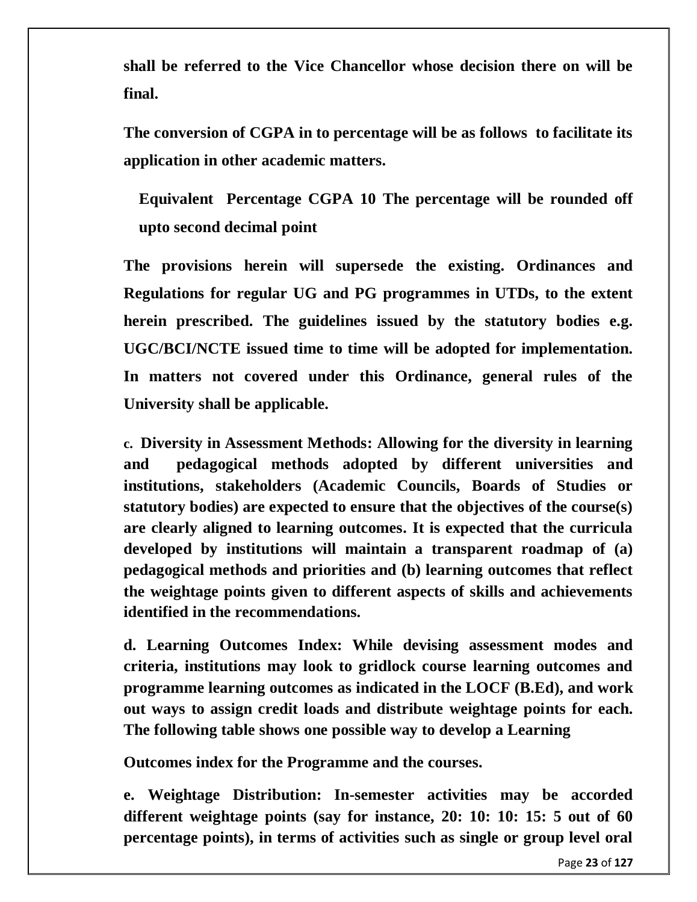**shall be referred to the Vice Chancellor whose decision there on will be final.**

**The conversion of CGPA in to percentage will be as follows to facilitate its application in other academic matters.**

**Equivalent Percentage CGPA 10 The percentage will be rounded off upto second decimal point**

**The provisions herein will supersede the existing. Ordinances and Regulations for regular UG and PG programmes in UTDs, to the extent herein prescribed. The guidelines issued by the statutory bodies e.g. UGC/BCI/NCTE issued time to time will be adopted for implementation. In matters not covered under this Ordinance, general rules of the University shall be applicable.**

**c. Diversity in Assessment Methods: Allowing for the diversity in learning and pedagogical methods adopted by different universities and institutions, stakeholders (Academic Councils, Boards of Studies or statutory bodies) are expected to ensure that the objectives of the course(s) are clearly aligned to learning outcomes. It is expected that the curricula developed by institutions will maintain a transparent roadmap of (a) pedagogical methods and priorities and (b) learning outcomes that reflect the weightage points given to different aspects of skills and achievements identified in the recommendations.**

**d. Learning Outcomes Index: While devising assessment modes and criteria, institutions may look to gridlock course learning outcomes and programme learning outcomes as indicated in the LOCF (B.Ed), and work out ways to assign credit loads and distribute weightage points for each. The following table shows one possible way to develop a Learning**

**Outcomes index for the Programme and the courses.**

**e. Weightage Distribution: In-semester activities may be accorded different weightage points (say for instance, 20: 10: 10: 15: 5 out of 60 percentage points), in terms of activities such as single or group level oral**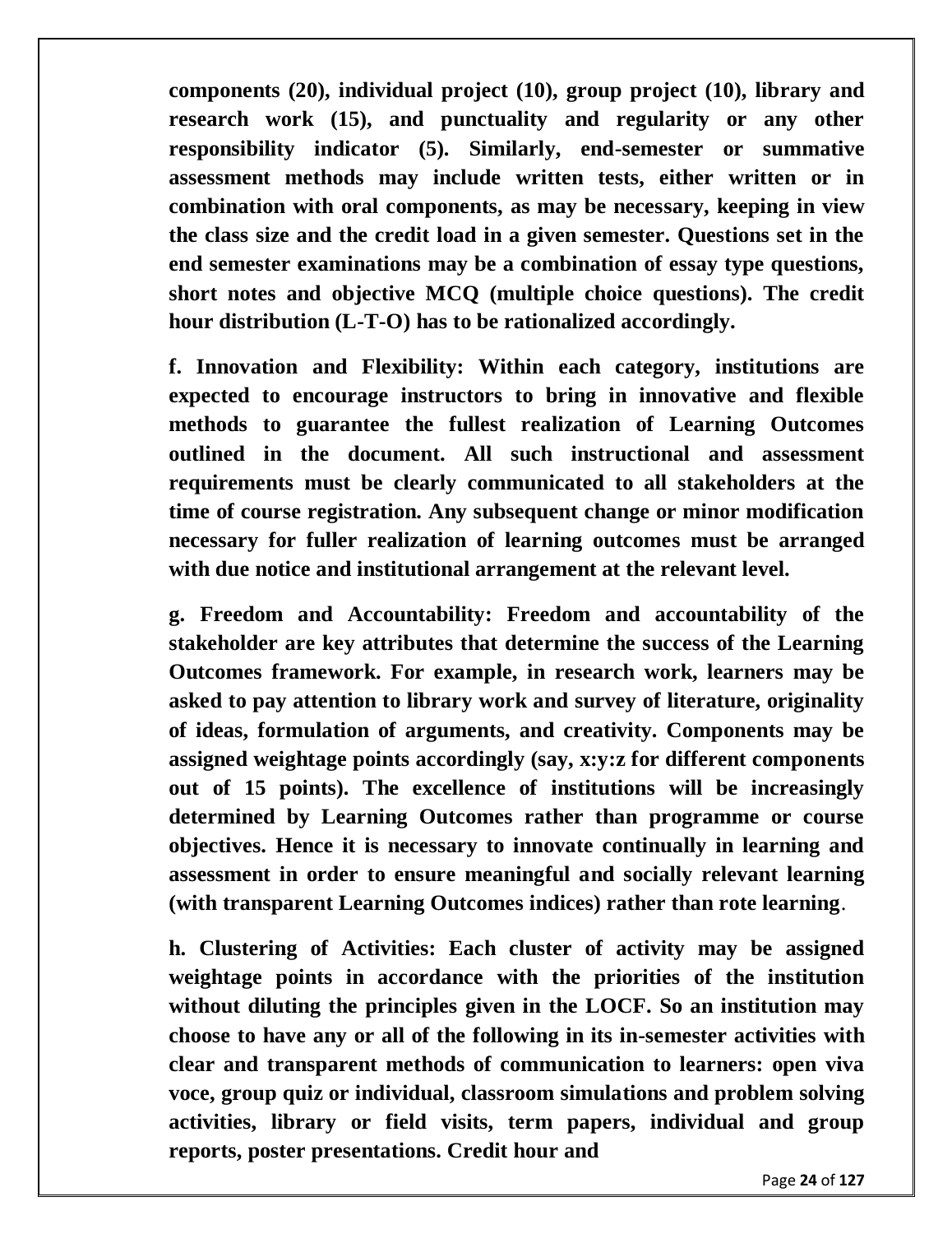**components (20), individual project (10), group project (10), library and research work (15), and punctuality and regularity or any other responsibility indicator (5). Similarly, end-semester or summative assessment methods may include written tests, either written or in combination with oral components, as may be necessary, keeping in view the class size and the credit load in a given semester. Questions set in the end semester examinations may be a combination of essay type questions, short notes and objective MCQ (multiple choice questions). The credit hour distribution (L-T-O) has to be rationalized accordingly.**

**f. Innovation and Flexibility: Within each category, institutions are expected to encourage instructors to bring in innovative and flexible methods to guarantee the fullest realization of Learning Outcomes outlined in the document. All such instructional and assessment requirements must be clearly communicated to all stakeholders at the time of course registration. Any subsequent change or minor modification necessary for fuller realization of learning outcomes must be arranged with due notice and institutional arrangement at the relevant level.**

**g. Freedom and Accountability: Freedom and accountability of the stakeholder are key attributes that determine the success of the Learning Outcomes framework. For example, in research work, learners may be asked to pay attention to library work and survey of literature, originality of ideas, formulation of arguments, and creativity. Components may be assigned weightage points accordingly (say, x:y:z for different components out of 15 points). The excellence of institutions will be increasingly determined by Learning Outcomes rather than programme or course objectives. Hence it is necessary to innovate continually in learning and assessment in order to ensure meaningful and socially relevant learning (with transparent Learning Outcomes indices) rather than rote learning**.

**h. Clustering of Activities: Each cluster of activity may be assigned weightage points in accordance with the priorities of the institution without diluting the principles given in the LOCF. So an institution may choose to have any or all of the following in its in-semester activities with clear and transparent methods of communication to learners: open viva voce, group quiz or individual, classroom simulations and problem solving activities, library or field visits, term papers, individual and group reports, poster presentations. Credit hour and**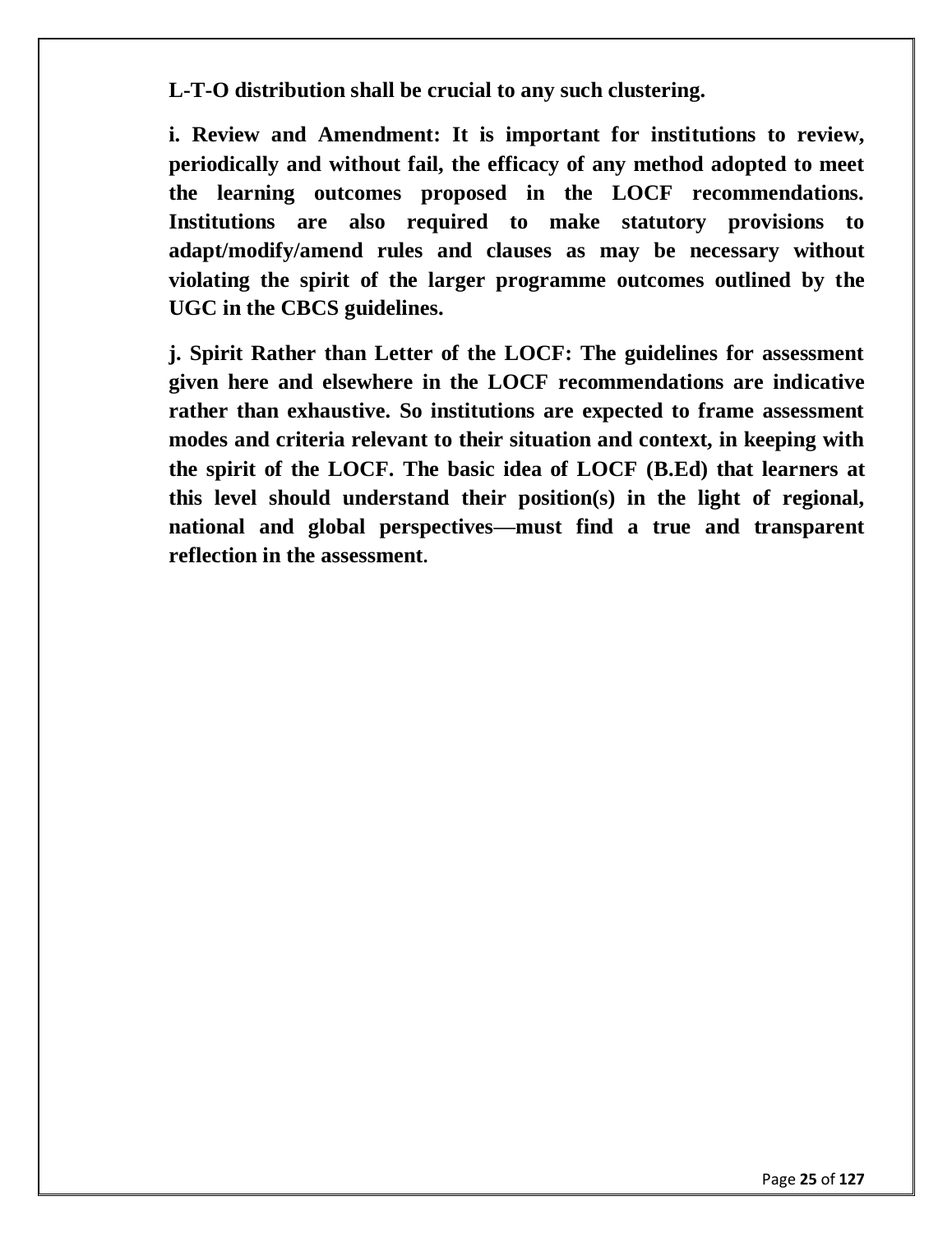**L-T-O distribution shall be crucial to any such clustering.**

**i. Review and Amendment: It is important for institutions to review, periodically and without fail, the efficacy of any method adopted to meet the learning outcomes proposed in the LOCF recommendations. Institutions are also required to make statutory provisions to adapt/modify/amend rules and clauses as may be necessary without violating the spirit of the larger programme outcomes outlined by the UGC in the CBCS guidelines.**

**j. Spirit Rather than Letter of the LOCF: The guidelines for assessment given here and elsewhere in the LOCF recommendations are indicative rather than exhaustive. So institutions are expected to frame assessment modes and criteria relevant to their situation and context, in keeping with the spirit of the LOCF. The basic idea of LOCF (B.Ed) that learners at this level should understand their position(s) in the light of regional, national and global perspectives—must find a true and transparent reflection in the assessment.**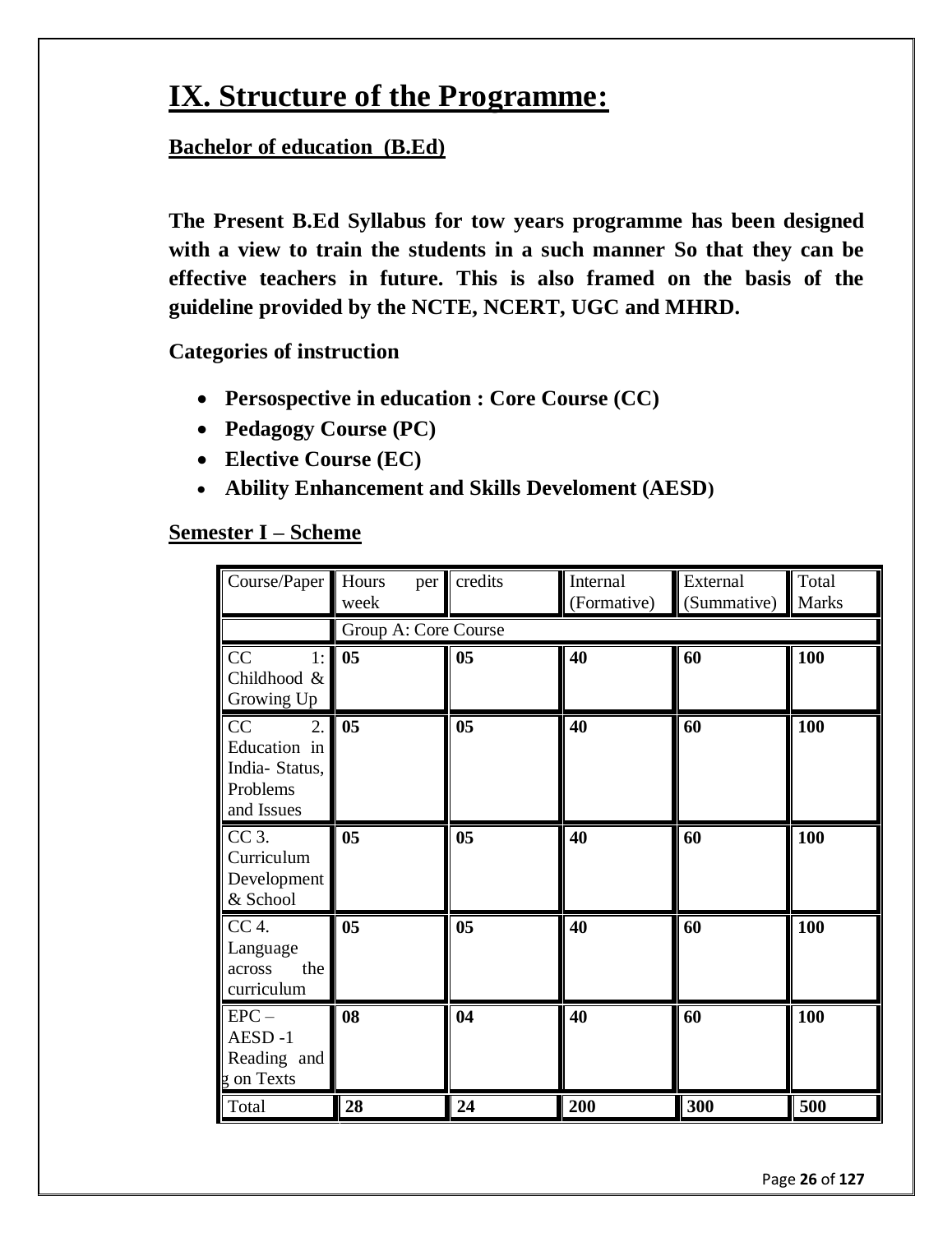# IX. Structure of the Programme:

**Bachelor of education (B.Ed)**

**The Present B.Ed Syllabus for tow years programme has been designed with a view to train the students in a such manner So that they can be effective teachers in future. This is also framed on the basis of the guideline provided by the NCTE, NCERT, UGC and MHRD.**

**Categories of instruction**

- **Persospective in education : Core Course (CC)**
- **Pedagogy Course (PC)**
- **Elective Course (EC)**
- **Ability Enhancement and Skills Develoment (AESD)**

**Semester I – Scheme**

| Course/Paper | Hours per week | credits | Internal (Formative) | External (Summative) | Total Marks |
|---|---|---|---|---|---|
| | Group A: Core Course | | | | |
| CC 1: Childhood & Growing Up | **05** | **05** | **40** | **60** | **100** |
| CC 2. Education in India- Status, Problems and Issues | **05** | **05** | **40** | **60** | **100** |
| CC 3. Curriculum Development & School | **05** | **05** | **40** | **60** | **100** |
| CC 4. Language across the curriculum | **05** | **05** | **40** | **60** | **100** |
| EPC – AESD -1 Reading and g on Texts | **08** | **04** | **40** | **60** | **100** |
| Total | **28** | **24** | **200** | **300** | **500** |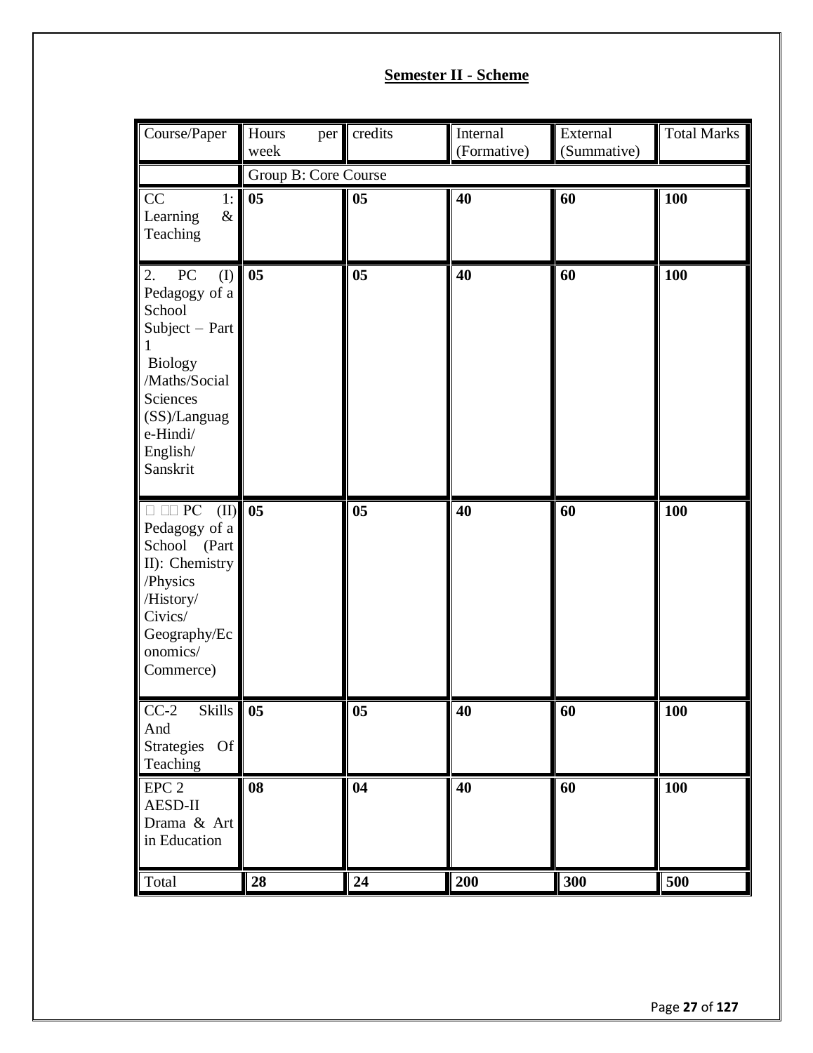## Semester II - Scheme

| Course/Paper | Hours per week | credits | Internal (Formative) | External (Summative) | Total Marks |
|---|---|---|---|---|---|
| | Group B: Core Course | | | | |
| CC 1: Learning & Teaching | **05** | **05** | **40** | **60** | **100** |
| 2. PC (I) Pedagogy of a School Subject – Part 1 Biology /Maths/Social Sciences (SS)/Language-Hindi/ English/ Sanskrit | **05** | **05** | **40** | **60** | **100** |
| PC (II) Pedagogy of a School (Part II): Chemistry /Physics /History/ Civics/ Geography/Economics/ Commerce) | **05** | **05** | **40** | **60** | **100** |
| CC-2 Skills And Strategies Of Teaching | **05** | **05** | **40** | **60** | **100** |
| EPC 2 AESD-II Drama & Art in Education | **08** | **04** | **40** | **60** | **100** |
| Total | **28** | **24** | **200** | **300** | **500** |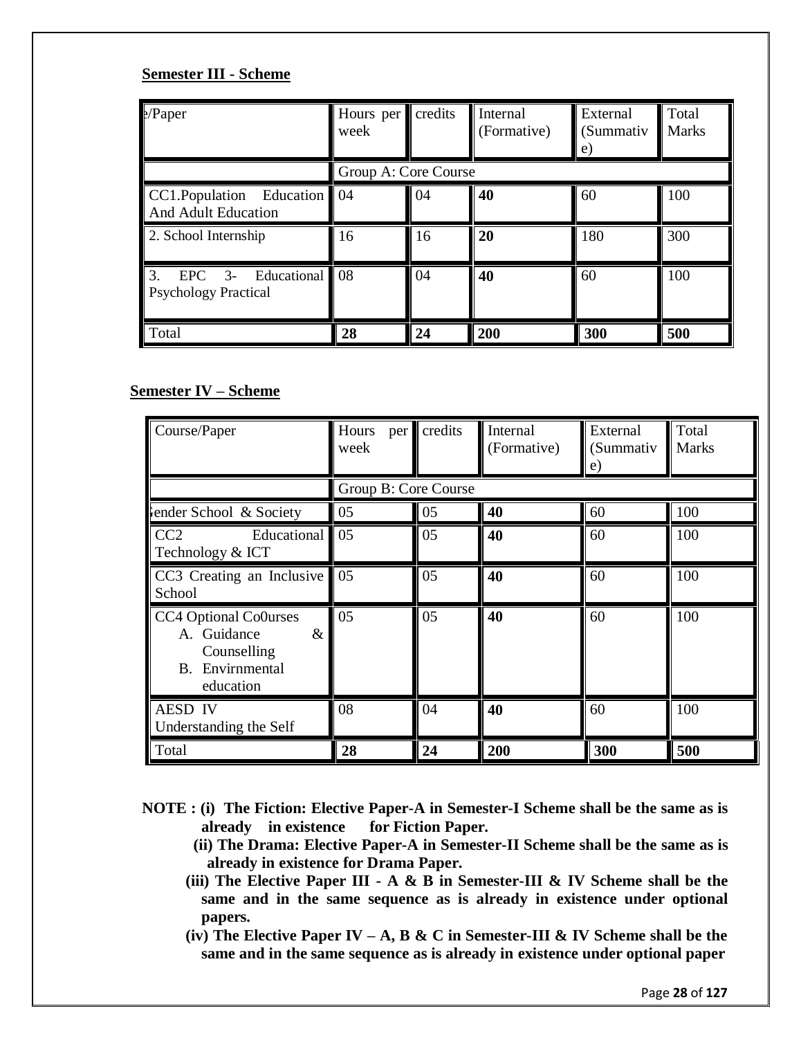**Semester III - Scheme**

| e/Paper | Hours per week | credits | Internal (Formative) | External (Summative) | Total Marks |
|---|---|---|---|---|---|
| | Group A: Core Course | | | | |
| CC1.Population Education And Adult Education | 04 | 04 | **40** | 60 | 100 |
| 2. School Internship | 16 | 16 | **20** | 180 | 300 |
| 3. EPC 3- Educational Psychology Practical | 08 | 04 | **40** | 60 | 100 |
| Total | **28** | **24** | **200** | **300** | **500** |

**Semester IV – Scheme**

| Course/Paper | Hours per week | credits | Internal (Formative) | External (Summative) | Total Marks |
|---|---|---|---|---|---|
| | Group B: Core Course | | | | |
| ender School & Society | 05 | 05 | **40** | 60 | 100 |
| CC2 Educational Technology & ICT | 05 | 05 | **40** | 60 | 100 |
| CC3 Creating an Inclusive School | 05 | 05 | **40** | 60 | 100 |
| CC4 Optional Co0urses<br>A. Guidance & Counselling<br>B. Envirnmental education | 05 | 05 | **40** | 60 | 100 |
| AESD IV Understanding the Self | 08 | 04 | **40** | 60 | 100 |
| Total | **28** | **24** | **200** | **300** | **500** |

**NOTE : (i) The Fiction: Elective Paper-A in Semester-I Scheme shall be the same as is already in existence for Fiction Paper.**

**(ii) The Drama: Elective Paper-A in Semester-II Scheme shall be the same as is already in existence for Drama Paper.**

**(iii) The Elective Paper III - A & B in Semester-III & IV Scheme shall be the same and in the same sequence as is already in existence under optional papers.**

**(iv) The Elective Paper IV – A, B & C in Semester-III & IV Scheme shall be the same and in the same sequence as is already in existence under optional paper**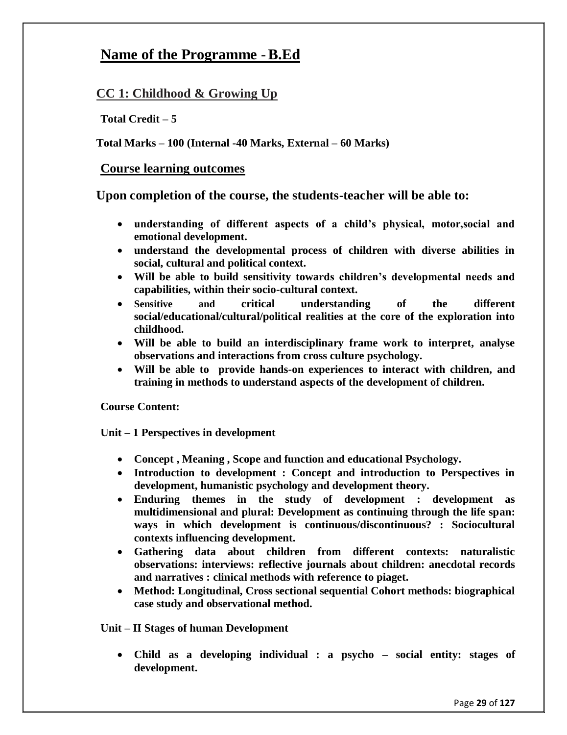# Name of the Programme - B.Ed

## CC 1: Childhood & Growing Up

**Total Credit – 5**

**Total Marks – 100 (Internal -40 Marks, External – 60 Marks)**

### Course learning outcomes

**Upon completion of the course, the students-teacher will be able to:**

- **understanding of different aspects of a child's physical, motor,social and emotional development.**
- **understand the developmental process of children with diverse abilities in social, cultural and political context.**
- **Will be able to build sensitivity towards children's developmental needs and capabilities, within their socio-cultural context.**
- **Sensitive and critical understanding of the different social/educational/cultural/political realities at the core of the exploration into childhood.**
- **Will be able to build an interdisciplinary frame work to interpret, analyse observations and interactions from cross culture psychology.**
- **Will be able to provide hands-on experiences to interact with children, and training in methods to understand aspects of the development of children.**

**Course Content:**

**Unit – 1 Perspectives in development**

- **Concept , Meaning , Scope and function and educational Psychology.**
- **Introduction to development : Concept and introduction to Perspectives in development, humanistic psychology and development theory.**
- **Enduring themes in the study of development : development as multidimensional and plural: Development as continuing through the life span: ways in which development is continuous/discontinuous? : Sociocultural contexts influencing development.**
- **Gathering data about children from different contexts: naturalistic observations: interviews: reflective journals about children: anecdotal records and narratives : clinical methods with reference to piaget.**
- **Method: Longitudinal, Cross sectional sequential Cohort methods: biographical case study and observational method.**

**Unit – II Stages of human Development**

- **Child as a developing individual : a psycho – social entity: stages of development.**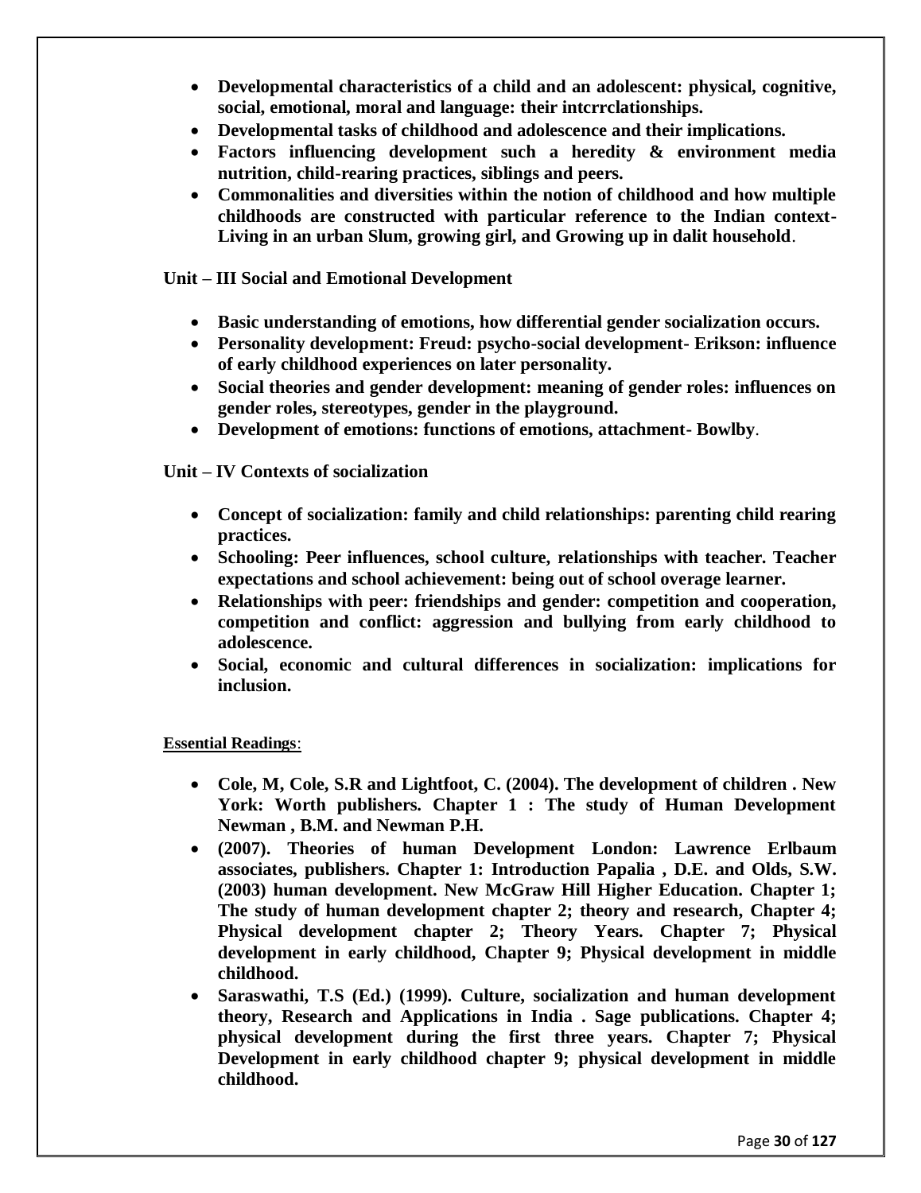- **Developmental characteristics of a child and an adolescent: physical, cognitive, social, emotional, moral and language: their intcrrclationships.**
- **Developmental tasks of childhood and adolescence and their implications.**
- **Factors influencing development such a heredity & environment media nutrition, child-rearing practices, siblings and peers.**
- **Commonalities and diversities within the notion of childhood and how multiple childhoods are constructed with particular reference to the Indian context-Living in an urban Slum, growing girl, and Growing up in dalit household**.

**Unit – III Social and Emotional Development**

- **Basic understanding of emotions, how differential gender socialization occurs.**
- **Personality development: Freud: psycho-social development- Erikson: influence of early childhood experiences on later personality.**
- **Social theories and gender development: meaning of gender roles: influences on gender roles, stereotypes, gender in the playground.**
- **Development of emotions: functions of emotions, attachment- Bowlby**.

**Unit – IV Contexts of socialization**

- **Concept of socialization: family and child relationships: parenting child rearing practices.**
- **Schooling: Peer influences, school culture, relationships with teacher. Teacher expectations and school achievement: being out of school overage learner.**
- **Relationships with peer: friendships and gender: competition and cooperation, competition and conflict: aggression and bullying from early childhood to adolescence.**
- **Social, economic and cultural differences in socialization: implications for inclusion.**

**Essential Readings**:

- **Cole, M, Cole, S.R and Lightfoot, C. (2004). The development of children . New York: Worth publishers. Chapter 1 : The study of Human Development Newman , B.M. and Newman P.H.**
- **(2007). Theories of human Development London: Lawrence Erlbaum associates, publishers. Chapter 1: Introduction Papalia , D.E. and Olds, S.W. (2003) human development. New McGraw Hill Higher Education. Chapter 1; The study of human development chapter 2; theory and research, Chapter 4; Physical development chapter 2; Theory Years. Chapter 7; Physical development in early childhood, Chapter 9; Physical development in middle childhood.**
- **Saraswathi, T.S (Ed.) (1999). Culture, socialization and human development theory, Research and Applications in India . Sage publications. Chapter 4; physical development during the first three years. Chapter 7; Physical Development in early childhood chapter 9; physical development in middle childhood.**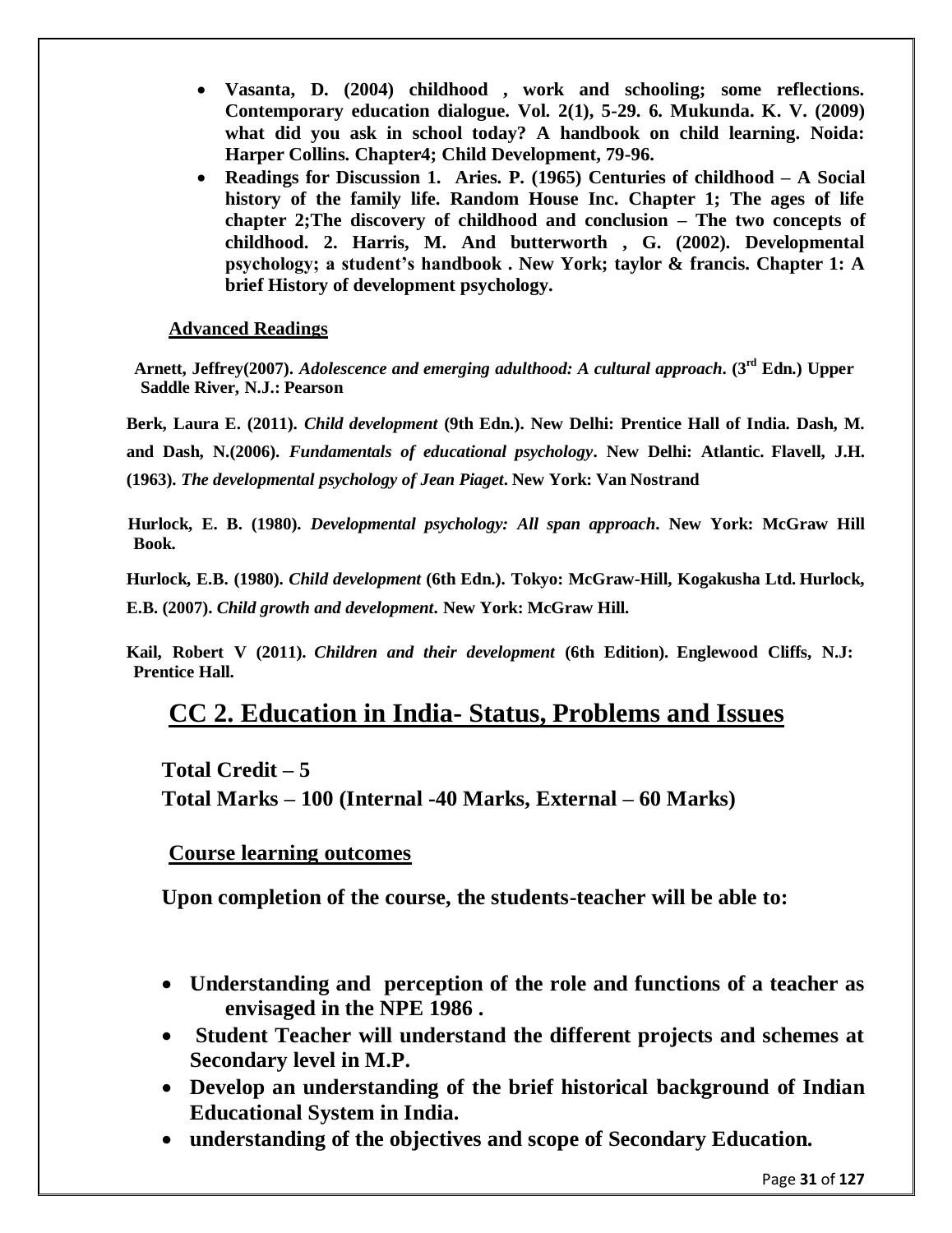- **Vasanta, D. (2004) childhood , work and schooling; some reflections. Contemporary education dialogue. Vol. 2(1), 5-29. 6. Mukunda. K. V. (2009) what did you ask in school today? A handbook on child learning. Noida: Harper Collins. Chapter4; Child Development, 79-96.**
- **Readings for Discussion 1. Aries. P. (1965) Centuries of childhood – A Social history of the family life. Random House Inc. Chapter 1; The ages of life chapter 2;The discovery of childhood and conclusion – The two concepts of childhood. 2. Harris, M. And butterworth , G. (2002). Developmental psychology; a student's handbook . New York; taylor & francis. Chapter 1: A brief History of development psychology.**

**Advanced Readings**

**Arnett, Jeffrey(2007).** ***Adolescence and emerging adulthood: A cultural approach*****. (3rd Edn.) Upper Saddle River, N.J.: Pearson**

**Berk, Laura E. (2011).** ***Child development*** **(9th Edn.). New Delhi: Prentice Hall of India. Dash, M. and Dash, N.(2006).** ***Fundamentals of educational psychology*****. New Delhi: Atlantic. Flavell, J.H. (1963).** ***The developmental psychology of Jean Piaget*****. New York: Van Nostrand**

**Hurlock, E. B. (1980).** ***Developmental psychology: All span approach*****. New York: McGraw Hill Book.**

**Hurlock, E.B. (1980).** ***Child development*** **(6th Edn.). Tokyo: McGraw-Hill, Kogakusha Ltd. Hurlock, E.B. (2007).** ***Child growth and development*****. New York: McGraw Hill.**

**Kail, Robert V (2011).** ***Children and their development*** **(6th Edition). Englewood Cliffs, N.J: Prentice Hall.**

# CC 2. Education in India- Status, Problems and Issues

**Total Credit – 5**

**Total Marks – 100 (Internal -40 Marks, External – 60 Marks)**

**Course learning outcomes**

**Upon completion of the course, the students-teacher will be able to:**

- **Understanding and perception of the role and functions of a teacher as envisaged in the NPE 1986 .**
- **Student Teacher will understand the different projects and schemes at Secondary level in M.P.**
- **Develop an understanding of the brief historical background of Indian Educational System in India.**
- **understanding of the objectives and scope of Secondary Education.**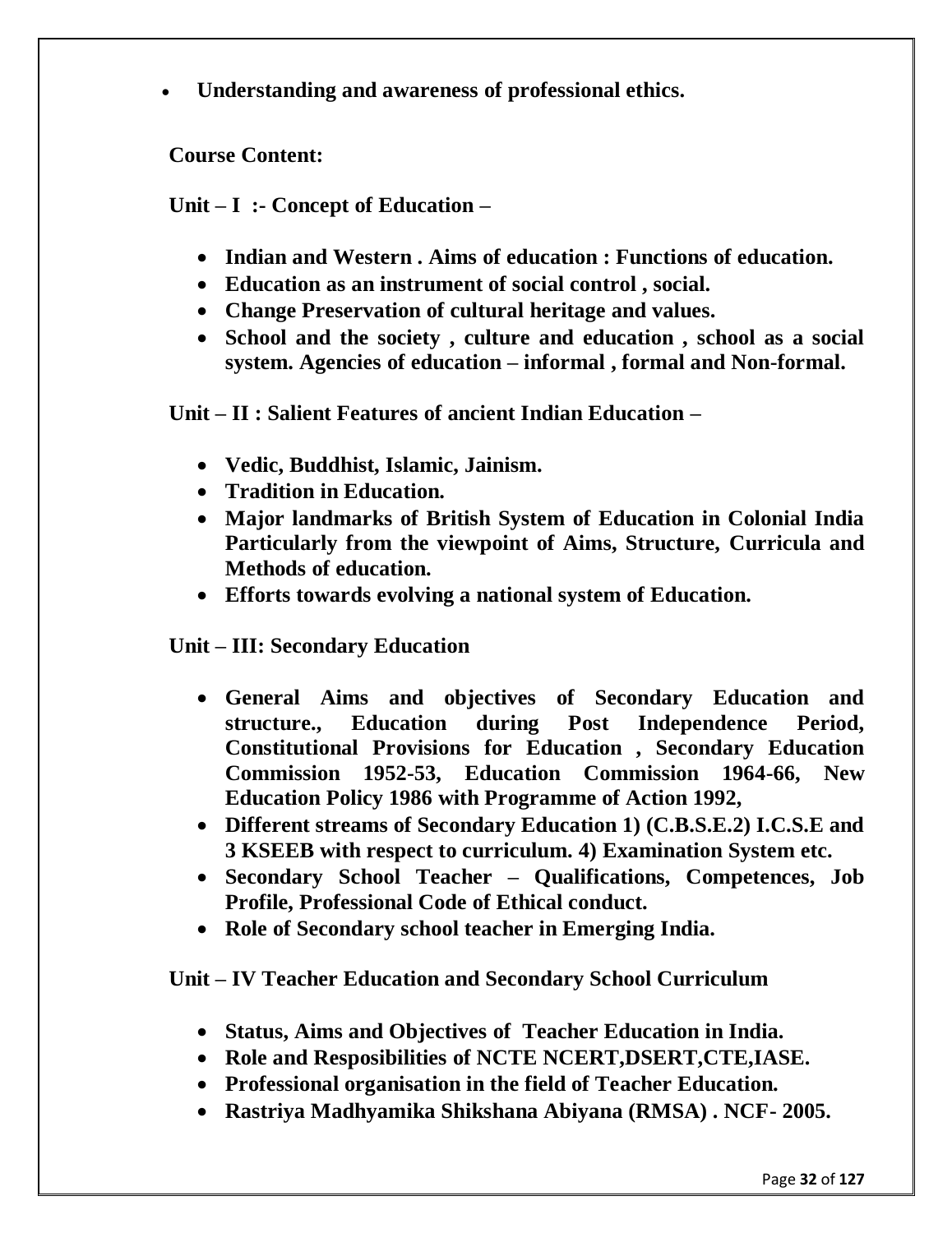- **Understanding and awareness of professional ethics.**

**Course Content:**

**Unit – I :- Concept of Education –**

- **Indian and Western . Aims of education : Functions of education.**
- **Education as an instrument of social control , social.**
- **Change Preservation of cultural heritage and values.**
- **School and the society , culture and education , school as a social system. Agencies of education – informal , formal and Non-formal.**

**Unit – II : Salient Features of ancient Indian Education –**

- **Vedic, Buddhist, Islamic, Jainism.**
- **Tradition in Education.**
- **Major landmarks of British System of Education in Colonial India Particularly from the viewpoint of Aims, Structure, Curricula and Methods of education.**
- **Efforts towards evolving a national system of Education.**

**Unit – III: Secondary Education**

- **General Aims and objectives of Secondary Education and structure., Education during Post Independence Period, Constitutional Provisions for Education , Secondary Education Commission 1952-53, Education Commission 1964-66, New Education Policy 1986 with Programme of Action 1992,**
- **Different streams of Secondary Education 1) (C.B.S.E.2) I.C.S.E and 3 KSEEB with respect to curriculum. 4) Examination System etc.**
- **Secondary School Teacher – Qualifications, Competences, Job Profile, Professional Code of Ethical conduct.**
- **Role of Secondary school teacher in Emerging India.**

**Unit – IV Teacher Education and Secondary School Curriculum**

- **Status, Aims and Objectives of Teacher Education in India.**
- **Role and Resposibilities of NCTE NCERT,DSERT,CTE,IASE.**
- **Professional organisation in the field of Teacher Education.**
- **Rastriya Madhyamika Shikshana Abiyana (RMSA) . NCF- 2005.**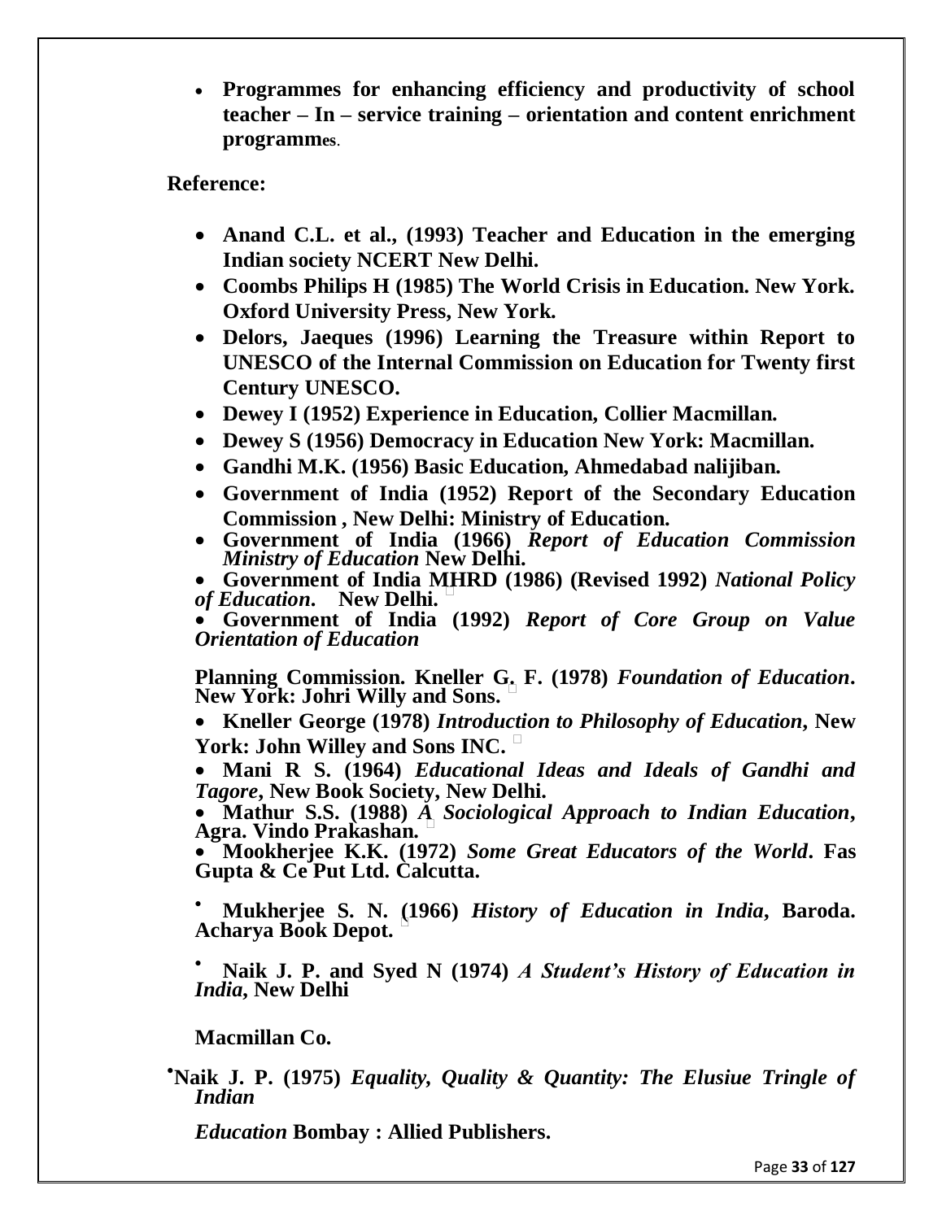- **Programmes for enhancing efficiency and productivity of school teacher – In – service training – orientation and content enrichment programmes.**

**Reference:**

- **Anand C.L. et al., (1993) Teacher and Education in the emerging Indian society NCERT New Delhi.**
- **Coombs Philips H (1985) The World Crisis in Education. New York. Oxford University Press, New York.**
- **Delors, Jaeques (1996) Learning the Treasure within Report to UNESCO of the Internal Commission on Education for Twenty first Century UNESCO.**
- **Dewey I (1952) Experience in Education, Collier Macmillan.**
- **Dewey S (1956) Democracy in Education New York: Macmillan.**
- **Gandhi M.K. (1956) Basic Education, Ahmedabad nalijiban.**
- **Government of India (1952) Report of the Secondary Education Commission , New Delhi: Ministry of Education.**
- **Government of India (1966)** ***Report of Education Commission Ministry of Education*** **New Delhi.**
- **Government of India MHRD (1986) (Revised 1992)** ***National Policy of Education*****. New Delhi.**
- **Government of India (1992)** ***Report of Core Group on Value Orientation of Education***

**Planning Commission. Kneller G. F. (1978)** ***Foundation of Education*****. New York: Johri Willy and Sons.**

- **Kneller George (1978)** ***Introduction to Philosophy of Education*****, New York: John Willey and Sons INC.**
- **Mani R S. (1964)** ***Educational Ideas and Ideals of Gandhi and Tagore*****, New Book Society, New Delhi.**
- **Mathur S.S. (1988)** ***A Sociological Approach to Indian Education*****, Agra. Vindo Prakashan.**
- **Mookherjee K.K. (1972)** ***Some Great Educators of the World*****. Fas Gupta & Ce Put Ltd. Calcutta.**
- **Mukherjee S. N. (1966)** ***History of Education in India*****, Baroda. Acharya Book Depot.**
- **Naik J. P. and Syed N (1974)** ***A Student's History of Education in India*****, New Delhi**

  **Macmillan Co.**

- **Naik J. P. (1975)** ***Equality, Quality & Quantity: The Elusiue Tringle of Indian***

  ***Education*** **Bombay : Allied Publishers.**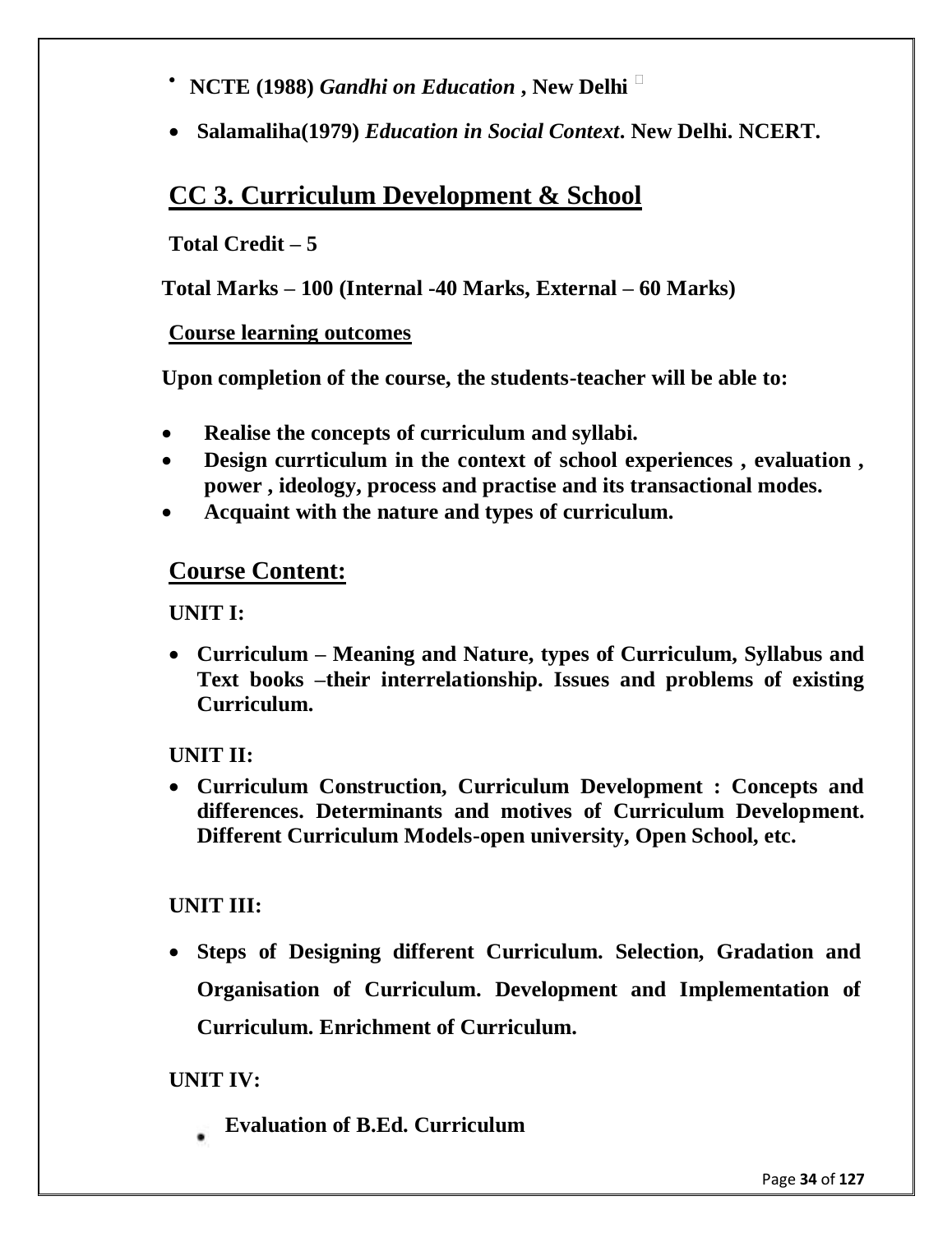- **NCTE (1988)** ***Gandhi on Education*** **, New Delhi**
- **Salamaliha(1979)** ***Education in Social Context*****. New Delhi. NCERT.**

## CC 3. Curriculum Development & School

**Total Credit – 5**

**Total Marks – 100 (Internal -40 Marks, External – 60 Marks)**

**Course learning outcomes**

**Upon completion of the course, the students-teacher will be able to:**

- **Realise the concepts of curriculum and syllabi.**
- **Design currticulum in the context of school experiences , evaluation , power , ideology, process and practise and its transactional modes.**
- **Acquaint with the nature and types of curriculum.**

## Course Content:

**UNIT I:**

- **Curriculum – Meaning and Nature, types of Curriculum, Syllabus and Text books –their interrelationship. Issues and problems of existing Curriculum.**

**UNIT II:**

- **Curriculum Construction, Curriculum Development : Concepts and differences. Determinants and motives of Curriculum Development. Different Curriculum Models-open university, Open School, etc.**

**UNIT III:**

- **Steps of Designing different Curriculum. Selection, Gradation and Organisation of Curriculum. Development and Implementation of Curriculum. Enrichment of Curriculum.**

**UNIT IV:**

- **Evaluation of B.Ed. Curriculum**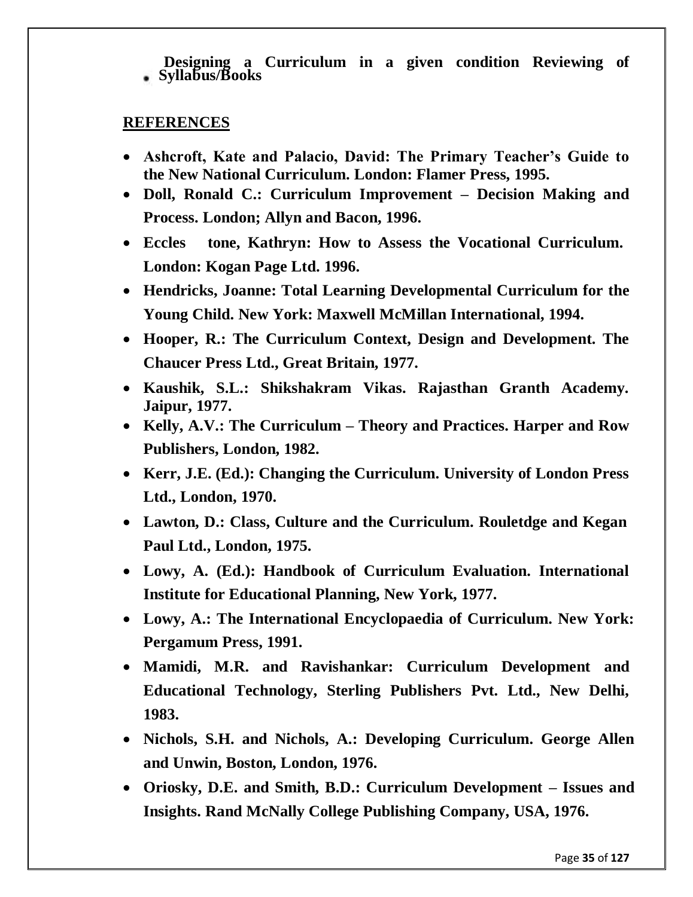- **Designing a Curriculum in a given condition Reviewing of Syllabus/Books**

## REFERENCES

- **Ashcroft, Kate and Palacio, David: The Primary Teacher's Guide to the New National Curriculum. London: Flamer Press, 1995.**
- **Doll, Ronald C.: Curriculum Improvement – Decision Making and Process. London; Allyn and Bacon, 1996.**
- **Eccles tone, Kathryn: How to Assess the Vocational Curriculum. London: Kogan Page Ltd. 1996.**
- **Hendricks, Joanne: Total Learning Developmental Curriculum for the Young Child. New York: Maxwell McMillan International, 1994.**
- **Hooper, R.: The Curriculum Context, Design and Development. The Chaucer Press Ltd., Great Britain, 1977.**
- **Kaushik, S.L.: Shikshakram Vikas. Rajasthan Granth Academy. Jaipur, 1977.**
- **Kelly, A.V.: The Curriculum – Theory and Practices. Harper and Row Publishers, London, 1982.**
- **Kerr, J.E. (Ed.): Changing the Curriculum. University of London Press Ltd., London, 1970.**
- **Lawton, D.: Class, Culture and the Curriculum. Rouletdge and Kegan Paul Ltd., London, 1975.**
- **Lowy, A. (Ed.): Handbook of Curriculum Evaluation. International Institute for Educational Planning, New York, 1977.**
- **Lowy, A.: The International Encyclopaedia of Curriculum. New York: Pergamum Press, 1991.**
- **Mamidi, M.R. and Ravishankar: Curriculum Development and Educational Technology, Sterling Publishers Pvt. Ltd., New Delhi, 1983.**
- **Nichols, S.H. and Nichols, A.: Developing Curriculum. George Allen and Unwin, Boston, London, 1976.**
- **Oriosky, D.E. and Smith, B.D.: Curriculum Development – Issues and Insights. Rand McNally College Publishing Company, USA, 1976.**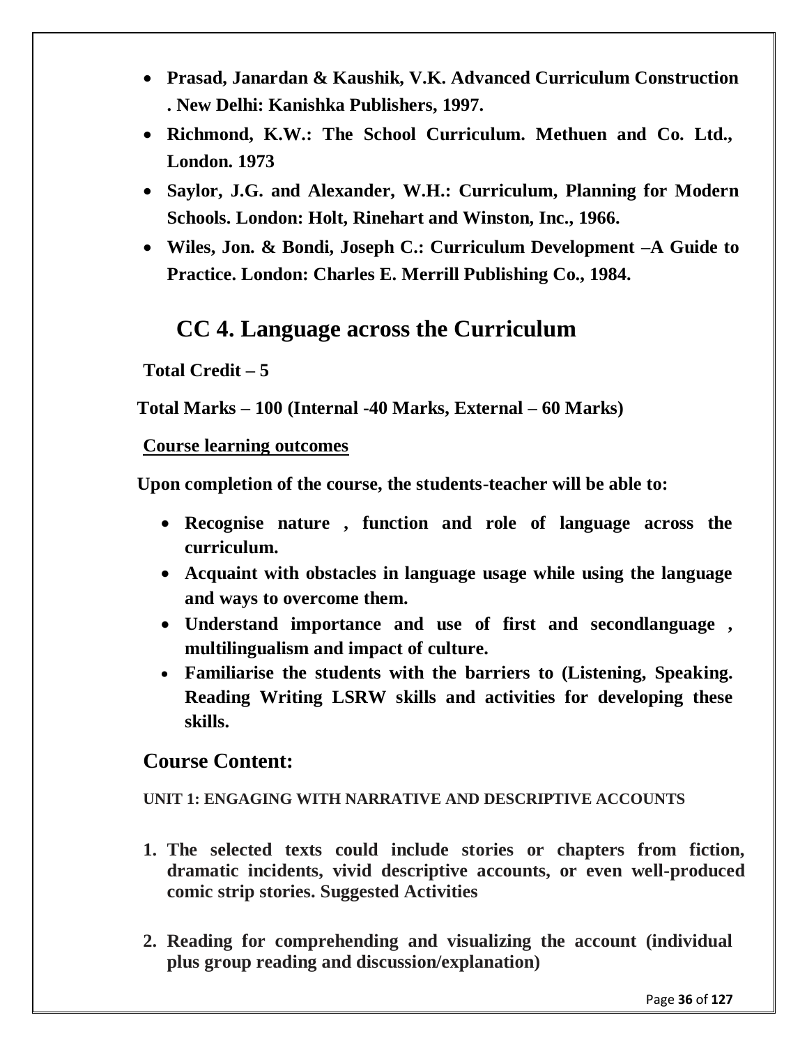- **Prasad, Janardan & Kaushik, V.K. Advanced Curriculum Construction . New Delhi: Kanishka Publishers, 1997.**
- **Richmond, K.W.: The School Curriculum. Methuen and Co. Ltd., London. 1973**
- **Saylor, J.G. and Alexander, W.H.: Curriculum, Planning for Modern Schools. London: Holt, Rinehart and Winston, Inc., 1966.**
- **Wiles, Jon. & Bondi, Joseph C.: Curriculum Development –A Guide to Practice. London: Charles E. Merrill Publishing Co., 1984.**

# CC 4. Language across the Curriculum

**Total Credit – 5**

**Total Marks – 100 (Internal -40 Marks, External – 60 Marks)**

**Course learning outcomes**

**Upon completion of the course, the students-teacher will be able to:**

- **Recognise nature , function and role of language across the curriculum.**
- **Acquaint with obstacles in language usage while using the language and ways to overcome them.**
- **Understand importance and use of first and secondlanguage , multilingualism and impact of culture.**
- **Familiarise the students with the barriers to (Listening, Speaking. Reading Writing LSRW skills and activities for developing these skills.**

## Course Content:

**UNIT 1: ENGAGING WITH NARRATIVE AND DESCRIPTIVE ACCOUNTS**

1. **The selected texts could include stories or chapters from fiction, dramatic incidents, vivid descriptive accounts, or even well-produced comic strip stories. Suggested Activities**
2. **Reading for comprehending and visualizing the account (individual plus group reading and discussion/explanation)**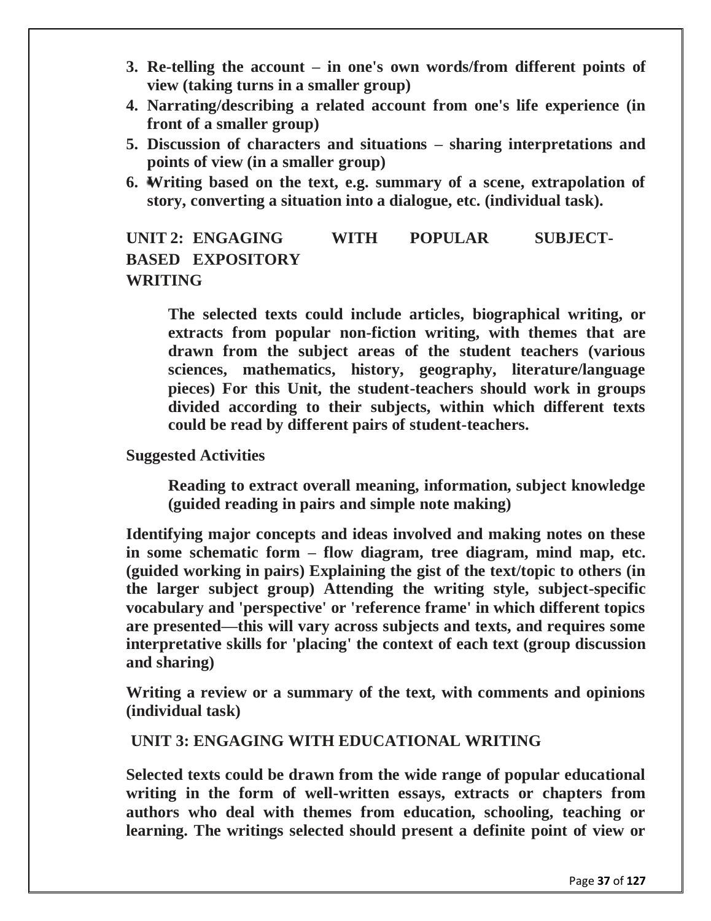3. **Re-telling the account – in one's own words/from different points of view (taking turns in a smaller group)**
4. **Narrating/describing a related account from one's life experience (in front of a smaller group)**
5. **Discussion of characters and situations – sharing interpretations and points of view (in a smaller group)**
6. **Writing based on the text, e.g. summary of a scene, extrapolation of story, converting a situation into a dialogue, etc. (individual task).**

## UNIT 2: ENGAGING WITH POPULAR SUBJECT-BASED EXPOSITORY WRITING

**The selected texts could include articles, biographical writing, or extracts from popular non-fiction writing, with themes that are drawn from the subject areas of the student teachers (various sciences, mathematics, history, geography, literature/language pieces) For this Unit, the student-teachers should work in groups divided according to their subjects, within which different texts could be read by different pairs of student-teachers.**

**Suggested Activities**

**Reading to extract overall meaning, information, subject knowledge (guided reading in pairs and simple note making)**

**Identifying major concepts and ideas involved and making notes on these in some schematic form – flow diagram, tree diagram, mind map, etc. (guided working in pairs) Explaining the gist of the text/topic to others (in the larger subject group) Attending the writing style, subject-specific vocabulary and 'perspective' or 'reference frame' in which different topics are presented—this will vary across subjects and texts, and requires some interpretative skills for 'placing' the context of each text (group discussion and sharing)**

**Writing a review or a summary of the text, with comments and opinions (individual task)**

## UNIT 3: ENGAGING WITH EDUCATIONAL WRITING

**Selected texts could be drawn from the wide range of popular educational writing in the form of well-written essays, extracts or chapters from authors who deal with themes from education, schooling, teaching or learning. The writings selected should present a definite point of view or**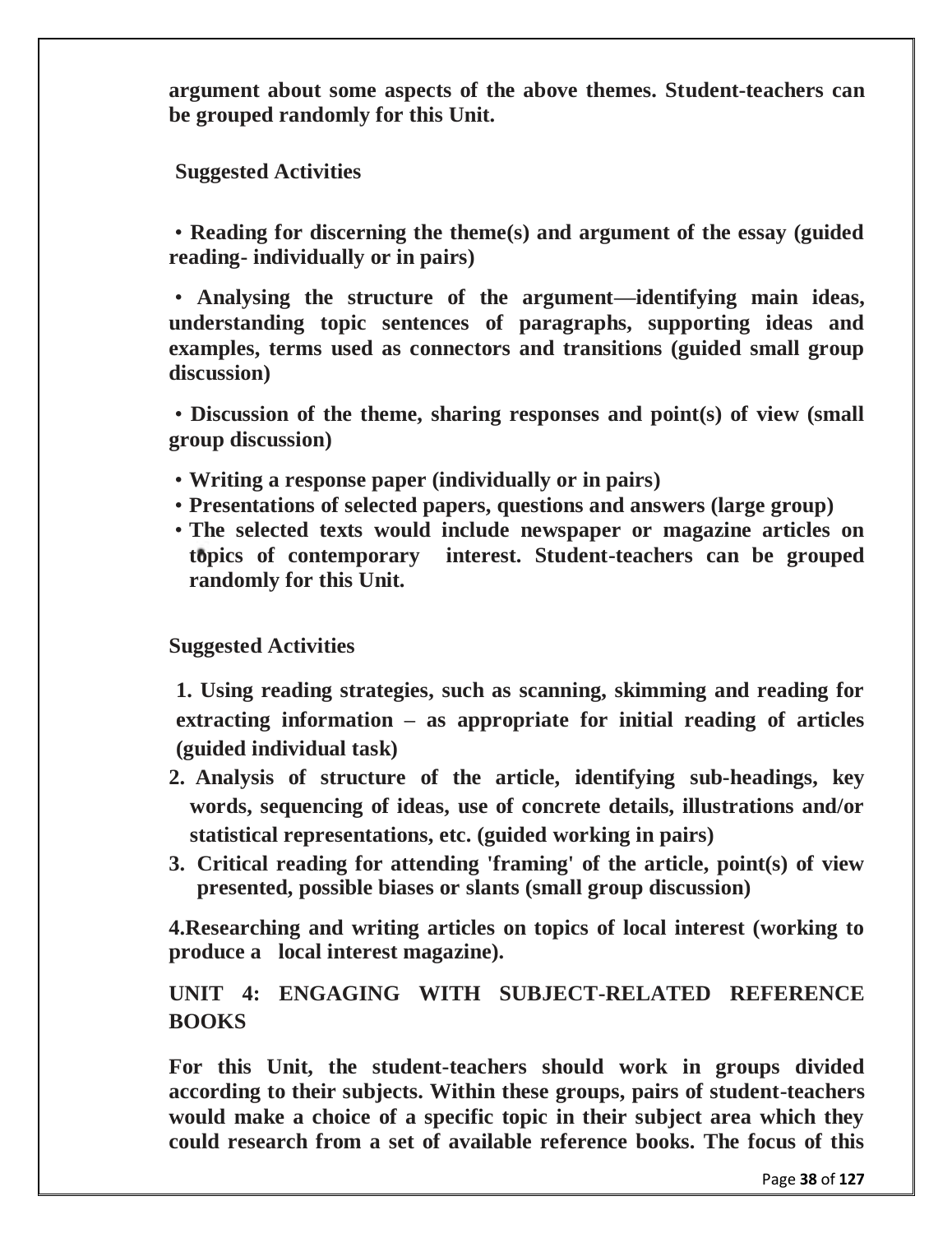**argument about some aspects of the above themes. Student-teachers can be grouped randomly for this Unit.**

**Suggested Activities**

- **Reading for discerning the theme(s) and argument of the essay (guided reading- individually or in pairs)**
- **Analysing the structure of the argument—identifying main ideas, understanding topic sentences of paragraphs, supporting ideas and examples, terms used as connectors and transitions (guided small group discussion)**
- **Discussion of the theme, sharing responses and point(s) of view (small group discussion)**
- **Writing a response paper (individually or in pairs)**
- **Presentations of selected papers, questions and answers (large group)**
- **The selected texts would include newspaper or magazine articles on topics of contemporary interest. Student-teachers can be grouped randomly for this Unit.**

**Suggested Activities**

1. **Using reading strategies, such as scanning, skimming and reading for extracting information – as appropriate for initial reading of articles (guided individual task)**
2. **Analysis of structure of the article, identifying sub-headings, key words, sequencing of ideas, use of concrete details, illustrations and/or statistical representations, etc. (guided working in pairs)**
3. **Critical reading for attending 'framing' of the article, point(s) of view presented, possible biases or slants (small group discussion)**
4. **Researching and writing articles on topics of local interest (working to produce a local interest magazine).**

**UNIT 4: ENGAGING WITH SUBJECT-RELATED REFERENCE BOOKS**

**For this Unit, the student-teachers should work in groups divided according to their subjects. Within these groups, pairs of student-teachers would make a choice of a specific topic in their subject area which they could research from a set of available reference books. The focus of this**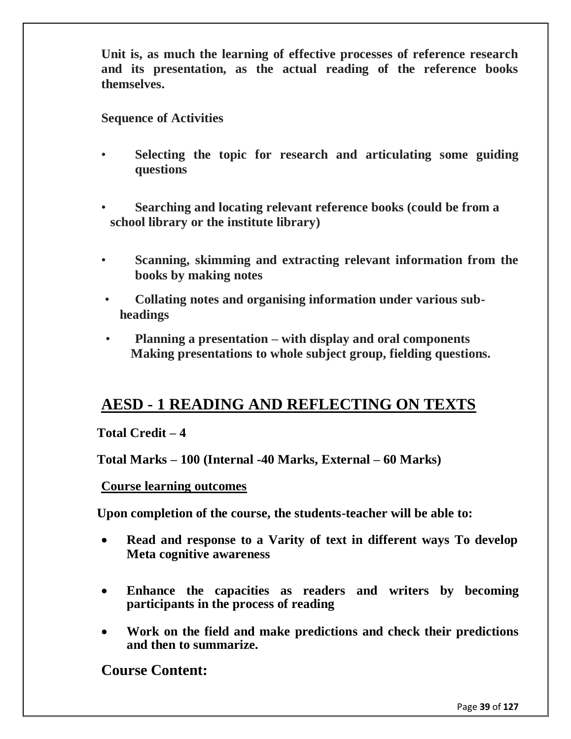**Unit is, as much the learning of effective processes of reference research and its presentation, as the actual reading of the reference books themselves.**

**Sequence of Activities**

- **Selecting the topic for research and articulating some guiding questions**
- **Searching and locating relevant reference books (could be from a school library or the institute library)**
- **Scanning, skimming and extracting relevant information from the books by making notes**
- **Collating notes and organising information under various sub-headings**
- **Planning a presentation – with display and oral components Making presentations to whole subject group, fielding questions.**

## AESD - 1 READING AND REFLECTING ON TEXTS

**Total Credit – 4**

**Total Marks – 100 (Internal -40 Marks, External – 60 Marks)**

**Course learning outcomes**

**Upon completion of the course, the students-teacher will be able to:**

- **Read and response to a Varity of text in different ways To develop Meta cognitive awareness**
- **Enhance the capacities as readers and writers by becoming participants in the process of reading**
- **Work on the field and make predictions and check their predictions and then to summarize.**

### Course Content: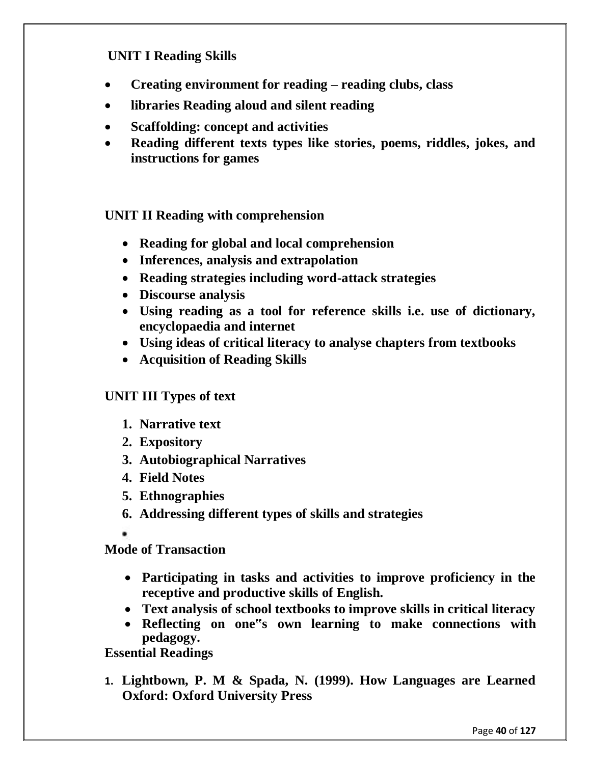## UNIT I Reading Skills

- **Creating environment for reading – reading clubs, class**
- **libraries Reading aloud and silent reading**
- **Scaffolding: concept and activities**
- **Reading different texts types like stories, poems, riddles, jokes, and instructions for games**

## UNIT II Reading with comprehension

- **Reading for global and local comprehension**
- **Inferences, analysis and extrapolation**
- **Reading strategies including word-attack strategies**
- **Discourse analysis**
- **Using reading as a tool for reference skills i.e. use of dictionary, encyclopaedia and internet**
- **Using ideas of critical literacy to analyse chapters from textbooks**
- **Acquisition of Reading Skills**

## UNIT III Types of text

1. **Narrative text**
2. **Expository**
3. **Autobiographical Narratives**
4. **Field Notes**
5. **Ethnographies**
6. **Addressing different types of skills and strategies**

## Mode of Transaction

- **Participating in tasks and activities to improve proficiency in the receptive and productive skills of English.**
- **Text analysis of school textbooks to improve skills in critical literacy**
- **Reflecting on one"s own learning to make connections with pedagogy.**

## Essential Readings

1. **Lightbown, P. M & Spada, N. (1999). How Languages are Learned Oxford: Oxford University Press**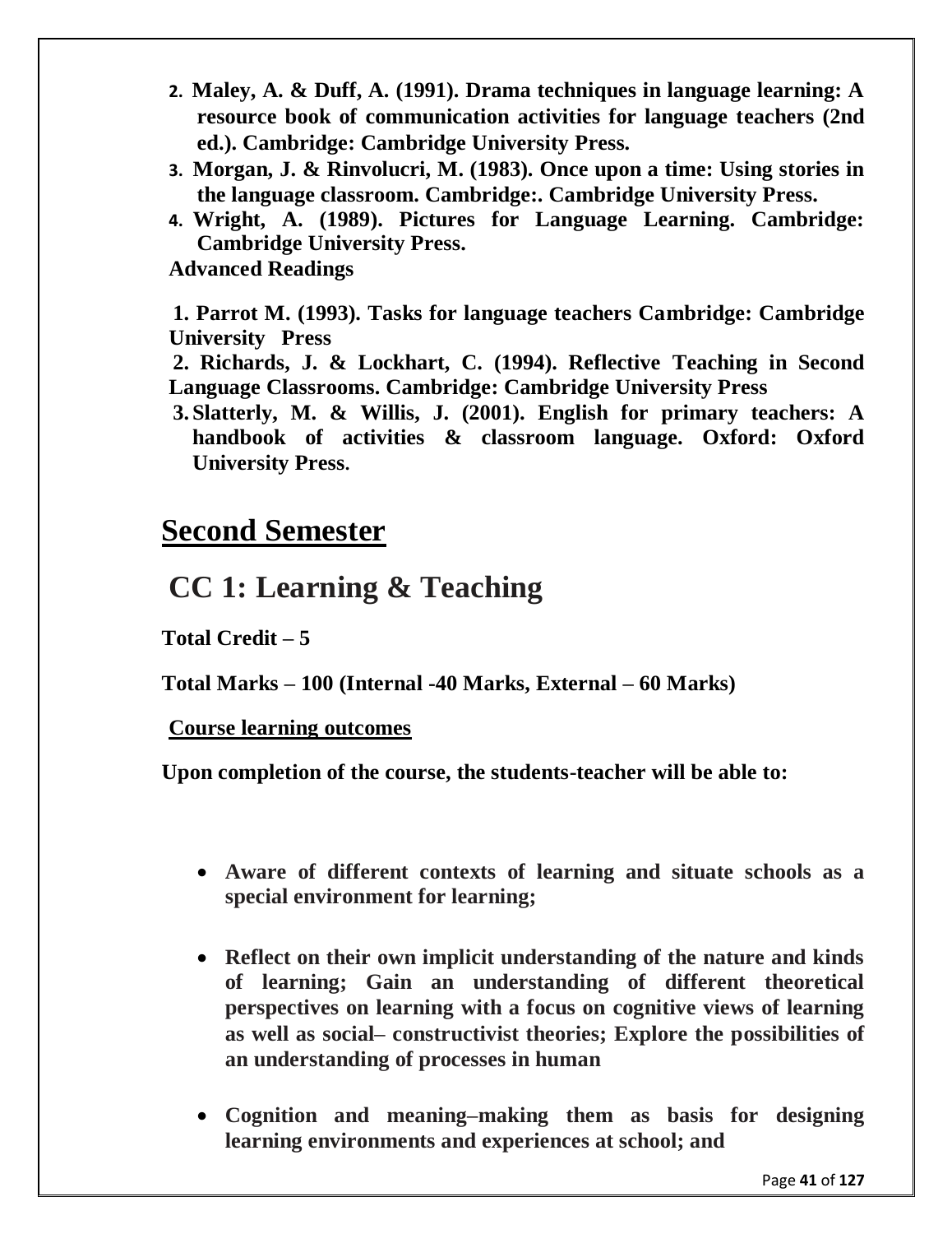2. **Maley, A. & Duff, A. (1991). Drama techniques in language learning: A resource book of communication activities for language teachers (2nd ed.). Cambridge: Cambridge University Press.**
3. **Morgan, J. & Rinvolucri, M. (1983). Once upon a time: Using stories in the language classroom. Cambridge:. Cambridge University Press.**
4. **Wright, A. (1989). Pictures for Language Learning. Cambridge: Cambridge University Press.**

**Advanced Readings**

1. **Parrot M. (1993). Tasks for language teachers Cambridge: Cambridge University Press**
2. **Richards, J. & Lockhart, C. (1994). Reflective Teaching in Second Language Classrooms. Cambridge: Cambridge University Press**
3. **Slatterly, M. & Willis, J. (2001). English for primary teachers: A handbook of activities & classroom language. Oxford: Oxford University Press.**

# Second Semester

## CC 1: Learning & Teaching

**Total Credit – 5**

**Total Marks – 100 (Internal -40 Marks, External – 60 Marks)**

**Course learning outcomes**

**Upon completion of the course, the students-teacher will be able to:**

- **Aware of different contexts of learning and situate schools as a special environment for learning;**
- **Reflect on their own implicit understanding of the nature and kinds of learning; Gain an understanding of different theoretical perspectives on learning with a focus on cognitive views of learning as well as social– constructivist theories; Explore the possibilities of an understanding of processes in human**
- **Cognition and meaning–making them as basis for designing learning environments and experiences at school; and**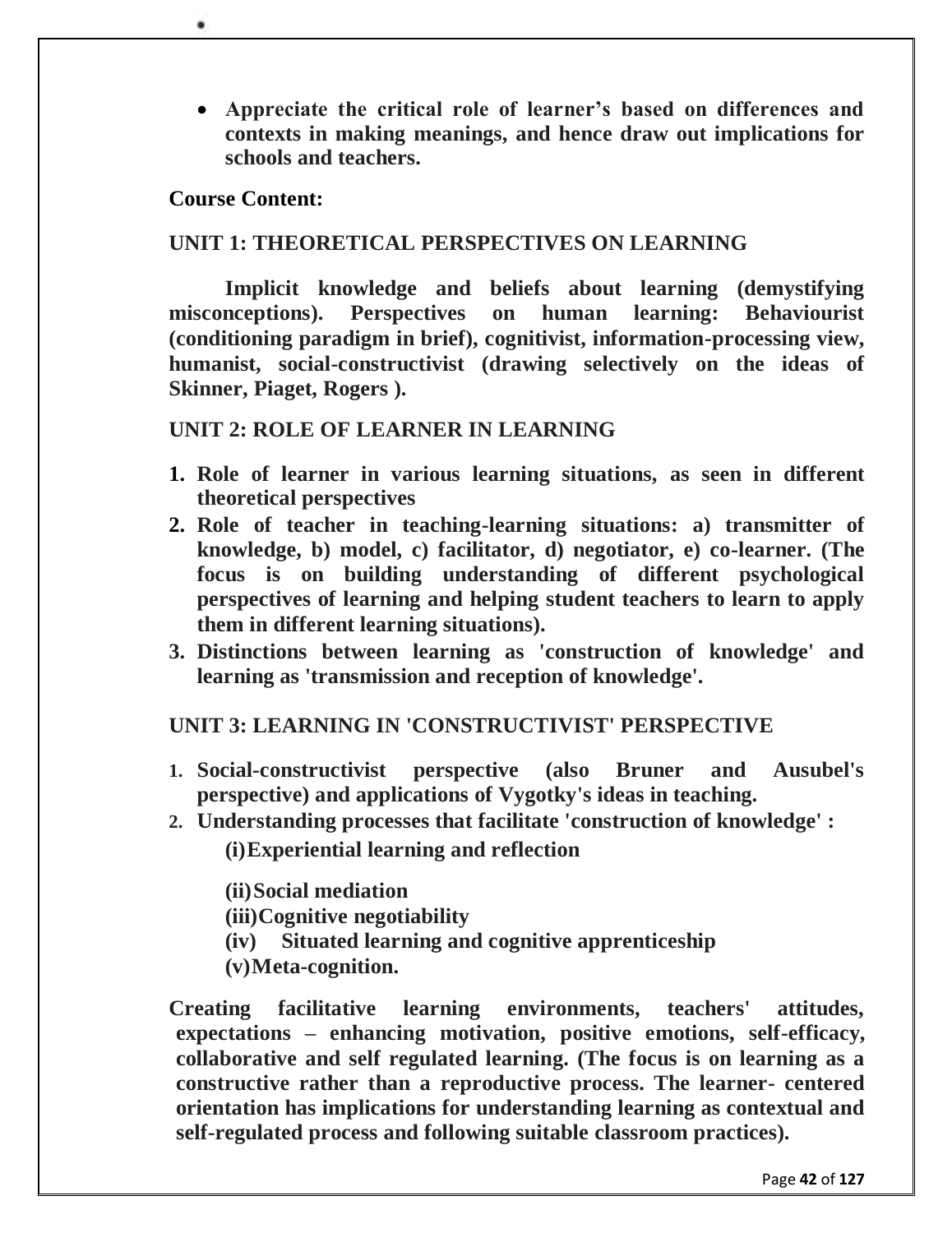- **Appreciate the critical role of learner's based on differences and contexts in making meanings, and hence draw out implications for schools and teachers.**

**Course Content:**

## UNIT 1: THEORETICAL PERSPECTIVES ON LEARNING

**Implicit knowledge and beliefs about learning (demystifying misconceptions). Perspectives on human learning: Behaviourist (conditioning paradigm in brief), cognitivist, information-processing view, humanist, social-constructivist (drawing selectively on the ideas of Skinner, Piaget, Rogers ).**

## UNIT 2: ROLE OF LEARNER IN LEARNING

1. **Role of learner in various learning situations, as seen in different theoretical perspectives**
2. **Role of teacher in teaching-learning situations: a) transmitter of knowledge, b) model, c) facilitator, d) negotiator, e) co-learner. (The focus is on building understanding of different psychological perspectives of learning and helping student teachers to learn to apply them in different learning situations).**
3. **Distinctions between learning as 'construction of knowledge' and learning as 'transmission and reception of knowledge'.**

## UNIT 3: LEARNING IN 'CONSTRUCTIVIST' PERSPECTIVE

1. **Social-constructivist perspective (also Bruner and Ausubel's perspective) and applications of Vygotky's ideas in teaching.**
2. **Understanding processes that facilitate 'construction of knowledge' :**
   - **(i) Experiential learning and reflection**
   - **(ii) Social mediation**
   - **(iii) Cognitive negotiability**
   - **(iv) Situated learning and cognitive apprenticeship**
   - **(v) Meta-cognition.**

**Creating facilitative learning environments, teachers' attitudes, expectations – enhancing motivation, positive emotions, self-efficacy, collaborative and self regulated learning. (The focus is on learning as a constructive rather than a reproductive process. The learner- centered orientation has implications for understanding learning as contextual and self-regulated process and following suitable classroom practices).**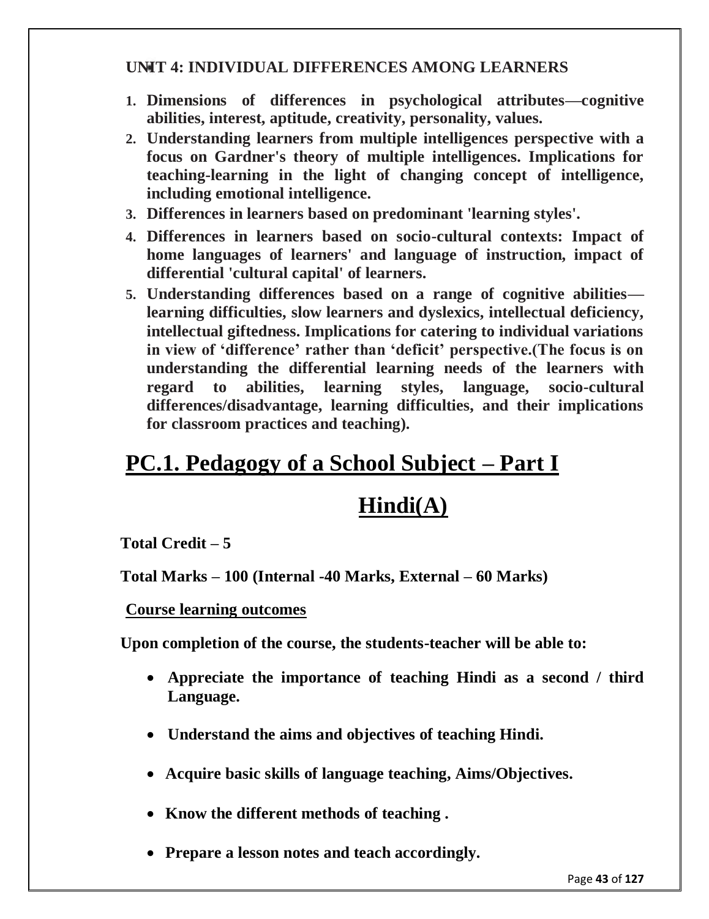**UNIT 4: INDIVIDUAL DIFFERENCES AMONG LEARNERS**

1. **Dimensions of differences in psychological attributes—cognitive abilities, interest, aptitude, creativity, personality, values.**
2. **Understanding learners from multiple intelligences perspective with a focus on Gardner's theory of multiple intelligences. Implications for teaching-learning in the light of changing concept of intelligence, including emotional intelligence.**
3. **Differences in learners based on predominant 'learning styles'.**
4. **Differences in learners based on socio-cultural contexts: Impact of home languages of learners' and language of instruction, impact of differential 'cultural capital' of learners.**
5. **Understanding differences based on a range of cognitive abilities—learning difficulties, slow learners and dyslexics, intellectual deficiency, intellectual giftedness. Implications for catering to individual variations in view of 'difference' rather than 'deficit' perspective.(The focus is on understanding the differential learning needs of the learners with regard to abilities, learning styles, language, socio-cultural differences/disadvantage, learning difficulties, and their implications for classroom practices and teaching).**

# PC.1. Pedagogy of a School Subject – Part I

## Hindi(A)

**Total Credit – 5**

**Total Marks – 100 (Internal -40 Marks, External – 60 Marks)**

**Course learning outcomes**

**Upon completion of the course, the students-teacher will be able to:**

- **Appreciate the importance of teaching Hindi as a second / third Language.**
- **Understand the aims and objectives of teaching Hindi.**
- **Acquire basic skills of language teaching, Aims/Objectives.**
- **Know the different methods of teaching .**
- **Prepare a lesson notes and teach accordingly.**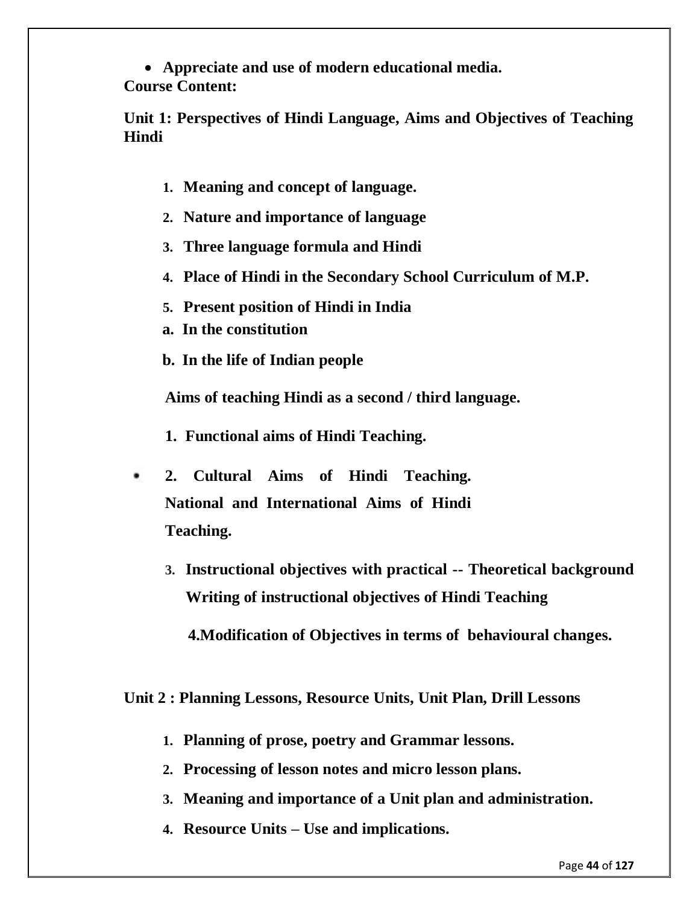- **Appreciate and use of modern educational media.**

**Course Content:**

**Unit 1: Perspectives of Hindi Language, Aims and Objectives of Teaching Hindi**

1. **Meaning and concept of language.**
2. **Nature and importance of language**
3. **Three language formula and Hindi**
4. **Place of Hindi in the Secondary School Curriculum of M.P.**
5. **Present position of Hindi in India**

   **a. In the constitution**

   **b. In the life of Indian people**

**Aims of teaching Hindi as a second / third language.**

1. **Functional aims of Hindi Teaching.**
2. **Cultural Aims of Hindi Teaching. National and International Aims of Hindi Teaching.**
3. **Instructional objectives with practical -- Theoretical background Writing of instructional objectives of Hindi Teaching**
4. **Modification of Objectives in terms of behavioural changes.**

**Unit 2 : Planning Lessons, Resource Units, Unit Plan, Drill Lessons**

1. **Planning of prose, poetry and Grammar lessons.**
2. **Processing of lesson notes and micro lesson plans.**
3. **Meaning and importance of a Unit plan and administration.**
4. **Resource Units – Use and implications.**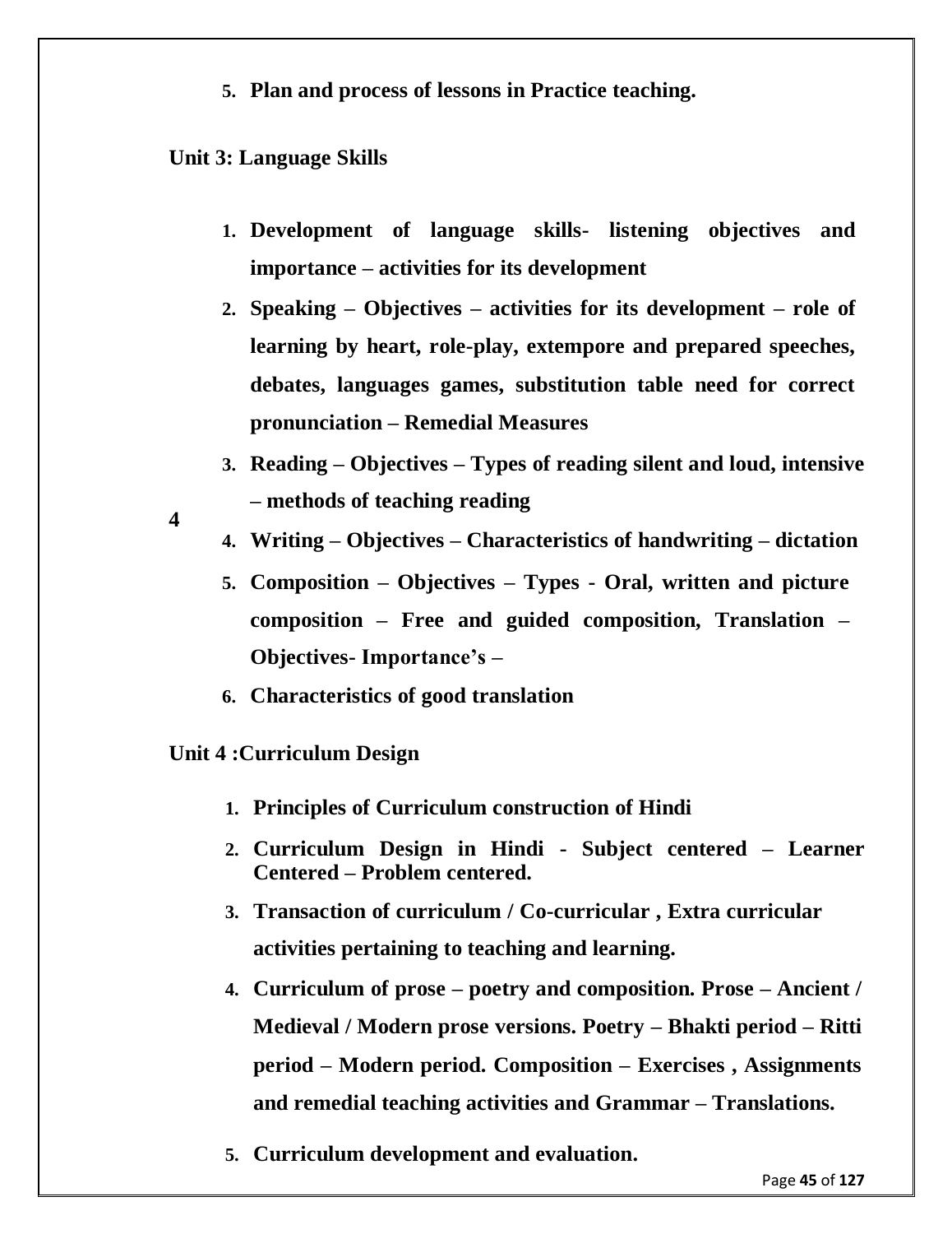5. **Plan and process of lessons in Practice teaching.**

**Unit 3: Language Skills**

**4**

1. **Development of language skills- listening objectives and importance – activities for its development**
2. **Speaking – Objectives – activities for its development – role of learning by heart, role-play, extempore and prepared speeches, debates, languages games, substitution table need for correct pronunciation – Remedial Measures**
3. **Reading – Objectives – Types of reading silent and loud, intensive – methods of teaching reading**
4. **Writing – Objectives – Characteristics of handwriting – dictation**
5. **Composition – Objectives – Types - Oral, written and picture composition – Free and guided composition, Translation – Objectives- Importance's –**
6. **Characteristics of good translation**

**Unit 4 :Curriculum Design**

1. **Principles of Curriculum construction of Hindi**
2. **Curriculum Design in Hindi - Subject centered – Learner Centered – Problem centered.**
3. **Transaction of curriculum / Co-curricular , Extra curricular activities pertaining to teaching and learning.**
4. **Curriculum of prose – poetry and composition. Prose – Ancient / Medieval / Modern prose versions. Poetry – Bhakti period – Ritti period – Modern period. Composition – Exercises , Assignments and remedial teaching activities and Grammar – Translations.**
5. **Curriculum development and evaluation.**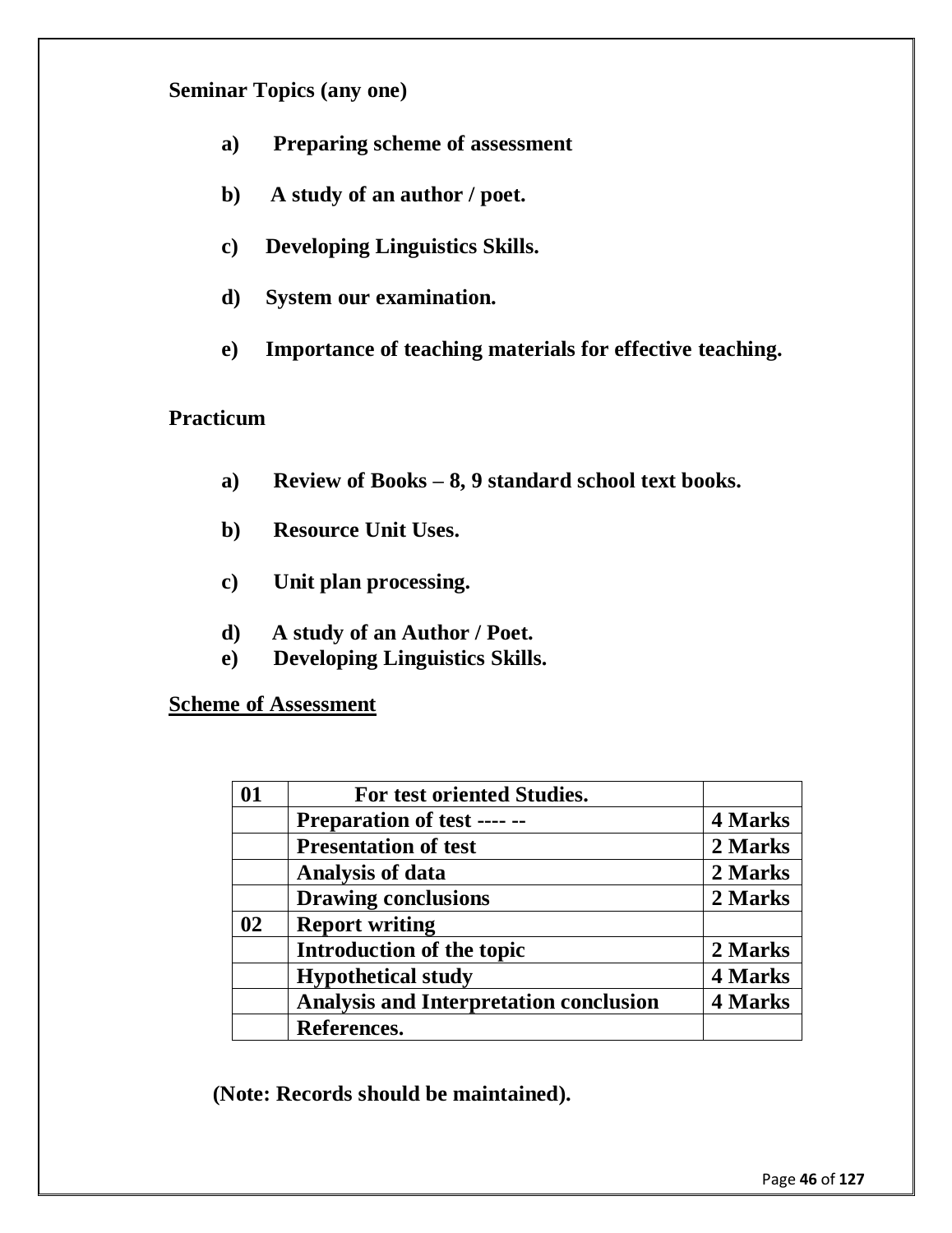**Seminar Topics (any one)**

- **a) Preparing scheme of assessment**
- **b) A study of an author / poet.**
- **c) Developing Linguistics Skills.**
- **d) System our examination.**
- **e) Importance of teaching materials for effective teaching.**

**Practicum**

- **a) Review of Books – 8, 9 standard school text books.**
- **b) Resource Unit Uses.**
- **c) Unit plan processing.**
- **d) A study of an Author / Poet.**
- **e) Developing Linguistics Skills.**

**Scheme of Assessment**

| 01 | For test oriented Studies. | |
|---|---|---|
| | Preparation of test ---- -- | 4 Marks |
| | Presentation of test | 2 Marks |
| | Analysis of data | 2 Marks |
| | Drawing conclusions | 2 Marks |
| 02 | Report writing | |
| | Introduction of the topic | 2 Marks |
| | Hypothetical study | 4 Marks |
| | Analysis and Interpretation conclusion | 4 Marks |
| | References. | |

**(Note: Records should be maintained).**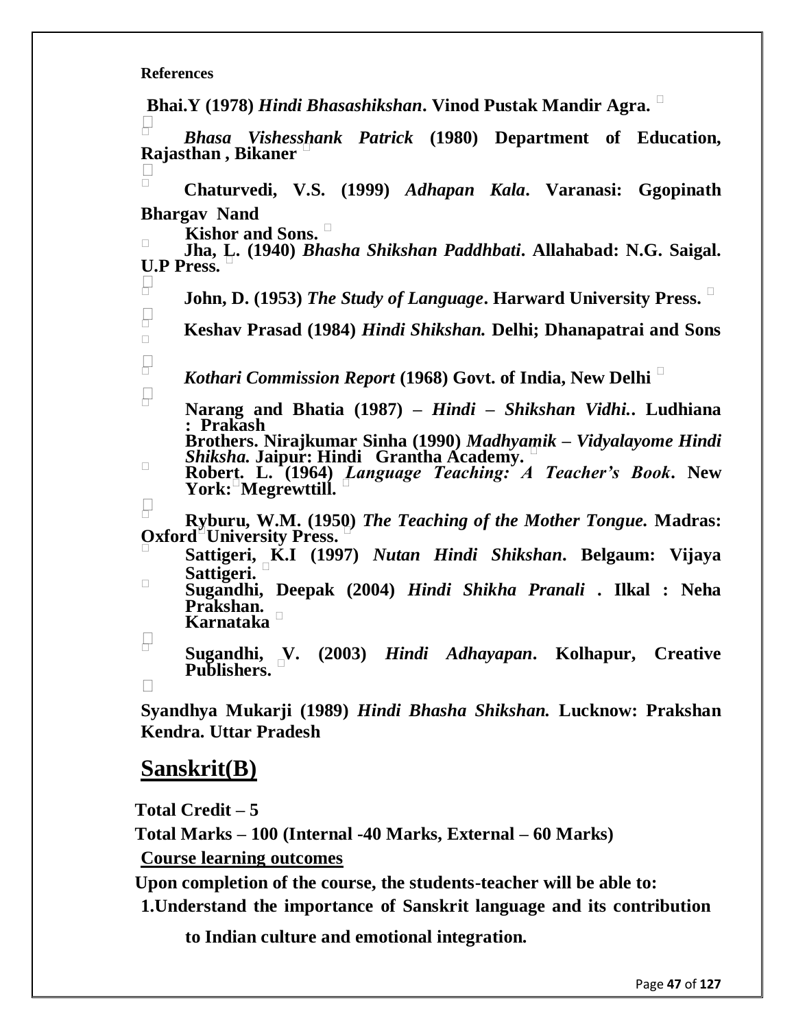**References**

**Bhai.Y (1978)** ***Hindi Bhasashikshan*****. Vinod Pustak Mandir Agra.**

***Bhasa Vishesshank Patrick*** **(1980) Department of Education, Rajasthan , Bikaner**

**Chaturvedi, V.S. (1999)** ***Adhapan Kala*****. Varanasi: Ggopinath Bhargav Nand Kishor and Sons.**

**Jha, L. (1940)** ***Bhasha Shikshan Paddhbati*****. Allahabad: N.G. Saigal. U.P Press.**

**John, D. (1953)** ***The Study of Language*****. Harward University Press.**

**Keshav Prasad (1984)** ***Hindi Shikshan.*** **Delhi; Dhanapatrai and Sons**

***Kothari Commission Report*** **(1968) Govt. of India, New Delhi**

**Narang and Bhatia (1987) –** ***Hindi – Shikshan Vidhi.*****. Ludhiana : Prakash Brothers. Nirajkumar Sinha (1990)** ***Madhyamik – Vidyalayome Hindi Shiksha.*** **Jaipur: Hindi Grantha Academy.**

**Robert. L. (1964)** ***Language Teaching: A Teacher's Book*****. New York: Megrewttill.**

**Ryburu, W.M. (1950)** ***The Teaching of the Mother Tongue.*** **Madras: Oxford University Press.**

**Sattigeri, K.I (1997)** ***Nutan Hindi Shikshan*****. Belgaum: Vijaya Sattigeri.**

**Sugandhi, Deepak (2004)** ***Hindi Shikha Pranali*** **. Ilkal : Neha Prakshan. Karnataka**

**Sugandhi, V. (2003)** ***Hindi Adhayapan*****. Kolhapur, Creative Publishers.**

**Syandhya Mukarji (1989)** ***Hindi Bhasha Shikshan.*** **Lucknow: Prakshan Kendra. Uttar Pradesh**

## Sanskrit(B)

**Total Credit – 5**

**Total Marks – 100 (Internal -40 Marks, External – 60 Marks)**

**Course learning outcomes**

**Upon completion of the course, the students-teacher will be able to:**

**1.Understand the importance of Sanskrit language and its contribution to Indian culture and emotional integration.**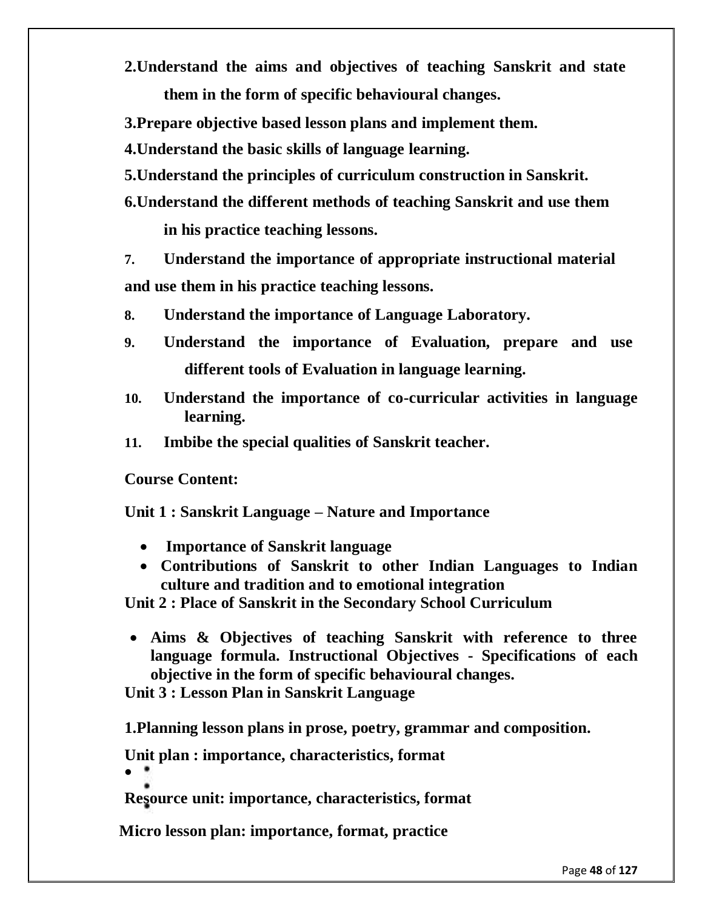2. Understand the aims and objectives of teaching Sanskrit and state them in the form of specific behavioural changes.
3. Prepare objective based lesson plans and implement them.
4. Understand the basic skills of language learning.
5. Understand the principles of curriculum construction in Sanskrit.
6. Understand the different methods of teaching Sanskrit and use them in his practice teaching lessons.
7. Understand the importance of appropriate instructional material and use them in his practice teaching lessons.
8. Understand the importance of Language Laboratory.
9. Understand the importance of Evaluation, prepare and use different tools of Evaluation in language learning.
10. Understand the importance of co-curricular activities in language learning.
11. Imbibe the special qualities of Sanskrit teacher.

**Course Content:**

**Unit 1 : Sanskrit Language – Nature and Importance**

- **Importance of Sanskrit language**
- **Contributions of Sanskrit to other Indian Languages to Indian culture and tradition and to emotional integration**

**Unit 2 : Place of Sanskrit in the Secondary School Curriculum**

- **Aims & Objectives of teaching Sanskrit with reference to three language formula. Instructional Objectives - Specifications of each objective in the form of specific behavioural changes.**

**Unit 3 : Lesson Plan in Sanskrit Language**

**1. Planning lesson plans in prose, poetry, grammar and composition.**

**Unit plan : importance, characteristics, format**

**Resource unit: importance, characteristics, format**

**Micro lesson plan: importance, format, practice**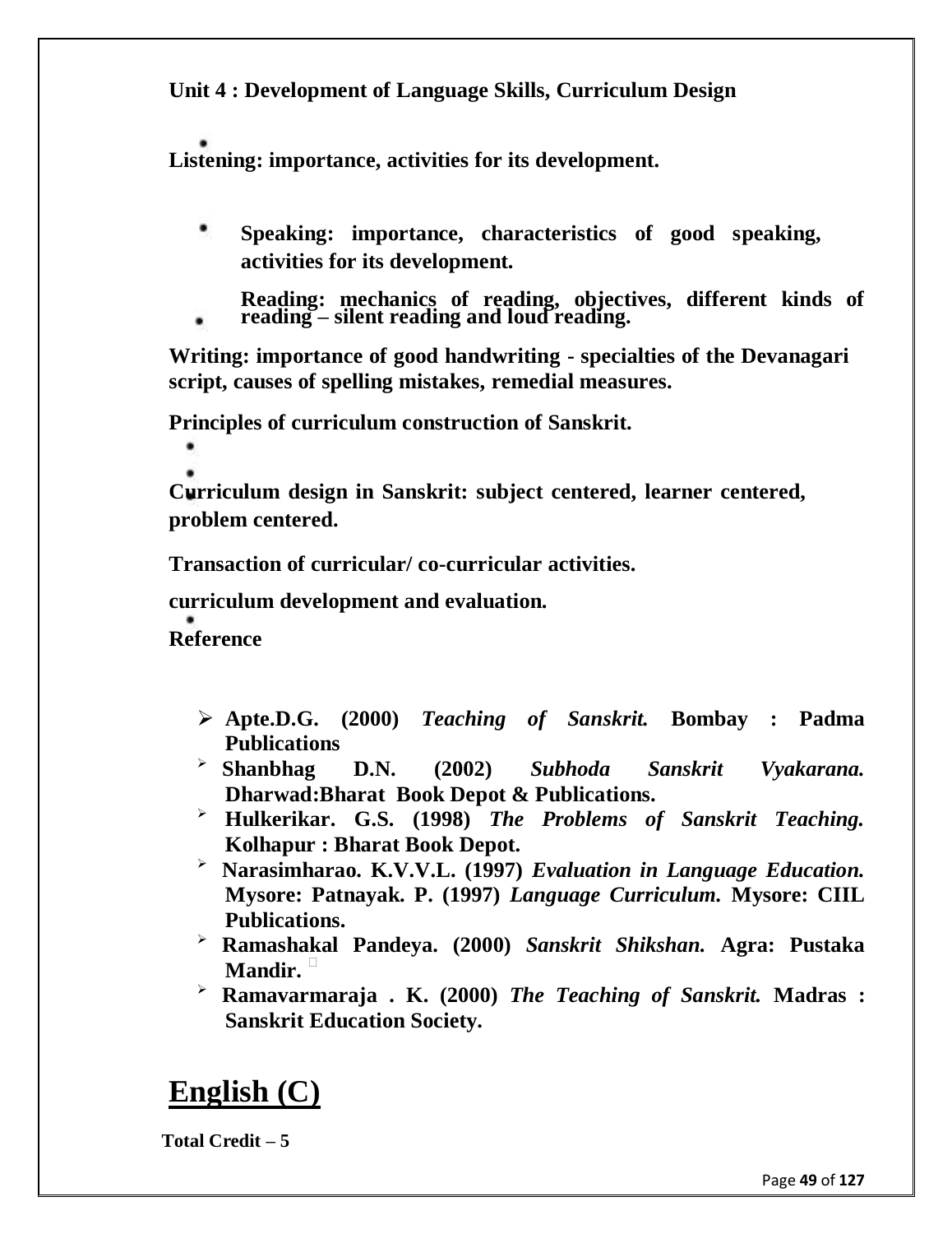**Unit 4 : Development of Language Skills, Curriculum Design**

- **Listening: importance, activities for its development.**
- **Speaking: importance, characteristics of good speaking, activities for its development.**
- **Reading: mechanics of reading, objectives, different kinds of reading – silent reading and loud reading.**
- **Writing: importance of good handwriting - specialties of the Devanagari script, causes of spelling mistakes, remedial measures.**
- **Principles of curriculum construction of Sanskrit.**
- **Curriculum design in Sanskrit: subject centered, learner centered, problem centered.**
- **Transaction of curricular/ co-curricular activities.**
- **curriculum development and evaluation.**

**Reference**

- **Apte.D.G. (2000)** ***Teaching of Sanskrit.*** **Bombay : Padma Publications**
- **Shanbhag D.N. (2002)** ***Subhoda Sanskrit Vyakarana.*** **Dharwad:Bharat Book Depot & Publications.**
- **Hulkerikar. G.S. (1998)** ***The Problems of Sanskrit Teaching.*** **Kolhapur : Bharat Book Depot.**
- **Narasimharao. K.V.V.L. (1997)** ***Evaluation in Language Education.*** **Mysore: Patnayak. P. (1997)** ***Language Curriculum.*** **Mysore: CIIL Publications.**
- **Ramashakal Pandeya. (2000)** ***Sanskrit Shikshan.*** **Agra: Pustaka Mandir.**
- **Ramavarmaraja . K. (2000)** ***The Teaching of Sanskrit.*** **Madras : Sanskrit Education Society.**

# English (C)

**Total Credit – 5**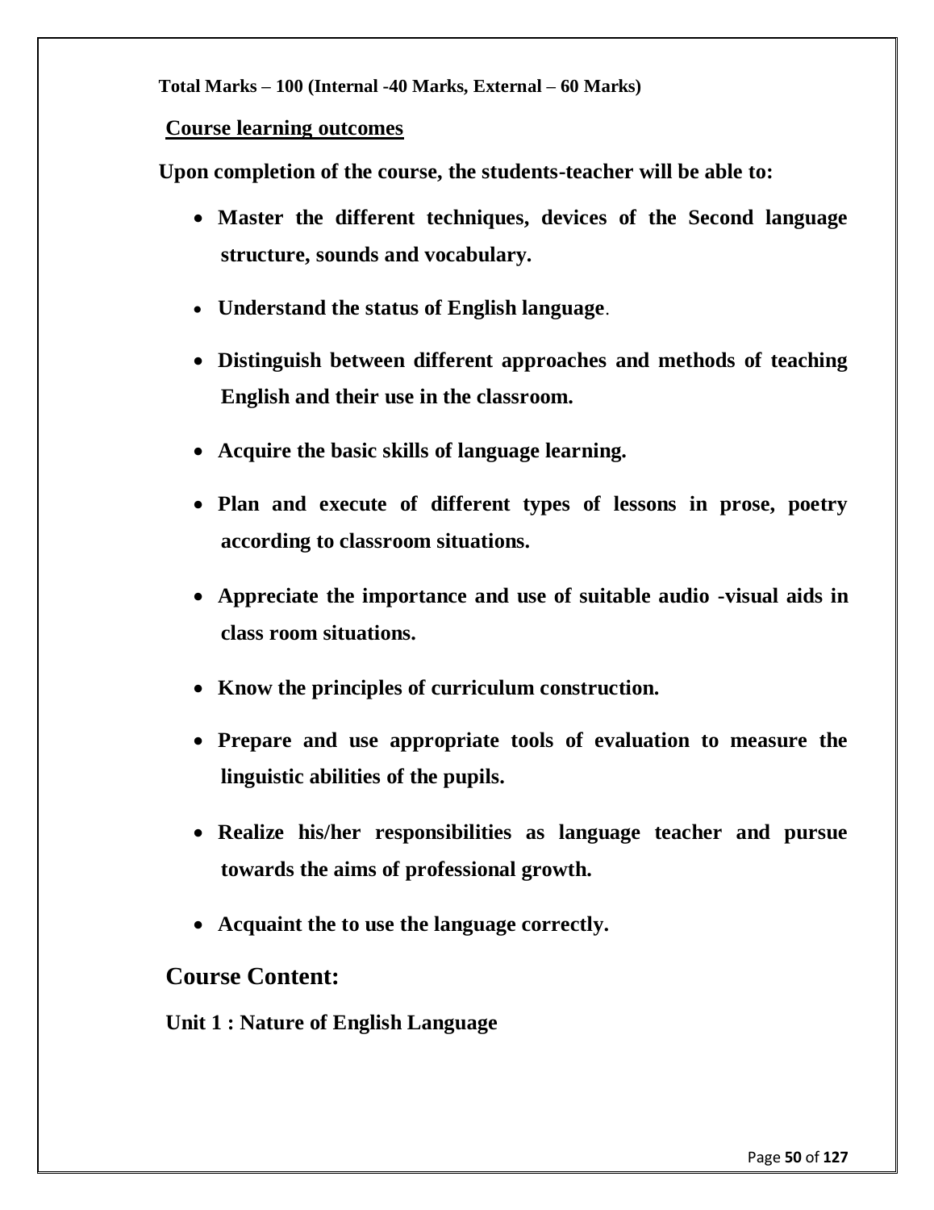**Total Marks – 100 (Internal -40 Marks, External – 60 Marks)**

**Course learning outcomes**

**Upon completion of the course, the students-teacher will be able to:**

- **Master the different techniques, devices of the Second language structure, sounds and vocabulary.**
- **Understand the status of English language**.
- **Distinguish between different approaches and methods of teaching English and their use in the classroom.**
- **Acquire the basic skills of language learning.**
- **Plan and execute of different types of lessons in prose, poetry according to classroom situations.**
- **Appreciate the importance and use of suitable audio -visual aids in class room situations.**
- **Know the principles of curriculum construction.**
- **Prepare and use appropriate tools of evaluation to measure the linguistic abilities of the pupils.**
- **Realize his/her responsibilities as language teacher and pursue towards the aims of professional growth.**
- **Acquaint the to use the language correctly.**

## Course Content:

**Unit 1 : Nature of English Language**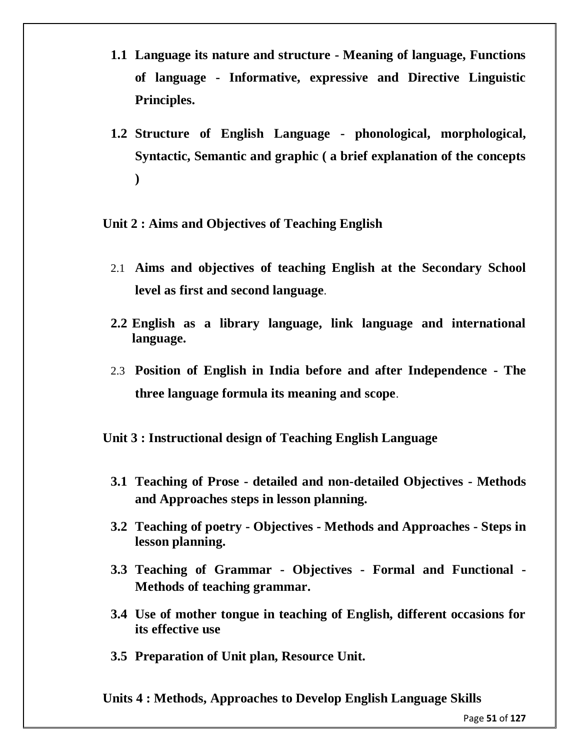**1.1 Language its nature and structure - Meaning of language, Functions of language - Informative, expressive and Directive Linguistic Principles.**

**1.2 Structure of English Language - phonological, morphological, Syntactic, Semantic and graphic ( a brief explanation of the concepts )**

**Unit 2 : Aims and Objectives of Teaching English**

2.1 **Aims and objectives of teaching English at the Secondary School level as first and second language**.

**2.2 English as a library language, link language and international language.**

2.3 **Position of English in India before and after Independence - The three language formula its meaning and scope**.

**Unit 3 : Instructional design of Teaching English Language**

**3.1 Teaching of Prose - detailed and non-detailed Objectives - Methods and Approaches steps in lesson planning.**

**3.2 Teaching of poetry - Objectives - Methods and Approaches - Steps in lesson planning.**

**3.3 Teaching of Grammar - Objectives - Formal and Functional - Methods of teaching grammar.**

**3.4 Use of mother tongue in teaching of English, different occasions for its effective use**

**3.5 Preparation of Unit plan, Resource Unit.**

**Units 4 : Methods, Approaches to Develop English Language Skills**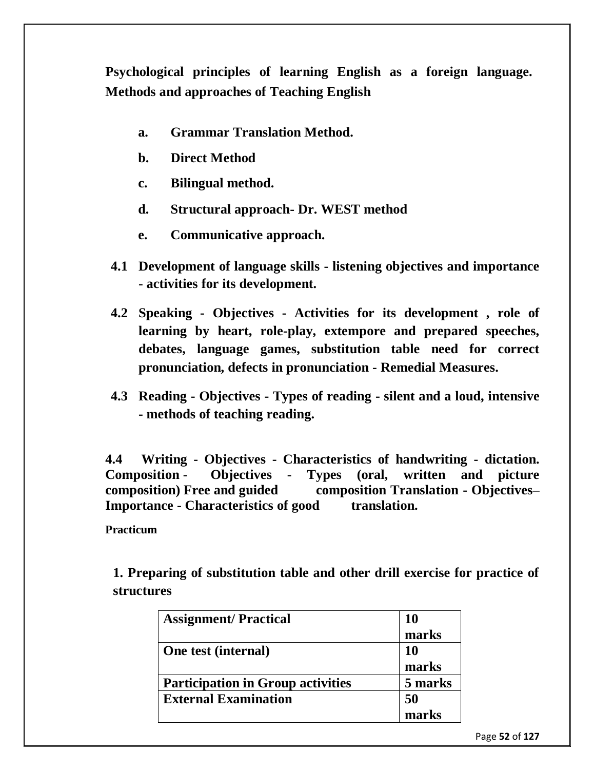**Psychological principles of learning English as a foreign language. Methods and approaches of Teaching English**

- **a. Grammar Translation Method.**
- **b. Direct Method**
- **c. Bilingual method.**
- **d. Structural approach- Dr. WEST method**
- **e. Communicative approach.**

**4.1 Development of language skills - listening objectives and importance - activities for its development.**

**4.2 Speaking - Objectives - Activities for its development , role of learning by heart, role-play, extempore and prepared speeches, debates, language games, substitution table need for correct pronunciation, defects in pronunciation - Remedial Measures.**

**4.3 Reading - Objectives - Types of reading - silent and a loud, intensive - methods of teaching reading.**

**4.4 Writing - Objectives - Characteristics of handwriting - dictation. Composition - Objectives - Types (oral, written and picture composition) Free and guided composition Translation - Objectives– Importance - Characteristics of good translation.**

**Practicum**

**1. Preparing of substitution table and other drill exercise for practice of structures**

| Assignment/ Practical | 10 marks |
|---|---|
| One test (internal) | 10 marks |
| Participation in Group activities | 5 marks |
| External Examination | 50 marks |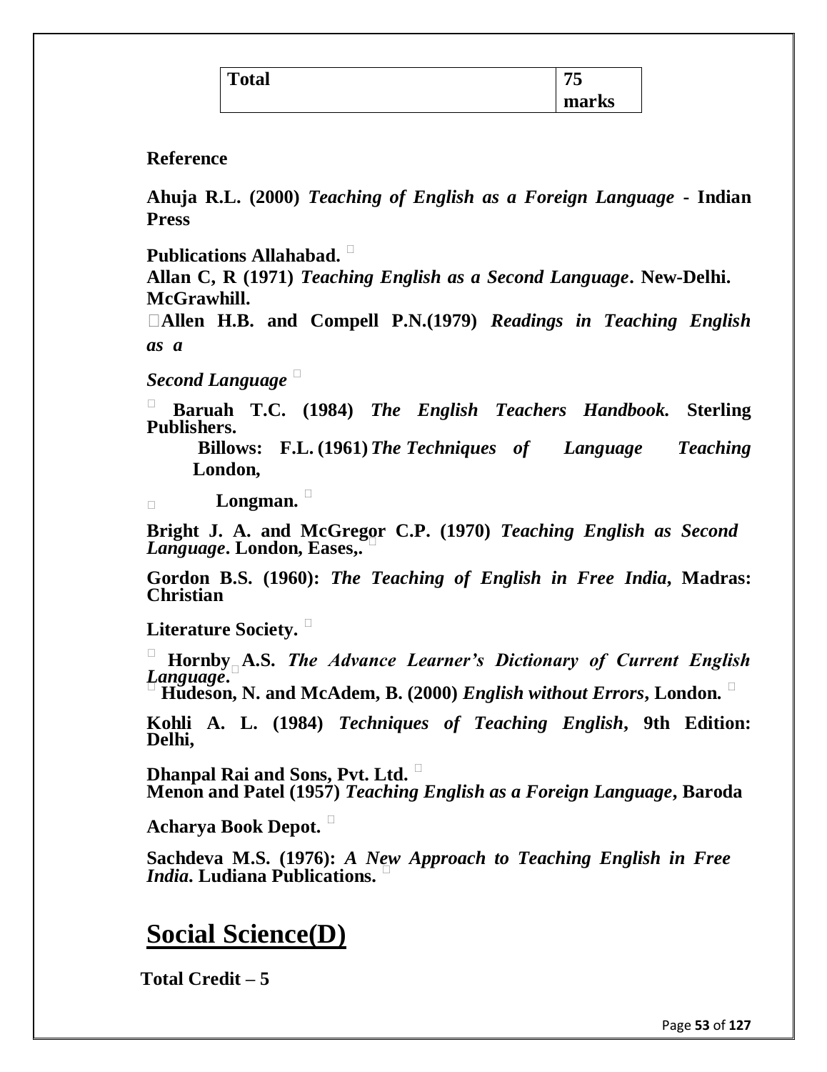| **Total** | **75 marks** |
|---|---|

**Reference**

**Ahuja R.L. (2000)** ***Teaching of English as a Foreign Language*** **- Indian Press Publications Allahabad.**

**Allan C, R (1971)** ***Teaching English as a Second Language*****. New-Delhi. McGrawhill.**

**Allen H.B. and Compell P.N.(1979)** ***Readings in Teaching English as a Second Language***

**Baruah T.C. (1984)** ***The English Teachers Handbook.*** **Sterling Publishers.**

**Billows: F.L. (1961)** ***The Techniques of Language Teaching*** **London, Longman.**

**Bright J. A. and McGregor C.P. (1970)** ***Teaching English as Second Language*****. London, Eases,.**

**Gordon B.S. (1960):** ***The Teaching of English in Free India*****, Madras: Christian Literature Society.**

**Hornby A.S.** ***The Advance Learner's Dictionary of Current English Language*****.**

**Hudeson, N. and McAdem, B. (2000)** ***English without Errors*****, London.**

**Kohli A. L. (1984)** ***Techniques of Teaching English*****, 9th Edition: Delhi, Dhanpal Rai and Sons, Pvt. Ltd.**

**Menon and Patel (1957)** ***Teaching English as a Foreign Language*****, Baroda Acharya Book Depot.**

**Sachdeva M.S. (1976):** ***A New Approach to Teaching English in Free India*****. Ludiana Publications.**

# Social Science(D)

**Total Credit – 5**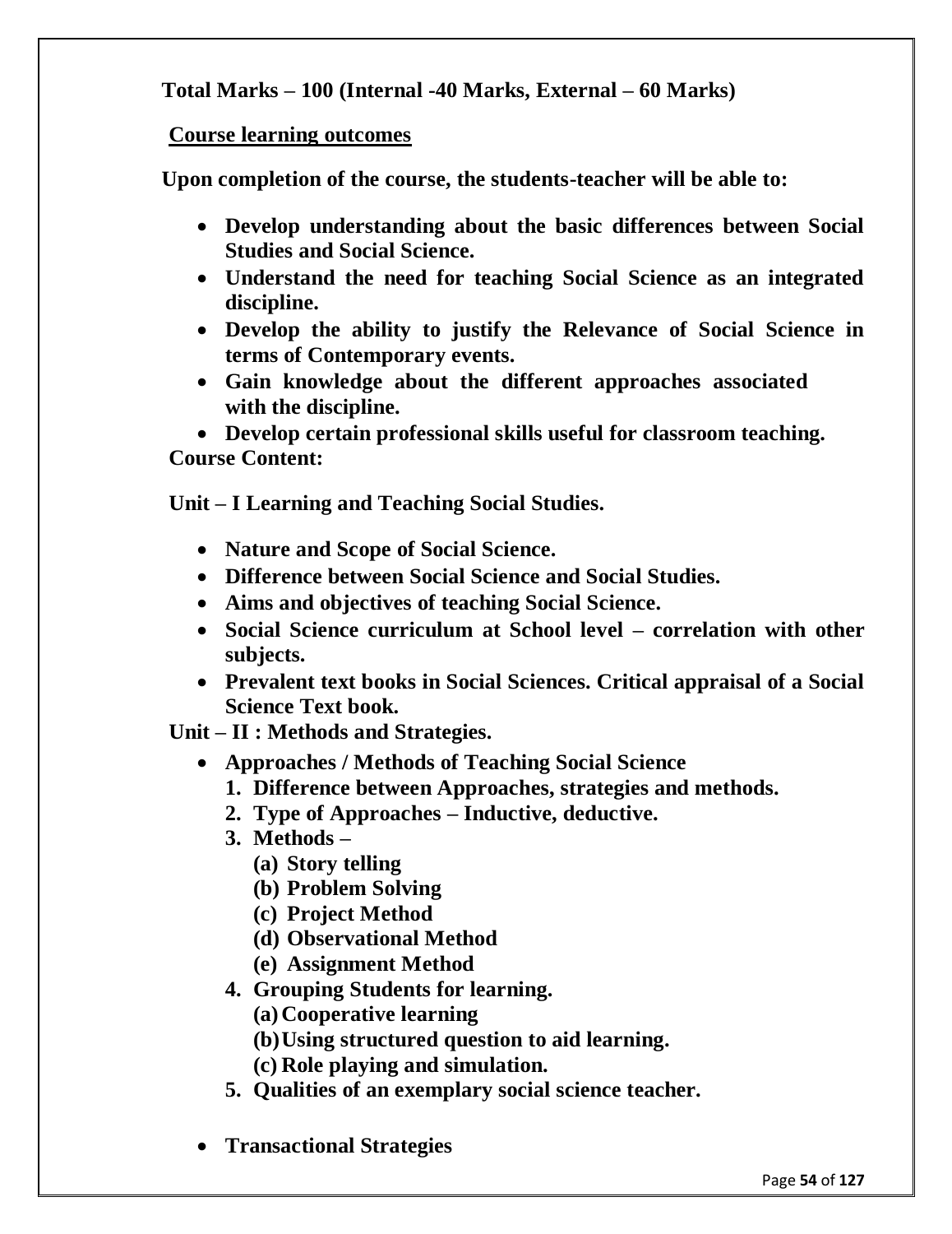**Total Marks – 100 (Internal -40 Marks, External – 60 Marks)**

**Course learning outcomes**

**Upon completion of the course, the students-teacher will be able to:**

- **Develop understanding about the basic differences between Social Studies and Social Science.**
- **Understand the need for teaching Social Science as an integrated discipline.**
- **Develop the ability to justify the Relevance of Social Science in terms of Contemporary events.**
- **Gain knowledge about the different approaches associated with the discipline.**
- **Develop certain professional skills useful for classroom teaching.**

**Course Content:**

**Unit – I Learning and Teaching Social Studies.**

- **Nature and Scope of Social Science.**
- **Difference between Social Science and Social Studies.**
- **Aims and objectives of teaching Social Science.**
- **Social Science curriculum at School level – correlation with other subjects.**
- **Prevalent text books in Social Sciences. Critical appraisal of a Social Science Text book.**

**Unit – II : Methods and Strategies.**

- **Approaches / Methods of Teaching Social Science**
  1. **Difference between Approaches, strategies and methods.**
  2. **Type of Approaches – Inductive, deductive.**
  3. **Methods –**
     - **(a) Story telling**
     - **(b) Problem Solving**
     - **(c) Project Method**
     - **(d) Observational Method**
     - **(e) Assignment Method**
  4. **Grouping Students for learning.**
     - **(a) Cooperative learning**
     - **(b) Using structured question to aid learning.**
     - **(c) Role playing and simulation.**
  5. **Qualities of an exemplary social science teacher.**

- **Transactional Strategies**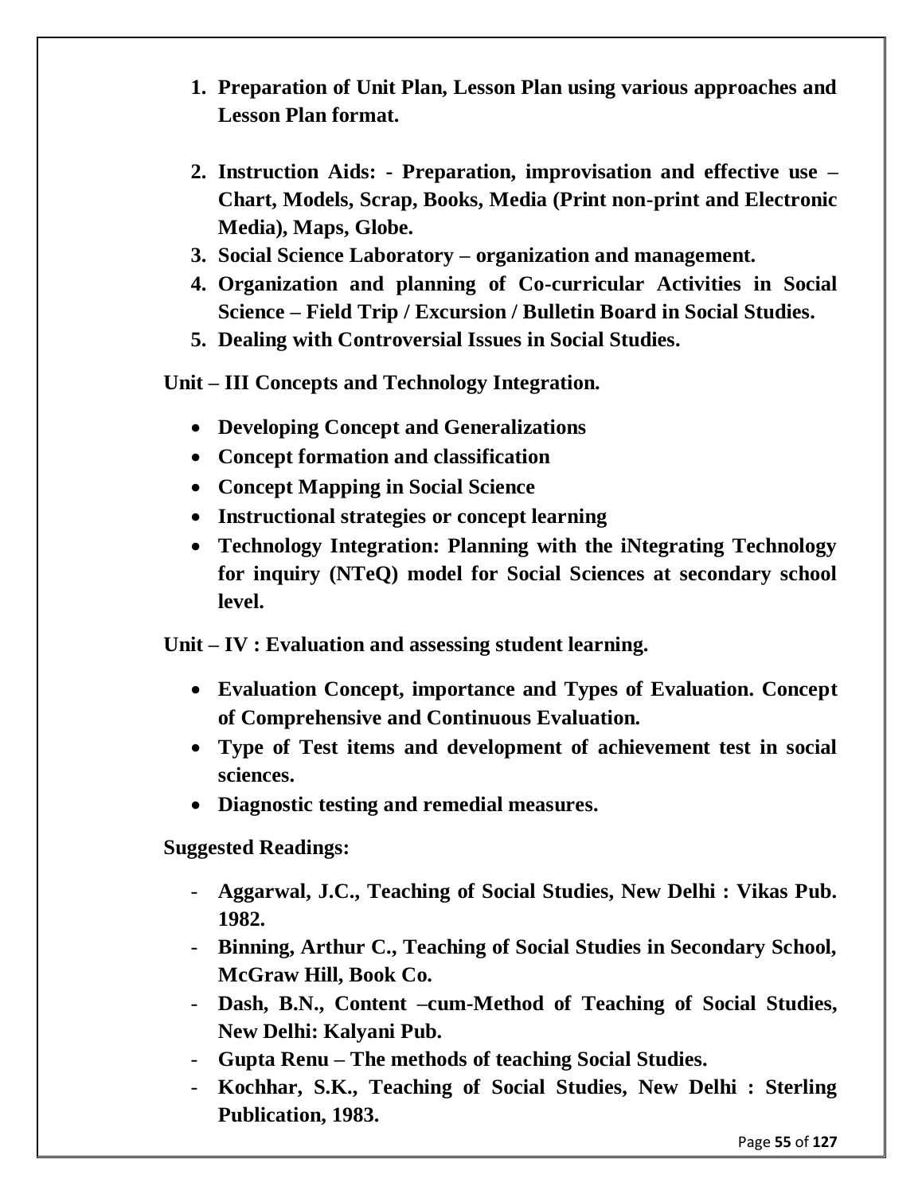1. **Preparation of Unit Plan, Lesson Plan using various approaches and Lesson Plan format.**

2. **Instruction Aids: - Preparation, improvisation and effective use – Chart, Models, Scrap, Books, Media (Print non-print and Electronic Media), Maps, Globe.**
3. **Social Science Laboratory – organization and management.**
4. **Organization and planning of Co-curricular Activities in Social Science – Field Trip / Excursion / Bulletin Board in Social Studies.**
5. **Dealing with Controversial Issues in Social Studies.**

**Unit – III Concepts and Technology Integration.**

- **Developing Concept and Generalizations**
- **Concept formation and classification**
- **Concept Mapping in Social Science**
- **Instructional strategies or concept learning**
- **Technology Integration: Planning with the iNtegrating Technology for inquiry (NTeQ) model for Social Sciences at secondary school level.**

**Unit – IV : Evaluation and assessing student learning.**

- **Evaluation Concept, importance and Types of Evaluation. Concept of Comprehensive and Continuous Evaluation.**
- **Type of Test items and development of achievement test in social sciences.**
- **Diagnostic testing and remedial measures.**

**Suggested Readings:**

- **Aggarwal, J.C., Teaching of Social Studies, New Delhi : Vikas Pub. 1982.**
- **Binning, Arthur C., Teaching of Social Studies in Secondary School, McGraw Hill, Book Co.**
- **Dash, B.N., Content –cum-Method of Teaching of Social Studies, New Delhi: Kalyani Pub.**
- **Gupta Renu – The methods of teaching Social Studies.**
- **Kochhar, S.K., Teaching of Social Studies, New Delhi : Sterling Publication, 1983.**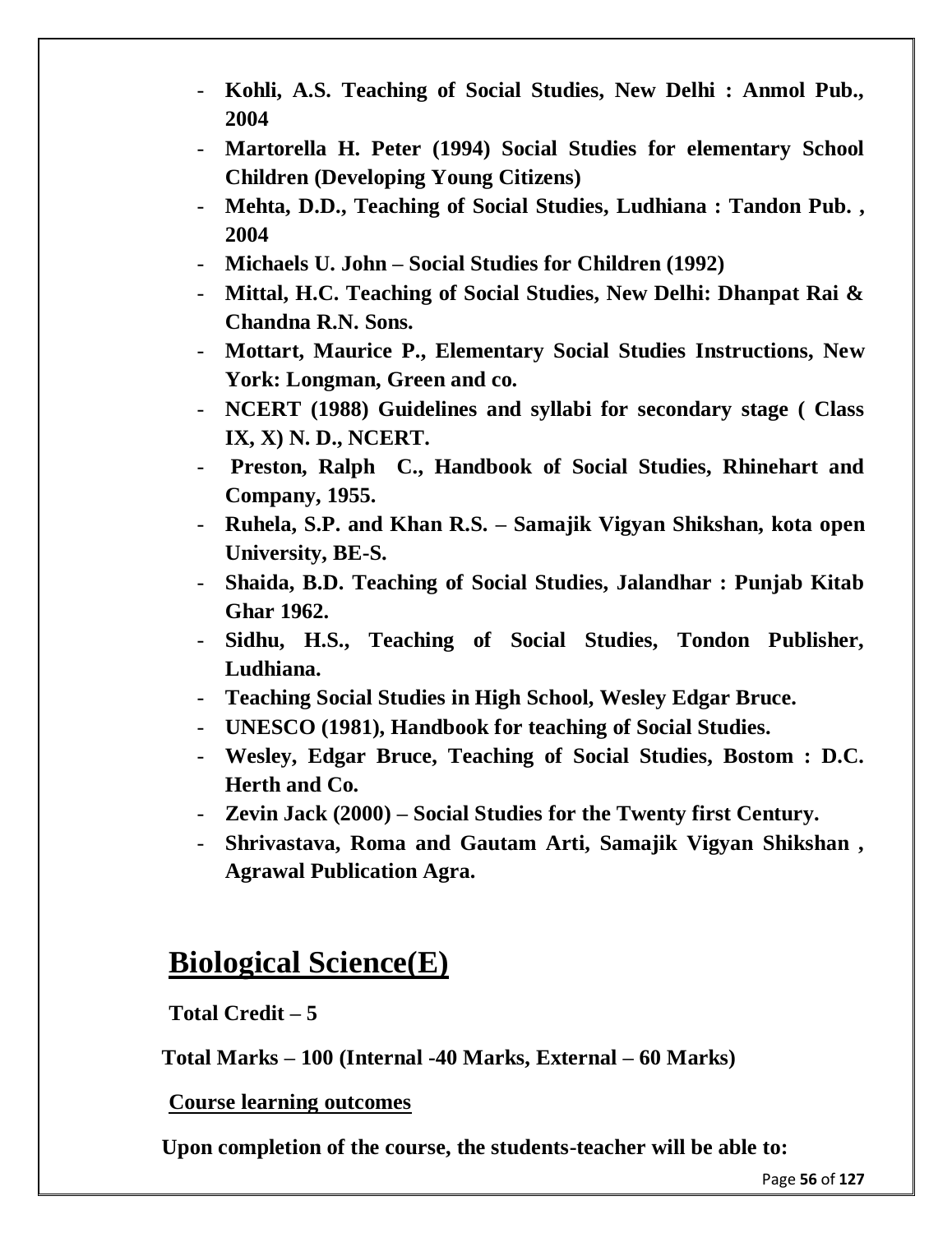- **Kohli, A.S. Teaching of Social Studies, New Delhi : Anmol Pub., 2004**
- **Martorella H. Peter (1994) Social Studies for elementary School Children (Developing Young Citizens)**
- **Mehta, D.D., Teaching of Social Studies, Ludhiana : Tandon Pub. , 2004**
- **Michaels U. John – Social Studies for Children (1992)**
- **Mittal, H.C. Teaching of Social Studies, New Delhi: Dhanpat Rai & Chandna R.N. Sons.**
- **Mottart, Maurice P., Elementary Social Studies Instructions, New York: Longman, Green and co.**
- **NCERT (1988) Guidelines and syllabi for secondary stage ( Class IX, X) N. D., NCERT.**
- **Preston, Ralph C., Handbook of Social Studies, Rhinehart and Company, 1955.**
- **Ruhela, S.P. and Khan R.S. – Samajik Vigyan Shikshan, kota open University, BE-S.**
- **Shaida, B.D. Teaching of Social Studies, Jalandhar : Punjab Kitab Ghar 1962.**
- **Sidhu, H.S., Teaching of Social Studies, Tondon Publisher, Ludhiana.**
- **Teaching Social Studies in High School, Wesley Edgar Bruce.**
- **UNESCO (1981), Handbook for teaching of Social Studies.**
- **Wesley, Edgar Bruce, Teaching of Social Studies, Bostom : D.C. Herth and Co.**
- **Zevin Jack (2000) – Social Studies for the Twenty first Century.**
- **Shrivastava, Roma and Gautam Arti, Samajik Vigyan Shikshan , Agrawal Publication Agra.**

# Biological Science(E)

**Total Credit – 5**

**Total Marks – 100 (Internal -40 Marks, External – 60 Marks)**

**Course learning outcomes**

**Upon completion of the course, the students-teacher will be able to:**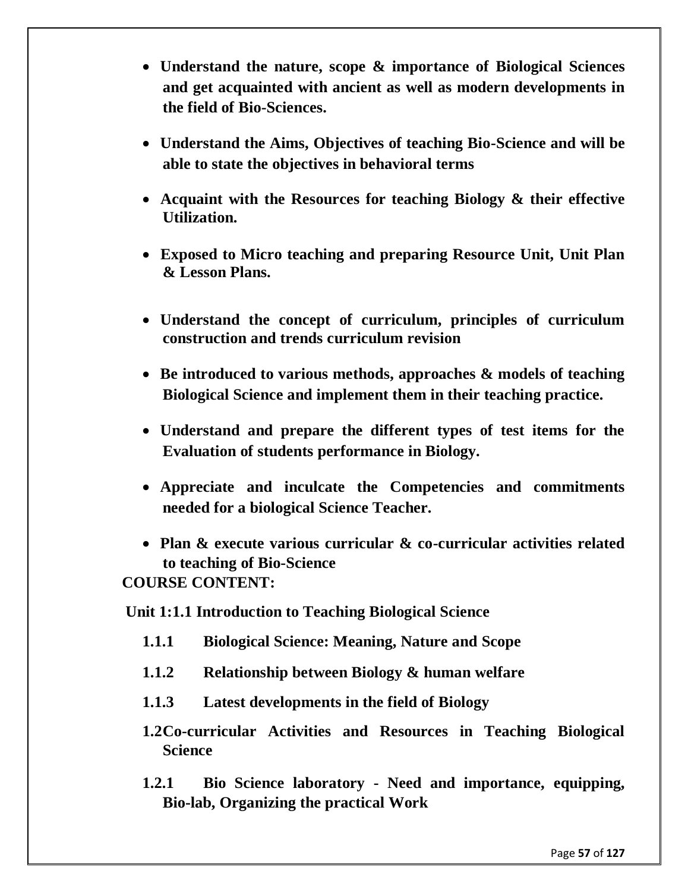- **Understand the nature, scope & importance of Biological Sciences and get acquainted with ancient as well as modern developments in the field of Bio-Sciences.**
- **Understand the Aims, Objectives of teaching Bio-Science and will be able to state the objectives in behavioral terms**
- **Acquaint with the Resources for teaching Biology & their effective Utilization.**
- **Exposed to Micro teaching and preparing Resource Unit, Unit Plan & Lesson Plans.**
- **Understand the concept of curriculum, principles of curriculum construction and trends curriculum revision**
- **Be introduced to various methods, approaches & models of teaching Biological Science and implement them in their teaching practice.**
- **Understand and prepare the different types of test items for the Evaluation of students performance in Biology.**
- **Appreciate and inculcate the Competencies and commitments needed for a biological Science Teacher.**
- **Plan & execute various curricular & co-curricular activities related to teaching of Bio-Science**

**COURSE CONTENT:**

**Unit 1:1.1 Introduction to Teaching Biological Science**

**1.1.1 Biological Science: Meaning, Nature and Scope**

**1.1.2 Relationship between Biology & human welfare**

**1.1.3 Latest developments in the field of Biology**

**1.2Co-curricular Activities and Resources in Teaching Biological Science**

**1.2.1 Bio Science laboratory - Need and importance, equipping, Bio-lab, Organizing the practical Work**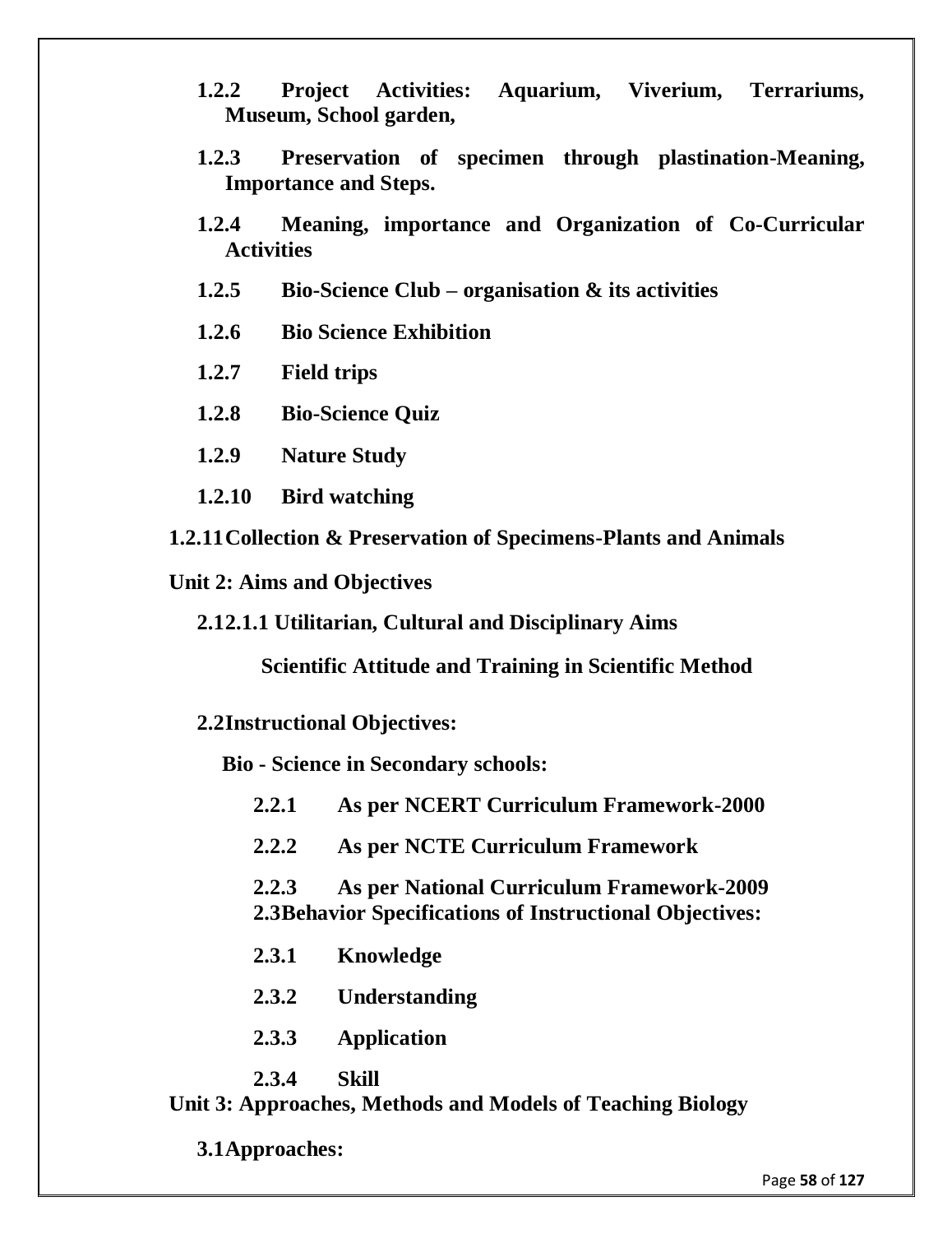**1.2.2 Project Activities: Aquarium, Viverium, Terrariums, Museum, School garden,**

**1.2.3 Preservation of specimen through plastination-Meaning, Importance and Steps.**

**1.2.4 Meaning, importance and Organization of Co-Curricular Activities**

**1.2.5 Bio-Science Club – organisation & its activities**

**1.2.6 Bio Science Exhibition**

**1.2.7 Field trips**

**1.2.8 Bio-Science Quiz**

**1.2.9 Nature Study**

**1.2.10 Bird watching**

**1.2.11 Collection & Preservation of Specimens-Plants and Animals**

## Unit 2: Aims and Objectives

**2.12.1.1 Utilitarian, Cultural and Disciplinary Aims**

**Scientific Attitude and Training in Scientific Method**

**2.2 Instructional Objectives:**

**Bio - Science in Secondary schools:**

**2.2.1 As per NCERT Curriculum Framework-2000**

**2.2.2 As per NCTE Curriculum Framework**

**2.2.3 As per National Curriculum Framework-2009**

**2.3 Behavior Specifications of Instructional Objectives:**

**2.3.1 Knowledge**

**2.3.2 Understanding**

**2.3.3 Application**

**2.3.4 Skill**

## Unit 3: Approaches, Methods and Models of Teaching Biology

**3.1 Approaches:**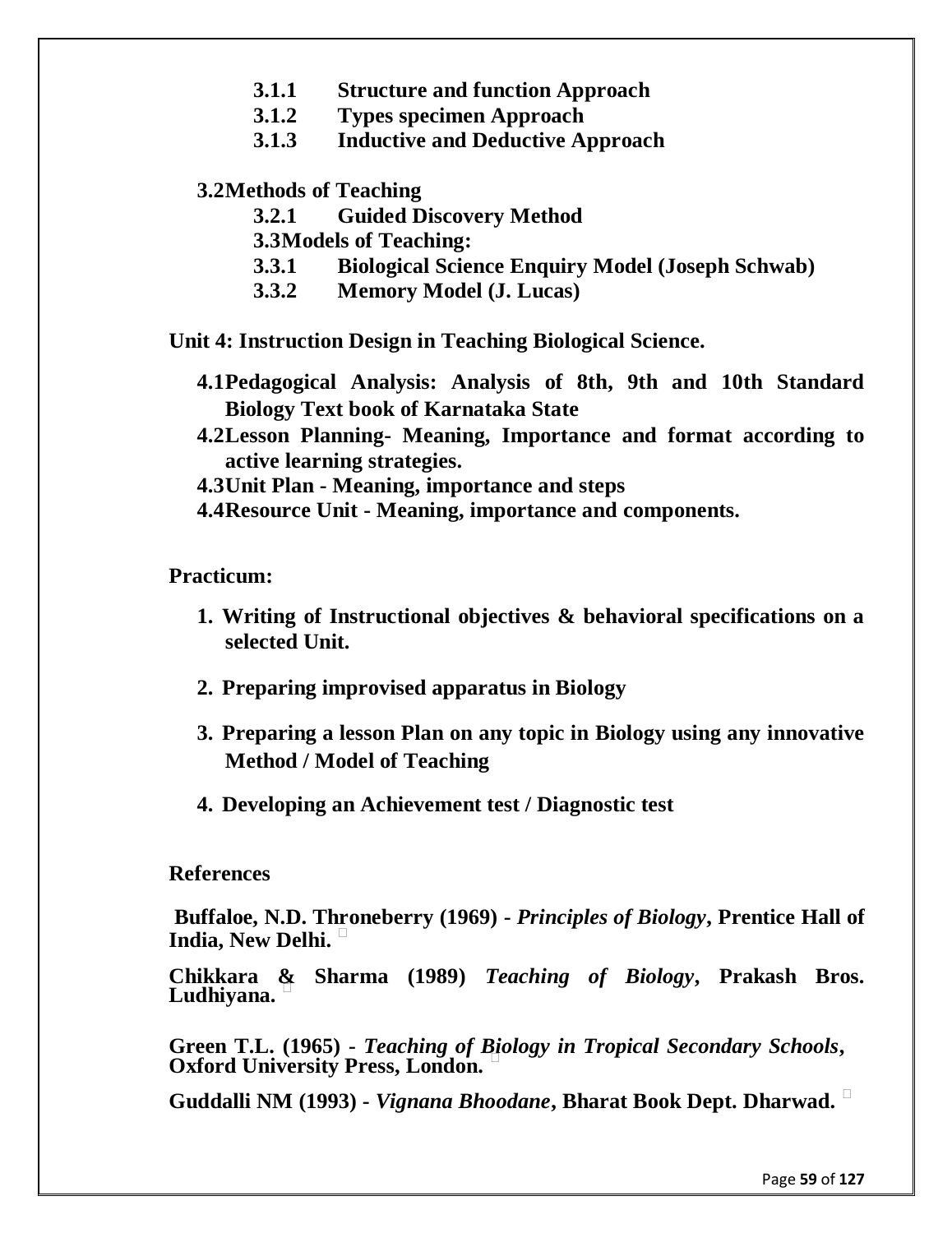**3.1.1 Structure and function Approach**

**3.1.2 Types specimen Approach**

**3.1.3 Inductive and Deductive Approach**

**3.2 Methods of Teaching**

**3.2.1 Guided Discovery Method**

**3.3 Models of Teaching:**

**3.3.1 Biological Science Enquiry Model (Joseph Schwab)**

**3.3.2 Memory Model (J. Lucas)**

**Unit 4: Instruction Design in Teaching Biological Science.**

**4.1 Pedagogical Analysis: Analysis of 8th, 9th and 10th Standard Biology Text book of Karnataka State**

**4.2 Lesson Planning- Meaning, Importance and format according to active learning strategies.**

**4.3 Unit Plan - Meaning, importance and steps**

**4.4 Resource Unit - Meaning, importance and components.**

**Practicum:**

1. **Writing of Instructional objectives & behavioral specifications on a selected Unit.**
2. **Preparing improvised apparatus in Biology**
3. **Preparing a lesson Plan on any topic in Biology using any innovative Method / Model of Teaching**
4. **Developing an Achievement test / Diagnostic test**

**References**

**Buffaloe, N.D. Throneberry (1969) -** ***Principles of Biology*****, Prentice Hall of India, New Delhi.**

**Chikkara & Sharma (1989)** ***Teaching of Biology*****, Prakash Bros. Ludhiyana.**

**Green T.L. (1965) -** ***Teaching of Biology in Tropical Secondary Schools*****, Oxford University Press, London.**

**Guddalli NM (1993) -** ***Vignana Bhoodane*****, Bharat Book Dept. Dharwad.**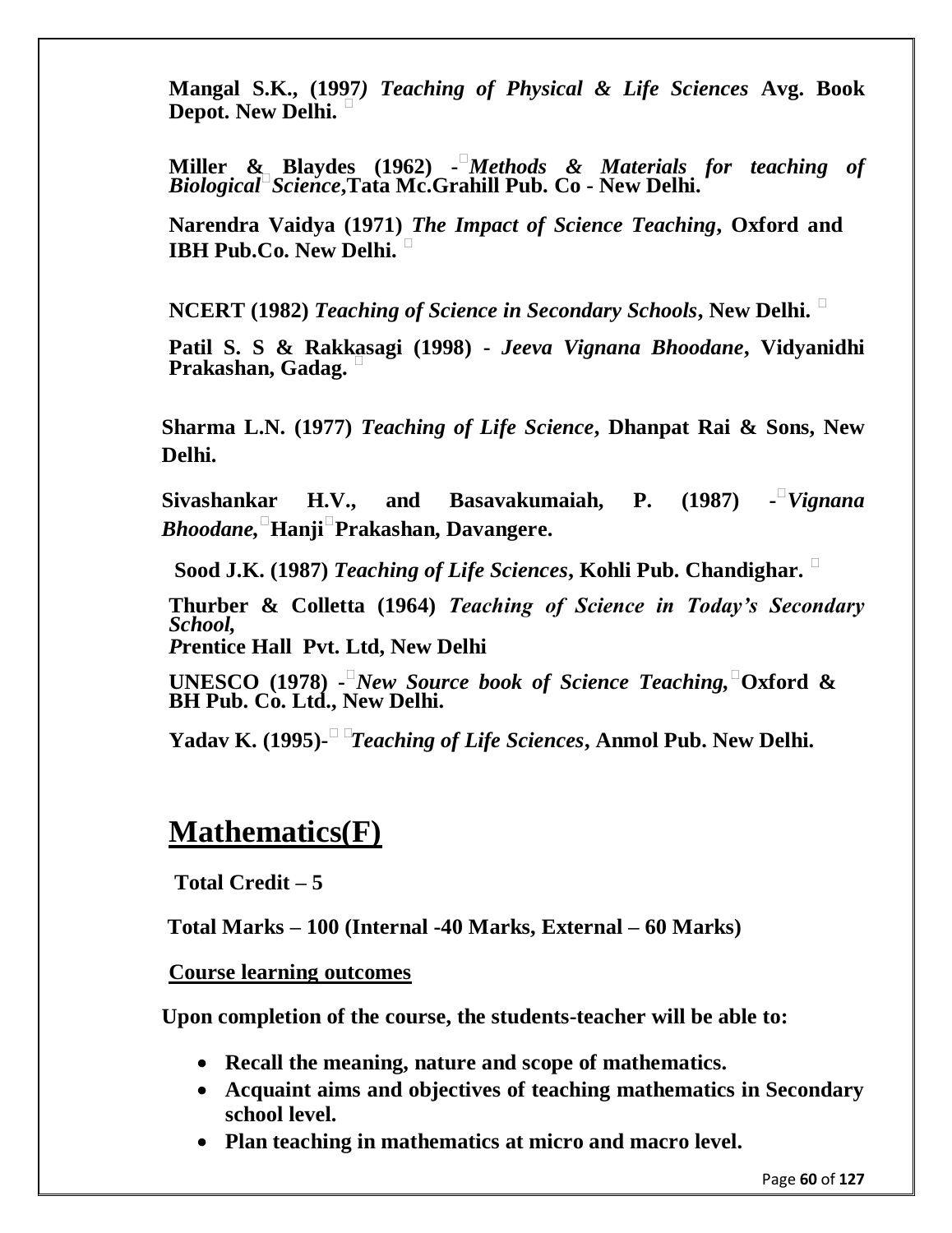**Mangal S.K., (1997) *Teaching of Physical & Life Sciences* Avg. Book Depot. New Delhi.**

**Miller & Blaydes (1962) - *Methods & Materials for teaching of Biological Science*, Tata Mc.Grahill Pub. Co - New Delhi.**

**Narendra Vaidya (1971) *The Impact of Science Teaching*, Oxford and IBH Pub.Co. New Delhi.**

**NCERT (1982) *Teaching of Science in Secondary Schools*, New Delhi.**

**Patil S. S & Rakkasagi (1998) - *Jeeva Vignana Bhoodane*, Vidyanidhi Prakashan, Gadag.**

**Sharma L.N. (1977) *Teaching of Life Science*, Dhanpat Rai & Sons, New Delhi.**

**Sivashankar H.V., and Basavakumaiah, P. (1987) - *Vignana Bhoodane*, Hanji Prakashan, Davangere.**

**Sood J.K. (1987) *Teaching of Life Sciences*, Kohli Pub. Chandighar.**

**Thurber & Colletta (1964) *Teaching of Science in Today's Secondary School*, Prentice Hall Pvt. Ltd, New Delhi**

**UNESCO (1978) - *New Source book of Science Teaching*, Oxford & BH Pub. Co. Ltd., New Delhi.**

**Yadav K. (1995)- *Teaching of Life Sciences*, Anmol Pub. New Delhi.**

# Mathematics(F)

**Total Credit – 5**

**Total Marks – 100 (Internal -40 Marks, External – 60 Marks)**

**Course learning outcomes**

**Upon completion of the course, the students-teacher will be able to:**

- **Recall the meaning, nature and scope of mathematics.**
- **Acquaint aims and objectives of teaching mathematics in Secondary school level.**
- **Plan teaching in mathematics at micro and macro level.**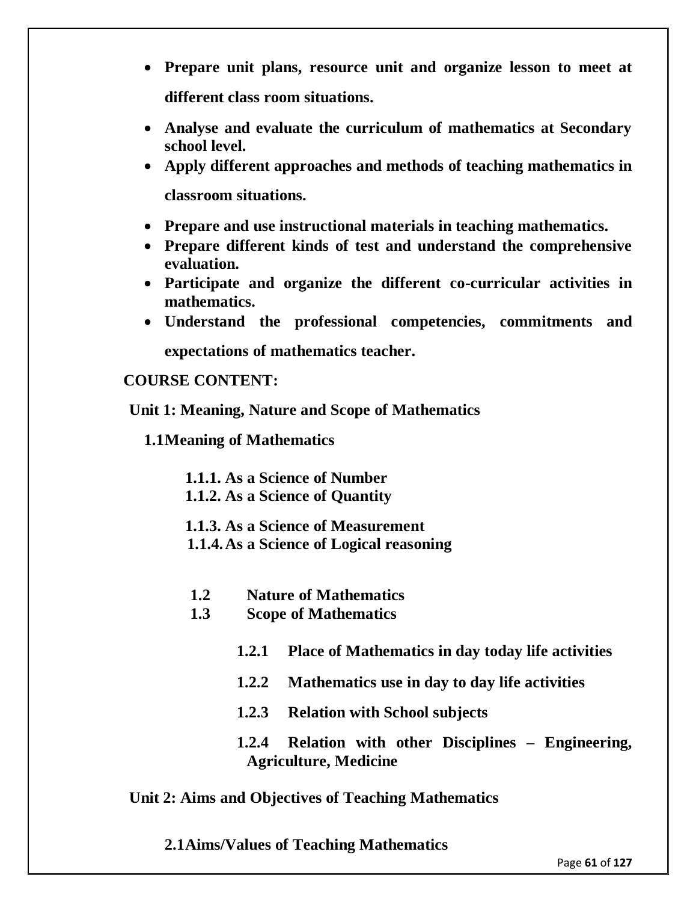- **Prepare unit plans, resource unit and organize lesson to meet at different class room situations.**
- **Analyse and evaluate the curriculum of mathematics at Secondary school level.**
- **Apply different approaches and methods of teaching mathematics in classroom situations.**
- **Prepare and use instructional materials in teaching mathematics.**
- **Prepare different kinds of test and understand the comprehensive evaluation.**
- **Participate and organize the different co-curricular activities in mathematics.**
- **Understand the professional competencies, commitments and expectations of mathematics teacher.**

**COURSE CONTENT:**

**Unit 1: Meaning, Nature and Scope of Mathematics**

**1.1Meaning of Mathematics**

**1.1.1. As a Science of Number**
**1.1.2. As a Science of Quantity**

**1.1.3. As a Science of Measurement**
**1.1.4. As a Science of Logical reasoning**

**1.2 Nature of Mathematics**
**1.3 Scope of Mathematics**

**1.2.1 Place of Mathematics in day today life activities**

**1.2.2 Mathematics use in day to day life activities**

**1.2.3 Relation with School subjects**

**1.2.4 Relation with other Disciplines – Engineering, Agriculture, Medicine**

**Unit 2: Aims and Objectives of Teaching Mathematics**

**2.1Aims/Values of Teaching Mathematics**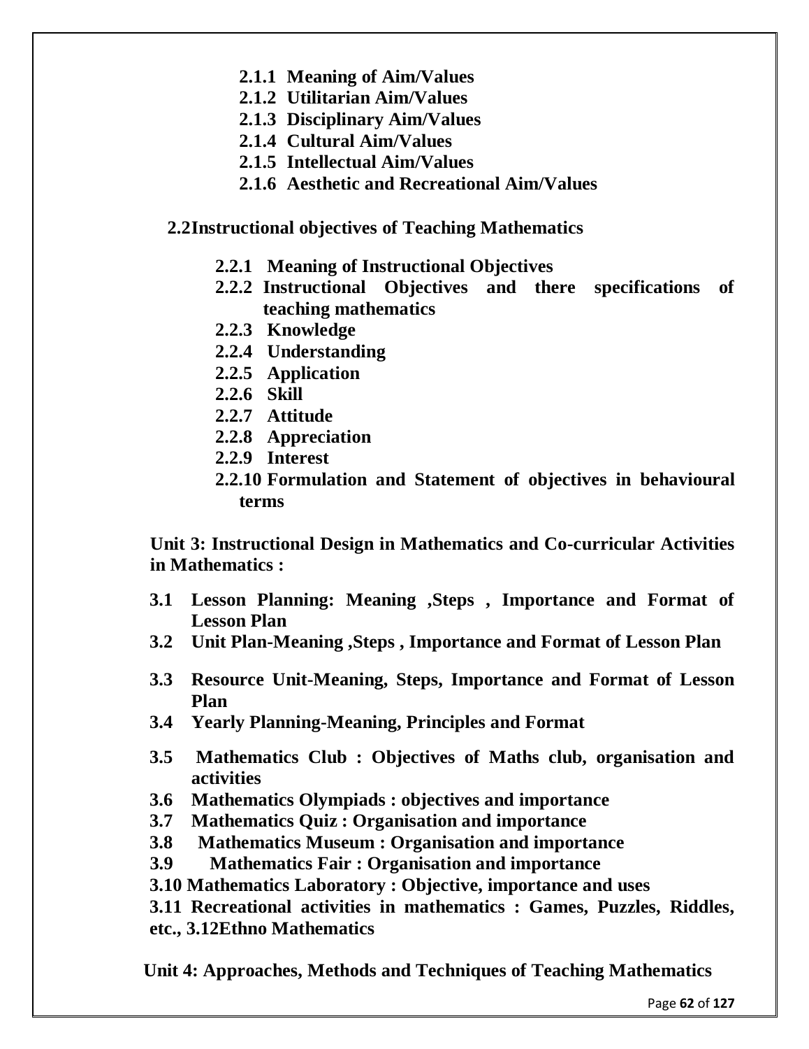- **2.1.1 Meaning of Aim/Values**
- **2.1.2 Utilitarian Aim/Values**
- **2.1.3 Disciplinary Aim/Values**
- **2.1.4 Cultural Aim/Values**
- **2.1.5 Intellectual Aim/Values**
- **2.1.6 Aesthetic and Recreational Aim/Values**

**2.2Instructional objectives of Teaching Mathematics**

- **2.2.1 Meaning of Instructional Objectives**
- **2.2.2 Instructional Objectives and there specifications of teaching mathematics**
- **2.2.3 Knowledge**
- **2.2.4 Understanding**
- **2.2.5 Application**
- **2.2.6 Skill**
- **2.2.7 Attitude**
- **2.2.8 Appreciation**
- **2.2.9 Interest**
- **2.2.10 Formulation and Statement of objectives in behavioural terms**

**Unit 3: Instructional Design in Mathematics and Co-curricular Activities in Mathematics :**

- **3.1 Lesson Planning: Meaning ,Steps , Importance and Format of Lesson Plan**
- **3.2 Unit Plan-Meaning ,Steps , Importance and Format of Lesson Plan**
- **3.3 Resource Unit-Meaning, Steps, Importance and Format of Lesson Plan**
- **3.4 Yearly Planning-Meaning, Principles and Format**
- **3.5 Mathematics Club : Objectives of Maths club, organisation and activities**
- **3.6 Mathematics Olympiads : objectives and importance**
- **3.7 Mathematics Quiz : Organisation and importance**
- **3.8 Mathematics Museum : Organisation and importance**
- **3.9 Mathematics Fair : Organisation and importance**
- **3.10 Mathematics Laboratory : Objective, importance and uses**
- **3.11 Recreational activities in mathematics : Games, Puzzles, Riddles, etc., 3.12Ethno Mathematics**

**Unit 4: Approaches, Methods and Techniques of Teaching Mathematics**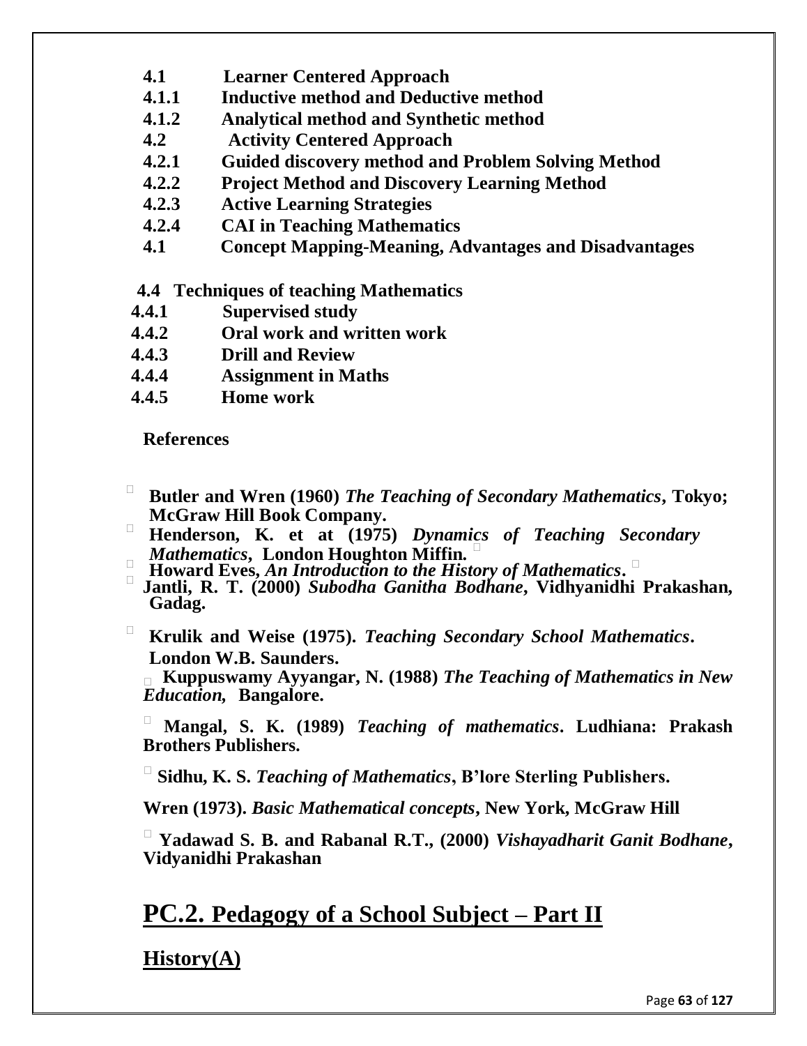**4.1 Learner Centered Approach**

**4.1.1 Inductive method and Deductive method**

**4.1.2 Analytical method and Synthetic method**

**4.2 Activity Centered Approach**

**4.2.1 Guided discovery method and Problem Solving Method**

**4.2.2 Project Method and Discovery Learning Method**

**4.2.3 Active Learning Strategies**

**4.2.4 CAI in Teaching Mathematics**

**4.1 Concept Mapping-Meaning, Advantages and Disadvantages**

**4.4 Techniques of teaching Mathematics**

**4.4.1 Supervised study**

**4.4.2 Oral work and written work**

**4.4.3 Drill and Review**

**4.4.4 Assignment in Maths**

**4.4.5 Home work**

**References**

- **Butler and Wren (1960)** ***The Teaching of Secondary Mathematics*****, Tokyo; McGraw Hill Book Company.**
- **Henderson, K. et at (1975)** ***Dynamics of Teaching Secondary Mathematics*****, London Houghton Miffin.**
- **Howard Eves,** ***An Introduction to the History of Mathematics*****.**
- **Jantli, R. T. (2000)** ***Subodha Ganitha Bodhane*****, Vidhyanidhi Prakashan, Gadag.**
- **Krulik and Weise (1975).** ***Teaching Secondary School Mathematics*****. London W.B. Saunders.**
- **Kuppuswamy Ayyangar, N. (1988)** ***The Teaching of Mathematics in New Education*****, Bangalore.**
- **Mangal, S. K. (1989)** ***Teaching of mathematics*****. Ludhiana: Prakash Brothers Publishers.**
- **Sidhu, K. S.** ***Teaching of Mathematics*****, B'lore Sterling Publishers.**

**Wren (1973).** ***Basic Mathematical concepts*****, New York, McGraw Hill**

- **Yadawad S. B. and Rabanal R.T., (2000)** ***Vishayadharit Ganit Bodhane*****, Vidyanidhi Prakashan**

## PC.2. Pedagogy of a School Subject – Part II

### History(A)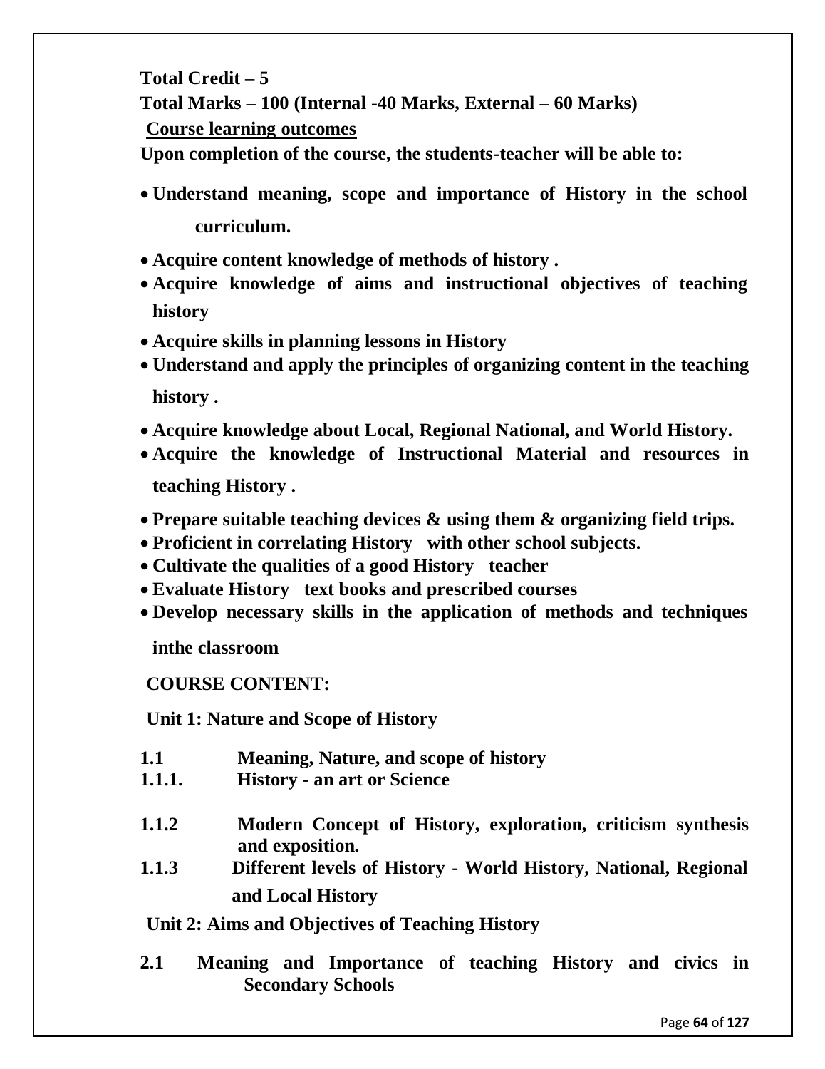**Total Credit – 5**

**Total Marks – 100 (Internal -40 Marks, External – 60 Marks)**

**Course learning outcomes**

**Upon completion of the course, the students-teacher will be able to:**

- **Understand meaning, scope and importance of History in the school curriculum.**
- **Acquire content knowledge of methods of history .**
- **Acquire knowledge of aims and instructional objectives of teaching history**
- **Acquire skills in planning lessons in History**
- **Understand and apply the principles of organizing content in the teaching history .**
- **Acquire knowledge about Local, Regional National, and World History.**
- **Acquire the knowledge of Instructional Material and resources in teaching History .**
- **Prepare suitable teaching devices & using them & organizing field trips.**
- **Proficient in correlating History with other school subjects.**
- **Cultivate the qualities of a good History teacher**
- **Evaluate History text books and prescribed courses**
- **Develop necessary skills in the application of methods and techniques inthe classroom**

**COURSE CONTENT:**

**Unit 1: Nature and Scope of History**

**1.1 Meaning, Nature, and scope of history**

**1.1.1. History - an art or Science**

**1.1.2 Modern Concept of History, exploration, criticism synthesis and exposition.**

**1.1.3 Different levels of History - World History, National, Regional and Local History**

**Unit 2: Aims and Objectives of Teaching History**

**2.1 Meaning and Importance of teaching History and civics in Secondary Schools**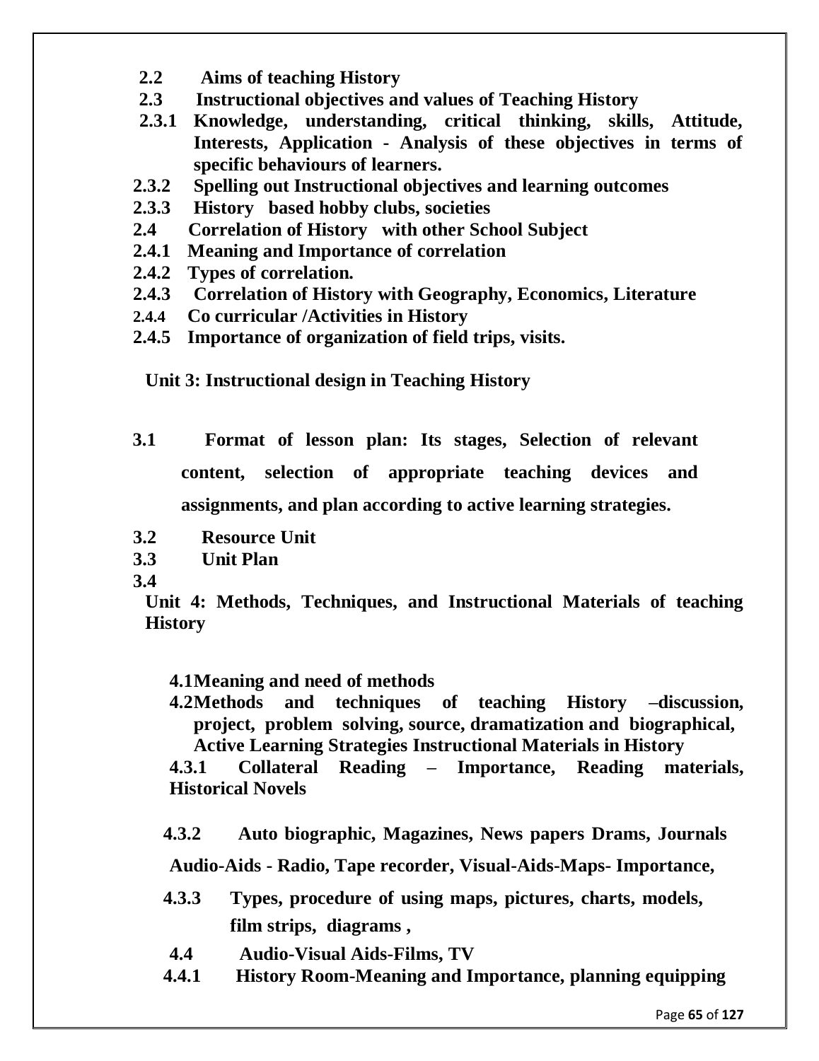**2.2 Aims of teaching History**

**2.3 Instructional objectives and values of Teaching History**

**2.3.1 Knowledge, understanding, critical thinking, skills, Attitude, Interests, Application - Analysis of these objectives in terms of specific behaviours of learners.**

**2.3.2 Spelling out Instructional objectives and learning outcomes**

**2.3.3 History based hobby clubs, societies**

**2.4 Correlation of History with other School Subject**

**2.4.1 Meaning and Importance of correlation**

**2.4.2 Types of correlation.**

**2.4.3 Correlation of History with Geography, Economics, Literature**

**2.4.4 Co curricular /Activities in History**

**2.4.5 Importance of organization of field trips, visits.**

## Unit 3: Instructional design in Teaching History

**3.1 Format of lesson plan: Its stages, Selection of relevant content, selection of appropriate teaching devices and assignments, and plan according to active learning strategies.**

**3.2 Resource Unit**

**3.3 Unit Plan**

**3.4**

## Unit 4: Methods, Techniques, and Instructional Materials of teaching History

**4.1 Meaning and need of methods**

**4.2 Methods and techniques of teaching History –discussion, project, problem solving, source, dramatization and biographical, Active Learning Strategies Instructional Materials in History**

**4.3.1 Collateral Reading – Importance, Reading materials, Historical Novels**

**4.3.2 Auto biographic, Magazines, News papers Drams, Journals**

**Audio-Aids - Radio, Tape recorder, Visual-Aids-Maps- Importance,**

**4.3.3 Types, procedure of using maps, pictures, charts, models, film strips, diagrams ,**

**4.4 Audio-Visual Aids-Films, TV**

**4.4.1 History Room-Meaning and Importance, planning equipping**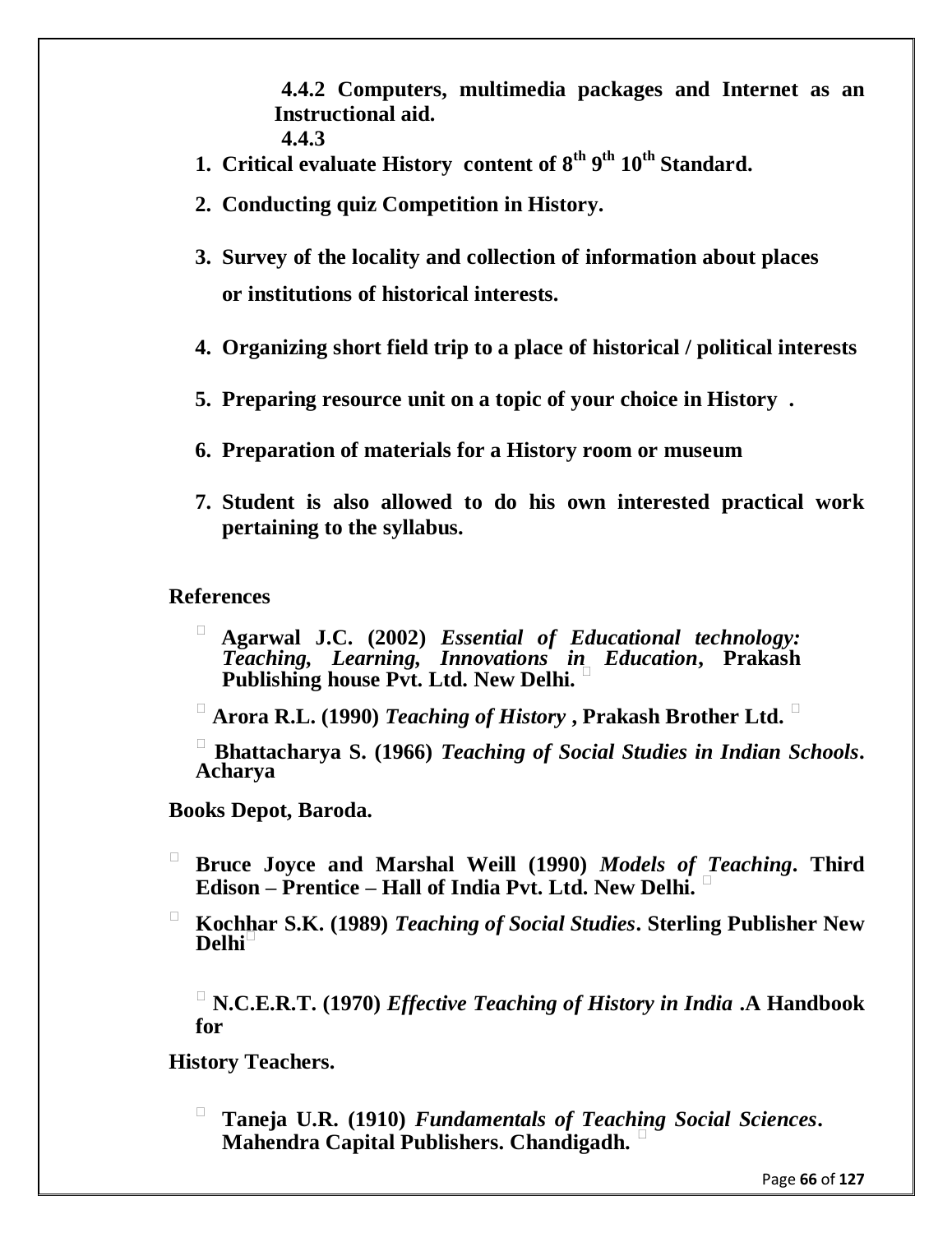**4.4.2 Computers, multimedia packages and Internet as an Instructional aid.**

**4.4.3**

1. **Critical evaluate History content of 8th 9th 10th Standard.**
2. **Conducting quiz Competition in History.**
3. **Survey of the locality and collection of information about places or institutions of historical interests.**
4. **Organizing short field trip to a place of historical / political interests**
5. **Preparing resource unit on a topic of your choice in History .**
6. **Preparation of materials for a History room or museum**
7. **Student is also allowed to do his own interested practical work pertaining to the syllabus.**

**References**

- **Agarwal J.C. (2002)** ***Essential of Educational technology: Teaching, Learning, Innovations in Education***, **Prakash Publishing house Pvt. Ltd. New Delhi.**
- **Arora R.L. (1990)** ***Teaching of History*** **, Prakash Brother Ltd.**
- **Bhattacharya S. (1966)** ***Teaching of Social Studies in Indian Schools*****. Acharya Books Depot, Baroda.**
- **Bruce Joyce and Marshal Weill (1990)** ***Models of Teaching*****. Third Edison – Prentice – Hall of India Pvt. Ltd. New Delhi.**
- **Kochhar S.K. (1989)** ***Teaching of Social Studies*****. Sterling Publisher New Delhi**
- **N.C.E.R.T. (1970)** ***Effective Teaching of History in India*** **.A Handbook for History Teachers.**
- **Taneja U.R. (1910)** ***Fundamentals of Teaching Social Sciences*****. Mahendra Capital Publishers. Chandigadh.**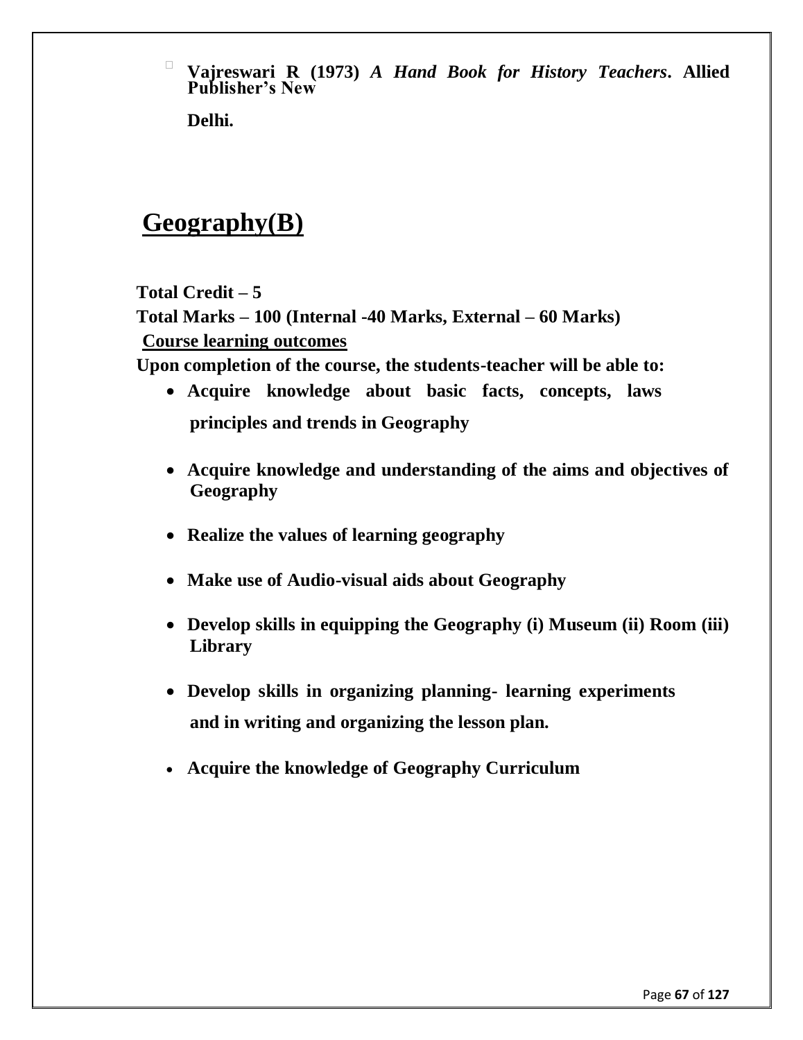- **Vajreswari R (1973)** ***A Hand Book for History Teachers*****. Allied Publisher's New Delhi.**

# Geography(B)

**Total Credit – 5**

**Total Marks – 100 (Internal -40 Marks, External – 60 Marks)**

**Course learning outcomes**

**Upon completion of the course, the students-teacher will be able to:**

- **Acquire knowledge about basic facts, concepts, laws principles and trends in Geography**
- **Acquire knowledge and understanding of the aims and objectives of Geography**
- **Realize the values of learning geography**
- **Make use of Audio-visual aids about Geography**
- **Develop skills in equipping the Geography (i) Museum (ii) Room (iii) Library**
- **Develop skills in organizing planning- learning experiments and in writing and organizing the lesson plan.**
- **Acquire the knowledge of Geography Curriculum**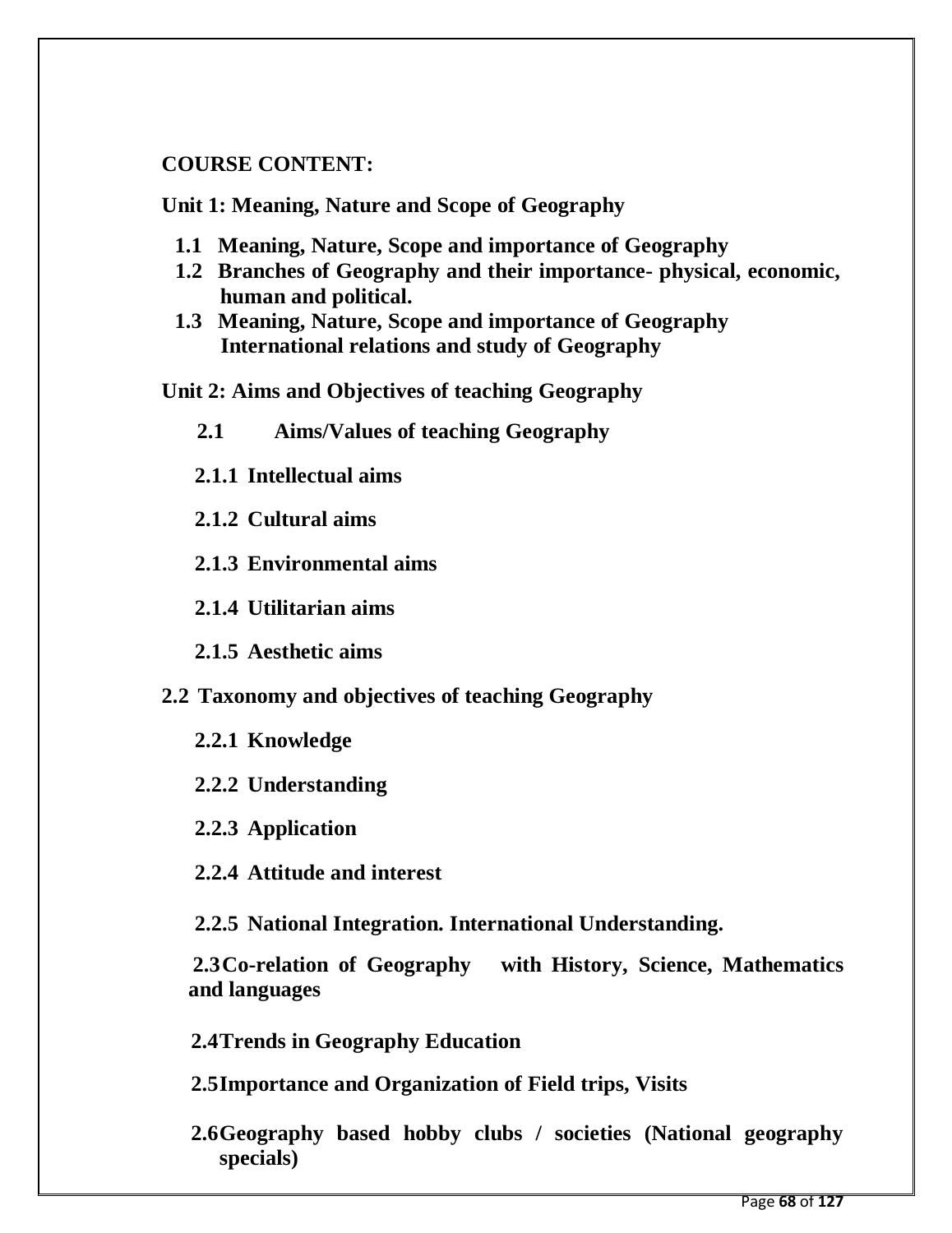**COURSE CONTENT:**

**Unit 1: Meaning, Nature and Scope of Geography**

- **1.1 Meaning, Nature, Scope and importance of Geography**
- **1.2 Branches of Geography and their importance- physical, economic, human and political.**
- **1.3 Meaning, Nature, Scope and importance of Geography International relations and study of Geography**

**Unit 2: Aims and Objectives of teaching Geography**

**2.1 Aims/Values of teaching Geography**

**2.1.1 Intellectual aims**

**2.1.2 Cultural aims**

**2.1.3 Environmental aims**

**2.1.4 Utilitarian aims**

**2.1.5 Aesthetic aims**

**2.2 Taxonomy and objectives of teaching Geography**

**2.2.1 Knowledge**

**2.2.2 Understanding**

**2.2.3 Application**

**2.2.4 Attitude and interest**

**2.2.5 National Integration. International Understanding.**

**2.3 Co-relation of Geography with History, Science, Mathematics and languages**

**2.4 Trends in Geography Education**

**2.5 Importance and Organization of Field trips, Visits**

**2.6 Geography based hobby clubs / societies (National geography specials)**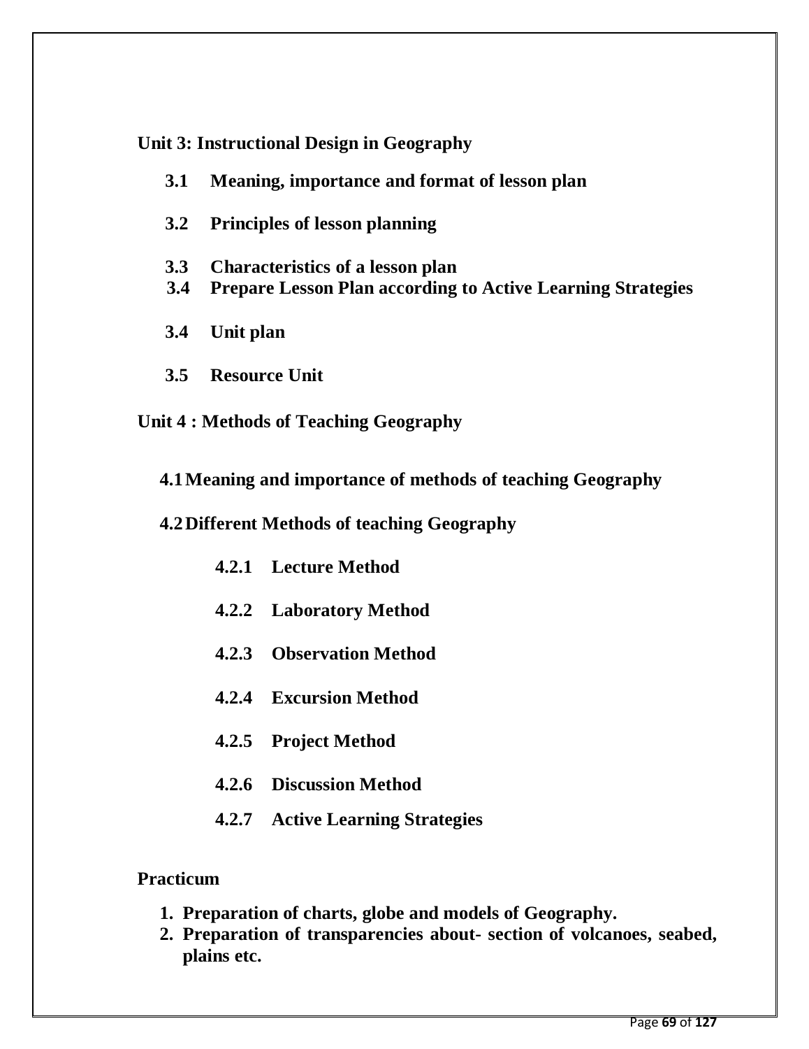**Unit 3: Instructional Design in Geography**

- **3.1 Meaning, importance and format of lesson plan**
- **3.2 Principles of lesson planning**
- **3.3 Characteristics of a lesson plan**
- **3.4 Prepare Lesson Plan according to Active Learning Strategies**
- **3.4 Unit plan**
- **3.5 Resource Unit**

**Unit 4 : Methods of Teaching Geography**

- **4.1 Meaning and importance of methods of teaching Geography**
- **4.2 Different Methods of teaching Geography**
  - **4.2.1 Lecture Method**
  - **4.2.2 Laboratory Method**
  - **4.2.3 Observation Method**
  - **4.2.4 Excursion Method**
  - **4.2.5 Project Method**
  - **4.2.6 Discussion Method**
  - **4.2.7 Active Learning Strategies**

**Practicum**

1. **Preparation of charts, globe and models of Geography.**
2. **Preparation of transparencies about- section of volcanoes, seabed, plains etc.**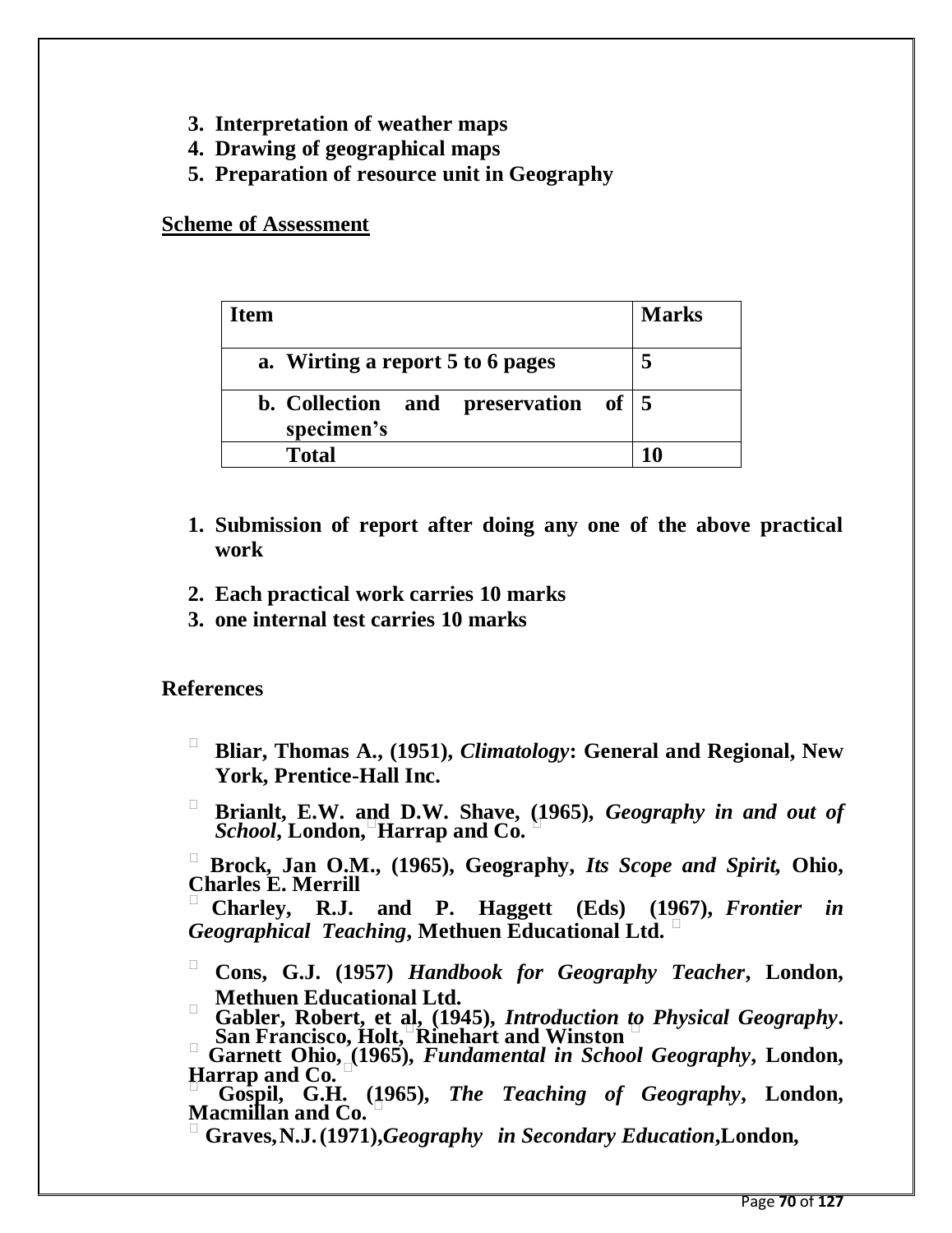3. **Interpretation of weather maps**
4. **Drawing of geographical maps**
5. **Preparation of resource unit in Geography**

**<u>Scheme of Assessment</u>**

| Item | Marks |
|---|---|
| a. Wirting a report 5 to 6 pages | 5 |
| b. Collection and preservation of specimen's | 5 |
| Total | 10 |

1. **Submission of report after doing any one of the above practical work**
2. **Each practical work carries 10 marks**
3. **one internal test carries 10 marks**

**References**

- **Bliar, Thomas A., (1951), *Climatology*: General and Regional, New York, Prentice-Hall Inc.**
- **Brianlt, E.W. and D.W. Shave, (1965), *Geography in and out of School*, London, Harrap and Co.**
- **Brock, Jan O.M., (1965), Geography, *Its Scope and Spirit,* Ohio, Charles E. Merrill**
- **Charley, R.J. and P. Haggett (Eds) (1967), *Frontier in Geographical Teaching*, Methuen Educational Ltd.**
- **Cons, G.J. (1957) *Handbook for Geography Teacher*, London, Methuen Educational Ltd.**
- **Gabler, Robert, et al, (1945), *Introduction to Physical Geography*. San Francisco, Holt, Rinehart and Winston**
- **Garnett Ohio, (1965), *Fundamental in School Geography*, London, Harrap and Co.**
- **Gospil, G.H. (1965), *The Teaching of Geography*, London, Macmillan and Co.**
- **Graves, N.J. (1971), *Geography in Secondary Education*, London,**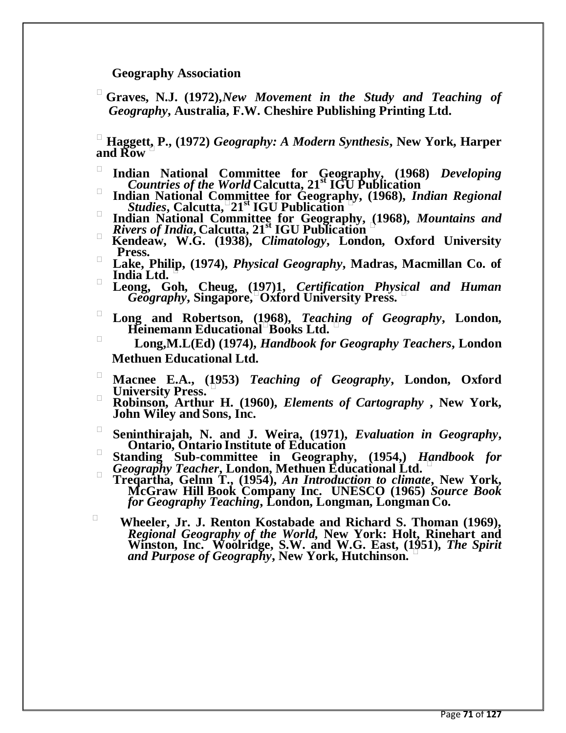**Geography Association**

- **Graves, N.J. (1972),** ***New Movement in the Study and Teaching of Geography*****, Australia, F.W. Cheshire Publishing Printing Ltd.**

- **Haggett, P., (1972)** ***Geography: A Modern Synthesis*****, New York, Harper and Row**

- **Indian National Committee for Geography, (1968)** ***Developing Countries of the World*** **Calcutta, 21st IGU Publication**
- **Indian National Committee for Geography, (1968),** ***Indian Regional Studies*****, Calcutta, 21st IGU Publication**
- **Indian National Committee for Geography, (1968),** ***Mountains and Rivers of India*****, Calcutta, 21st IGU Publication**
- **Kendeaw, W.G. (1938),** ***Climatology*****, London, Oxford University Press.**
- **Lake, Philip, (1974),** ***Physical Geography*****, Madras, Macmillan Co. of India Ltd.**
- **Leong, Goh, Cheug, (197)1,** ***Certification Physical and Human Geography*****, Singapore, Oxford University Press.**

- **Long and Robertson, (1968),** ***Teaching of Geography*****, London, Heinemann Educational Books Ltd.**
- **Long,M.L(Ed) (1974),** ***Handbook for Geography Teachers*****, London Methuen Educational Ltd.**

- **Macnee E.A., (1953)** ***Teaching of Geography*****, London, Oxford University Press.**
- **Robinson, Arthur H. (1960),** ***Elements of Cartography*** **, New York, John Wiley and Sons, Inc.**

- **Seninthirajah, N. and J. Weira, (1971),** ***Evaluation in Geography*****, Ontario, Ontario Institute of Education**
- **Standing Sub-committee in Geography, (1954,)** ***Handbook for Geography Teacher*****, London, Methuen Educational Ltd.**
- **Treqartha, Gelnn T., (1954),** ***An Introduction to climate*****, New York, McGraw Hill Book Company Inc. UNESCO (1965)** ***Source Book for Geography Teaching*****, London, Longman, Longman Co.**

- **Wheeler, Jr. J. Renton Kostabade and Richard S. Thoman (1969),** ***Regional Geography of the World*****, New York: Holt, Rinehart and Winston, Inc. Woolridge, S.W. and W.G. East, (1951),** ***The Spirit and Purpose of Geography*****, New York, Hutchinson.**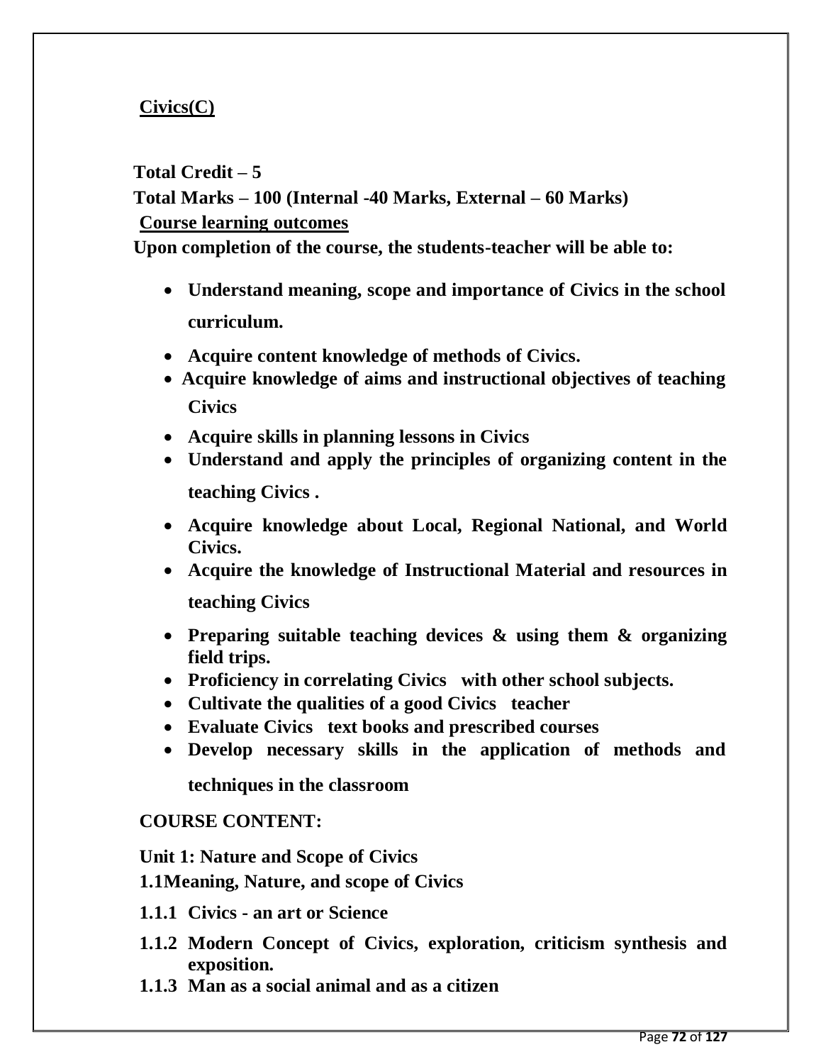## **Civics(C)**

**Total Credit – 5**

**Total Marks – 100 (Internal -40 Marks, External – 60 Marks)**

**Course learning outcomes**

**Upon completion of the course, the students-teacher will be able to:**

- **Understand meaning, scope and importance of Civics in the school curriculum.**
- **Acquire content knowledge of methods of Civics.**
- **Acquire knowledge of aims and instructional objectives of teaching Civics**
- **Acquire skills in planning lessons in Civics**
- **Understand and apply the principles of organizing content in the teaching Civics .**
- **Acquire knowledge about Local, Regional National, and World Civics.**
- **Acquire the knowledge of Instructional Material and resources in teaching Civics**
- **Preparing suitable teaching devices & using them & organizing field trips.**
- **Proficiency in correlating Civics with other school subjects.**
- **Cultivate the qualities of a good Civics teacher**
- **Evaluate Civics text books and prescribed courses**
- **Develop necessary skills in the application of methods and techniques in the classroom**

**COURSE CONTENT:**

**Unit 1: Nature and Scope of Civics**

**1.1Meaning, Nature, and scope of Civics**

**1.1.1 Civics - an art or Science**

**1.1.2 Modern Concept of Civics, exploration, criticism synthesis and exposition.**

**1.1.3 Man as a social animal and as a citizen**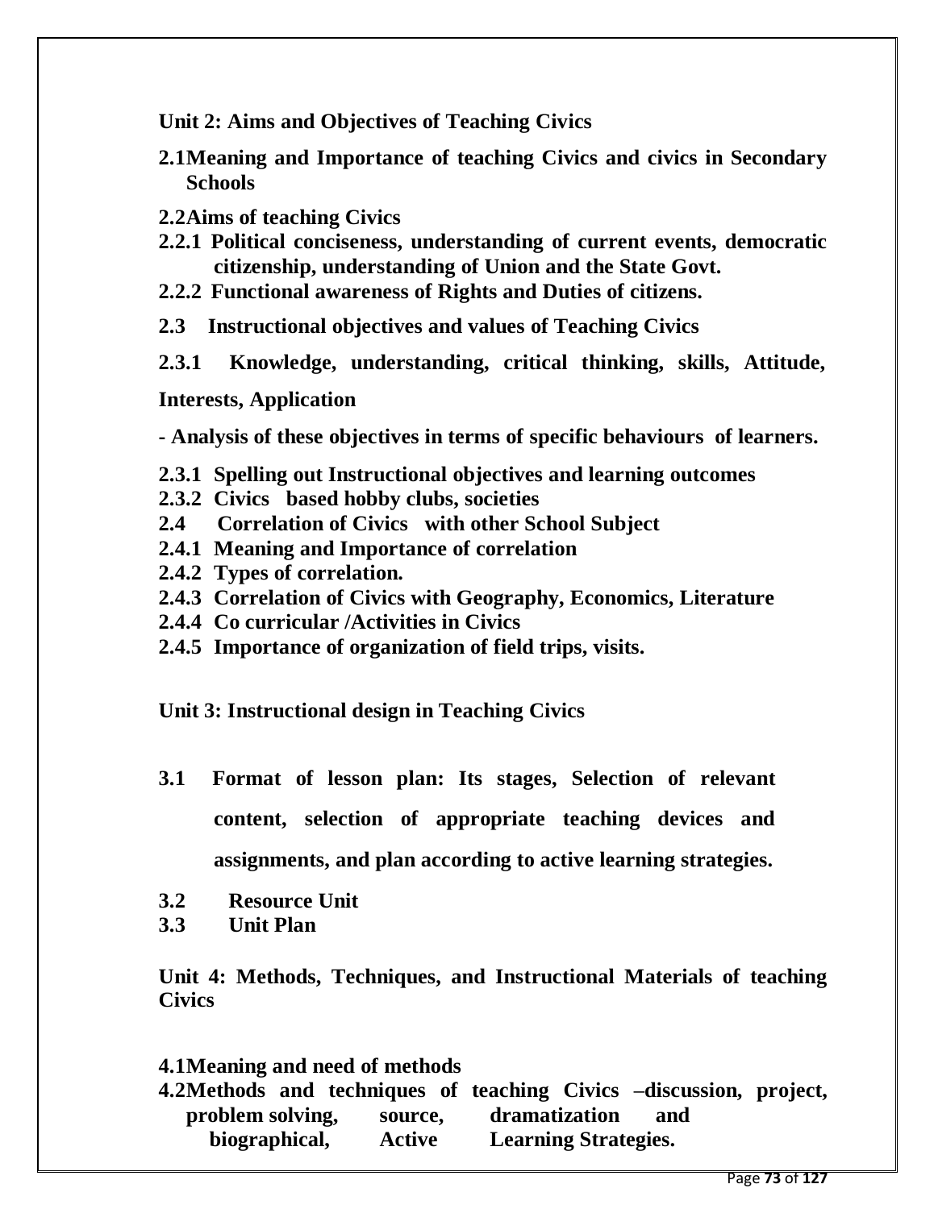**Unit 2: Aims and Objectives of Teaching Civics**

**2.1Meaning and Importance of teaching Civics and civics in Secondary Schools**

**2.2Aims of teaching Civics**

**2.2.1 Political conciseness, understanding of current events, democratic citizenship, understanding of Union and the State Govt.**

**2.2.2 Functional awareness of Rights and Duties of citizens.**

**2.3 Instructional objectives and values of Teaching Civics**

**2.3.1 Knowledge, understanding, critical thinking, skills, Attitude, Interests, Application**

**- Analysis of these objectives in terms of specific behaviours of learners.**

**2.3.1 Spelling out Instructional objectives and learning outcomes**

**2.3.2 Civics based hobby clubs, societies**

**2.4 Correlation of Civics with other School Subject**

**2.4.1 Meaning and Importance of correlation**

**2.4.2 Types of correlation.**

**2.4.3 Correlation of Civics with Geography, Economics, Literature**

**2.4.4 Co curricular /Activities in Civics**

**2.4.5 Importance of organization of field trips, visits.**

**Unit 3: Instructional design in Teaching Civics**

**3.1 Format of lesson plan: Its stages, Selection of relevant content, selection of appropriate teaching devices and assignments, and plan according to active learning strategies.**

**3.2 Resource Unit**

**3.3 Unit Plan**

**Unit 4: Methods, Techniques, and Instructional Materials of teaching Civics**

**4.1Meaning and need of methods**

**4.2Methods and techniques of teaching Civics –discussion, project, problem solving, source, dramatization and biographical, Active Learning Strategies.**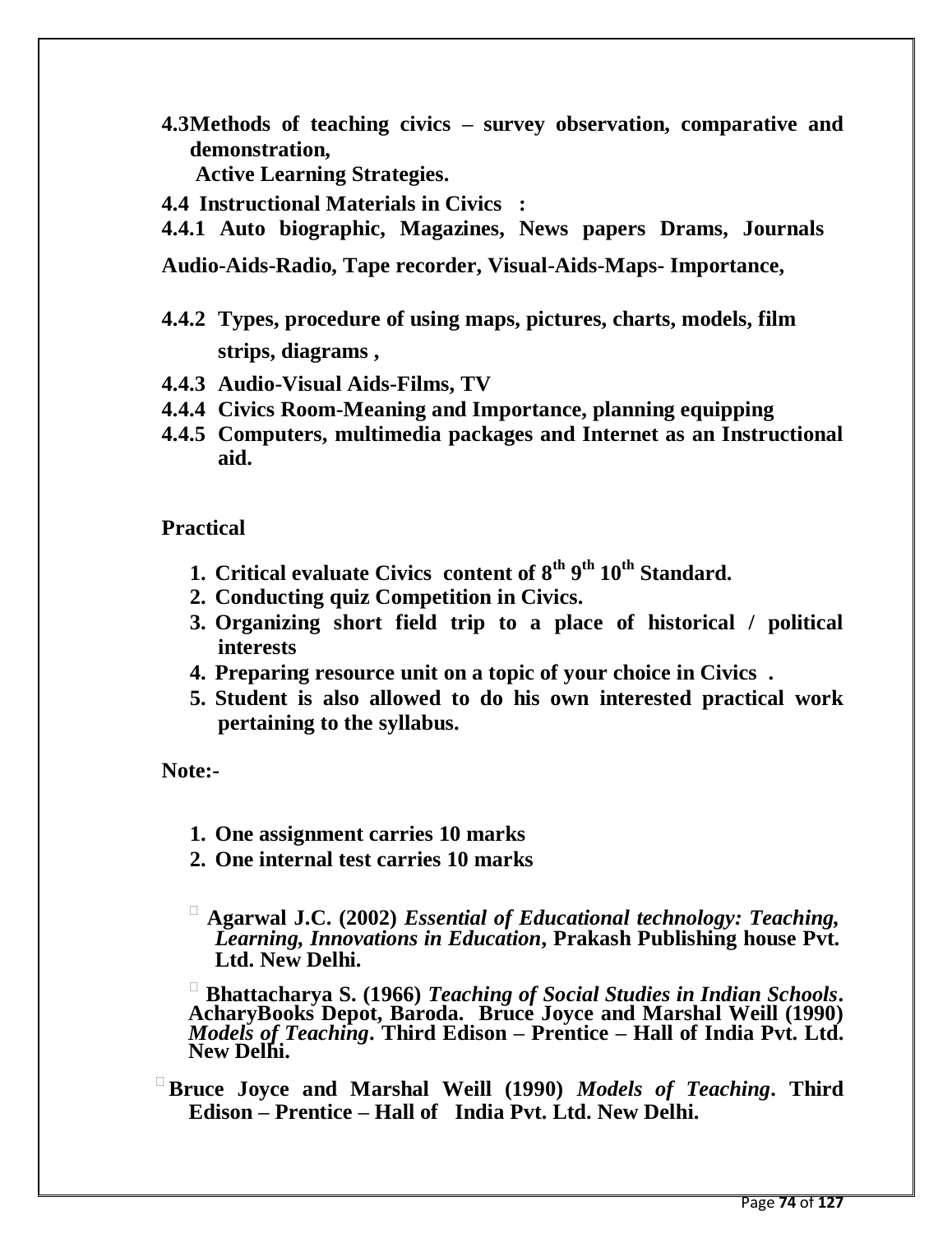**4.3Methods of teaching civics – survey observation, comparative and demonstration,**

**Active Learning Strategies.**

**4.4 Instructional Materials in Civics :**

**4.4.1 Auto biographic, Magazines, News papers Drams, Journals**

**Audio-Aids-Radio, Tape recorder, Visual-Aids-Maps- Importance,**

**4.4.2 Types, procedure of using maps, pictures, charts, models, film strips, diagrams ,**

**4.4.3 Audio-Visual Aids-Films, TV**

**4.4.4 Civics Room-Meaning and Importance, planning equipping**

**4.4.5 Computers, multimedia packages and Internet as an Instructional aid.**

**Practical**

1. **Critical evaluate Civics content of 8th 9th 10th Standard.**
2. **Conducting quiz Competition in Civics.**
3. **Organizing short field trip to a place of historical / political interests**
4. **Preparing resource unit on a topic of your choice in Civics .**
5. **Student is also allowed to do his own interested practical work pertaining to the syllabus.**

**Note:-**

1. **One assignment carries 10 marks**
2. **One internal test carries 10 marks**

- **Agarwal J.C. (2002)** ***Essential of Educational technology: Teaching, Learning, Innovations in Education*****, Prakash Publishing house Pvt. Ltd. New Delhi.**
- **Bhattacharya S. (1966)** ***Teaching of Social Studies in Indian Schools*****. AcharyBooks Depot, Baroda. Bruce Joyce and Marshal Weill (1990)** ***Models of Teaching*****. Third Edison – Prentice – Hall of India Pvt. Ltd. New Delhi.**
- **Bruce Joyce and Marshal Weill (1990)** ***Models of Teaching*****. Third Edison – Prentice – Hall of India Pvt. Ltd. New Delhi.**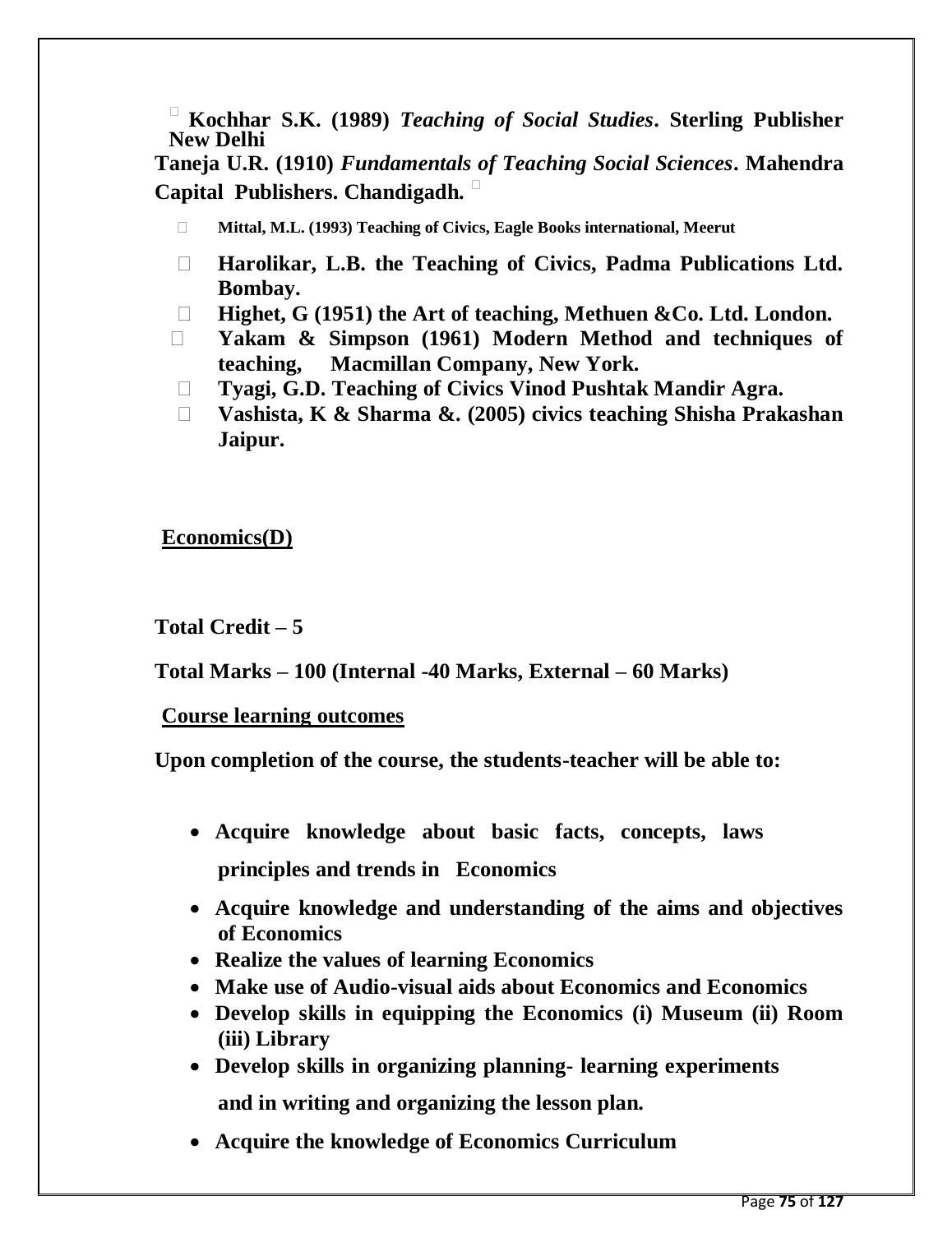- **Kochhar S.K. (1989)** ***Teaching of Social Studies*****. Sterling Publisher New Delhi**
- **Taneja U.R. (1910)** ***Fundamentals of Teaching Social Sciences*****. Mahendra Capital Publishers. Chandigadh.**
- **Mittal, M.L. (1993) Teaching of Civics, Eagle Books international, Meerut**
- **Harolikar, L.B. the Teaching of Civics, Padma Publications Ltd. Bombay.**
- **Highet, G (1951) the Art of teaching, Methuen &Co. Ltd. London.**
- **Yakam & Simpson (1961) Modern Method and techniques of teaching, Macmillan Company, New York.**
- **Tyagi, G.D. Teaching of Civics Vinod Pushtak Mandir Agra.**
- **Vashista, K & Sharma &. (2005) civics teaching Shisha Prakashan Jaipur.**

## Economics(D)

**Total Credit – 5**

**Total Marks – 100 (Internal -40 Marks, External – 60 Marks)**

### Course learning outcomes

**Upon completion of the course, the students-teacher will be able to:**

- **Acquire knowledge about basic facts, concepts, laws principles and trends in Economics**
- **Acquire knowledge and understanding of the aims and objectives of Economics**
- **Realize the values of learning Economics**
- **Make use of Audio-visual aids about Economics and Economics**
- **Develop skills in equipping the Economics (i) Museum (ii) Room (iii) Library**
- **Develop skills in organizing planning- learning experiments and in writing and organizing the lesson plan.**
- **Acquire the knowledge of Economics Curriculum**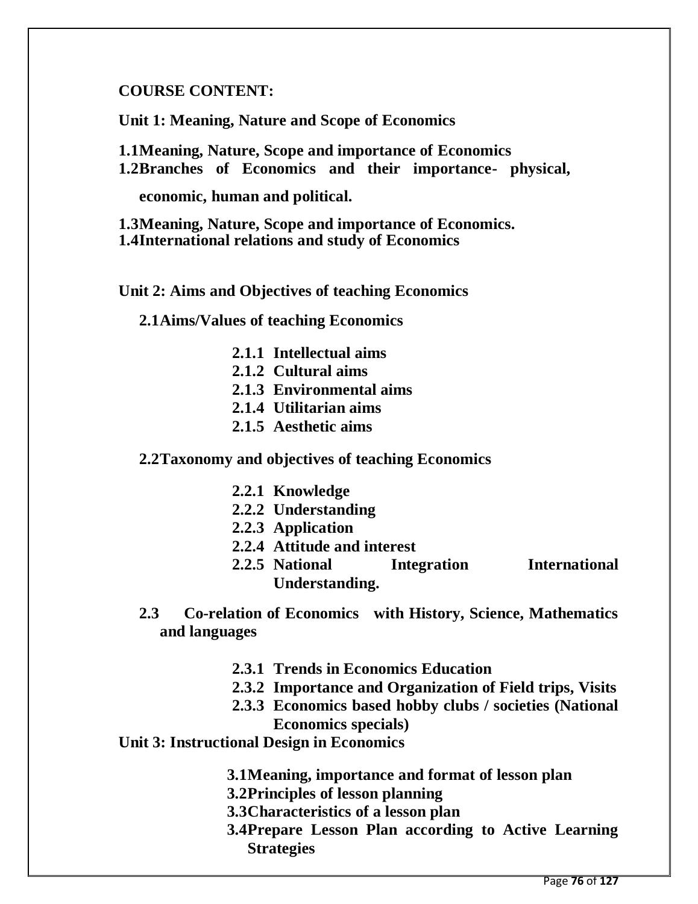**COURSE CONTENT:**

**Unit 1: Meaning, Nature and Scope of Economics**

**1.1Meaning, Nature, Scope and importance of Economics**
**1.2Branches of Economics and their importance- physical, economic, human and political.**

**1.3Meaning, Nature, Scope and importance of Economics.**
**1.4International relations and study of Economics**

**Unit 2: Aims and Objectives of teaching Economics**

**2.1Aims/Values of teaching Economics**

- **2.1.1 Intellectual aims**
- **2.1.2 Cultural aims**
- **2.1.3 Environmental aims**
- **2.1.4 Utilitarian aims**
- **2.1.5 Aesthetic aims**

**2.2Taxonomy and objectives of teaching Economics**

- **2.2.1 Knowledge**
- **2.2.2 Understanding**
- **2.2.3 Application**
- **2.2.4 Attitude and interest**
- **2.2.5 National Integration International Understanding.**

**2.3 Co-relation of Economics with History, Science, Mathematics and languages**

- **2.3.1 Trends in Economics Education**
- **2.3.2 Importance and Organization of Field trips, Visits**
- **2.3.3 Economics based hobby clubs / societies (National Economics specials)**

**Unit 3: Instructional Design in Economics**

- **3.1Meaning, importance and format of lesson plan**
- **3.2Principles of lesson planning**
- **3.3Characteristics of a lesson plan**
- **3.4Prepare Lesson Plan according to Active Learning Strategies**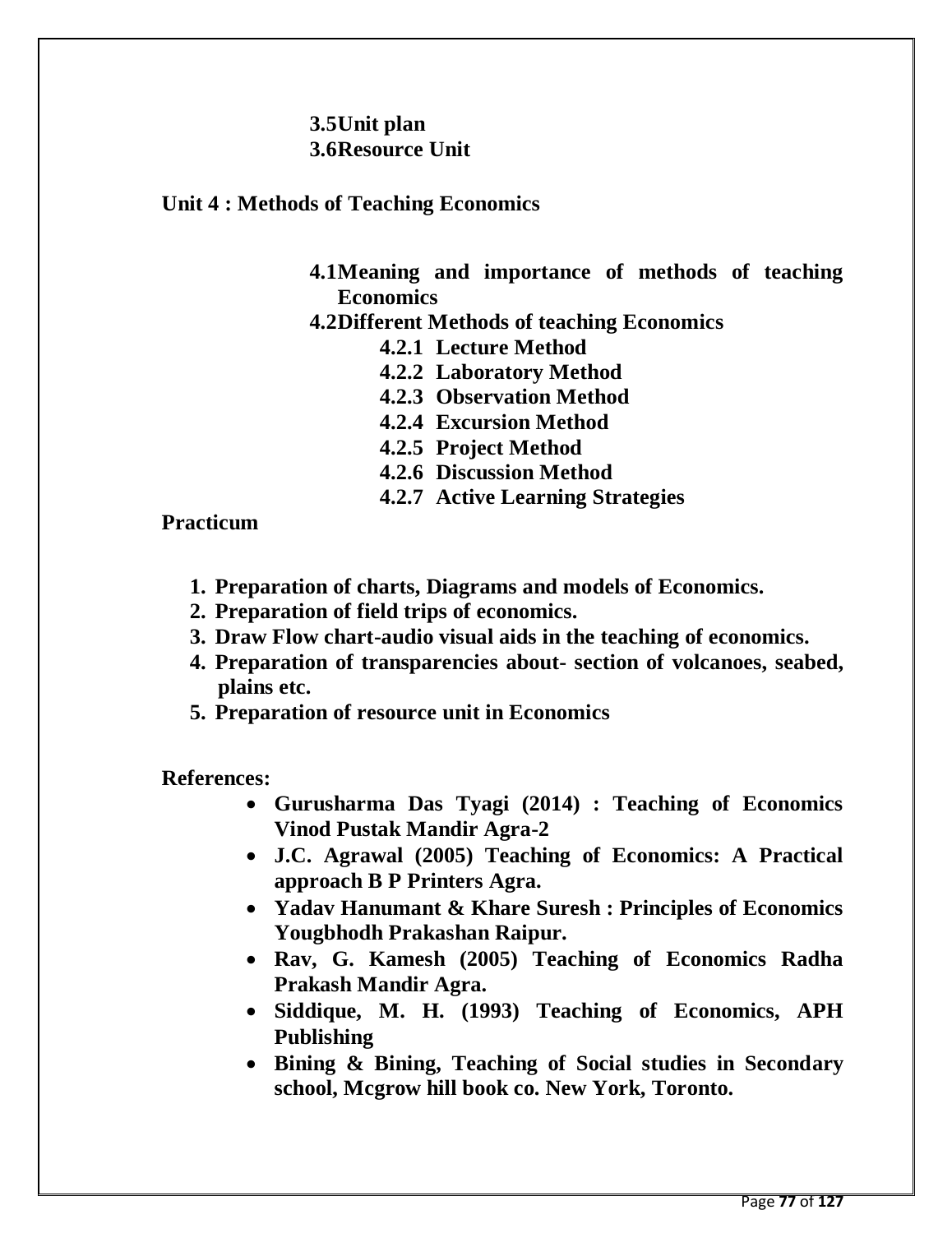**3.5 Unit plan**

**3.6 Resource Unit**

## Unit 4 : Methods of Teaching Economics

**4.1 Meaning and importance of methods of teaching Economics**

**4.2 Different Methods of teaching Economics**

- **4.2.1 Lecture Method**
- **4.2.2 Laboratory Method**
- **4.2.3 Observation Method**
- **4.2.4 Excursion Method**
- **4.2.5 Project Method**
- **4.2.6 Discussion Method**
- **4.2.7 Active Learning Strategies**

## Practicum

1. **Preparation of charts, Diagrams and models of Economics.**
2. **Preparation of field trips of economics.**
3. **Draw Flow chart-audio visual aids in the teaching of economics.**
4. **Preparation of transparencies about- section of volcanoes, seabed, plains etc.**
5. **Preparation of resource unit in Economics**

## References:

- **Gurusharma Das Tyagi (2014) : Teaching of Economics Vinod Pustak Mandir Agra-2**
- **J.C. Agrawal (2005) Teaching of Economics: A Practical approach B P Printers Agra.**
- **Yadav Hanumant & Khare Suresh : Principles of Economics Yougbhodh Prakashan Raipur.**
- **Rav, G. Kamesh (2005) Teaching of Economics Radha Prakash Mandir Agra.**
- **Siddique, M. H. (1993) Teaching of Economics, APH Publishing**
- **Bining & Bining, Teaching of Social studies in Secondary school, Mcgrow hill book co. New York, Toronto.**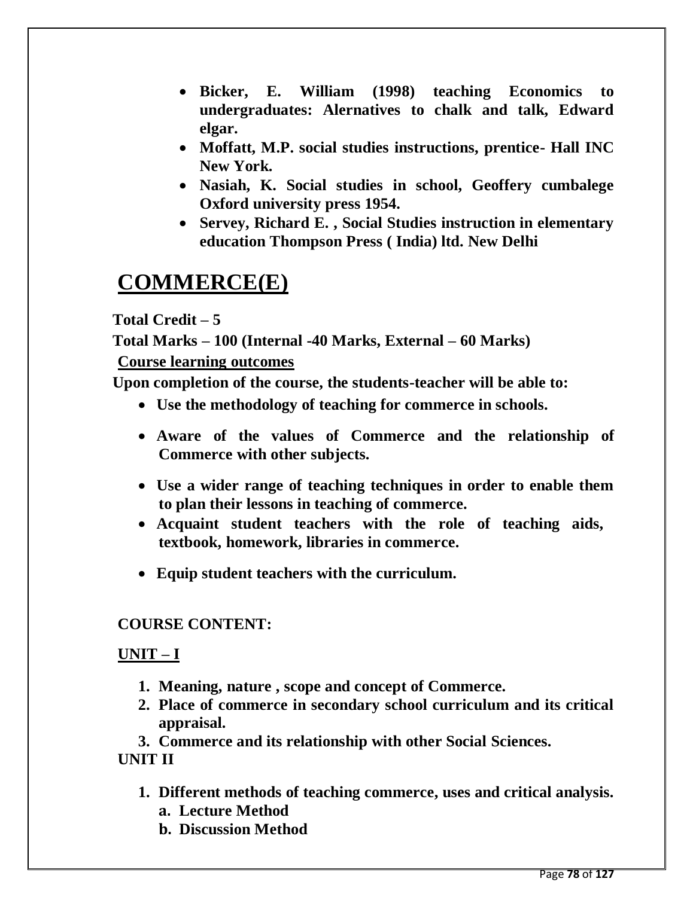- **Bicker, E. William (1998) teaching Economics to undergraduates: Alernatives to chalk and talk, Edward elgar.**
- **Moffatt, M.P. social studies instructions, prentice- Hall INC New York.**
- **Nasiah, K. Social studies in school, Geoffery cumbalege Oxford university press 1954.**
- **Servey, Richard E. , Social Studies instruction in elementary education Thompson Press ( India) ltd. New Delhi**

# COMMERCE(E)

**Total Credit – 5**

**Total Marks – 100 (Internal -40 Marks, External – 60 Marks)**

**Course learning outcomes**

**Upon completion of the course, the students-teacher will be able to:**

- **Use the methodology of teaching for commerce in schools.**
- **Aware of the values of Commerce and the relationship of Commerce with other subjects.**
- **Use a wider range of teaching techniques in order to enable them to plan their lessons in teaching of commerce.**
- **Acquaint student teachers with the role of teaching aids, textbook, homework, libraries in commerce.**
- **Equip student teachers with the curriculum.**

**COURSE CONTENT:**

**UNIT – I**

1. **Meaning, nature , scope and concept of Commerce.**
2. **Place of commerce in secondary school curriculum and its critical appraisal.**
3. **Commerce and its relationship with other Social Sciences.**

**UNIT II**

1. **Different methods of teaching commerce, uses and critical analysis.**
   a. **Lecture Method**
   b. **Discussion Method**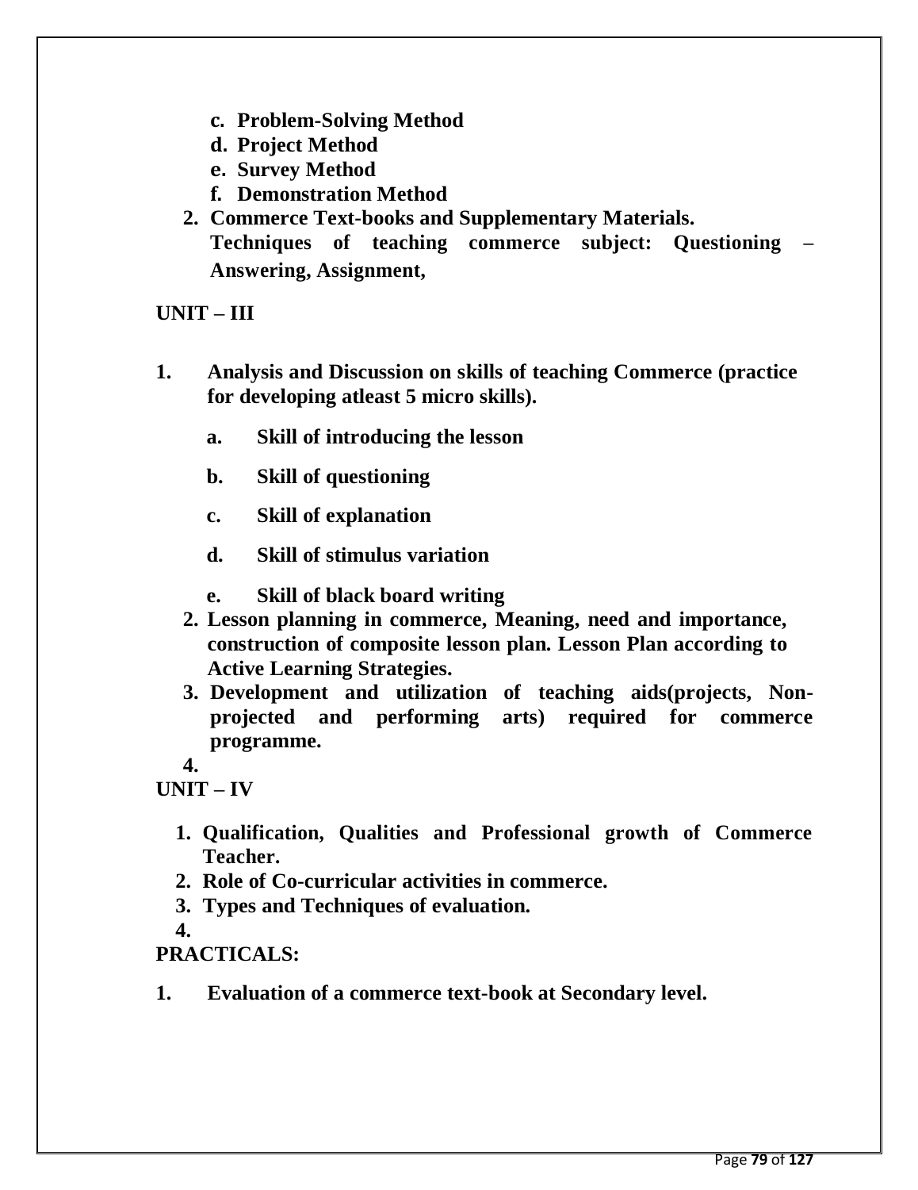- **c. Problem-Solving Method**
- **d. Project Method**
- **e. Survey Method**
- **f. Demonstration Method**

**2. Commerce Text-books and Supplementary Materials.**
**Techniques of teaching commerce subject: Questioning – Answering, Assignment,**

## UNIT – III

**1. Analysis and Discussion on skills of teaching Commerce (practice for developing atleast 5 micro skills).**

- **a. Skill of introducing the lesson**
- **b. Skill of questioning**
- **c. Skill of explanation**
- **d. Skill of stimulus variation**
- **e. Skill of black board writing**

**2. Lesson planning in commerce, Meaning, need and importance, construction of composite lesson plan. Lesson Plan according to Active Learning Strategies.**

**3. Development and utilization of teaching aids(projects, Non-projected and performing arts) required for commerce programme.**

**4.**

## UNIT – IV

**1. Qualification, Qualities and Professional growth of Commerce Teacher.**

**2. Role of Co-curricular activities in commerce.**

**3. Types and Techniques of evaluation.**

**4.**

## PRACTICALS:

**1. Evaluation of a commerce text-book at Secondary level.**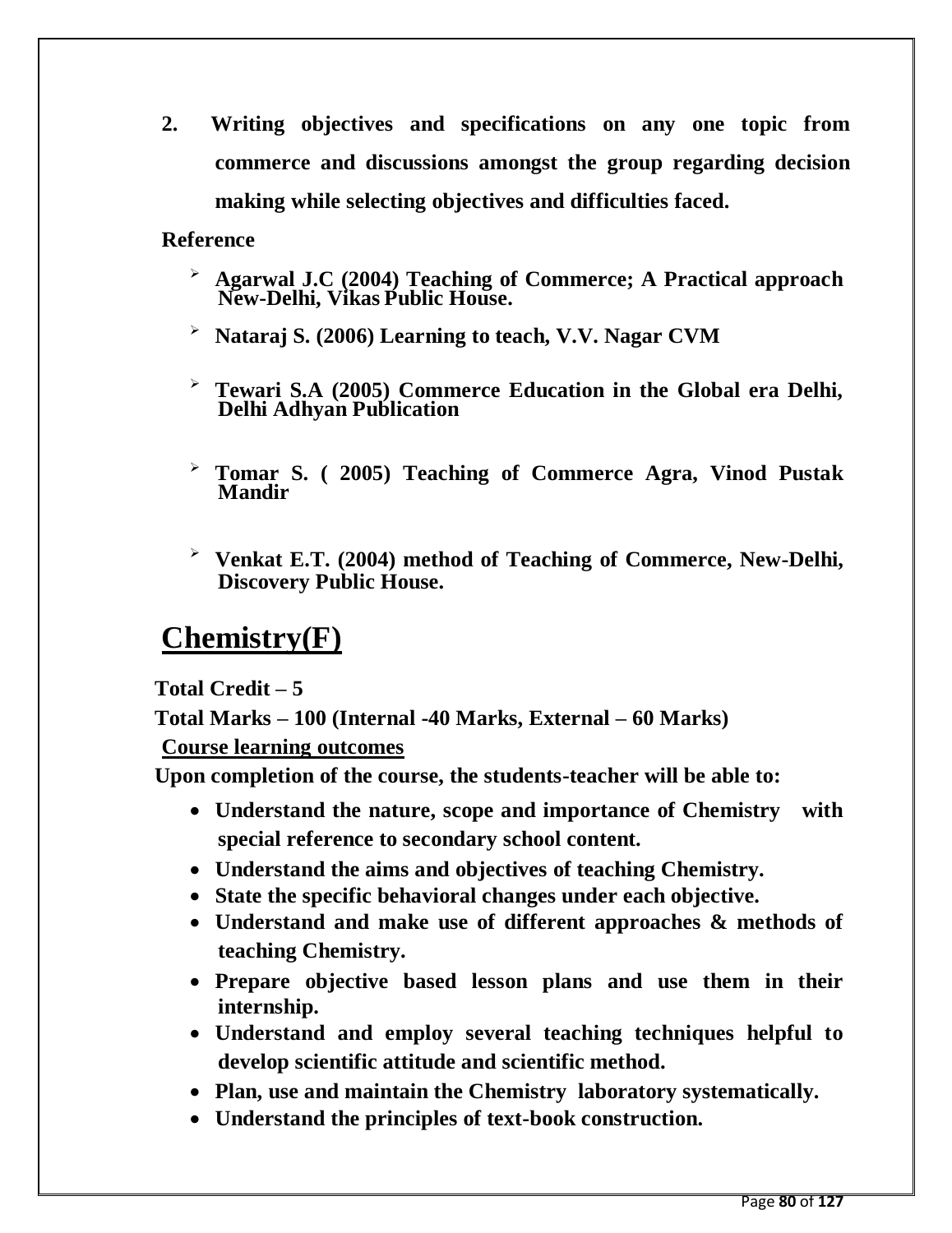2. **Writing objectives and specifications on any one topic from commerce and discussions amongst the group regarding decision making while selecting objectives and difficulties faced.**

**Reference**

- **Agarwal J.C (2004) Teaching of Commerce; A Practical approach New-Delhi, Vikas Public House.**
- **Nataraj S. (2006) Learning to teach, V.V. Nagar CVM**
- **Tewari S.A (2005) Commerce Education in the Global era Delhi, Delhi Adhyan Publication**
- **Tomar S. ( 2005) Teaching of Commerce Agra, Vinod Pustak Mandir**
- **Venkat E.T. (2004) method of Teaching of Commerce, New-Delhi, Discovery Public House.**

# Chemistry(F)

**Total Credit – 5**

**Total Marks – 100 (Internal -40 Marks, External – 60 Marks)**

**Course learning outcomes**

**Upon completion of the course, the students-teacher will be able to:**

- **Understand the nature, scope and importance of Chemistry with special reference to secondary school content.**
- **Understand the aims and objectives of teaching Chemistry.**
- **State the specific behavioral changes under each objective.**
- **Understand and make use of different approaches & methods of teaching Chemistry.**
- **Prepare objective based lesson plans and use them in their internship.**
- **Understand and employ several teaching techniques helpful to develop scientific attitude and scientific method.**
- **Plan, use and maintain the Chemistry laboratory systematically.**
- **Understand the principles of text-book construction.**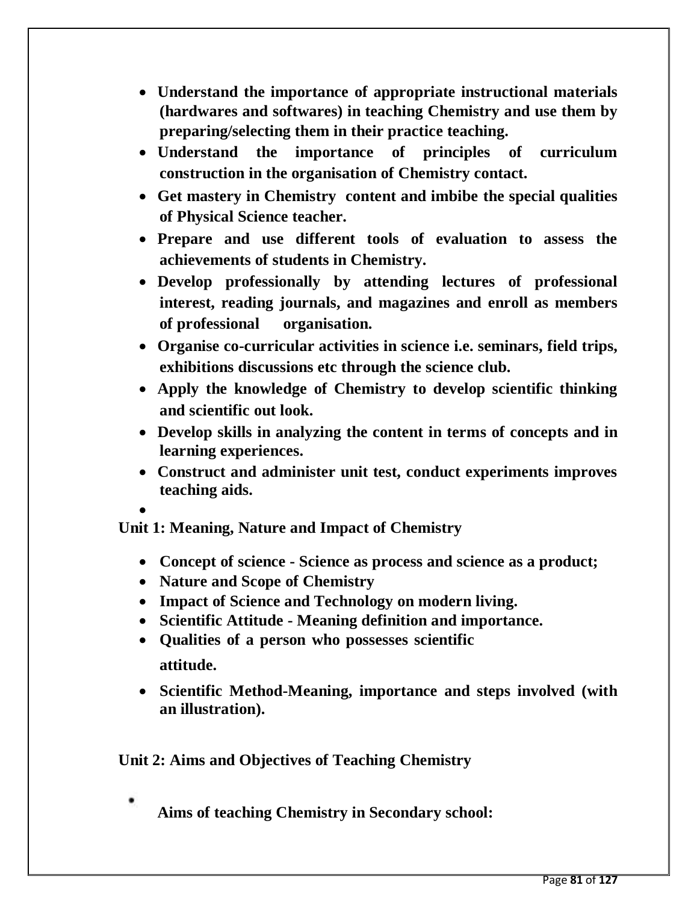- **Understand the importance of appropriate instructional materials (hardwares and softwares) in teaching Chemistry and use them by preparing/selecting them in their practice teaching.**
- **Understand the importance of principles of curriculum construction in the organisation of Chemistry contact.**
- **Get mastery in Chemistry content and imbibe the special qualities of Physical Science teacher.**
- **Prepare and use different tools of evaluation to assess the achievements of students in Chemistry.**
- **Develop professionally by attending lectures of professional interest, reading journals, and magazines and enroll as members of professional organisation.**
- **Organise co-curricular activities in science i.e. seminars, field trips, exhibitions discussions etc through the science club.**
- **Apply the knowledge of Chemistry to develop scientific thinking and scientific out look.**
- **Develop skills in analyzing the content in terms of concepts and in learning experiences.**
- **Construct and administer unit test, conduct experiments improves teaching aids.**

**Unit 1: Meaning, Nature and Impact of Chemistry**

- **Concept of science - Science as process and science as a product;**
- **Nature and Scope of Chemistry**
- **Impact of Science and Technology on modern living.**
- **Scientific Attitude - Meaning definition and importance.**
- **Qualities of a person who possesses scientific attitude.**
- **Scientific Method-Meaning, importance and steps involved (with an illustration).**

**Unit 2: Aims and Objectives of Teaching Chemistry**

- **Aims of teaching Chemistry in Secondary school:**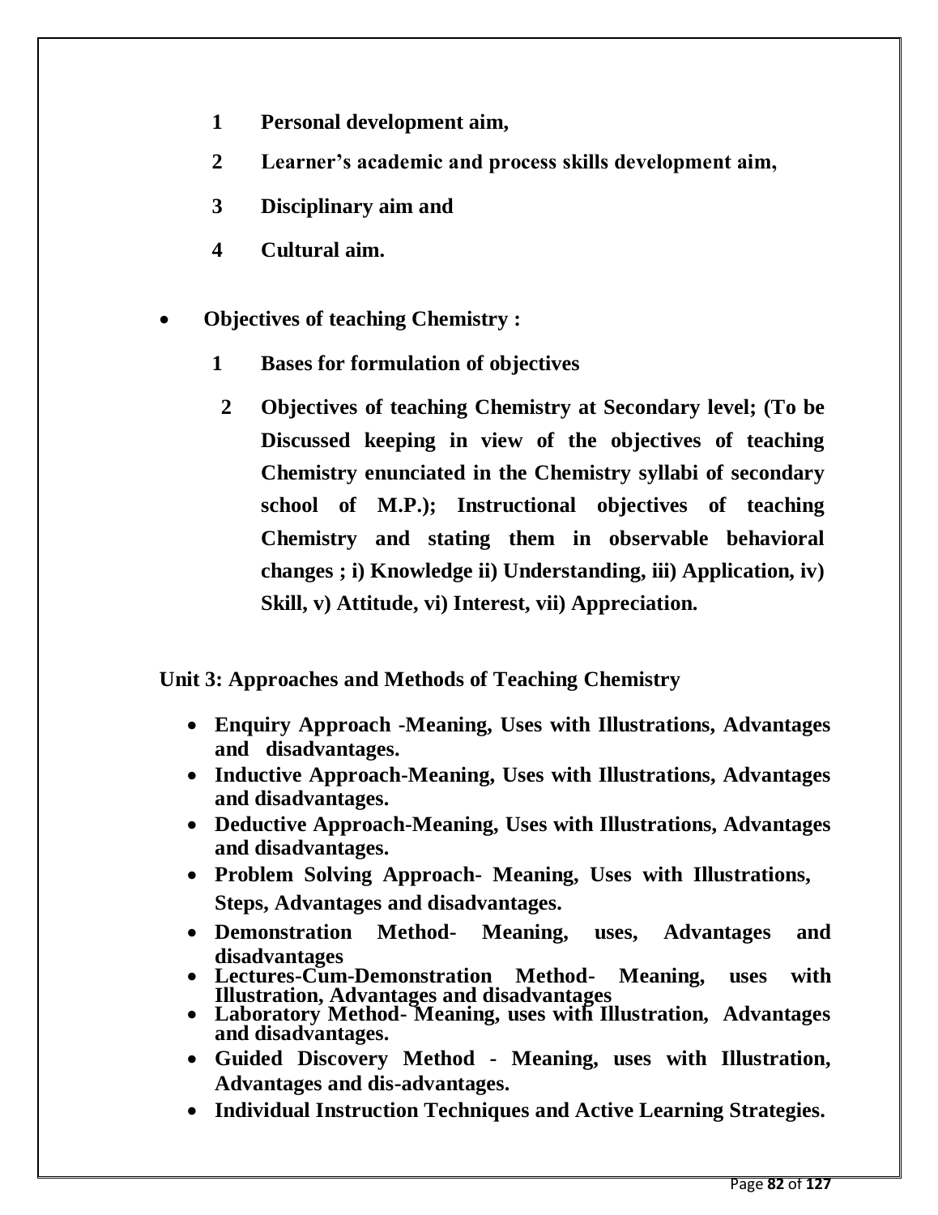1. **Personal development aim,**
2. **Learner's academic and process skills development aim,**
3. **Disciplinary aim and**
4. **Cultural aim.**

- **Objectives of teaching Chemistry :**
  1. **Bases for formulation of objectives**
  2. **Objectives of teaching Chemistry at Secondary level; (To be Discussed keeping in view of the objectives of teaching Chemistry enunciated in the Chemistry syllabi of secondary school of M.P.); Instructional objectives of teaching Chemistry and stating them in observable behavioral changes ; i) Knowledge ii) Understanding, iii) Application, iv) Skill, v) Attitude, vi) Interest, vii) Appreciation.**

**Unit 3: Approaches and Methods of Teaching Chemistry**

- **Enquiry Approach -Meaning, Uses with Illustrations, Advantages and disadvantages.**
- **Inductive Approach-Meaning, Uses with Illustrations, Advantages and disadvantages.**
- **Deductive Approach-Meaning, Uses with Illustrations, Advantages and disadvantages.**
- **Problem Solving Approach- Meaning, Uses with Illustrations, Steps, Advantages and disadvantages.**
- **Demonstration Method- Meaning, uses, Advantages and disadvantages**
- **Lectures-Cum-Demonstration Method- Meaning, uses with Illustration, Advantages and disadvantages**
- **Laboratory Method- Meaning, uses with Illustration, Advantages and disadvantages.**
- **Guided Discovery Method - Meaning, uses with Illustration, Advantages and dis-advantages.**
- **Individual Instruction Techniques and Active Learning Strategies.**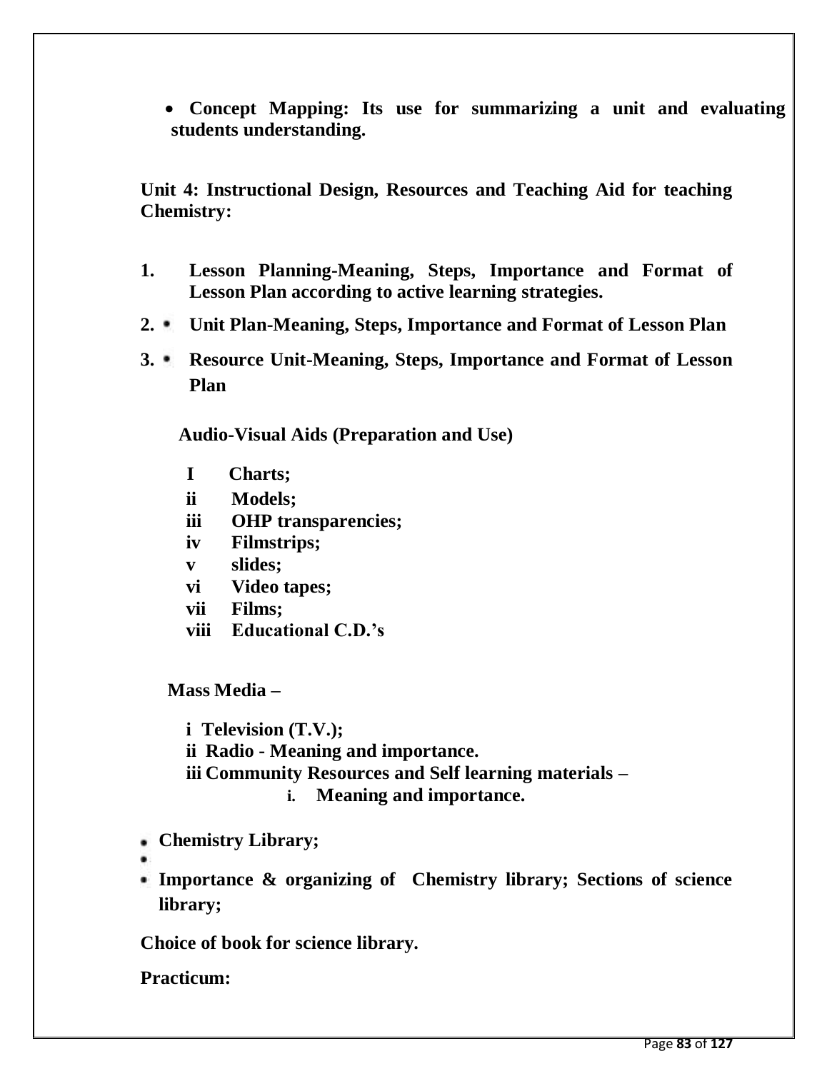- **Concept Mapping: Its use for summarizing a unit and evaluating students understanding.**

**Unit 4: Instructional Design, Resources and Teaching Aid for teaching Chemistry:**

1. **Lesson Planning-Meaning, Steps, Importance and Format of Lesson Plan according to active learning strategies.**
2. **Unit Plan-Meaning, Steps, Importance and Format of Lesson Plan**
3. **Resource Unit-Meaning, Steps, Importance and Format of Lesson Plan**

**Audio-Visual Aids (Preparation and Use)**

- **I Charts;**
- **ii Models;**
- **iii OHP transparencies;**
- **iv Filmstrips;**
- **v slides;**
- **vi Video tapes;**
- **vii Films;**
- **viii Educational C.D.'s**

**Mass Media –**

- **i Television (T.V.);**
- **ii Radio - Meaning and importance.**
- **iii Community Resources and Self learning materials –**
  - **i. Meaning and importance.**

- **Chemistry Library;**
- **Importance & organizing of Chemistry library; Sections of science library;**

**Choice of book for science library.**

**Practicum:**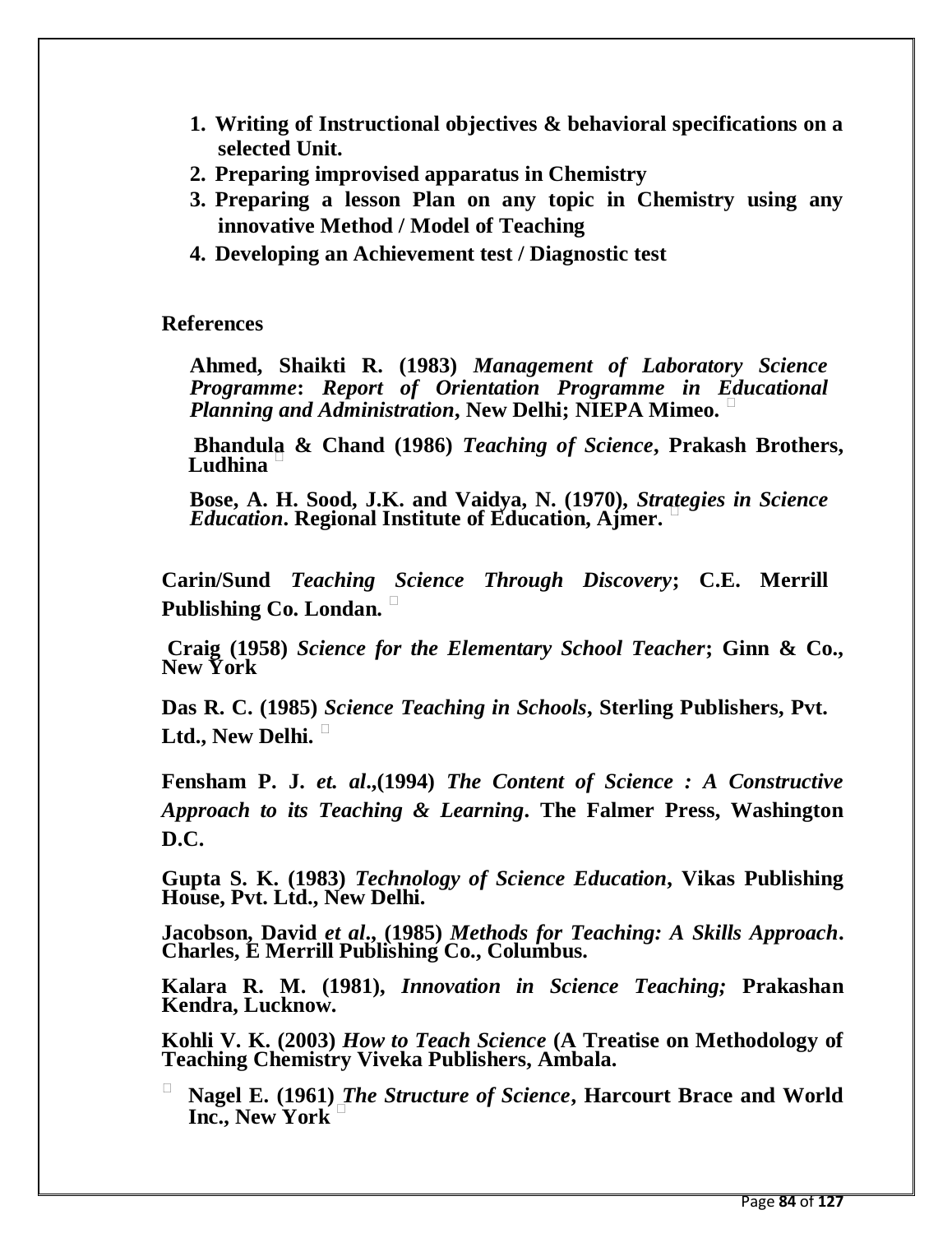1. **Writing of Instructional objectives & behavioral specifications on a selected Unit.**
2. **Preparing improvised apparatus in Chemistry**
3. **Preparing a lesson Plan on any topic in Chemistry using any innovative Method / Model of Teaching**
4. **Developing an Achievement test / Diagnostic test**

## References

**Ahmed, Shaikti R. (1983)** ***Management of Laboratory Science Programme*****:** ***Report of Orientation Programme in Educational Planning and Administration*****, New Delhi; NIEPA Mimeo.**

**Bhandula & Chand (1986)** ***Teaching of Science*****, Prakash Brothers, Ludhina**

**Bose, A. H. Sood, J.K. and Vaidya, N. (1970),** ***Strategies in Science Education*****. Regional Institute of Education, Ajmer.**

**Carin/Sund** ***Teaching Science Through Discovery*****; C.E. Merrill Publishing Co. Londan.**

**Craig (1958)** ***Science for the Elementary School Teacher*****; Ginn & Co., New York**

**Das R. C. (1985)** ***Science Teaching in Schools*****, Sterling Publishers, Pvt. Ltd., New Delhi.**

**Fensham P. J.** ***et. al*****.,(1994)** ***The Content of Science : A Constructive Approach to its Teaching & Learning*****. The Falmer Press, Washington D.C.**

**Gupta S. K. (1983)** ***Technology of Science Education*****, Vikas Publishing House, Pvt. Ltd., New Delhi.**

**Jacobson, David** ***et al*****., (1985)** ***Methods for Teaching: A Skills Approach*****. Charles, E Merrill Publishing Co., Columbus.**

**Kalara R. M. (1981),** ***Innovation in Science Teaching;*** **Prakashan Kendra, Lucknow.**

**Kohli V. K. (2003)** ***How to Teach Science*** **(A Treatise on Methodology of Teaching Chemistry Viveka Publishers, Ambala.**

**Nagel E. (1961)** ***The Structure of Science*****, Harcourt Brace and World Inc., New York**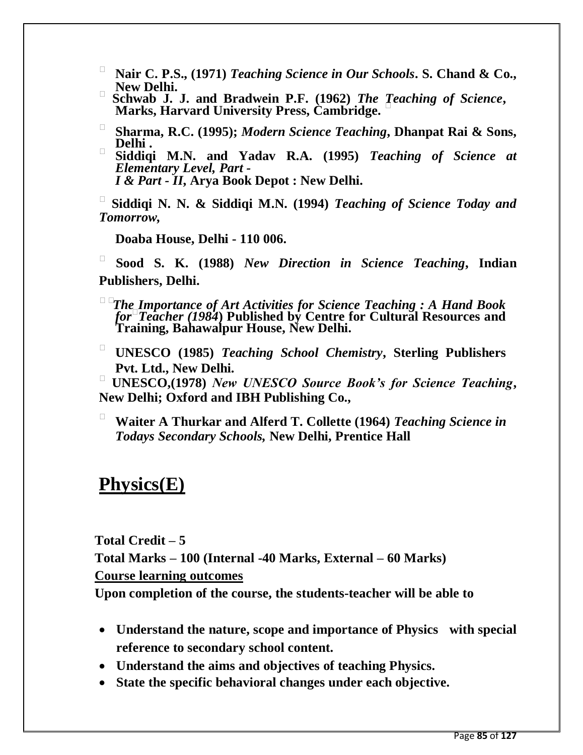- **Nair C. P.S., (1971)** ***Teaching Science in Our Schools*****. S. Chand & Co., New Delhi.**
- **Schwab J. J. and Bradwein P.F. (1962)** ***The Teaching of Science*****, Marks, Harvard University Press, Cambridge.**
- **Sharma, R.C. (1995);** ***Modern Science Teaching*****, Dhanpat Rai & Sons, Delhi .**
- **Siddiqi M.N. and Yadav R.A. (1995)** ***Teaching of Science at Elementary Level, Part - I & Part - II*****, Arya Book Depot : New Delhi.**
- **Siddiqi N. N. & Siddiqi M.N. (1994)** ***Teaching of Science Today and Tomorrow,*** **Doaba House, Delhi - 110 006.**
- **Sood S. K. (1988)** ***New Direction in Science Teaching*****, Indian Publishers, Delhi.**
- ***The Importance of Art Activities for Science Teaching : A Hand Book for Teacher (1984*****) Published by Centre for Cultural Resources and Training, Bahawalpur House, New Delhi.**
- **UNESCO (1985)** ***Teaching School Chemistry*****, Sterling Publishers Pvt. Ltd., New Delhi.**
- **UNESCO,(1978)** ***New UNESCO Source Book's for Science Teaching*****, New Delhi; Oxford and IBH Publishing Co.,**
- **Waiter A Thurkar and Alferd T. Collette (1964)** ***Teaching Science in Todays Secondary Schools,*** **New Delhi, Prentice Hall**

# Physics(E)

**Total Credit – 5**

**Total Marks – 100 (Internal -40 Marks, External – 60 Marks)**

**Course learning outcomes**

**Upon completion of the course, the students-teacher will be able to**

- **Understand the nature, scope and importance of Physics with special reference to secondary school content.**
- **Understand the aims and objectives of teaching Physics.**
- **State the specific behavioral changes under each objective.**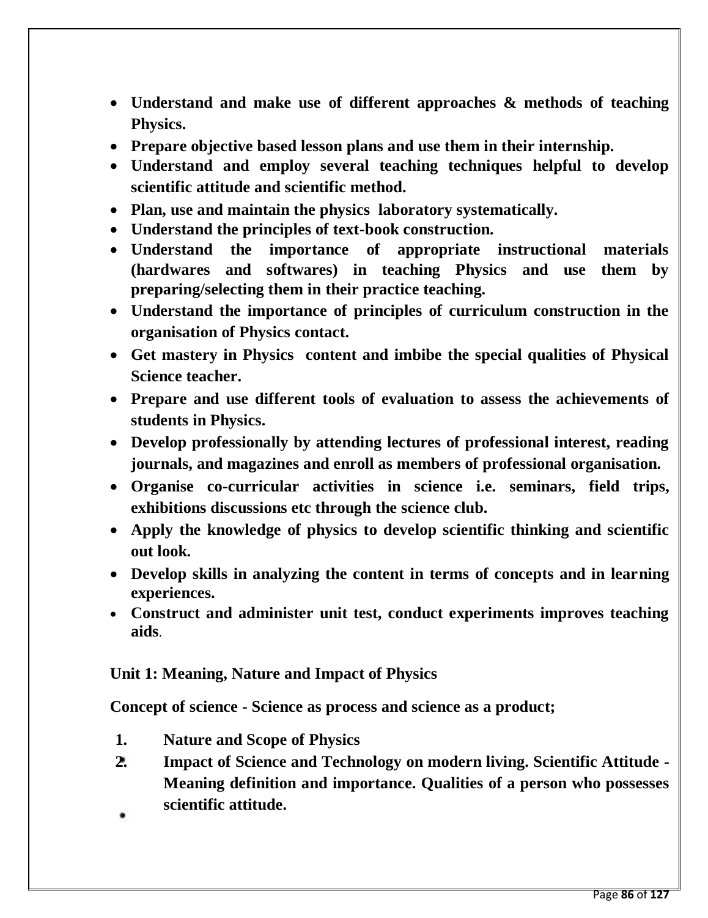- **Understand and make use of different approaches & methods of teaching Physics.**
- **Prepare objective based lesson plans and use them in their internship.**
- **Understand and employ several teaching techniques helpful to develop scientific attitude and scientific method.**
- **Plan, use and maintain the physics laboratory systematically.**
- **Understand the principles of text-book construction.**
- **Understand the importance of appropriate instructional materials (hardwares and softwares) in teaching Physics and use them by preparing/selecting them in their practice teaching.**
- **Understand the importance of principles of curriculum construction in the organisation of Physics contact.**
- **Get mastery in Physics content and imbibe the special qualities of Physical Science teacher.**
- **Prepare and use different tools of evaluation to assess the achievements of students in Physics.**
- **Develop professionally by attending lectures of professional interest, reading journals, and magazines and enroll as members of professional organisation.**
- **Organise co-curricular activities in science i.e. seminars, field trips, exhibitions discussions etc through the science club.**
- **Apply the knowledge of physics to develop scientific thinking and scientific out look.**
- **Develop skills in analyzing the content in terms of concepts and in learning experiences.**
- **Construct and administer unit test, conduct experiments improves teaching aids**.

**Unit 1: Meaning, Nature and Impact of Physics**

**Concept of science - Science as process and science as a product;**

1. **Nature and Scope of Physics**
2. **Impact of Science and Technology on modern living. Scientific Attitude - Meaning definition and importance. Qualities of a person who possesses scientific attitude.**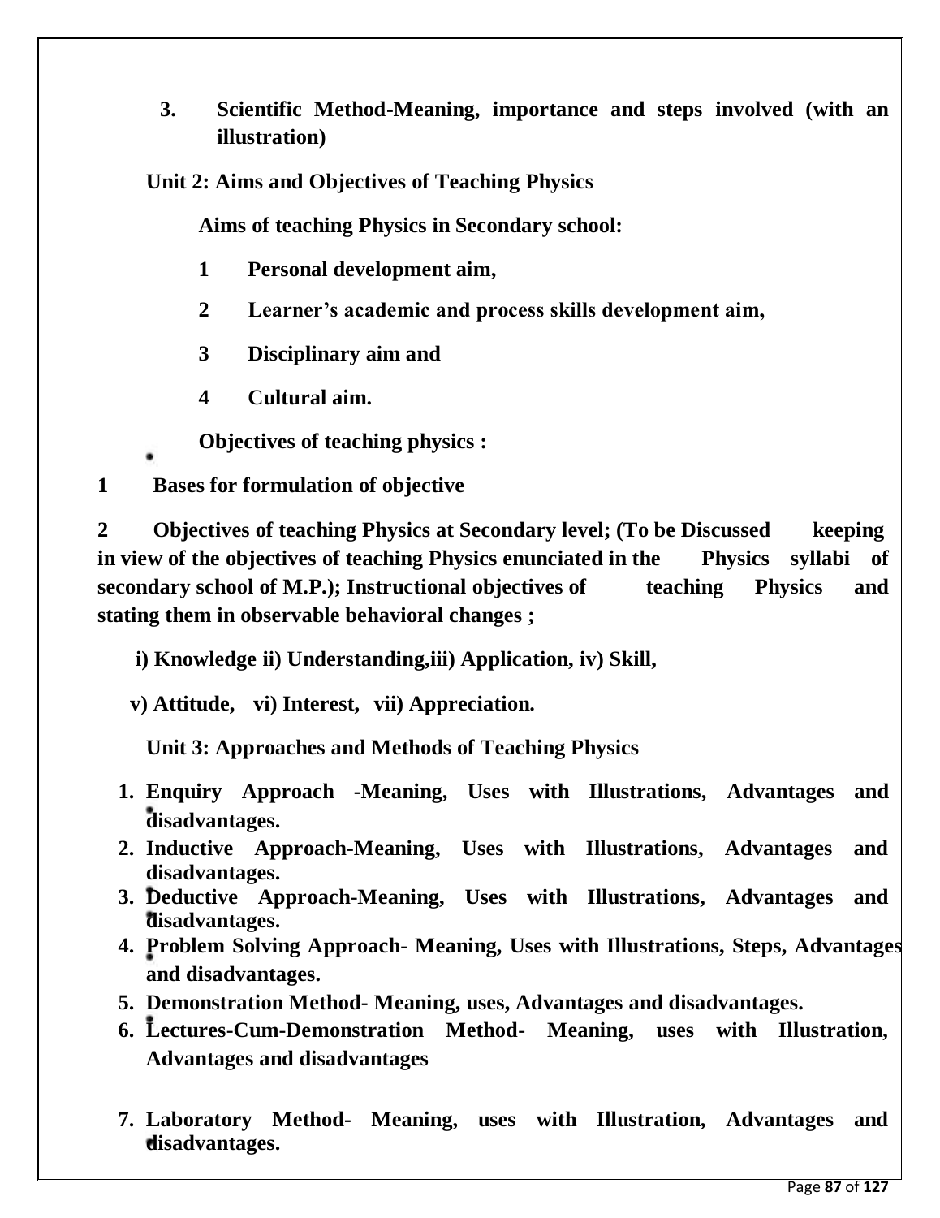3. **Scientific Method-Meaning, importance and steps involved (with an illustration)**

**Unit 2: Aims and Objectives of Teaching Physics**

**Aims of teaching Physics in Secondary school:**

1. **Personal development aim,**
2. **Learner's academic and process skills development aim,**
3. **Disciplinary aim and**
4. **Cultural aim.**

**Objectives of teaching physics :**

1. **Bases for formulation of objective**
2. **Objectives of teaching Physics at Secondary level; (To be Discussed keeping in view of the objectives of teaching Physics enunciated in the Physics syllabi of secondary school of M.P.); Instructional objectives of teaching Physics and stating them in observable behavioral changes ;**

**i) Knowledge ii) Understanding,iii) Application, iv) Skill,**

**v) Attitude, vi) Interest, vii) Appreciation.**

**Unit 3: Approaches and Methods of Teaching Physics**

1. **Enquiry Approach -Meaning, Uses with Illustrations, Advantages and disadvantages.**
2. **Inductive Approach-Meaning, Uses with Illustrations, Advantages and disadvantages.**
3. **Deductive Approach-Meaning, Uses with Illustrations, Advantages and disadvantages.**
4. **Problem Solving Approach- Meaning, Uses with Illustrations, Steps, Advantages and disadvantages.**
5. **Demonstration Method- Meaning, uses, Advantages and disadvantages.**
6. **Lectures-Cum-Demonstration Method- Meaning, uses with Illustration, Advantages and disadvantages**
7. **Laboratory Method- Meaning, uses with Illustration, Advantages and disadvantages.**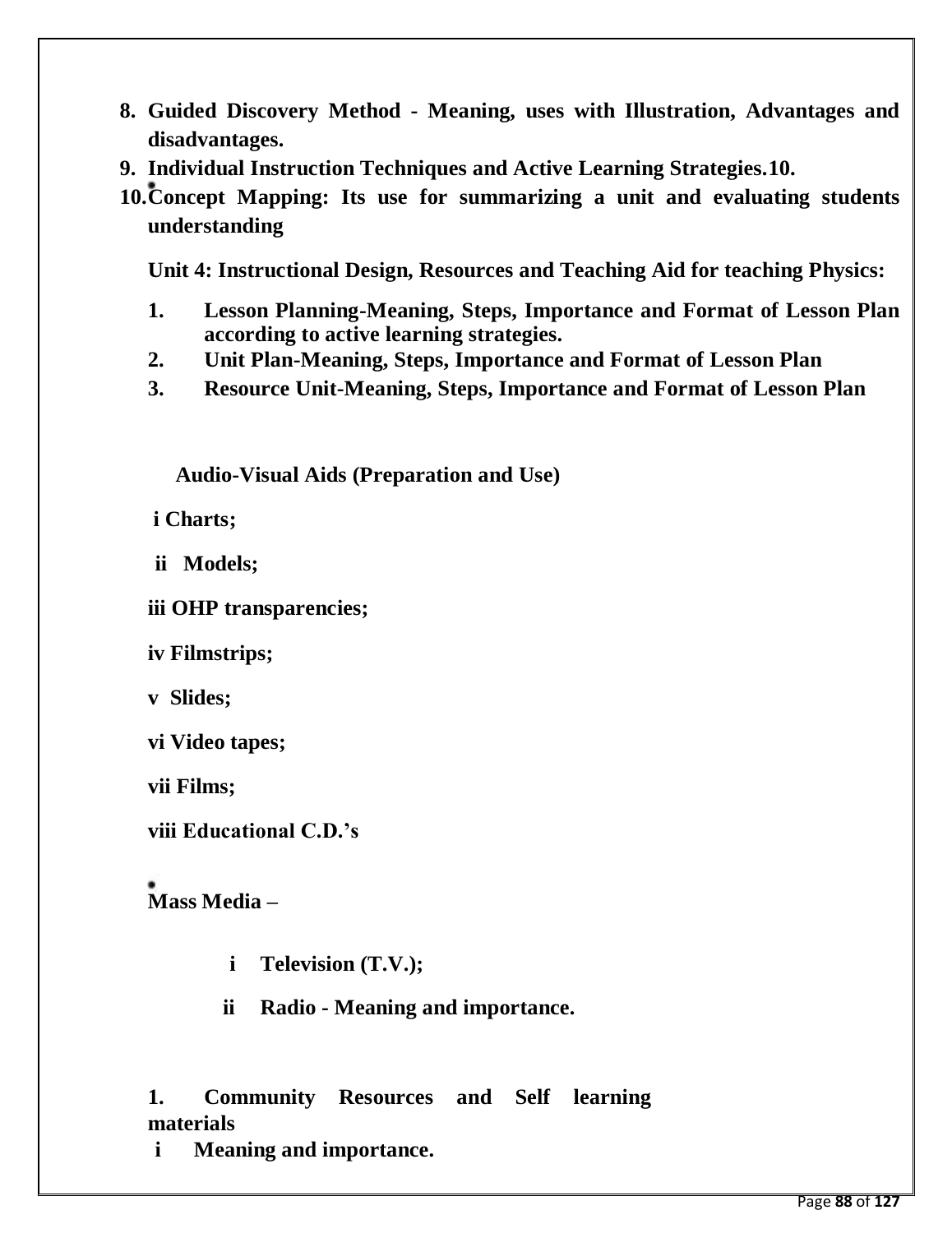8. **Guided Discovery Method - Meaning, uses with Illustration, Advantages and disadvantages.**
9. **Individual Instruction Techniques and Active Learning Strategies.10.**
10. **Concept Mapping: Its use for summarizing a unit and evaluating students understanding**

**Unit 4: Instructional Design, Resources and Teaching Aid for teaching Physics:**

1. **Lesson Planning-Meaning, Steps, Importance and Format of Lesson Plan according to active learning strategies.**
2. **Unit Plan-Meaning, Steps, Importance and Format of Lesson Plan**
3. **Resource Unit-Meaning, Steps, Importance and Format of Lesson Plan**

**Audio-Visual Aids (Preparation and Use)**

**i Charts;**

**ii Models;**

**iii OHP transparencies;**

**iv Filmstrips;**

**v Slides;**

**vi Video tapes;**

**vii Films;**

**viii Educational C.D.'s**

**Mass Media –**

**i Television (T.V.);**

**ii Radio - Meaning and importance.**

**1. Community Resources and Self learning materials**

**i Meaning and importance.**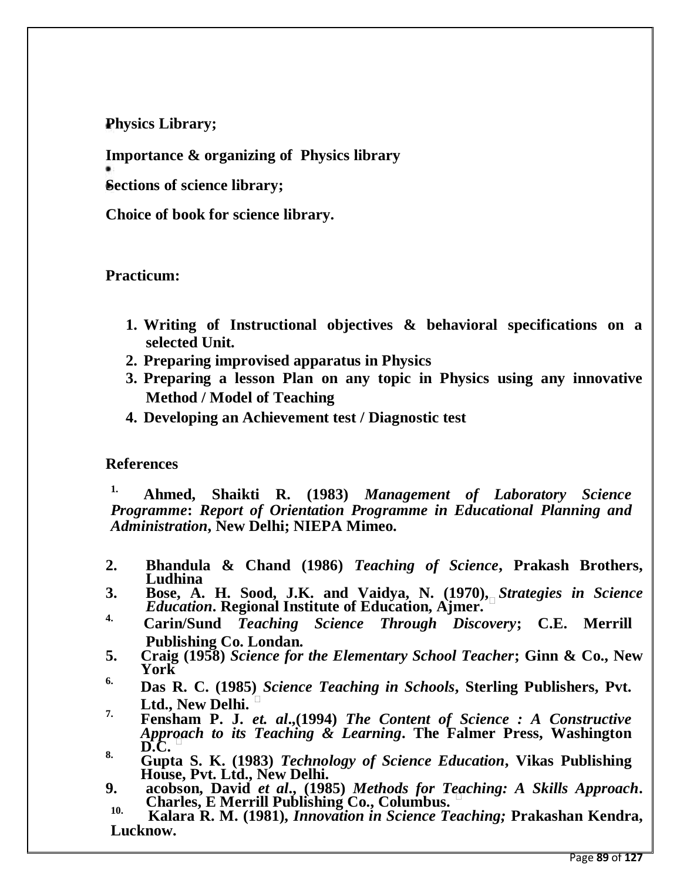- **Physics Library;**
- **Importance & organizing of Physics library**
- **Sections of science library;**
- **Choice of book for science library.**

**Practicum:**

1. **Writing of Instructional objectives & behavioral specifications on a selected Unit.**
2. **Preparing improvised apparatus in Physics**
3. **Preparing a lesson Plan on any topic in Physics using any innovative Method / Model of Teaching**
4. **Developing an Achievement test / Diagnostic test**

**References**

1. **Ahmed, Shaikti R. (1983)** ***Management of Laboratory Science Programme*****:** ***Report of Orientation Programme in Educational Planning and Administration*****, New Delhi; NIEPA Mimeo.**
2. **Bhandula & Chand (1986)** ***Teaching of Science*****, Prakash Brothers, Ludhina**
3. **Bose, A. H. Sood, J.K. and Vaidya, N. (1970),** ***Strategies in Science Education*****. Regional Institute of Education, Ajmer.**
4. **Carin/Sund** ***Teaching Science Through Discovery*****; C.E. Merrill Publishing Co. Londan.**
5. **Craig (1958)** ***Science for the Elementary School Teacher*****; Ginn & Co., New York**
6. **Das R. C. (1985)** ***Science Teaching in Schools*****, Sterling Publishers, Pvt. Ltd., New Delhi.**
7. **Fensham P. J.** ***et. al*****.,(1994)** ***The Content of Science : A Constructive Approach to its Teaching & Learning*****. The Falmer Press, Washington D.C.**
8. **Gupta S. K. (1983)** ***Technology of Science Education*****, Vikas Publishing House, Pvt. Ltd., New Delhi.**
9. **acobson, David** ***et al*****., (1985)** ***Methods for Teaching: A Skills Approach*****. Charles, E Merrill Publishing Co., Columbus.**
10. **Kalara R. M. (1981),** ***Innovation in Science Teaching;*** **Prakashan Kendra, Lucknow.**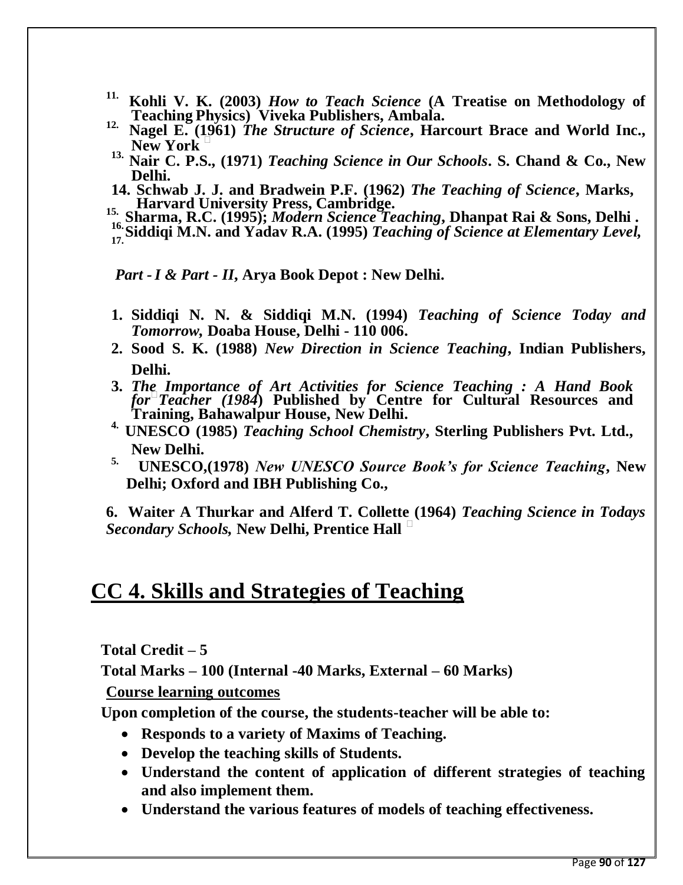11. Kohli V. K. (2003) *How to Teach Science* (A Treatise on Methodology of Teaching Physics) Viveka Publishers, Ambala.
12. Nagel E. (1961) *The Structure of Science*, Harcourt Brace and World Inc., New York
13. Nair C. P.S., (1971) *Teaching Science in Our Schools*. S. Chand & Co., New Delhi.
14. Schwab J. J. and Bradwein P.F. (1962) *The Teaching of Science*, Marks, Harvard University Press, Cambridge.
15. Sharma, R.C. (1995); *Modern Science Teaching*, Dhanpat Rai & Sons, Delhi .
16. Siddiqi M.N. and Yadav R.A. (1995) *Teaching of Science at Elementary Level,*
17.

*Part - I & Part - II*, Arya Book Depot : New Delhi.

1. Siddiqi N. N. & Siddiqi M.N. (1994) *Teaching of Science Today and Tomorrow,* Doaba House, Delhi - 110 006.
2. Sood S. K. (1988) *New Direction in Science Teaching*, Indian Publishers, Delhi.
3. *The Importance of Art Activities for Science Teaching : A Hand Book for Teacher (1984*) Published by Centre for Cultural Resources and Training, Bahawalpur House, New Delhi.
4. UNESCO (1985) *Teaching School Chemistry*, Sterling Publishers Pvt. Ltd., New Delhi.
5. UNESCO,(1978) *New UNESCO Source Book's for Science Teaching*, New Delhi; Oxford and IBH Publishing Co.,
6. Waiter A Thurkar and Alferd T. Collette (1964) *Teaching Science in Todays Secondary Schools,* New Delhi, Prentice Hall

# CC 4. Skills and Strategies of Teaching

**Total Credit – 5**

**Total Marks – 100 (Internal -40 Marks, External – 60 Marks)**

**Course learning outcomes**

**Upon completion of the course, the students-teacher will be able to:**

- Responds to a variety of Maxims of Teaching.
- Develop the teaching skills of Students.
- Understand the content of application of different strategies of teaching and also implement them.
- Understand the various features of models of teaching effectiveness.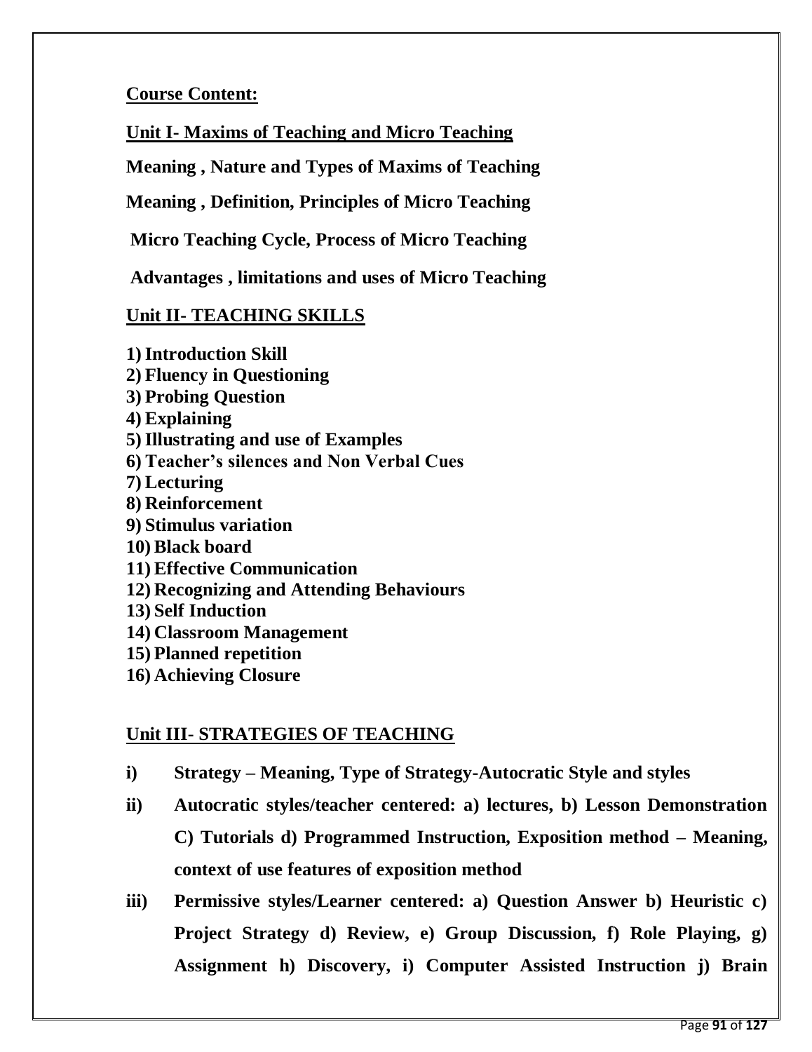**Course Content:**

## Unit I- Maxims of Teaching and Micro Teaching

**Meaning , Nature and Types of Maxims of Teaching**

**Meaning , Definition, Principles of Micro Teaching**

**Micro Teaching Cycle, Process of Micro Teaching**

**Advantages , limitations and uses of Micro Teaching**

## Unit II- TEACHING SKILLS

1) **Introduction Skill**
2) **Fluency in Questioning**
3) **Probing Question**
4) **Explaining**
5) **Illustrating and use of Examples**
6) **Teacher's silences and Non Verbal Cues**
7) **Lecturing**
8) **Reinforcement**
9) **Stimulus variation**
10) **Black board**
11) **Effective Communication**
12) **Recognizing and Attending Behaviours**
13) **Self Induction**
14) **Classroom Management**
15) **Planned repetition**
16) **Achieving Closure**

## Unit III- STRATEGIES OF TEACHING

- i) **Strategy – Meaning, Type of Strategy-Autocratic Style and styles**
- ii) **Autocratic styles/teacher centered: a) lectures, b) Lesson Demonstration C) Tutorials d) Programmed Instruction, Exposition method – Meaning, context of use features of exposition method**
- iii) **Permissive styles/Learner centered: a) Question Answer b) Heuristic c) Project Strategy d) Review, e) Group Discussion, f) Role Playing, g) Assignment h) Discovery, i) Computer Assisted Instruction j) Brain**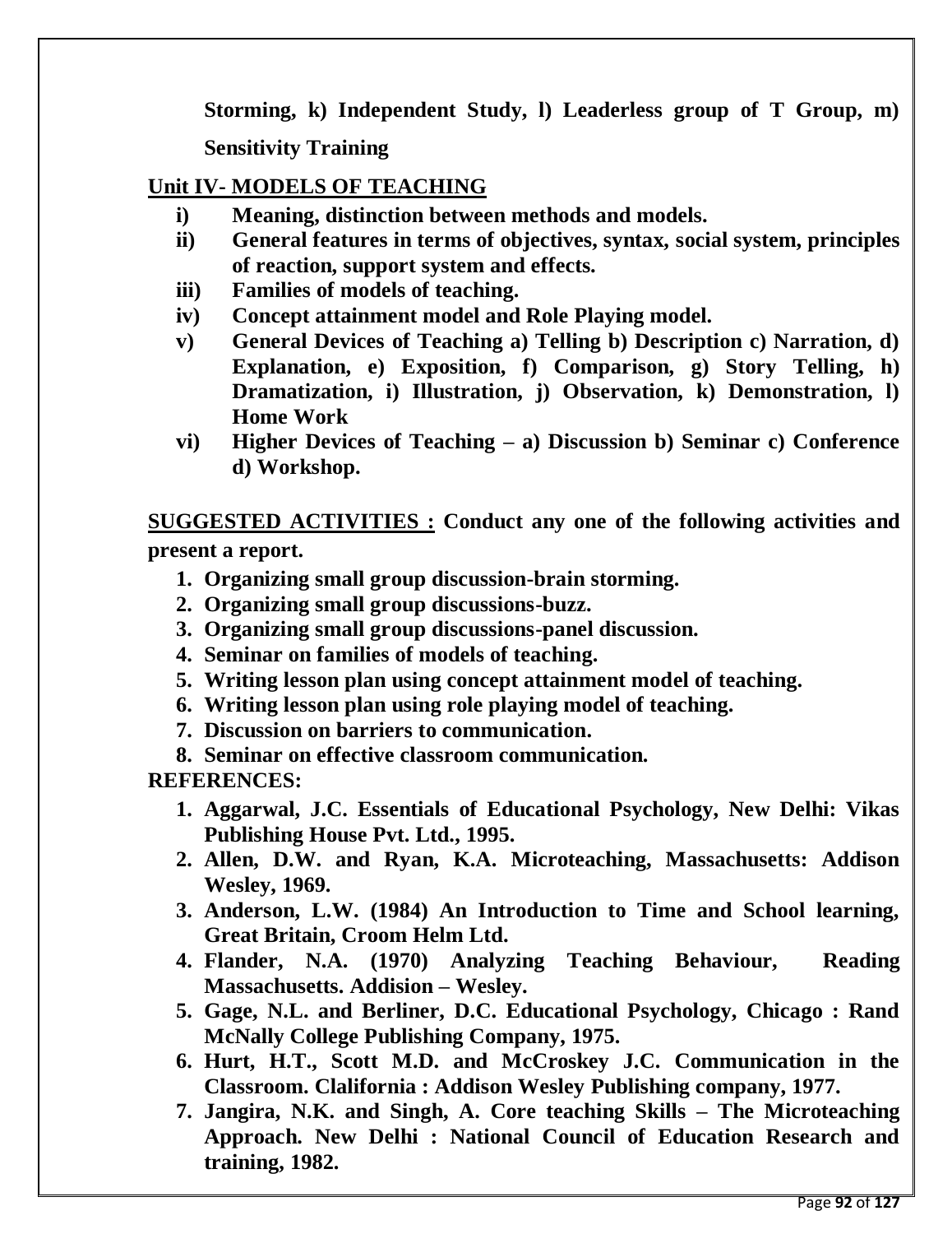**Storming, k) Independent Study, l) Leaderless group of T Group, m) Sensitivity Training**

## Unit IV- MODELS OF TEACHING

- **i) Meaning, distinction between methods and models.**
- **ii) General features in terms of objectives, syntax, social system, principles of reaction, support system and effects.**
- **iii) Families of models of teaching.**
- **iv) Concept attainment model and Role Playing model.**
- **v) General Devices of Teaching a) Telling b) Description c) Narration, d) Explanation, e) Exposition, f) Comparison, g) Story Telling, h) Dramatization, i) Illustration, j) Observation, k) Demonstration, l) Home Work**
- **vi) Higher Devices of Teaching – a) Discussion b) Seminar c) Conference d) Workshop.**

**SUGGESTED ACTIVITIES : Conduct any one of the following activities and present a report.**

1. **Organizing small group discussion-brain storming.**
2. **Organizing small group discussions-buzz.**
3. **Organizing small group discussions-panel discussion.**
4. **Seminar on families of models of teaching.**
5. **Writing lesson plan using concept attainment model of teaching.**
6. **Writing lesson plan using role playing model of teaching.**
7. **Discussion on barriers to communication.**
8. **Seminar on effective classroom communication.**

**REFERENCES:**

1. **Aggarwal, J.C. Essentials of Educational Psychology, New Delhi: Vikas Publishing House Pvt. Ltd., 1995.**
2. **Allen, D.W. and Ryan, K.A. Microteaching, Massachusetts: Addison Wesley, 1969.**
3. **Anderson, L.W. (1984) An Introduction to Time and School learning, Great Britain, Croom Helm Ltd.**
4. **Flander, N.A. (1970) Analyzing Teaching Behaviour, Reading Massachusetts. Addision – Wesley.**
5. **Gage, N.L. and Berliner, D.C. Educational Psychology, Chicago : Rand McNally College Publishing Company, 1975.**
6. **Hurt, H.T., Scott M.D. and McCroskey J.C. Communication in the Classroom. Clalifornia : Addison Wesley Publishing company, 1977.**
7. **Jangira, N.K. and Singh, A. Core teaching Skills – The Microteaching Approach. New Delhi : National Council of Education Research and training, 1982.**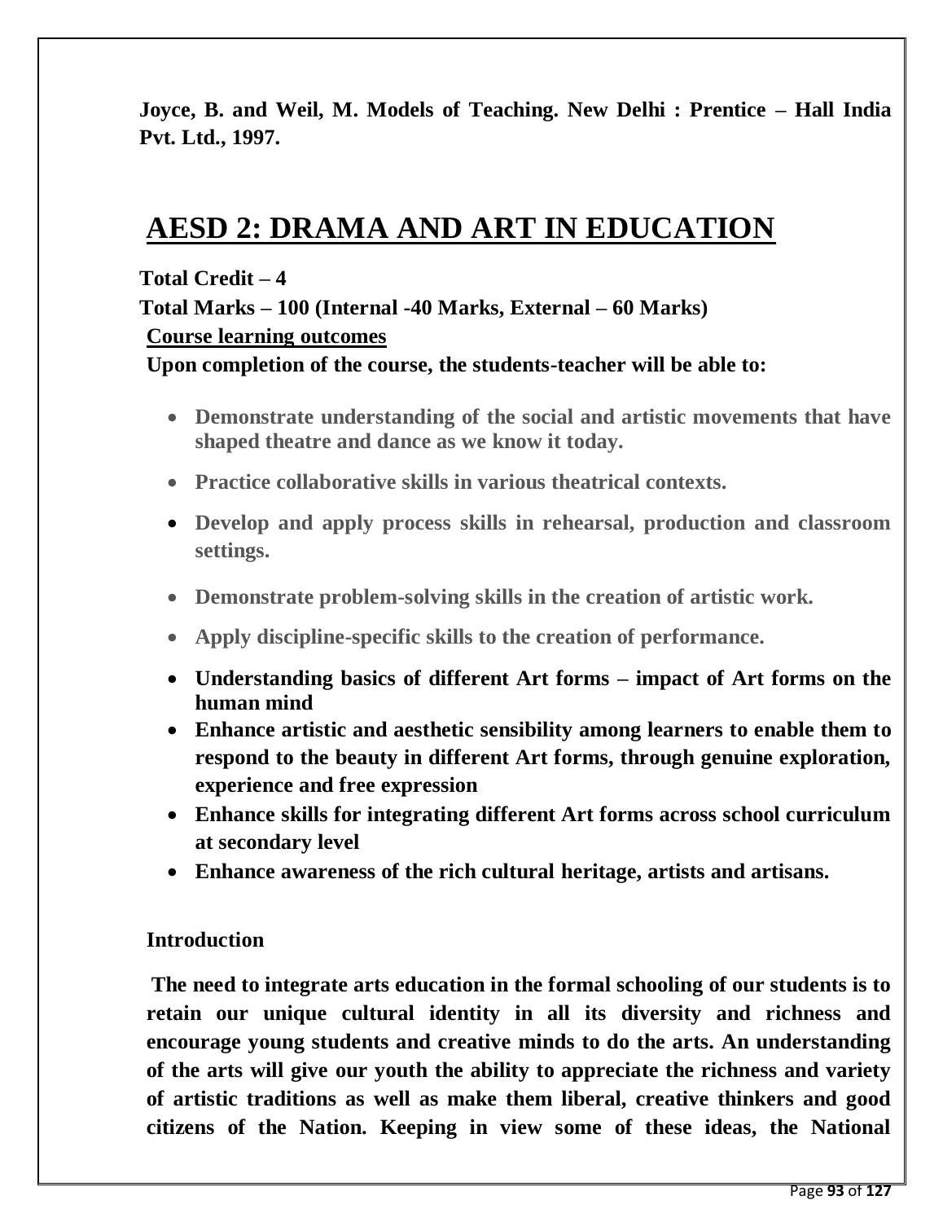**Joyce, B. and Weil, M. Models of Teaching. New Delhi : Prentice – Hall India Pvt. Ltd., 1997.**

# AESD 2: DRAMA AND ART IN EDUCATION

**Total Credit – 4**

**Total Marks – 100 (Internal -40 Marks, External – 60 Marks)**

**Course learning outcomes**

**Upon completion of the course, the students-teacher will be able to:**

- **Demonstrate understanding of the social and artistic movements that have shaped theatre and dance as we know it today.**
- **Practice collaborative skills in various theatrical contexts.**
- **Develop and apply process skills in rehearsal, production and classroom settings.**
- **Demonstrate problem-solving skills in the creation of artistic work.**
- **Apply discipline-specific skills to the creation of performance.**
- **Understanding basics of different Art forms – impact of Art forms on the human mind**
- **Enhance artistic and aesthetic sensibility among learners to enable them to respond to the beauty in different Art forms, through genuine exploration, experience and free expression**
- **Enhance skills for integrating different Art forms across school curriculum at secondary level**
- **Enhance awareness of the rich cultural heritage, artists and artisans.**

**Introduction**

**The need to integrate arts education in the formal schooling of our students is to retain our unique cultural identity in all its diversity and richness and encourage young students and creative minds to do the arts. An understanding of the arts will give our youth the ability to appreciate the richness and variety of artistic traditions as well as make them liberal, creative thinkers and good citizens of the Nation. Keeping in view some of these ideas, the National**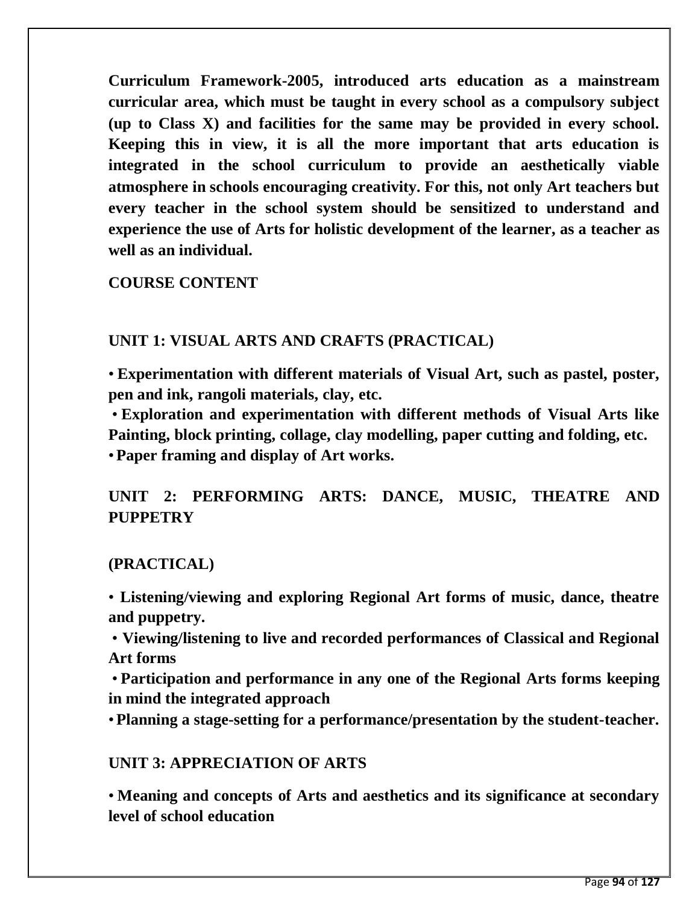**Curriculum Framework-2005, introduced arts education as a mainstream curricular area, which must be taught in every school as a compulsory subject (up to Class X) and facilities for the same may be provided in every school. Keeping this in view, it is all the more important that arts education is integrated in the school curriculum to provide an aesthetically viable atmosphere in schools encouraging creativity. For this, not only Art teachers but every teacher in the school system should be sensitized to understand and experience the use of Arts for holistic development of the learner, as a teacher as well as an individual.**

## COURSE CONTENT

### UNIT 1: VISUAL ARTS AND CRAFTS (PRACTICAL)

- **Experimentation with different materials of Visual Art, such as pastel, poster, pen and ink, rangoli materials, clay, etc.**
- **Exploration and experimentation with different methods of Visual Arts like Painting, block printing, collage, clay modelling, paper cutting and folding, etc.**
- **Paper framing and display of Art works.**

### UNIT 2: PERFORMING ARTS: DANCE, MUSIC, THEATRE AND PUPPETRY

### (PRACTICAL)

- **Listening/viewing and exploring Regional Art forms of music, dance, theatre and puppetry.**
- **Viewing/listening to live and recorded performances of Classical and Regional Art forms**
- **Participation and performance in any one of the Regional Arts forms keeping in mind the integrated approach**
- **Planning a stage-setting for a performance/presentation by the student-teacher.**

### UNIT 3: APPRECIATION OF ARTS

- **Meaning and concepts of Arts and aesthetics and its significance at secondary level of school education**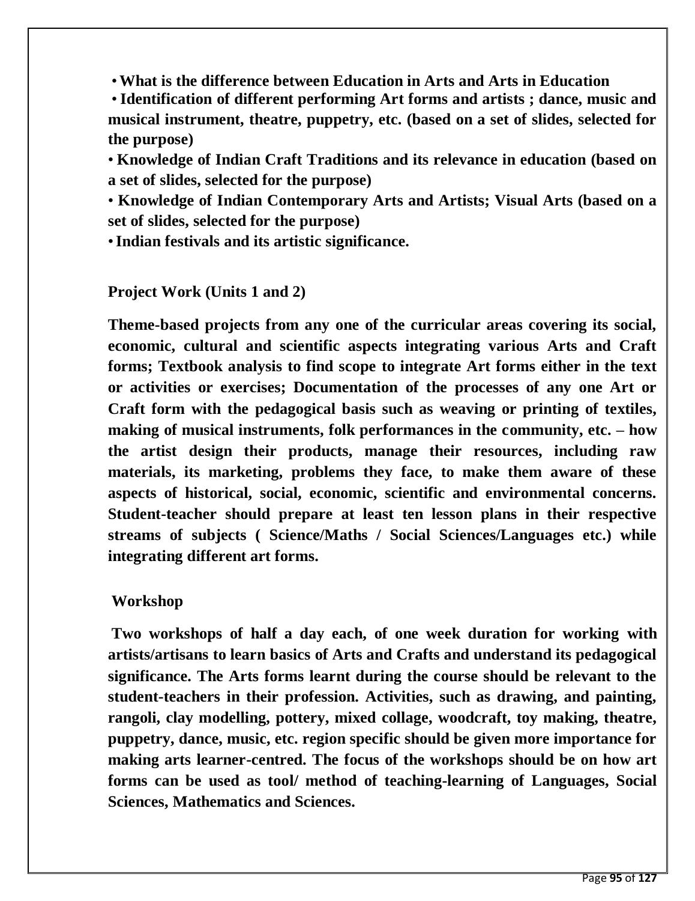- **What is the difference between Education in Arts and Arts in Education**
- **Identification of different performing Art forms and artists ; dance, music and musical instrument, theatre, puppetry, etc. (based on a set of slides, selected for the purpose)**
- **Knowledge of Indian Craft Traditions and its relevance in education (based on a set of slides, selected for the purpose)**
- **Knowledge of Indian Contemporary Arts and Artists; Visual Arts (based on a set of slides, selected for the purpose)**
- **Indian festivals and its artistic significance.**

**Project Work (Units 1 and 2)**

**Theme-based projects from any one of the curricular areas covering its social, economic, cultural and scientific aspects integrating various Arts and Craft forms; Textbook analysis to find scope to integrate Art forms either in the text or activities or exercises; Documentation of the processes of any one Art or Craft form with the pedagogical basis such as weaving or printing of textiles, making of musical instruments, folk performances in the community, etc. – how the artist design their products, manage their resources, including raw materials, its marketing, problems they face, to make them aware of these aspects of historical, social, economic, scientific and environmental concerns. Student-teacher should prepare at least ten lesson plans in their respective streams of subjects ( Science/Maths / Social Sciences/Languages etc.) while integrating different art forms.**

**Workshop**

**Two workshops of half a day each, of one week duration for working with artists/artisans to learn basics of Arts and Crafts and understand its pedagogical significance. The Arts forms learnt during the course should be relevant to the student-teachers in their profession. Activities, such as drawing, and painting, rangoli, clay modelling, pottery, mixed collage, woodcraft, toy making, theatre, puppetry, dance, music, etc. region specific should be given more importance for making arts learner-centred. The focus of the workshops should be on how art forms can be used as tool/ method of teaching-learning of Languages, Social Sciences, Mathematics and Sciences.**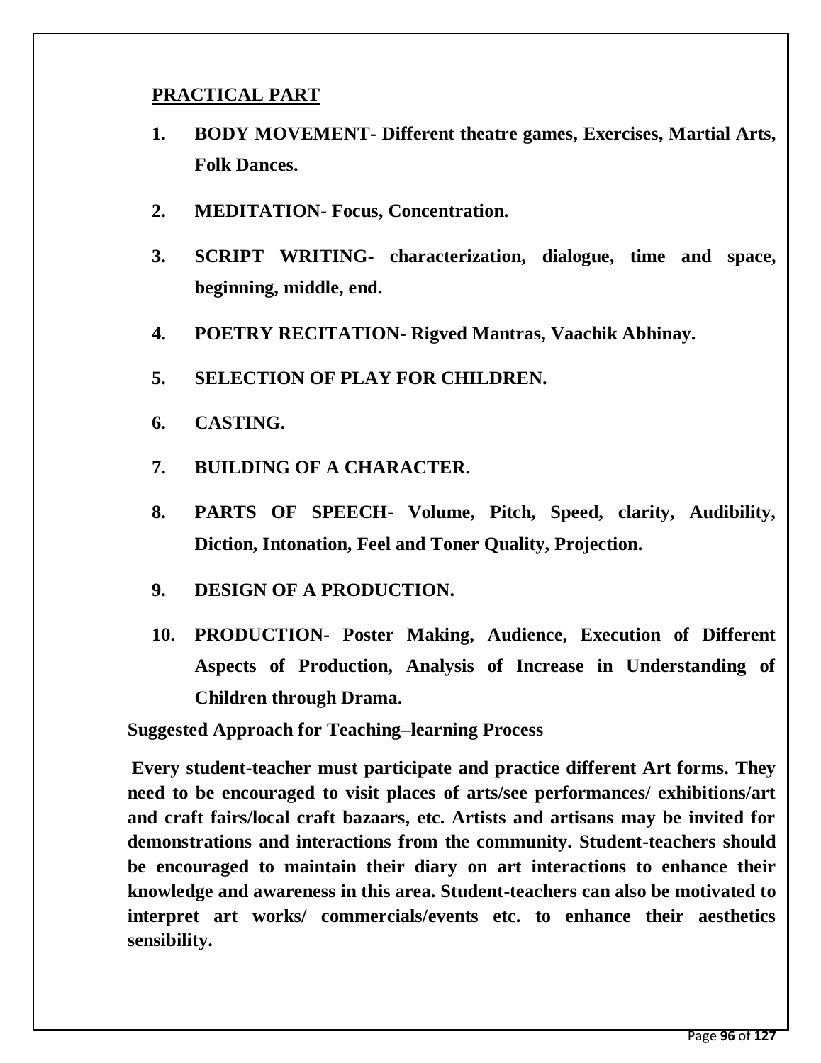## PRACTICAL PART

1. **BODY MOVEMENT- Different theatre games, Exercises, Martial Arts, Folk Dances.**
2. **MEDITATION- Focus, Concentration.**
3. **SCRIPT WRITING- characterization, dialogue, time and space, beginning, middle, end.**
4. **POETRY RECITATION- Rigved Mantras, Vaachik Abhinay.**
5. **SELECTION OF PLAY FOR CHILDREN.**
6. **CASTING.**
7. **BUILDING OF A CHARACTER.**
8. **PARTS OF SPEECH- Volume, Pitch, Speed, clarity, Audibility, Diction, Intonation, Feel and Toner Quality, Projection.**
9. **DESIGN OF A PRODUCTION.**
10. **PRODUCTION- Poster Making, Audience, Execution of Different Aspects of Production, Analysis of Increase in Understanding of Children through Drama.**

**Suggested Approach for Teaching–learning Process**

**Every student-teacher must participate and practice different Art forms. They need to be encouraged to visit places of arts/see performances/ exhibitions/art and craft fairs/local craft bazaars, etc. Artists and artisans may be invited for demonstrations and interactions from the community. Student-teachers should be encouraged to maintain their diary on art interactions to enhance their knowledge and awareness in this area. Student-teachers can also be motivated to interpret art works/ commercials/events etc. to enhance their aesthetics sensibility.**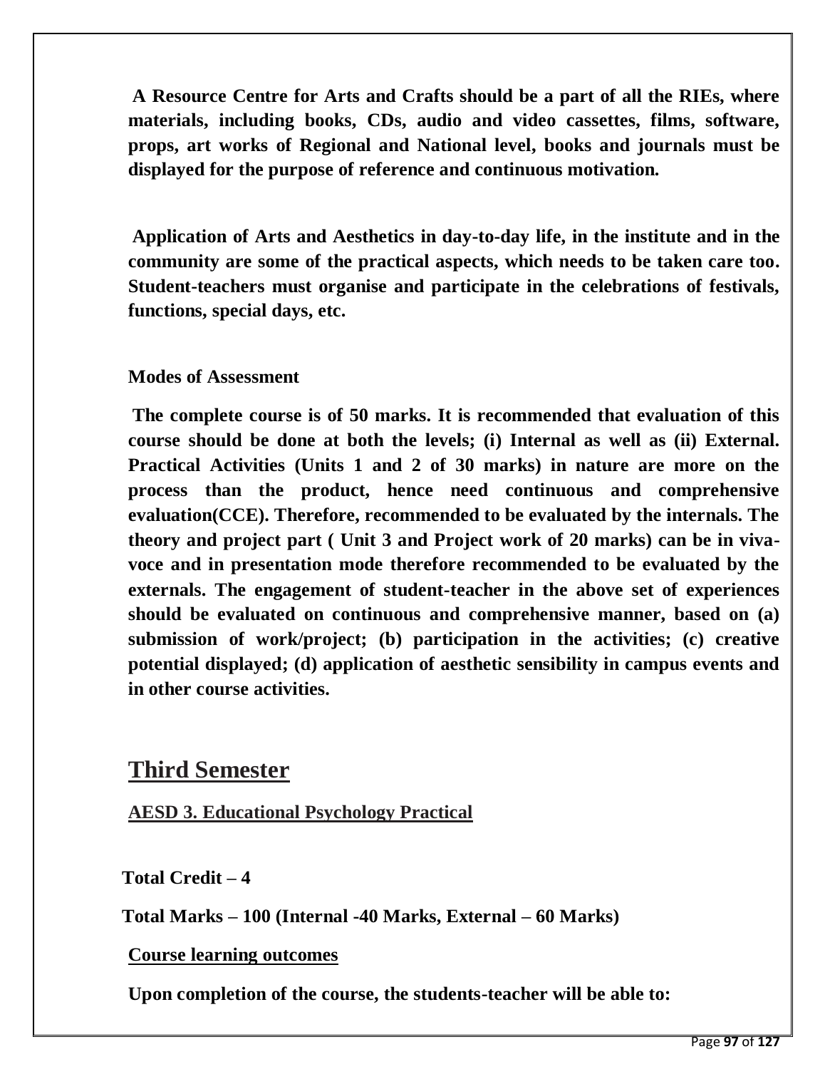**A Resource Centre for Arts and Crafts should be a part of all the RIEs, where materials, including books, CDs, audio and video cassettes, films, software, props, art works of Regional and National level, books and journals must be displayed for the purpose of reference and continuous motivation.**

**Application of Arts and Aesthetics in day-to-day life, in the institute and in the community are some of the practical aspects, which needs to be taken care too. Student-teachers must organise and participate in the celebrations of festivals, functions, special days, etc.**

**Modes of Assessment**

**The complete course is of 50 marks. It is recommended that evaluation of this course should be done at both the levels; (i) Internal as well as (ii) External. Practical Activities (Units 1 and 2 of 30 marks) in nature are more on the process than the product, hence need continuous and comprehensive evaluation(CCE). Therefore, recommended to be evaluated by the internals. The theory and project part ( Unit 3 and Project work of 20 marks) can be in viva-voce and in presentation mode therefore recommended to be evaluated by the externals. The engagement of student-teacher in the above set of experiences should be evaluated on continuous and comprehensive manner, based on (a) submission of work/project; (b) participation in the activities; (c) creative potential displayed; (d) application of aesthetic sensibility in campus events and in other course activities.**

## Third Semester

### AESD 3. Educational Psychology Practical

**Total Credit – 4**

**Total Marks – 100 (Internal -40 Marks, External – 60 Marks)**

**Course learning outcomes**

**Upon completion of the course, the students-teacher will be able to:**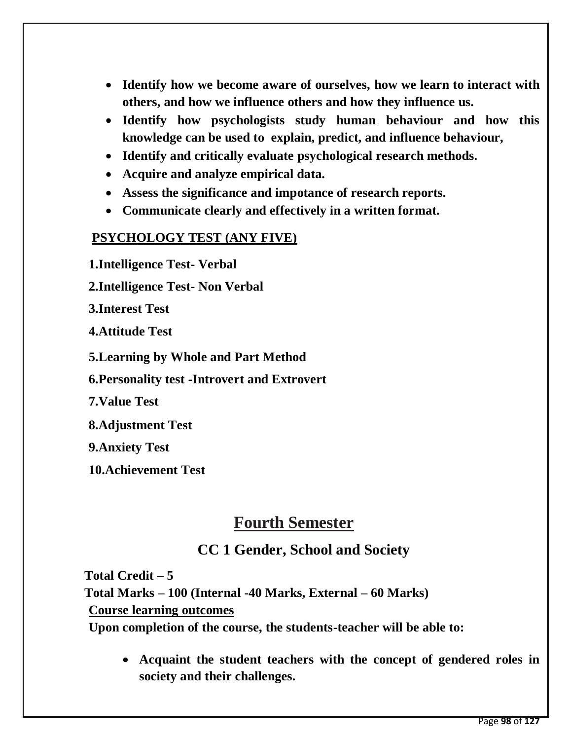- **Identify how we become aware of ourselves, how we learn to interact with others, and how we influence others and how they influence us.**
- **Identify how psychologists study human behaviour and how this knowledge can be used to explain, predict, and influence behaviour,**
- **Identify and critically evaluate psychological research methods.**
- **Acquire and analyze empirical data.**
- **Assess the significance and impotance of research reports.**
- **Communicate clearly and effectively in a written format.**

**<u>PSYCHOLOGY TEST (ANY FIVE)</u>**

**1.Intelligence Test- Verbal**

**2.Intelligence Test- Non Verbal**

**3.Interest Test**

**4.Attitude Test**

**5.Learning by Whole and Part Method**

**6.Personality test -Introvert and Extrovert**

**7.Value Test**

**8.Adjustment Test**

**9.Anxiety Test**

**10.Achievement Test**

# Fourth Semester

## CC 1 Gender, School and Society

**Total Credit – 5**

**Total Marks – 100 (Internal -40 Marks, External – 60 Marks)**

**<u>Course learning outcomes</u>**

**Upon completion of the course, the students-teacher will be able to:**

- **Acquaint the student teachers with the concept of gendered roles in society and their challenges.**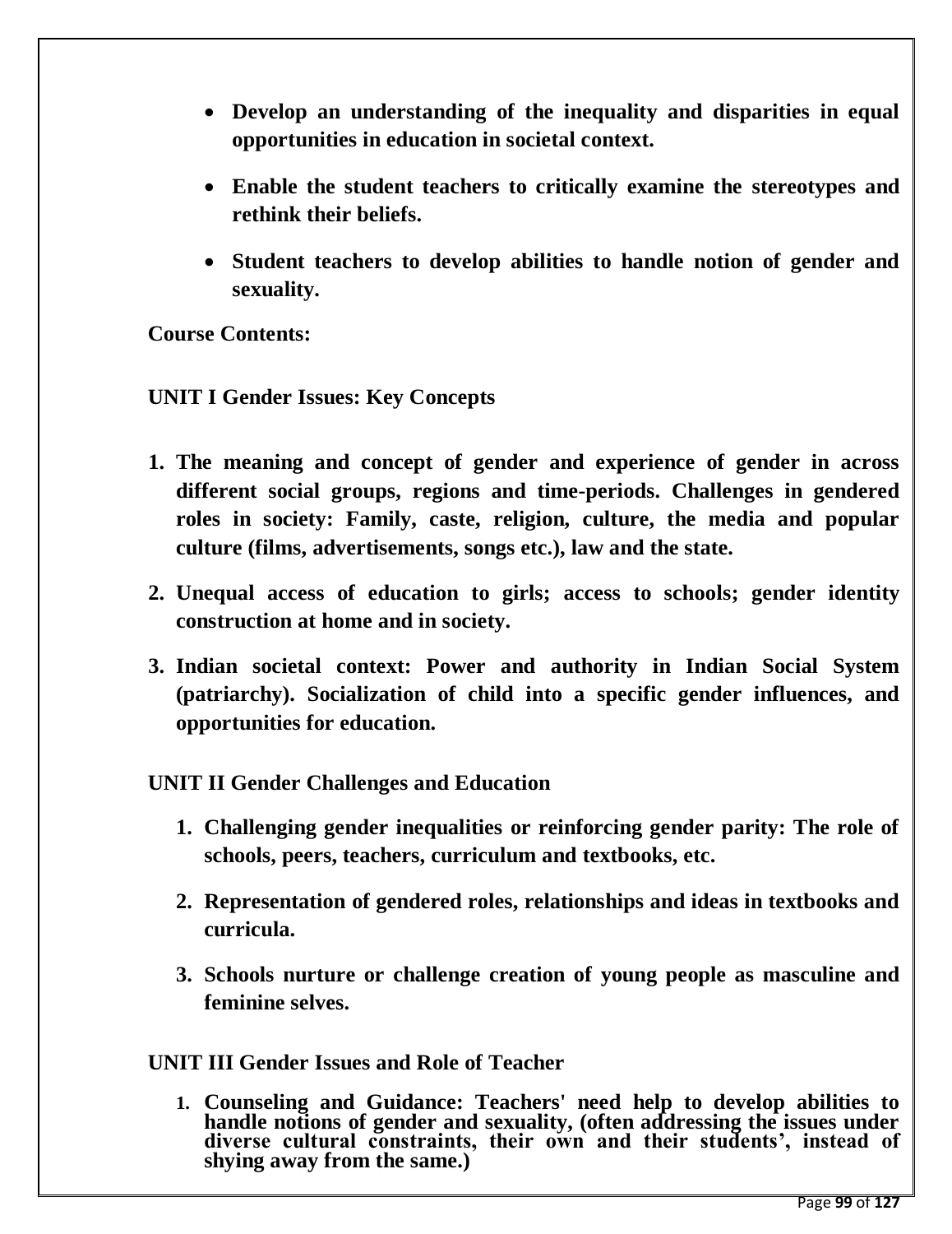- **Develop an understanding of the inequality and disparities in equal opportunities in education in societal context.**
- **Enable the student teachers to critically examine the stereotypes and rethink their beliefs.**
- **Student teachers to develop abilities to handle notion of gender and sexuality.**

**Course Contents:**

**UNIT I Gender Issues: Key Concepts**

1. **The meaning and concept of gender and experience of gender in across different social groups, regions and time-periods. Challenges in gendered roles in society: Family, caste, religion, culture, the media and popular culture (films, advertisements, songs etc.), law and the state.**
2. **Unequal access of education to girls; access to schools; gender identity construction at home and in society.**
3. **Indian societal context: Power and authority in Indian Social System (patriarchy). Socialization of child into a specific gender influences, and opportunities for education.**

**UNIT II Gender Challenges and Education**

1. **Challenging gender inequalities or reinforcing gender parity: The role of schools, peers, teachers, curriculum and textbooks, etc.**
2. **Representation of gendered roles, relationships and ideas in textbooks and curricula.**
3. **Schools nurture or challenge creation of young people as masculine and feminine selves.**

**UNIT III Gender Issues and Role of Teacher**

1. **Counseling and Guidance: Teachers' need help to develop abilities to handle notions of gender and sexuality, (often addressing the issues under diverse cultural constraints, their own and their students', instead of shying away from the same.)**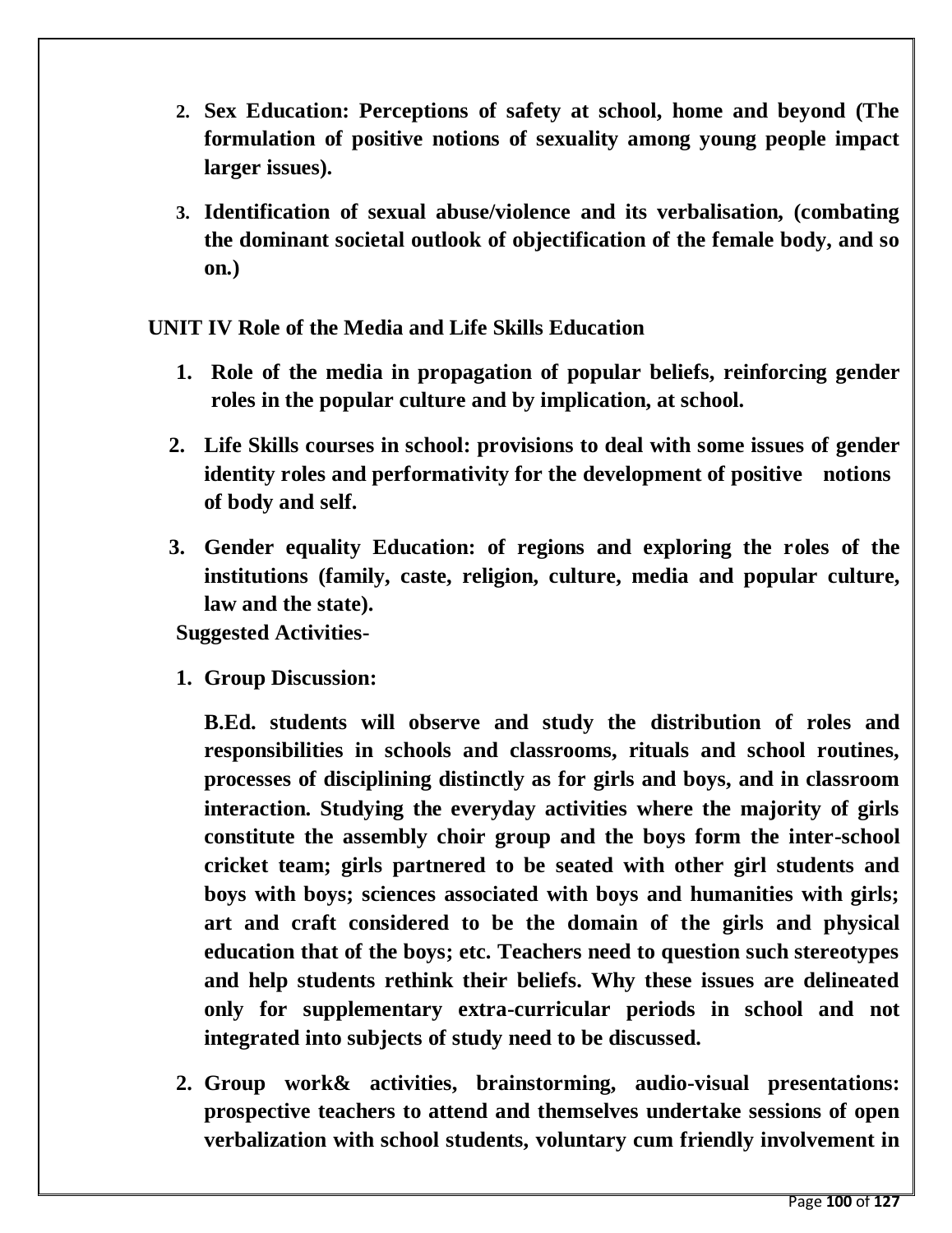2. **Sex Education: Perceptions of safety at school, home and beyond (The formulation of positive notions of sexuality among young people impact larger issues).**

3. **Identification of sexual abuse/violence and its verbalisation, (combating the dominant societal outlook of objectification of the female body, and so on.)**

**UNIT IV Role of the Media and Life Skills Education**

1. **Role of the media in propagation of popular beliefs, reinforcing gender roles in the popular culture and by implication, at school.**

2. **Life Skills courses in school: provisions to deal with some issues of gender identity roles and performativity for the development of positive notions of body and self.**

3. **Gender equality Education: of regions and exploring the roles of the institutions (family, caste, religion, culture, media and popular culture, law and the state).**

**Suggested Activities-**

1. **Group Discussion:**

   **B.Ed. students will observe and study the distribution of roles and responsibilities in schools and classrooms, rituals and school routines, processes of disciplining distinctly as for girls and boys, and in classroom interaction. Studying the everyday activities where the majority of girls constitute the assembly choir group and the boys form the inter-school cricket team; girls partnered to be seated with other girl students and boys with boys; sciences associated with boys and humanities with girls; art and craft considered to be the domain of the girls and physical education that of the boys; etc. Teachers need to question such stereotypes and help students rethink their beliefs. Why these issues are delineated only for supplementary extra-curricular periods in school and not integrated into subjects of study need to be discussed.**

2. **Group work& activities, brainstorming, audio-visual presentations: prospective teachers to attend and themselves undertake sessions of open verbalization with school students, voluntary cum friendly involvement in**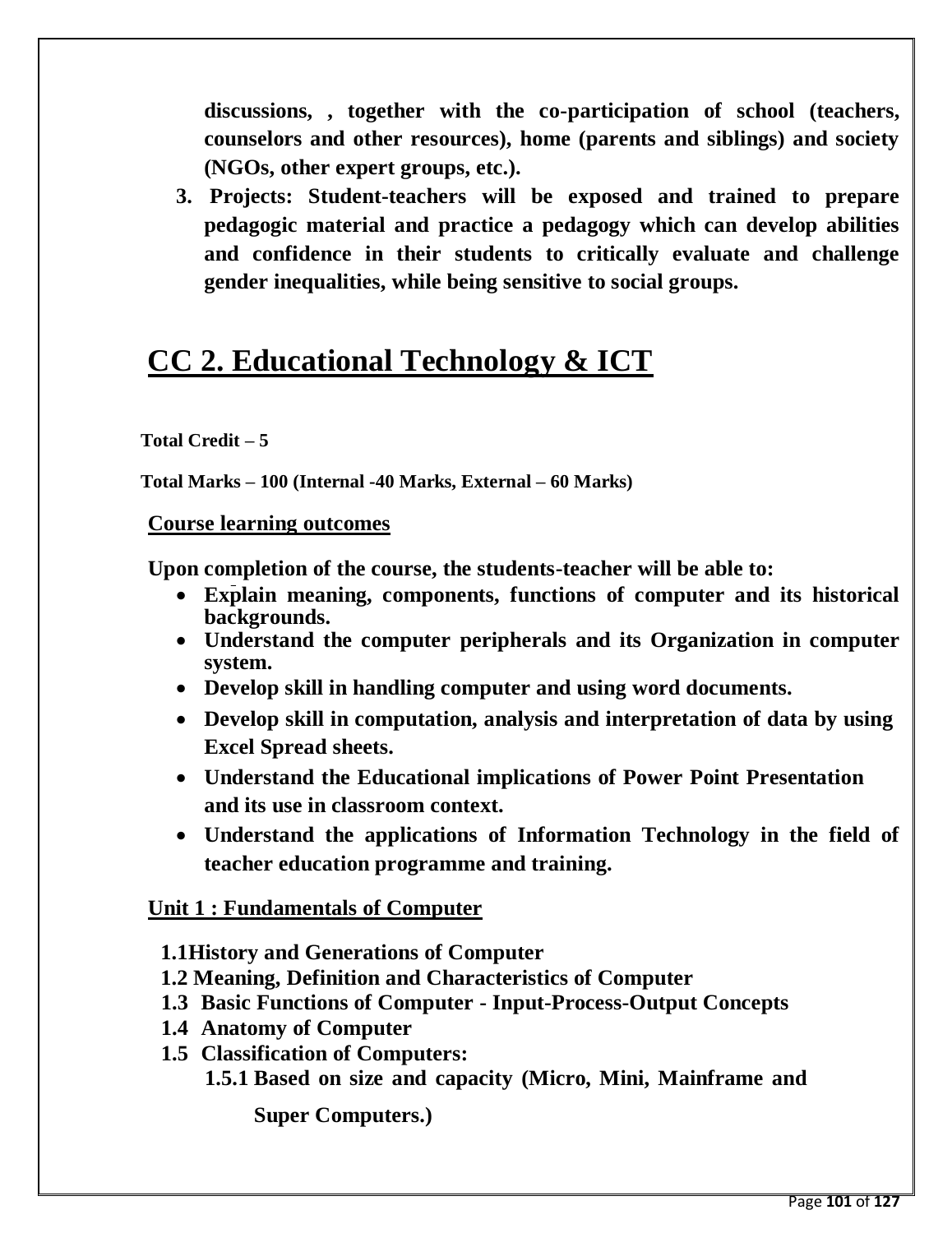**discussions, , together with the co-participation of school (teachers, counselors and other resources), home (parents and siblings) and society (NGOs, other expert groups, etc.).**

3. **Projects: Student-teachers will be exposed and trained to prepare pedagogic material and practice a pedagogy which can develop abilities and confidence in their students to critically evaluate and challenge gender inequalities, while being sensitive to social groups.**

# CC 2. Educational Technology & ICT

**Total Credit – 5**

**Total Marks – 100 (Internal -40 Marks, External – 60 Marks)**

## Course learning outcomes

**Upon completion of the course, the students-teacher will be able to:**

- **Explain meaning, components, functions of computer and its historical backgrounds.**
- **Understand the computer peripherals and its Organization in computer system.**
- **Develop skill in handling computer and using word documents.**
- **Develop skill in computation, analysis and interpretation of data by using Excel Spread sheets.**
- **Understand the Educational implications of Power Point Presentation and its use in classroom context.**
- **Understand the applications of Information Technology in the field of teacher education programme and training.**

## Unit 1 : Fundamentals of Computer

**1.1History and Generations of Computer**

**1.2 Meaning, Definition and Characteristics of Computer**

**1.3 Basic Functions of Computer - Input-Process-Output Concepts**

**1.4 Anatomy of Computer**

**1.5 Classification of Computers:**

**1.5.1 Based on size and capacity (Micro, Mini, Mainframe and Super Computers.)**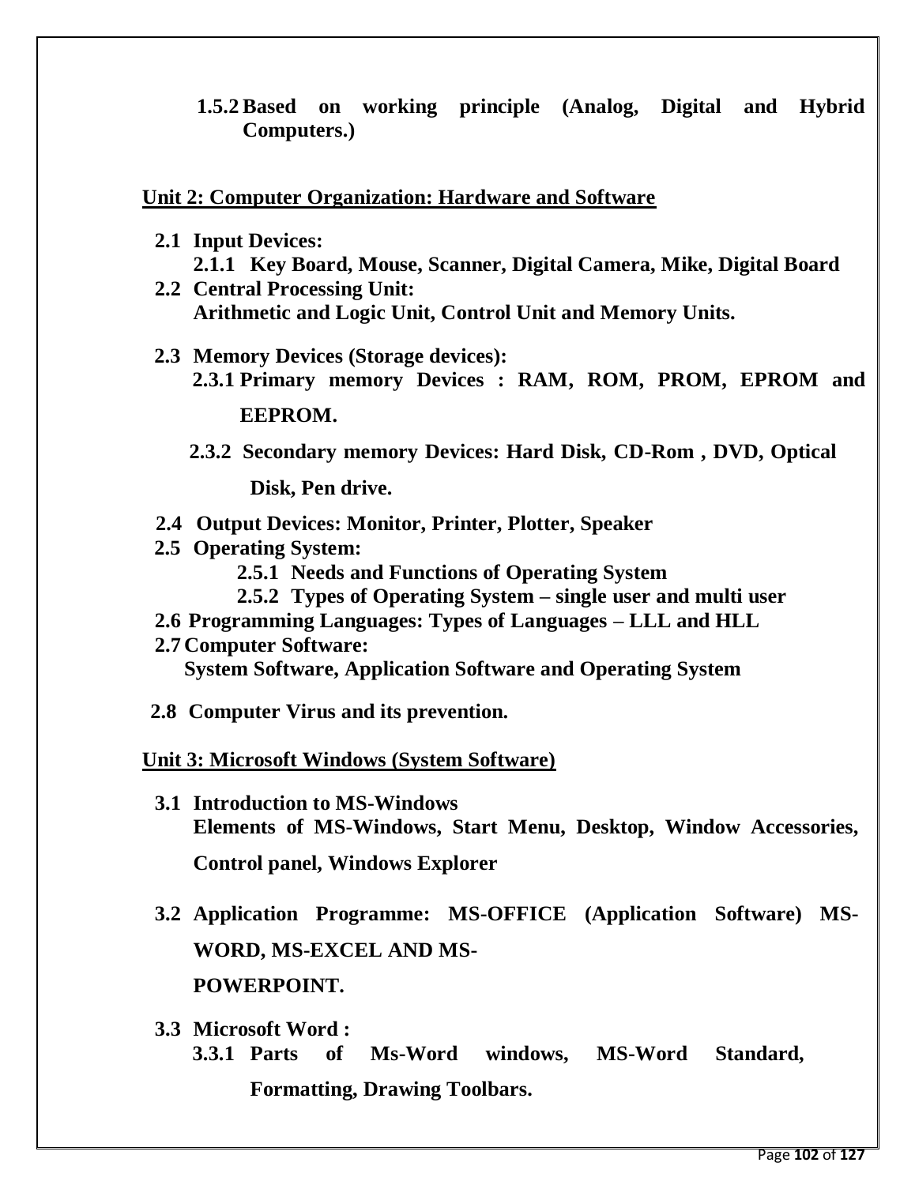**1.5.2 Based on working principle (Analog, Digital and Hybrid Computers.)**

## Unit 2: Computer Organization: Hardware and Software

**2.1 Input Devices:**

**2.1.1 Key Board, Mouse, Scanner, Digital Camera, Mike, Digital Board**

**2.2 Central Processing Unit:**

**Arithmetic and Logic Unit, Control Unit and Memory Units.**

**2.3 Memory Devices (Storage devices):**

**2.3.1 Primary memory Devices : RAM, ROM, PROM, EPROM and EEPROM.**

**2.3.2 Secondary memory Devices: Hard Disk, CD-Rom , DVD, Optical Disk, Pen drive.**

**2.4 Output Devices: Monitor, Printer, Plotter, Speaker**

**2.5 Operating System:**

**2.5.1 Needs and Functions of Operating System**

**2.5.2 Types of Operating System – single user and multi user**

**2.6 Programming Languages: Types of Languages – LLL and HLL**

**2.7 Computer Software:**

**System Software, Application Software and Operating System**

**2.8 Computer Virus and its prevention.**

## Unit 3: Microsoft Windows (System Software)

**3.1 Introduction to MS-Windows**

**Elements of MS-Windows, Start Menu, Desktop, Window Accessories, Control panel, Windows Explorer**

**3.2 Application Programme: MS-OFFICE (Application Software) MS-WORD, MS-EXCEL AND MS-POWERPOINT.**

**3.3 Microsoft Word :**

**3.3.1 Parts of Ms-Word windows, MS-Word Standard, Formatting, Drawing Toolbars.**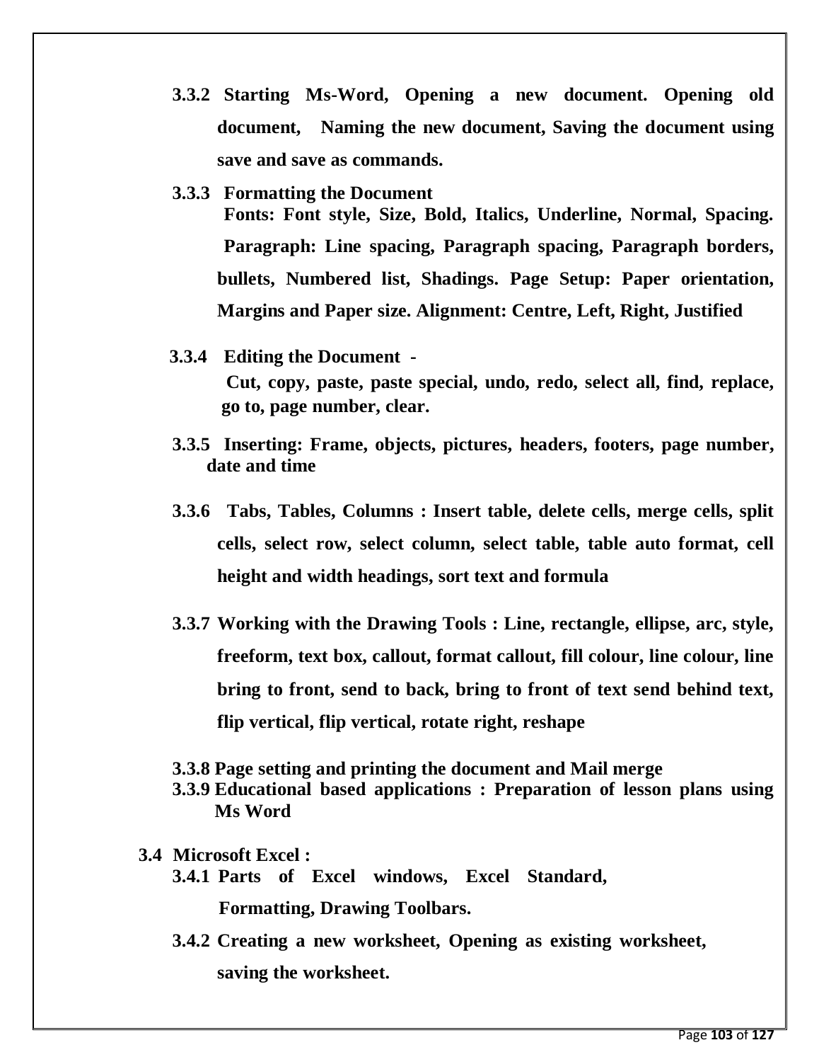**3.3.2 Starting Ms-Word, Opening a new document. Opening old document, Naming the new document, Saving the document using save and save as commands.**

**3.3.3 Formatting the Document**
**Fonts: Font style, Size, Bold, Italics, Underline, Normal, Spacing. Paragraph: Line spacing, Paragraph spacing, Paragraph borders, bullets, Numbered list, Shadings. Page Setup: Paper orientation, Margins and Paper size. Alignment: Centre, Left, Right, Justified**

**3.3.4 Editing the Document -**
**Cut, copy, paste, paste special, undo, redo, select all, find, replace, go to, page number, clear.**

**3.3.5 Inserting: Frame, objects, pictures, headers, footers, page number, date and time**

**3.3.6 Tabs, Tables, Columns : Insert table, delete cells, merge cells, split cells, select row, select column, select table, table auto format, cell height and width headings, sort text and formula**

**3.3.7 Working with the Drawing Tools : Line, rectangle, ellipse, arc, style, freeform, text box, callout, format callout, fill colour, line colour, line bring to front, send to back, bring to front of text send behind text, flip vertical, flip vertical, rotate right, reshape**

**3.3.8 Page setting and printing the document and Mail merge**

**3.3.9 Educational based applications : Preparation of lesson plans using Ms Word**

**3.4 Microsoft Excel :**

**3.4.1 Parts of Excel windows, Excel Standard, Formatting, Drawing Toolbars.**

**3.4.2 Creating a new worksheet, Opening as existing worksheet, saving the worksheet.**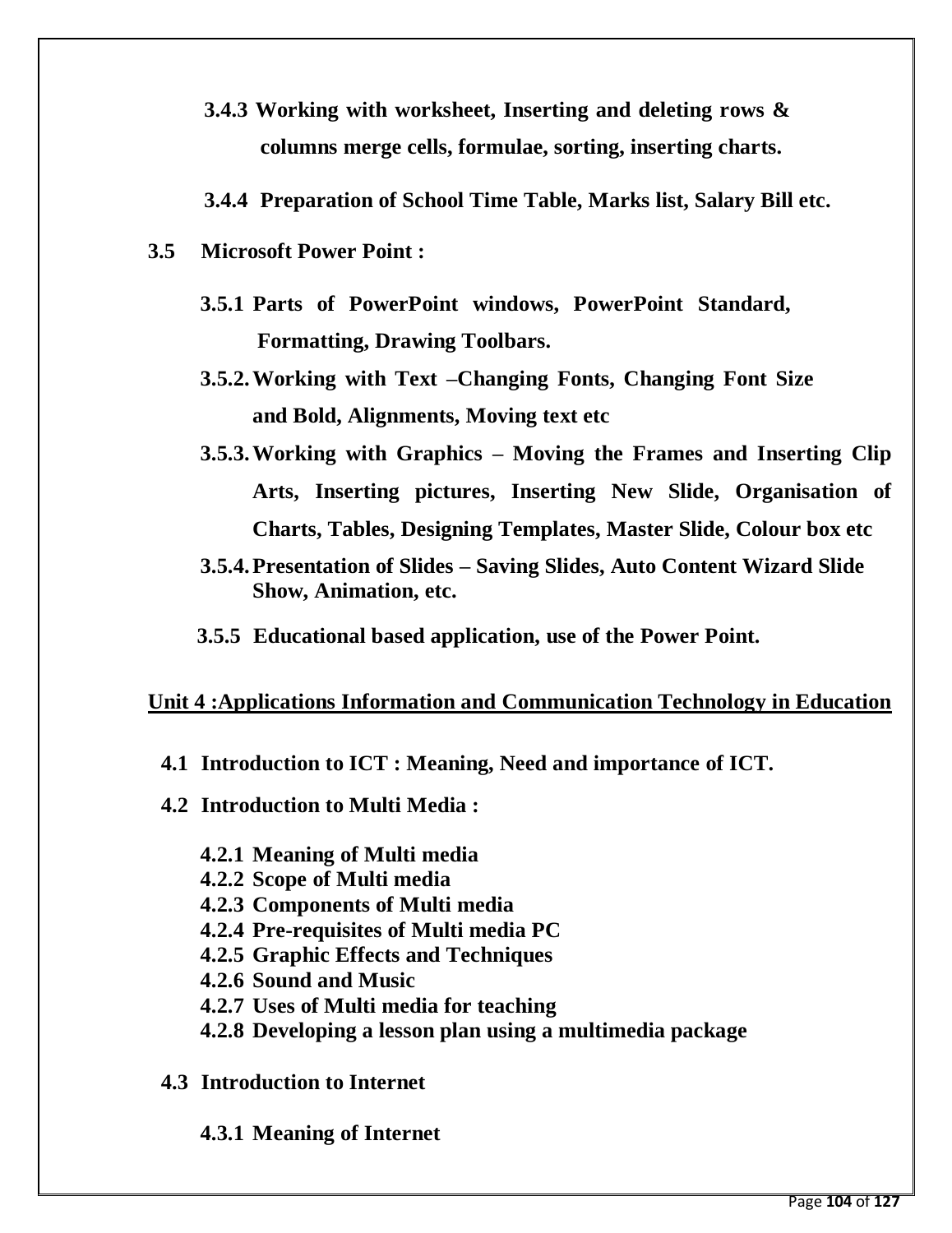**3.4.3 Working with worksheet, Inserting and deleting rows & columns merge cells, formulae, sorting, inserting charts.**

**3.4.4 Preparation of School Time Table, Marks list, Salary Bill etc.**

**3.5 Microsoft Power Point :**

**3.5.1 Parts of PowerPoint windows, PowerPoint Standard, Formatting, Drawing Toolbars.**

**3.5.2. Working with Text –Changing Fonts, Changing Font Size and Bold, Alignments, Moving text etc**

**3.5.3. Working with Graphics – Moving the Frames and Inserting Clip Arts, Inserting pictures, Inserting New Slide, Organisation of Charts, Tables, Designing Templates, Master Slide, Colour box etc**

**3.5.4. Presentation of Slides – Saving Slides, Auto Content Wizard Slide Show, Animation, etc.**

**3.5.5 Educational based application, use of the Power Point.**

## Unit 4 :Applications Information and Communication Technology in Education

**4.1 Introduction to ICT : Meaning, Need and importance of ICT.**

**4.2 Introduction to Multi Media :**

**4.2.1 Meaning of Multi media**
**4.2.2 Scope of Multi media**
**4.2.3 Components of Multi media**
**4.2.4 Pre-requisites of Multi media PC**
**4.2.5 Graphic Effects and Techniques**
**4.2.6 Sound and Music**
**4.2.7 Uses of Multi media for teaching**
**4.2.8 Developing a lesson plan using a multimedia package**

**4.3 Introduction to Internet**

**4.3.1 Meaning of Internet**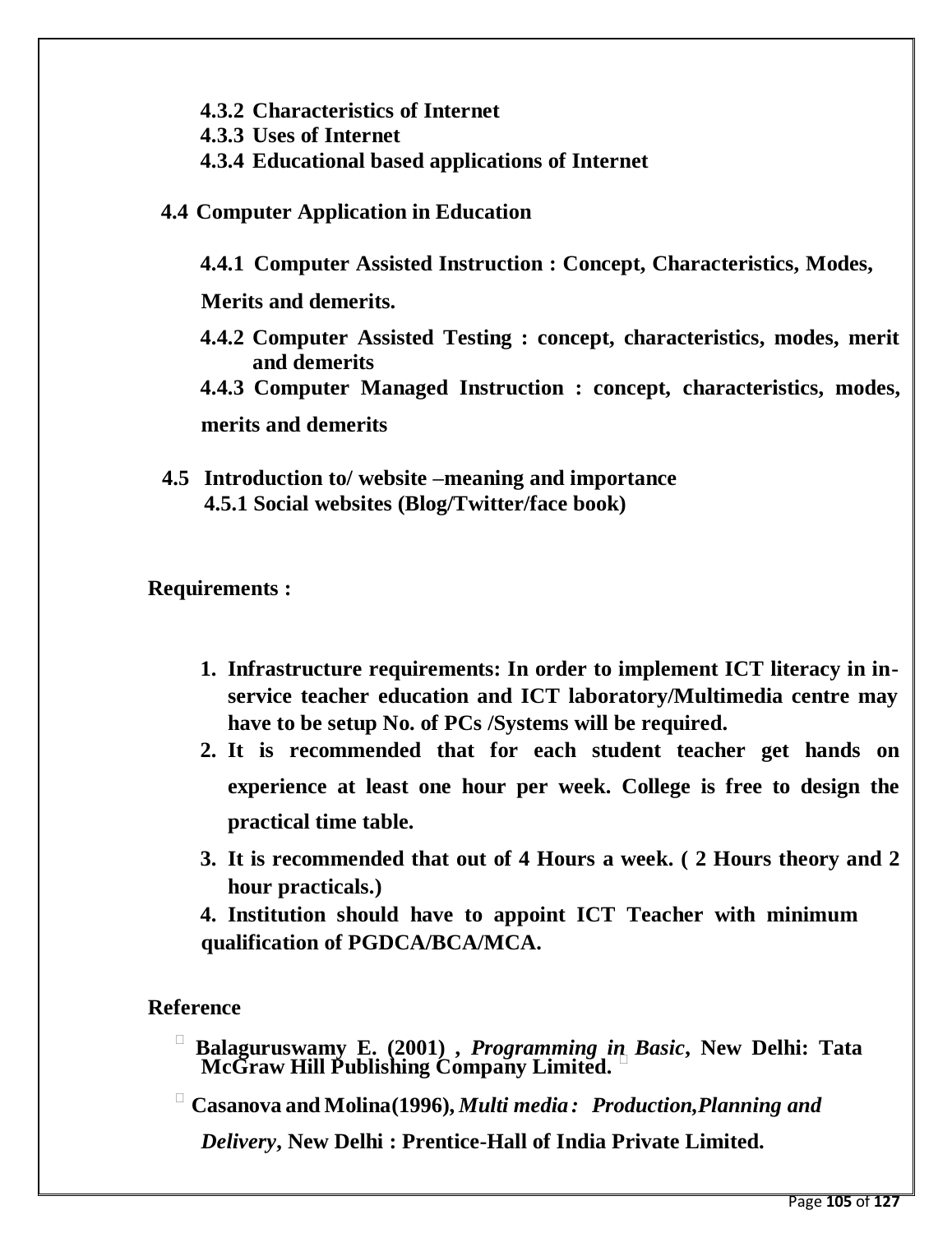**4.3.2 Characteristics of Internet**
**4.3.3 Uses of Internet**
**4.3.4 Educational based applications of Internet**

**4.4 Computer Application in Education**

**4.4.1 Computer Assisted Instruction : Concept, Characteristics, Modes, Merits and demerits.**

**4.4.2 Computer Assisted Testing : concept, characteristics, modes, merit and demerits**

**4.4.3 Computer Managed Instruction : concept, characteristics, modes, merits and demerits**

**4.5 Introduction to/ website –meaning and importance**
**4.5.1 Social websites (Blog/Twitter/face book)**

**Requirements :**

1. **Infrastructure requirements: In order to implement ICT literacy in in-service teacher education and ICT laboratory/Multimedia centre may have to be setup No. of PCs /Systems will be required.**
2. **It is recommended that for each student teacher get hands on experience at least one hour per week. College is free to design the practical time table.**
3. **It is recommended that out of 4 Hours a week. ( 2 Hours theory and 2 hour practicals.)**
4. **Institution should have to appoint ICT Teacher with minimum qualification of PGDCA/BCA/MCA.**

**Reference**

- **Balaguruswamy E. (2001) ,** ***Programming in Basic*****, New Delhi: Tata McGraw Hill Publishing Company Limited.**
- **Casanova and Molina(1996),** ***Multi media : Production,Planning and Delivery*****, New Delhi : Prentice-Hall of India Private Limited.**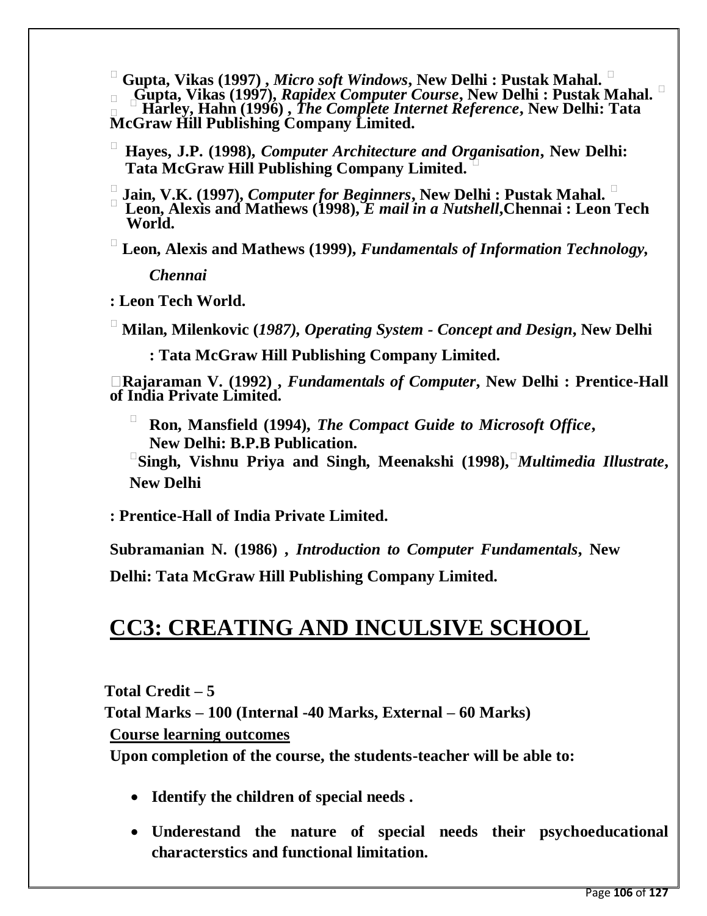- **Gupta, Vikas (1997) ,** ***Micro soft Windows*****, New Delhi : Pustak Mahal.**
- **Gupta, Vikas (1997),** ***Rapidex Computer Course*****, New Delhi : Pustak Mahal.**
- **Harley, Hahn (1996) ,** ***The Complete Internet Reference*****, New Delhi: Tata McGraw Hill Publishing Company Limited.**
- **Hayes, J.P. (1998),** ***Computer Architecture and Organisation*****, New Delhi: Tata McGraw Hill Publishing Company Limited.**
- **Jain, V.K. (1997),** ***Computer for Beginners*****, New Delhi : Pustak Mahal.**
- **Leon, Alexis and Mathews (1998),** ***E mail in a Nutshell*****,Chennai : Leon Tech World.**
- **Leon, Alexis and Mathews (1999),** ***Fundamentals of Information Technology, Chennai*** **: Leon Tech World.**
- **Milan, Milenkovic (*****1987*****),** ***Operating System - Concept and Design*****, New Delhi : Tata McGraw Hill Publishing Company Limited.**
- **Rajaraman V. (1992) ,** ***Fundamentals of Computer*****, New Delhi : Prentice-Hall of India Private Limited.**
- **Ron, Mansfield (1994),** ***The Compact Guide to Microsoft Office*****, New Delhi: B.P.B Publication.**
- **Singh, Vishnu Priya and Singh, Meenakshi (1998),** ***Multimedia Illustrate*****, New Delhi : Prentice-Hall of India Private Limited.**

**Subramanian N. (1986) ,** ***Introduction to Computer Fundamentals*****, New Delhi: Tata McGraw Hill Publishing Company Limited.**

# CC3: CREATING AND INCULSIVE SCHOOL

**Total Credit – 5**

**Total Marks – 100 (Internal -40 Marks, External – 60 Marks)**

**Course learning outcomes**

**Upon completion of the course, the students-teacher will be able to:**

- **Identify the children of special needs .**
- **Underestand the nature of special needs their psychoeducational characterstics and functional limitation.**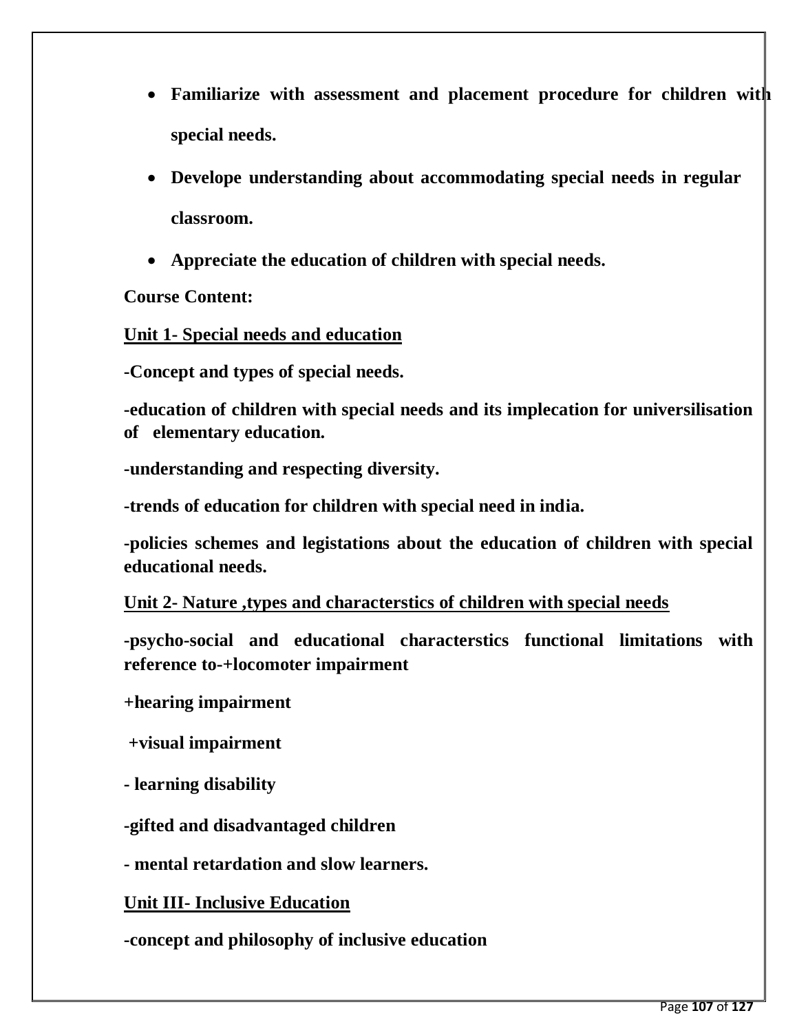- **Familiarize with assessment and placement procedure for children with special needs.**
- **Develope understanding about accommodating special needs in regular classroom.**
- **Appreciate the education of children with special needs.**

**Course Content:**

**<u>Unit 1- Special needs and education</u>**

**-Concept and types of special needs.**

**-education of children with special needs and its implecation for universilisation of elementary education.**

**-understanding and respecting diversity.**

**-trends of education for children with special need in india.**

**-policies schemes and legistations about the education of children with special educational needs.**

**<u>Unit 2- Nature ,types and characterstics of children with special needs</u>**

**-psycho-social and educational characterstics functional limitations with reference to-+locomoter impairment**

**+hearing impairment**

**+visual impairment**

**- learning disability**

**-gifted and disadvantaged children**

**- mental retardation and slow learners.**

**<u>Unit III- Inclusive Education</u>**

**-concept and philosophy of inclusive education**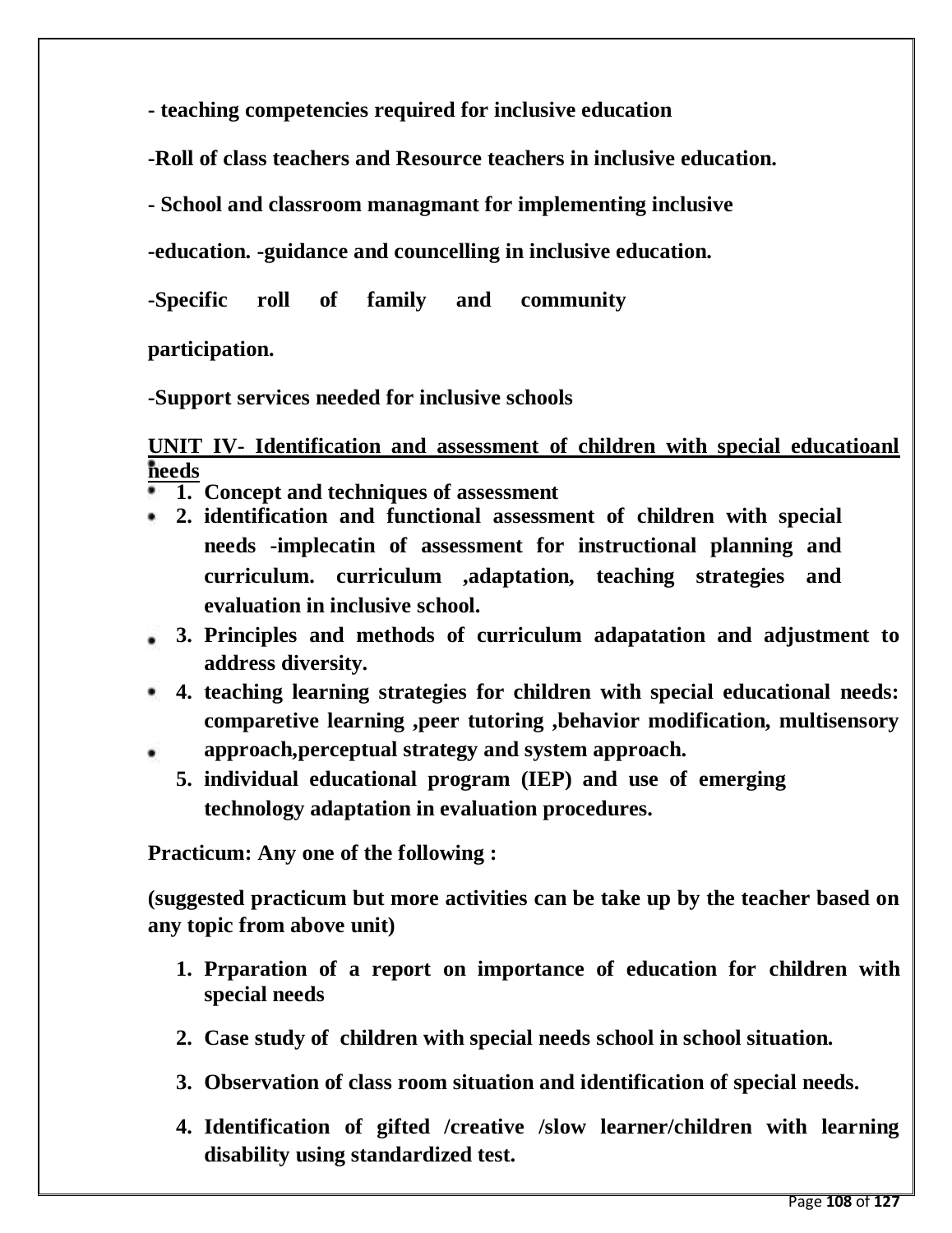**- teaching competencies required for inclusive education**

**-Roll of class teachers and Resource teachers in inclusive education.**

**- School and classroom managmant for implementing inclusive**

**-education. -guidance and councelling in inclusive education.**

**-Specific roll of family and community**

**participation.**

**-Support services needed for inclusive schools**

**UNIT IV- Identification and assessment of children with special educatioanl needs**

1. **Concept and techniques of assessment**
2. **identification and functional assessment of children with special needs -implecatin of assessment for instructional planning and curriculum. curriculum ,adaptation, teaching strategies and evaluation in inclusive school.**
3. **Principles and methods of curriculum adapatation and adjustment to address diversity.**
4. **teaching learning strategies for children with special educational needs: comparetive learning ,peer tutoring ,behavior modification, multisensory approach,perceptual strategy and system approach.**
5. **individual educational program (IEP) and use of emerging technology adaptation in evaluation procedures.**

**Practicum: Any one of the following :**

**(suggested practicum but more activities can be take up by the teacher based on any topic from above unit)**

1. **Prparation of a report on importance of education for children with special needs**
2. **Case study of children with special needs school in school situation.**
3. **Observation of class room situation and identification of special needs.**
4. **Identification of gifted /creative /slow learner/children with learning disability using standardized test.**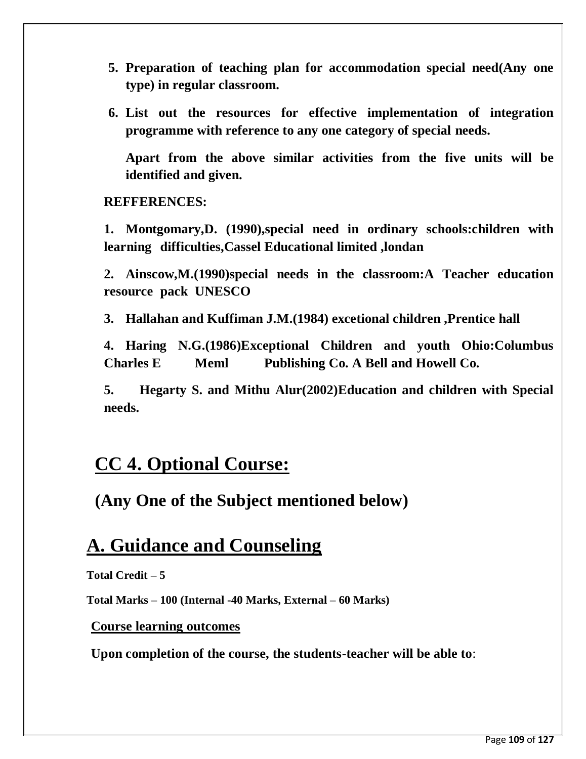5. **Preparation of teaching plan for accommodation special need(Any one type) in regular classroom.**
6. **List out the resources for effective implementation of integration programme with reference to any one category of special needs.**

   **Apart from the above similar activities from the five units will be identified and given.**

**REFFERENCES:**

**1. Montgomary,D. (1990),special need in ordinary schools:children with learning difficulties,Cassel Educational limited ,londan**

**2. Ainscow,M.(1990)special needs in the classroom:A Teacher education resource pack UNESCO**

**3. Hallahan and Kuffiman J.M.(1984) excetional children ,Prentice hall**

**4. Haring N.G.(1986)Exceptional Children and youth Ohio:Columbus Charles E Meml Publishing Co. A Bell and Howell Co.**

**5. Hegarty S. and Mithu Alur(2002)Education and children with Special needs.**

## CC 4. Optional Course:

### (Any One of the Subject mentioned below)

## A. Guidance and Counseling

**Total Credit – 5**

**Total Marks – 100 (Internal -40 Marks, External – 60 Marks)**

**Course learning outcomes**

**Upon completion of the course, the students-teacher will be able to**: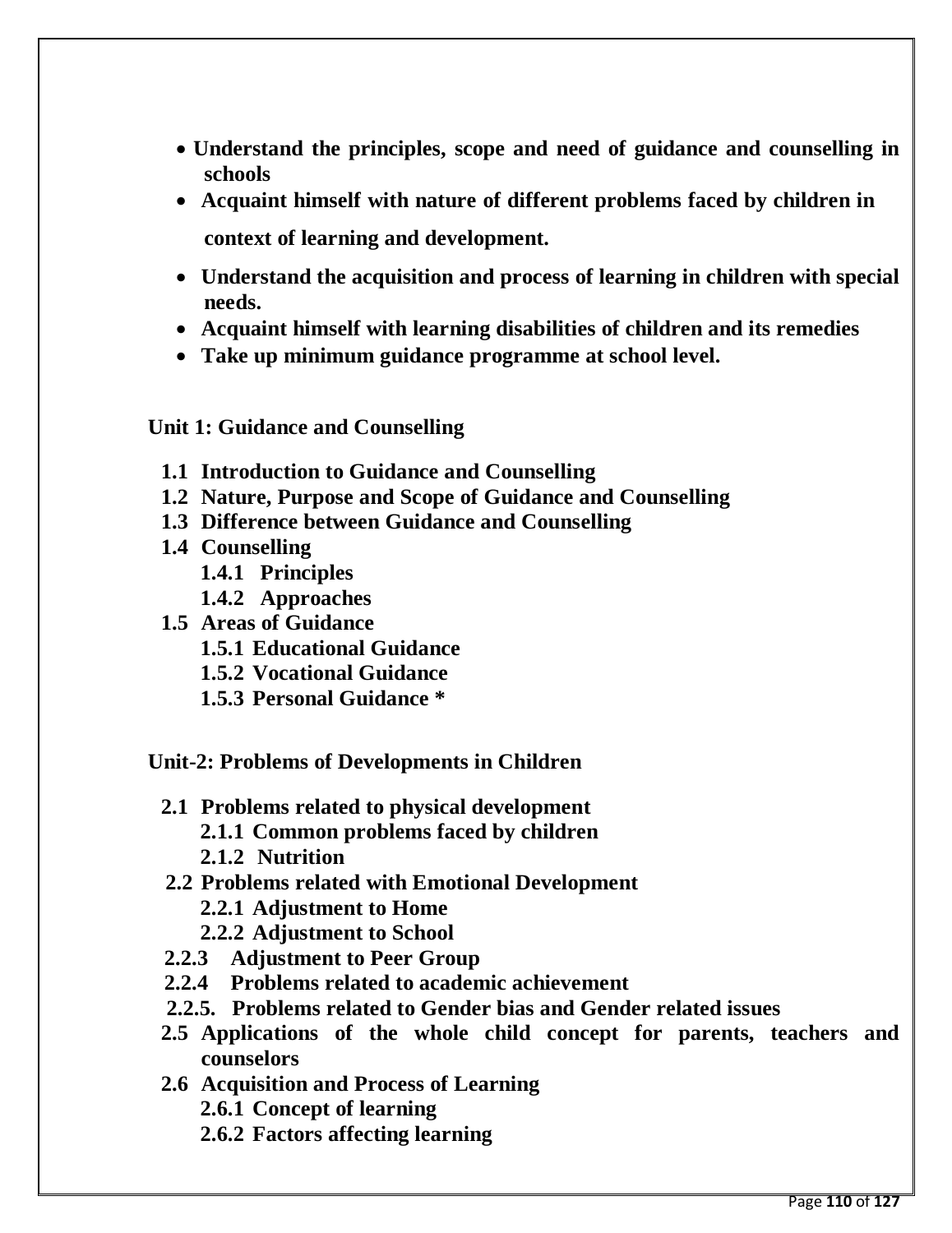- **Understand the principles, scope and need of guidance and counselling in schools**
- **Acquaint himself with nature of different problems faced by children in context of learning and development.**
- **Understand the acquisition and process of learning in children with special needs.**
- **Acquaint himself with learning disabilities of children and its remedies**
- **Take up minimum guidance programme at school level.**

**Unit 1: Guidance and Counselling**

- **1.1 Introduction to Guidance and Counselling**
- **1.2 Nature, Purpose and Scope of Guidance and Counselling**
- **1.3 Difference between Guidance and Counselling**
- **1.4 Counselling**
  - **1.4.1 Principles**
  - **1.4.2 Approaches**
- **1.5 Areas of Guidance**
  - **1.5.1 Educational Guidance**
  - **1.5.2 Vocational Guidance**
  - **1.5.3 Personal Guidance ***

**Unit-2: Problems of Developments in Children**

- **2.1 Problems related to physical development**
  - **2.1.1 Common problems faced by children**
  - **2.1.2 Nutrition**
- **2.2 Problems related with Emotional Development**
  - **2.2.1 Adjustment to Home**
  - **2.2.2 Adjustment to School**
- **2.2.3 Adjustment to Peer Group**
- **2.2.4 Problems related to academic achievement**
- **2.2.5. Problems related to Gender bias and Gender related issues**
- **2.5 Applications of the whole child concept for parents, teachers and counselors**
- **2.6 Acquisition and Process of Learning**
  - **2.6.1 Concept of learning**
  - **2.6.2 Factors affecting learning**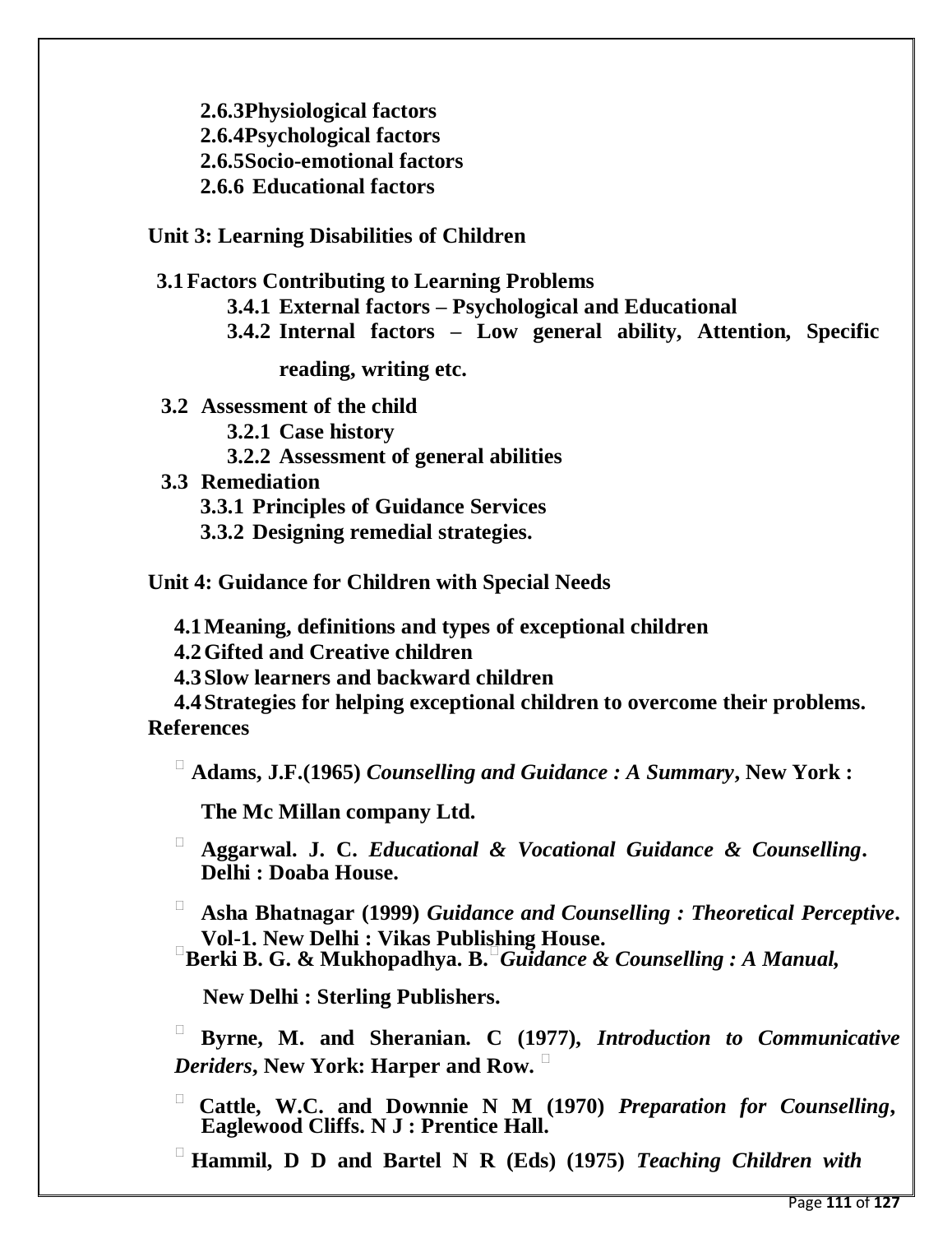**2.6.3Physiological factors**
**2.6.4Psychological factors**
**2.6.5Socio-emotional factors**
**2.6.6 Educational factors**

**Unit 3: Learning Disabilities of Children**

**3.1 Factors Contributing to Learning Problems**
**3.4.1 External factors – Psychological and Educational**
**3.4.2 Internal factors – Low general ability, Attention, Specific reading, writing etc.**

**3.2 Assessment of the child**
**3.2.1 Case history**
**3.2.2 Assessment of general abilities**

**3.3 Remediation**
**3.3.1 Principles of Guidance Services**
**3.3.2 Designing remedial strategies.**

**Unit 4: Guidance for Children with Special Needs**

**4.1 Meaning, definitions and types of exceptional children**
**4.2 Gifted and Creative children**
**4.3 Slow learners and backward children**
**4.4 Strategies for helping exceptional children to overcome their problems.**

**References**

- **Adams, J.F.(1965)** ***Counselling and Guidance : A Summary*****, New York : The Mc Millan company Ltd.**
- **Aggarwal. J. C.** ***Educational & Vocational Guidance & Counselling*****. Delhi : Doaba House.**
- **Asha Bhatnagar (1999)** ***Guidance and Counselling : Theoretical Perceptive*****. Vol-1. New Delhi : Vikas Publishing House.**
- **Berki B. G. & Mukhopadhya. B.** ***Guidance & Counselling : A Manual,*** **New Delhi : Sterling Publishers.**
- **Byrne, M. and Sheranian. C (1977),** ***Introduction to Communicative Deriders*****, New York: Harper and Row.**
- **Cattle, W.C. and Downnie N M (1970)** ***Preparation for Counselling*****, Eaglewood Cliffs. N J : Prentice Hall.**
- **Hammil, D D and Bartel N R (Eds) (1975)** ***Teaching Children with***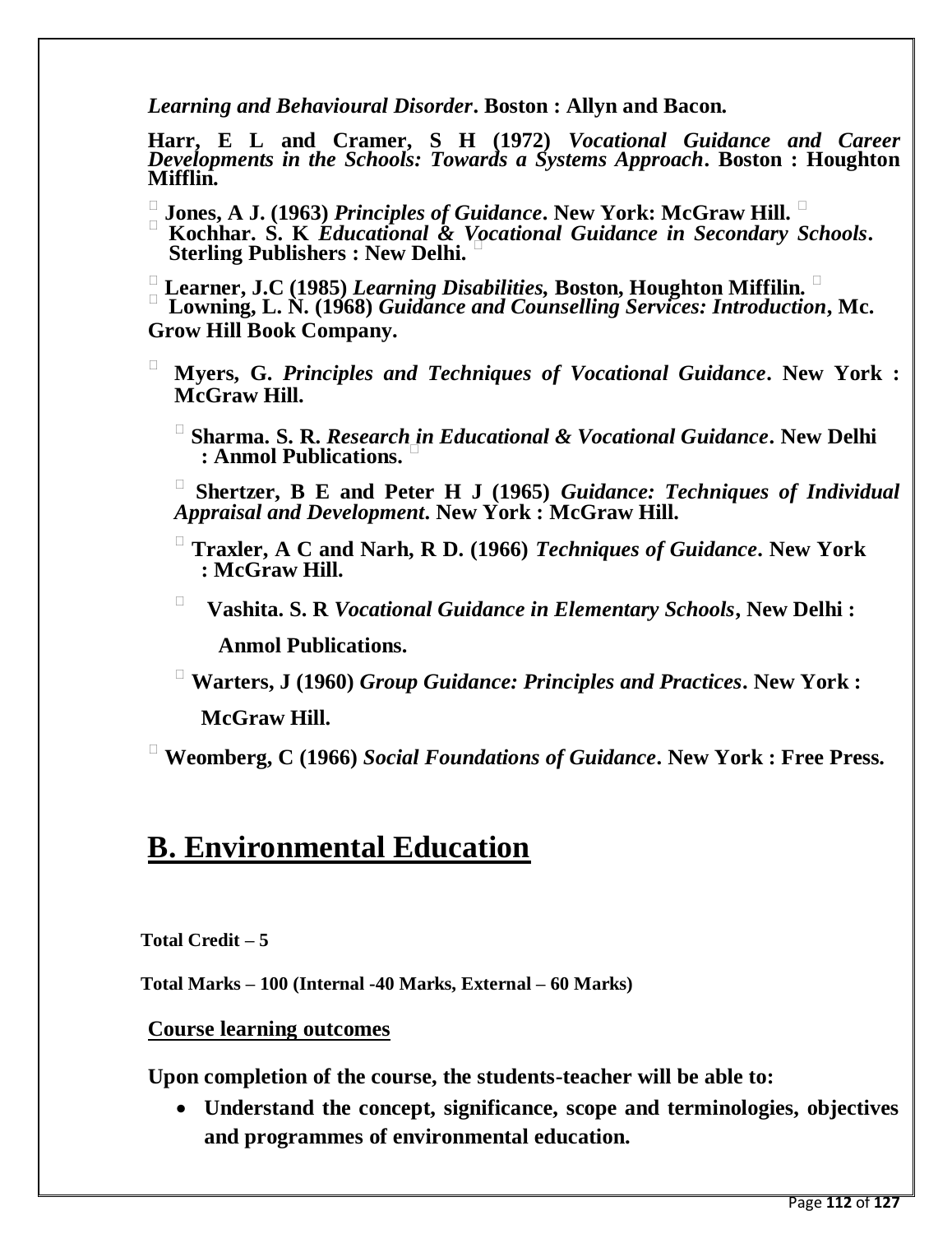*Learning and Behavioural Disorder*. Boston : Allyn and Bacon.

**Harr, E L and Cramer, S H (1972)** ***Vocational Guidance and Career Developments in the Schools: Towards a Systems Approach*****. Boston : Houghton Mifflin.**

- **Jones, A J. (1963)** ***Principles of Guidance*****. New York: McGraw Hill.**
- **Kochhar. S. K** ***Educational & Vocational Guidance in Secondary Schools*****. Sterling Publishers : New Delhi.**
- **Learner, J.C (1985)** ***Learning Disabilities*****, Boston, Houghton Miffilin.**
- **Lowning, L. N. (1968)** ***Guidance and Counselling Services: Introduction*****, Mc. Grow Hill Book Company.**
- **Myers, G.** ***Principles and Techniques of Vocational Guidance*****. New York : McGraw Hill.**
- **Sharma. S. R.** ***Research in Educational & Vocational Guidance*****. New Delhi : Anmol Publications.**
- **Shertzer, B E and Peter H J (1965)** ***Guidance: Techniques of Individual Appraisal and Development*****. New York : McGraw Hill.**
- **Traxler, A C and Narh, R D. (1966)** ***Techniques of Guidance*****. New York : McGraw Hill.**
- **Vashita. S. R** ***Vocational Guidance in Elementary Schools*****, New Delhi : Anmol Publications.**
- **Warters, J (1960)** ***Group Guidance: Principles and Practices*****. New York : McGraw Hill.**
- **Weomberg, C (1966)** ***Social Foundations of Guidance*****. New York : Free Press.**

# B. Environmental Education

**Total Credit – 5**

**Total Marks – 100 (Internal -40 Marks, External – 60 Marks)**

**Course learning outcomes**

**Upon completion of the course, the students-teacher will be able to:**

- **Understand the concept, significance, scope and terminologies, objectives and programmes of environmental education.**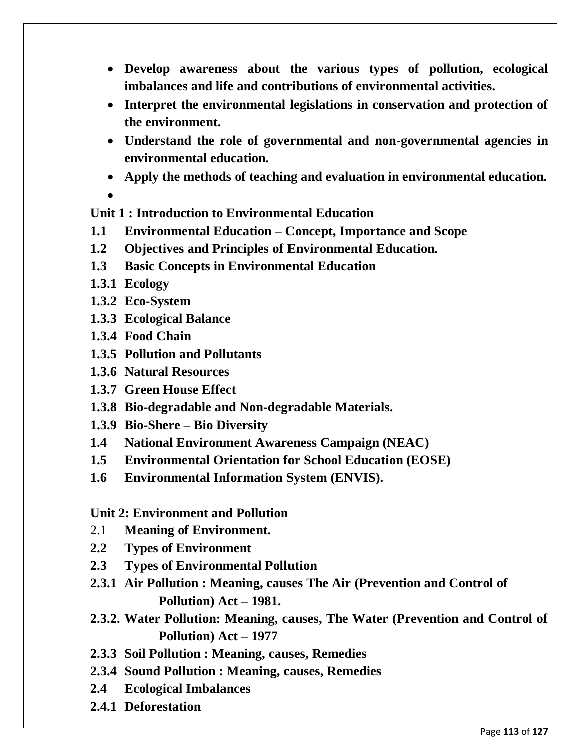- **Develop awareness about the various types of pollution, ecological imbalances and life and contributions of environmental activities.**
- **Interpret the environmental legislations in conservation and protection of the environment.**
- **Understand the role of governmental and non-governmental agencies in environmental education.**
- **Apply the methods of teaching and evaluation in environmental education.**
- 

**Unit 1 : Introduction to Environmental Education**

**1.1 Environmental Education – Concept, Importance and Scope**

**1.2 Objectives and Principles of Environmental Education.**

**1.3 Basic Concepts in Environmental Education**

**1.3.1 Ecology**

**1.3.2 Eco-System**

**1.3.3 Ecological Balance**

**1.3.4 Food Chain**

**1.3.5 Pollution and Pollutants**

**1.3.6 Natural Resources**

**1.3.7 Green House Effect**

**1.3.8 Bio-degradable and Non-degradable Materials.**

**1.3.9 Bio-Shere – Bio Diversity**

**1.4 National Environment Awareness Campaign (NEAC)**

**1.5 Environmental Orientation for School Education (EOSE)**

**1.6 Environmental Information System (ENVIS).**

**Unit 2: Environment and Pollution**

2.1 **Meaning of Environment.**

**2.2 Types of Environment**

**2.3 Types of Environmental Pollution**

**2.3.1 Air Pollution : Meaning, causes The Air (Prevention and Control of Pollution) Act – 1981.**

**2.3.2. Water Pollution: Meaning, causes, The Water (Prevention and Control of Pollution) Act – 1977**

**2.3.3 Soil Pollution : Meaning, causes, Remedies**

**2.3.4 Sound Pollution : Meaning, causes, Remedies**

**2.4 Ecological Imbalances**

**2.4.1 Deforestation**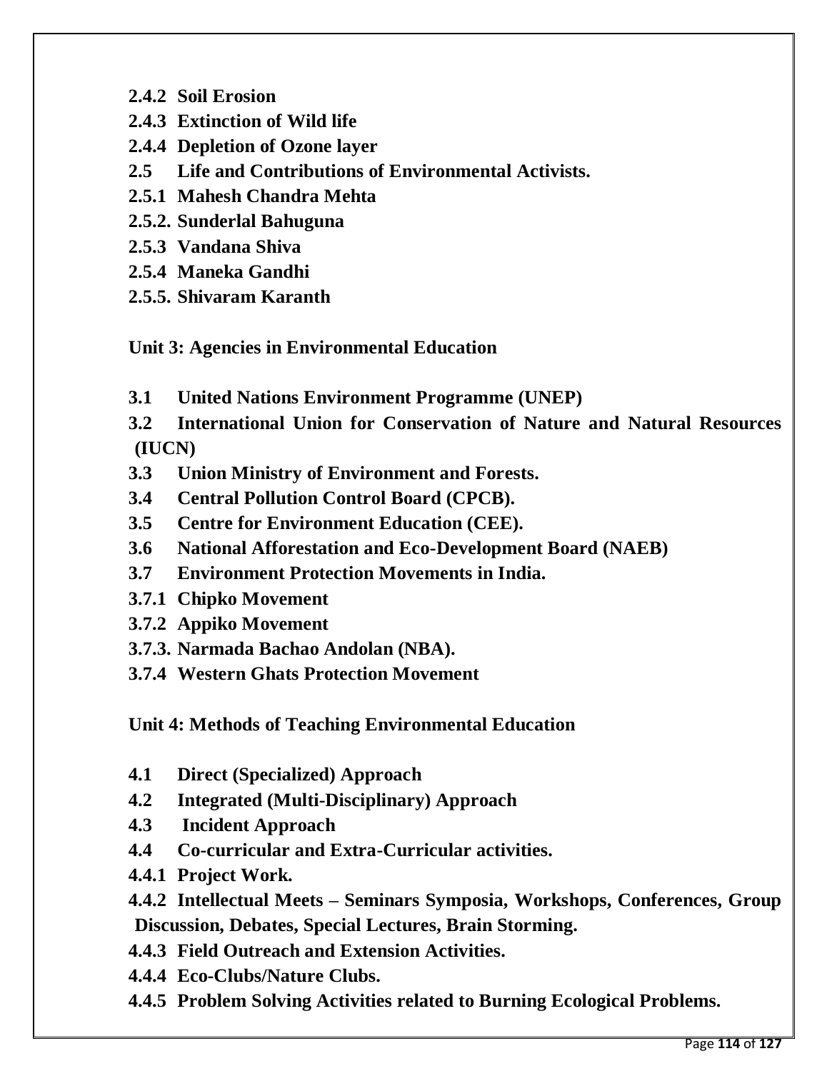**2.4.2 Soil Erosion**

**2.4.3 Extinction of Wild life**

**2.4.4 Depletion of Ozone layer**

**2.5 Life and Contributions of Environmental Activists.**

**2.5.1 Mahesh Chandra Mehta**

**2.5.2. Sunderlal Bahuguna**

**2.5.3 Vandana Shiva**

**2.5.4 Maneka Gandhi**

**2.5.5. Shivaram Karanth**

## Unit 3: Agencies in Environmental Education

**3.1 United Nations Environment Programme (UNEP)**

**3.2 International Union for Conservation of Nature and Natural Resources (IUCN)**

**3.3 Union Ministry of Environment and Forests.**

**3.4 Central Pollution Control Board (CPCB).**

**3.5 Centre for Environment Education (CEE).**

**3.6 National Afforestation and Eco-Development Board (NAEB)**

**3.7 Environment Protection Movements in India.**

**3.7.1 Chipko Movement**

**3.7.2 Appiko Movement**

**3.7.3. Narmada Bachao Andolan (NBA).**

**3.7.4 Western Ghats Protection Movement**

## Unit 4: Methods of Teaching Environmental Education

**4.1 Direct (Specialized) Approach**

**4.2 Integrated (Multi-Disciplinary) Approach**

**4.3 Incident Approach**

**4.4 Co-curricular and Extra-Curricular activities.**

**4.4.1 Project Work.**

**4.4.2 Intellectual Meets – Seminars Symposia, Workshops, Conferences, Group Discussion, Debates, Special Lectures, Brain Storming.**

**4.4.3 Field Outreach and Extension Activities.**

**4.4.4 Eco-Clubs/Nature Clubs.**

**4.4.5 Problem Solving Activities related to Burning Ecological Problems.**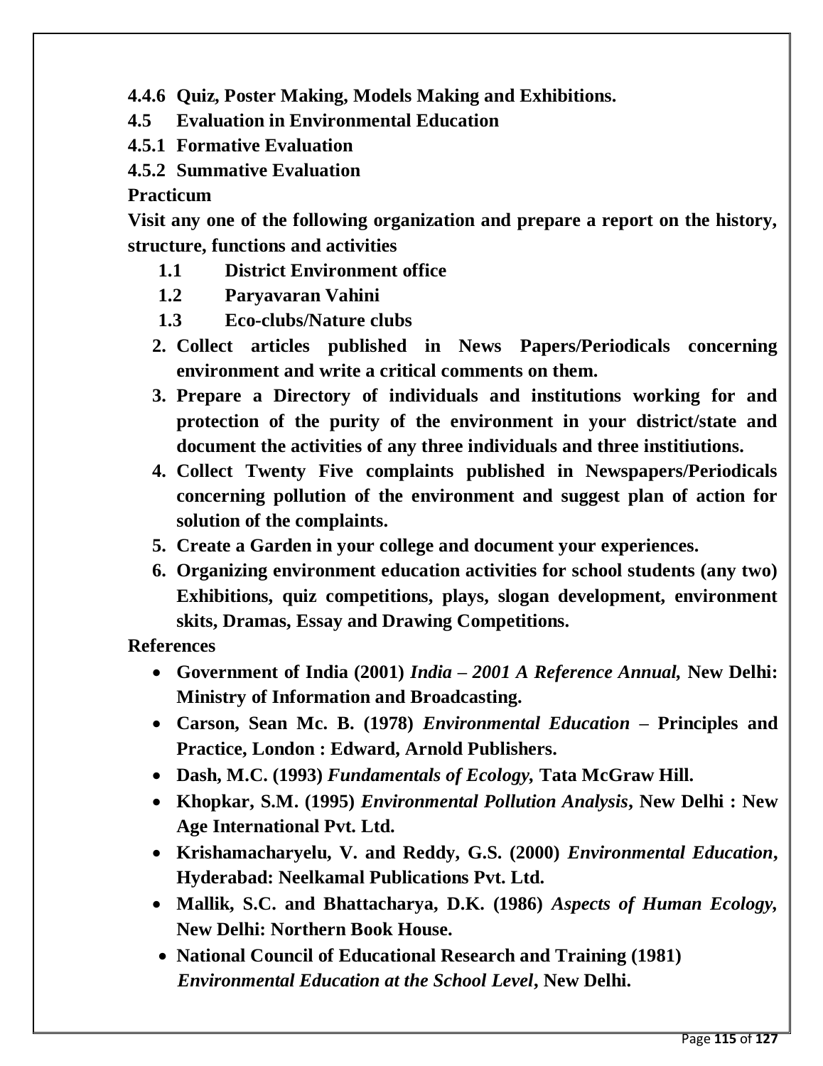**4.4.6 Quiz, Poster Making, Models Making and Exhibitions.**

**4.5 Evaluation in Environmental Education**

**4.5.1 Formative Evaluation**

**4.5.2 Summative Evaluation**

**Practicum**

**Visit any one of the following organization and prepare a report on the history, structure, functions and activities**

- **1.1 District Environment office**
- **1.2 Paryavaran Vahini**
- **1.3 Eco-clubs/Nature clubs**

2. **Collect articles published in News Papers/Periodicals concerning environment and write a critical comments on them.**
3. **Prepare a Directory of individuals and institutions working for and protection of the purity of the environment in your district/state and document the activities of any three individuals and three institiutions.**
4. **Collect Twenty Five complaints published in Newspapers/Periodicals concerning pollution of the environment and suggest plan of action for solution of the complaints.**
5. **Create a Garden in your college and document your experiences.**
6. **Organizing environment education activities for school students (any two) Exhibitions, quiz competitions, plays, slogan development, environment skits, Dramas, Essay and Drawing Competitions.**

**References**

- **Government of India (2001)** ***India – 2001 A Reference Annual,*** **New Delhi: Ministry of Information and Broadcasting.**
- **Carson, Sean Mc. B. (1978)** ***Environmental Education*** **– Principles and Practice, London : Edward, Arnold Publishers.**
- **Dash, M.C. (1993)** ***Fundamentals of Ecology,*** **Tata McGraw Hill.**
- **Khopkar, S.M. (1995)** ***Environmental Pollution Analysis*****, New Delhi : New Age International Pvt. Ltd.**
- **Krishamacharyelu, V. and Reddy, G.S. (2000)** ***Environmental Education*****, Hyderabad: Neelkamal Publications Pvt. Ltd.**
- **Mallik, S.C. and Bhattacharya, D.K. (1986)** ***Aspects of Human Ecology,*** **New Delhi: Northern Book House.**
- **National Council of Educational Research and Training (1981)** ***Environmental Education at the School Level*****, New Delhi.**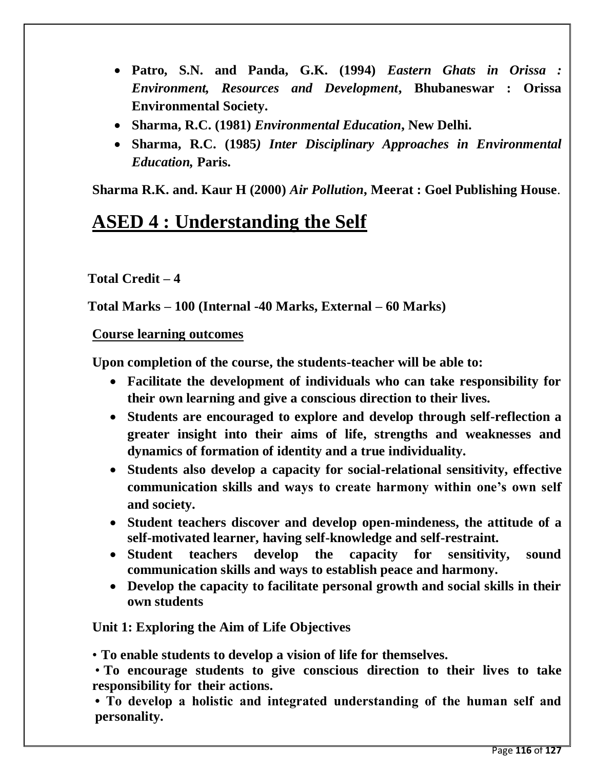- **Patro, S.N. and Panda, G.K. (1994)** ***Eastern Ghats in Orissa : Environment, Resources and Development*****, Bhubaneswar : Orissa Environmental Society.**
- **Sharma, R.C. (1981)** ***Environmental Education*****, New Delhi.**
- **Sharma, R.C. (1985*****) Inter Disciplinary Approaches in Environmental Education,*** **Paris.**

**Sharma R.K. and. Kaur H (2000)** ***Air Pollution*****, Meerat : Goel Publishing House**.

# ASED 4 : Understanding the Self

**Total Credit – 4**

**Total Marks – 100 (Internal -40 Marks, External – 60 Marks)**

**Course learning outcomes**

**Upon completion of the course, the students-teacher will be able to:**

- **Facilitate the development of individuals who can take responsibility for their own learning and give a conscious direction to their lives.**
- **Students are encouraged to explore and develop through self-reflection a greater insight into their aims of life, strengths and weaknesses and dynamics of formation of identity and a true individuality.**
- **Students also develop a capacity for social-relational sensitivity, effective communication skills and ways to create harmony within one's own self and society.**
- **Student teachers discover and develop open-mindeness, the attitude of a self-motivated learner, having self-knowledge and self-restraint.**
- **Student teachers develop the capacity for sensitivity, sound communication skills and ways to establish peace and harmony.**
- **Develop the capacity to facilitate personal growth and social skills in their own students**

**Unit 1: Exploring the Aim of Life Objectives**

- **To enable students to develop a vision of life for themselves.**
- **To encourage students to give conscious direction to their lives to take responsibility for their actions.**
- **To develop a holistic and integrated understanding of the human self and personality.**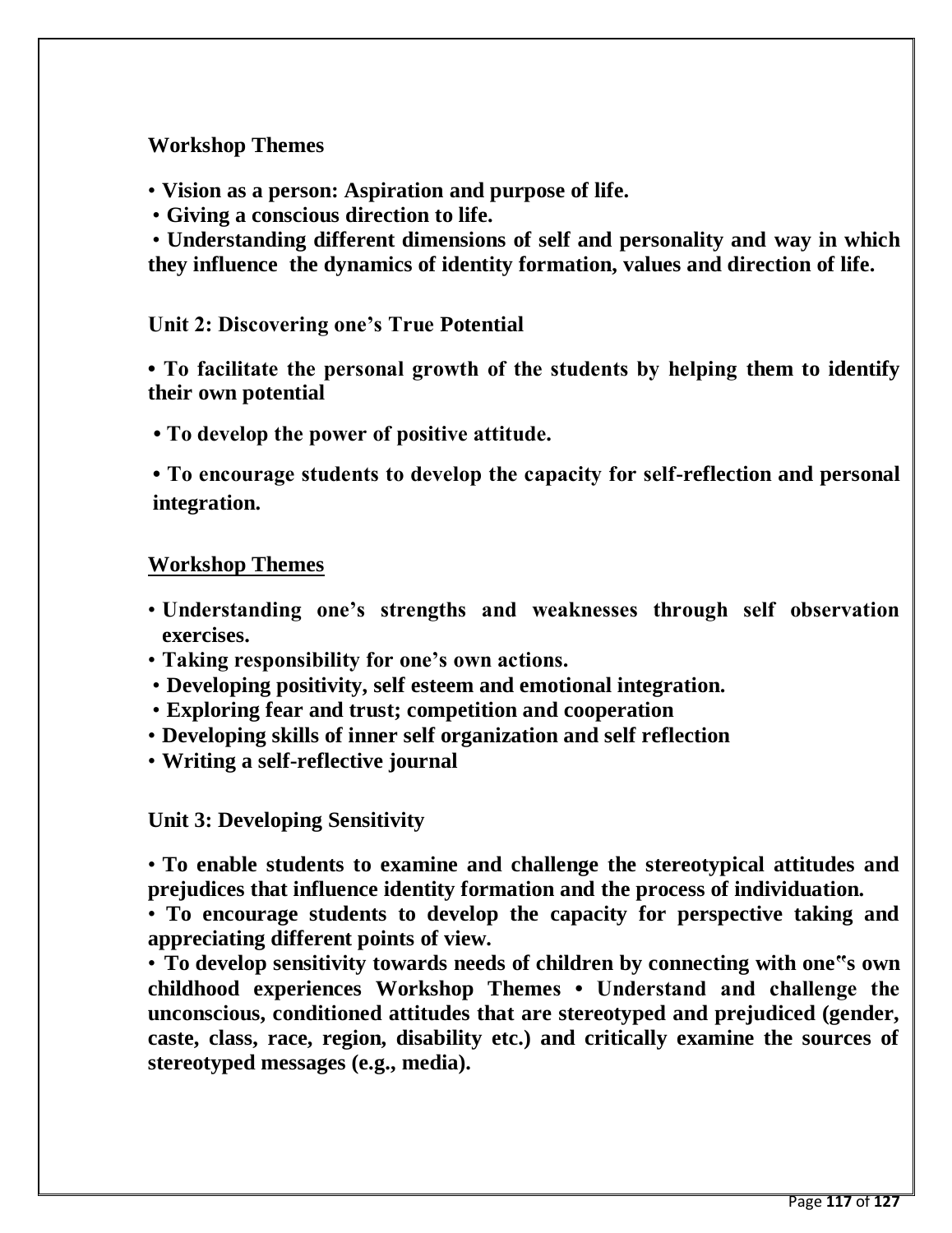**Workshop Themes**

- **Vision as a person: Aspiration and purpose of life.**
- **Giving a conscious direction to life.**
- **Understanding different dimensions of self and personality and way in which they influence the dynamics of identity formation, values and direction of life.**

**Unit 2: Discovering one's True Potential**

- **To facilitate the personal growth of the students by helping them to identify their own potential**
- **To develop the power of positive attitude.**
- **To encourage students to develop the capacity for self-reflection and personal integration.**

**Workshop Themes**

- **Understanding one's strengths and weaknesses through self observation exercises.**
- **Taking responsibility for one's own actions.**
- **Developing positivity, self esteem and emotional integration.**
- **Exploring fear and trust; competition and cooperation**
- **Developing skills of inner self organization and self reflection**
- **Writing a self-reflective journal**

**Unit 3: Developing Sensitivity**

- **To enable students to examine and challenge the stereotypical attitudes and prejudices that influence identity formation and the process of individuation.**
- **To encourage students to develop the capacity for perspective taking and appreciating different points of view.**
- **To develop sensitivity towards needs of children by connecting with one"s own childhood experiences Workshop Themes • Understand and challenge the unconscious, conditioned attitudes that are stereotyped and prejudiced (gender, caste, class, race, region, disability etc.) and critically examine the sources of stereotyped messages (e.g., media).**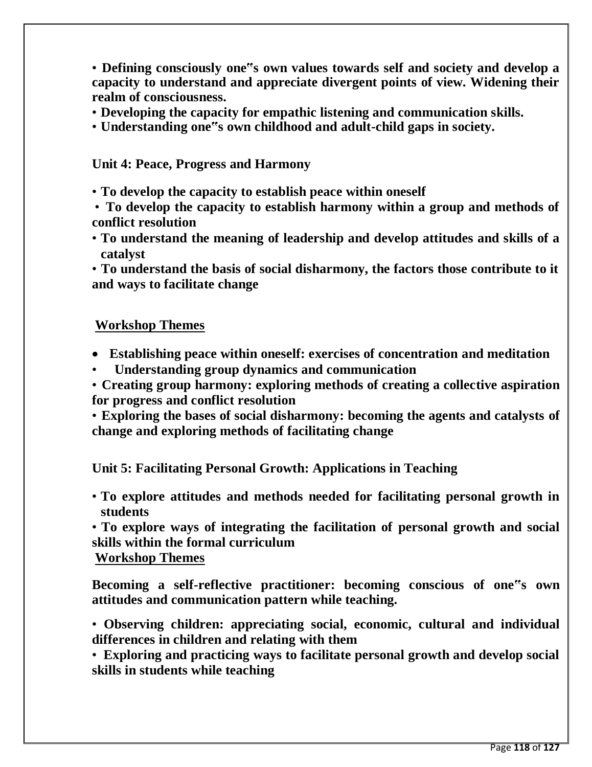- **Defining consciously one"s own values towards self and society and develop a capacity to understand and appreciate divergent points of view. Widening their realm of consciousness.**
- **Developing the capacity for empathic listening and communication skills.**
- **Understanding one"s own childhood and adult-child gaps in society.**

**Unit 4: Peace, Progress and Harmony**

- **To develop the capacity to establish peace within oneself**
- **To develop the capacity to establish harmony within a group and methods of conflict resolution**
- **To understand the meaning of leadership and develop attitudes and skills of a catalyst**
- **To understand the basis of social disharmony, the factors those contribute to it and ways to facilitate change**

**<u>Workshop Themes</u>**

- **Establishing peace within oneself: exercises of concentration and meditation**
- **Understanding group dynamics and communication**
- **Creating group harmony: exploring methods of creating a collective aspiration for progress and conflict resolution**
- **Exploring the bases of social disharmony: becoming the agents and catalysts of change and exploring methods of facilitating change**

**Unit 5: Facilitating Personal Growth: Applications in Teaching**

- **To explore attitudes and methods needed for facilitating personal growth in students**
- **To explore ways of integrating the facilitation of personal growth and social skills within the formal curriculum**

**<u>Workshop Themes</u>**

**Becoming a self-reflective practitioner: becoming conscious of one"s own attitudes and communication pattern while teaching.**

- **Observing children: appreciating social, economic, cultural and individual differences in children and relating with them**
- **Exploring and practicing ways to facilitate personal growth and develop social skills in students while teaching**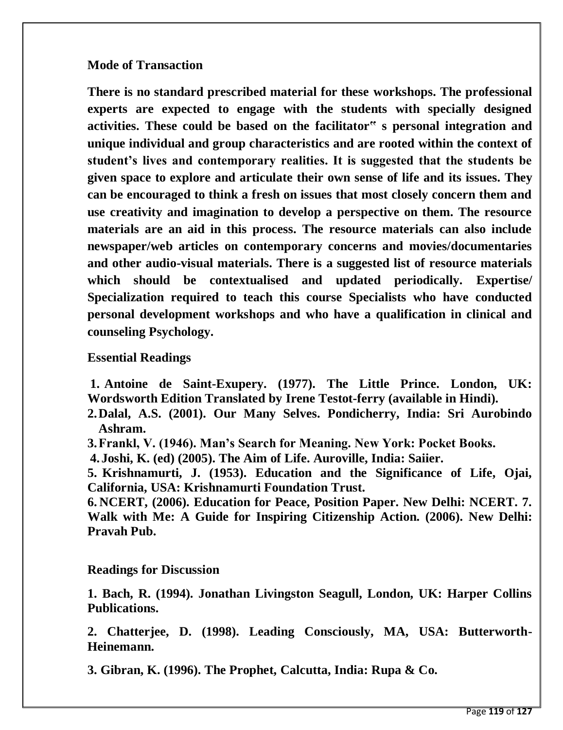**Mode of Transaction**

**There is no standard prescribed material for these workshops. The professional experts are expected to engage with the students with specially designed activities. These could be based on the facilitator" s personal integration and unique individual and group characteristics and are rooted within the context of student's lives and contemporary realities. It is suggested that the students be given space to explore and articulate their own sense of life and its issues. They can be encouraged to think a fresh on issues that most closely concern them and use creativity and imagination to develop a perspective on them. The resource materials are an aid in this process. The resource materials can also include newspaper/web articles on contemporary concerns and movies/documentaries and other audio-visual materials. There is a suggested list of resource materials which should be contextualised and updated periodically. Expertise/ Specialization required to teach this course Specialists who have conducted personal development workshops and who have a qualification in clinical and counseling Psychology.**

**Essential Readings**

**1. Antoine de Saint-Exupery. (1977). The Little Prince. London, UK: Wordsworth Edition Translated by Irene Testot-ferry (available in Hindi).**
**2. Dalal, A.S. (2001). Our Many Selves. Pondicherry, India: Sri Aurobindo Ashram.**
**3. Frankl, V. (1946). Man's Search for Meaning. New York: Pocket Books.**
**4. Joshi, K. (ed) (2005). The Aim of Life. Auroville, India: Saiier.**
**5. Krishnamurti, J. (1953). Education and the Significance of Life, Ojai, California, USA: Krishnamurti Foundation Trust.**
**6. NCERT, (2006). Education for Peace, Position Paper. New Delhi: NCERT. 7. Walk with Me: A Guide for Inspiring Citizenship Action. (2006). New Delhi: Pravah Pub.**

**Readings for Discussion**

**1. Bach, R. (1994). Jonathan Livingston Seagull, London, UK: Harper Collins Publications.**

**2. Chatterjee, D. (1998). Leading Consciously, MA, USA: Butterworth-Heinemann.**

**3. Gibran, K. (1996). The Prophet, Calcutta, India: Rupa & Co.**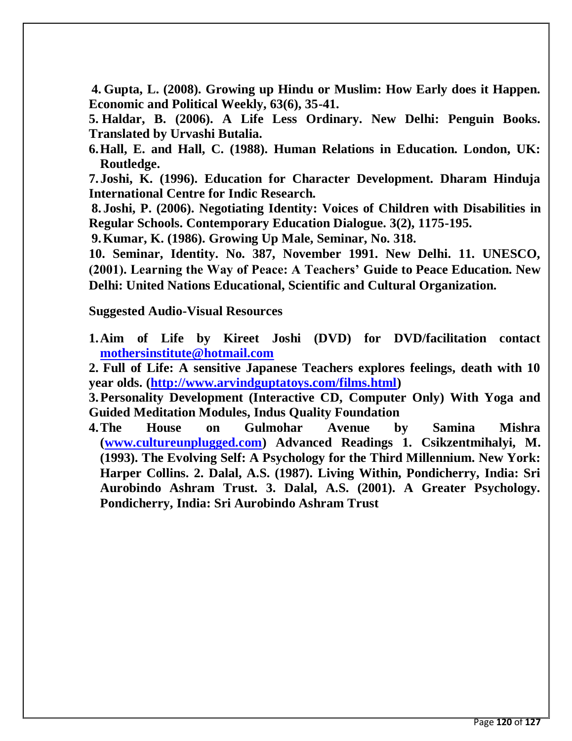**4. Gupta, L. (2008). Growing up Hindu or Muslim: How Early does it Happen. Economic and Political Weekly, 63(6), 35-41.**

**5. Haldar, B. (2006). A Life Less Ordinary. New Delhi: Penguin Books. Translated by Urvashi Butalia.**

**6. Hall, E. and Hall, C. (1988). Human Relations in Education. London, UK: Routledge.**

**7. Joshi, K. (1996). Education for Character Development. Dharam Hinduja International Centre for Indic Research.**

**8. Joshi, P. (2006). Negotiating Identity: Voices of Children with Disabilities in Regular Schools. Contemporary Education Dialogue. 3(2), 1175-195.**

**9. Kumar, K. (1986). Growing Up Male, Seminar, No. 318.**

**10. Seminar, Identity. No. 387, November 1991. New Delhi. 11. UNESCO, (2001). Learning the Way of Peace: A Teachers' Guide to Peace Education. New Delhi: United Nations Educational, Scientific and Cultural Organization.**

**Suggested Audio-Visual Resources**

1. **Aim of Life by Kireet Joshi (DVD) for DVD/facilitation contact [mothersinstitute@hotmail.com](mailto:mothersinstitute@hotmail.com)**
2. **Full of Life: A sensitive Japanese Teachers explores feelings, death with 10 year olds. ([http://www.arvindguptatoys.com/films.html](http://www.arvindguptatoys.com/films.html))**
3. **Personality Development (Interactive CD, Computer Only) With Yoga and Guided Meditation Modules, Indus Quality Foundation**
4. **The House on Gulmohar Avenue by Samina Mishra ([www.cultureunplugged.com](http://www.cultureunplugged.com)) Advanced Readings 1. Csikzentmihalyi, M. (1993). The Evolving Self: A Psychology for the Third Millennium. New York: Harper Collins. 2. Dalal, A.S. (1987). Living Within, Pondicherry, India: Sri Aurobindo Ashram Trust. 3. Dalal, A.S. (2001). A Greater Psychology. Pondicherry, India: Sri Aurobindo Ashram Trust**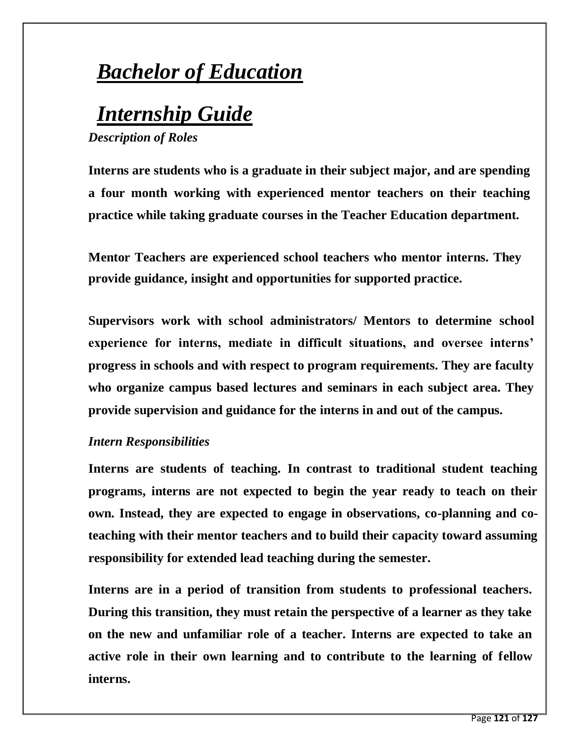# ***Bachelor of Education***

# ***Internship Guide***

### *Description of Roles*

**Interns are students who is a graduate in their subject major, and are spending a four month working with experienced mentor teachers on their teaching practice while taking graduate courses in the Teacher Education department.**

**Mentor Teachers are experienced school teachers who mentor interns. They provide guidance, insight and opportunities for supported practice.**

**Supervisors work with school administrators/ Mentors to determine school experience for interns, mediate in difficult situations, and oversee interns' progress in schools and with respect to program requirements. They are faculty who organize campus based lectures and seminars in each subject area. They provide supervision and guidance for the interns in and out of the campus.**

### *Intern Responsibilities*

**Interns are students of teaching. In contrast to traditional student teaching programs, interns are not expected to begin the year ready to teach on their own. Instead, they are expected to engage in observations, co-planning and co-teaching with their mentor teachers and to build their capacity toward assuming responsibility for extended lead teaching during the semester.**

**Interns are in a period of transition from students to professional teachers. During this transition, they must retain the perspective of a learner as they take on the new and unfamiliar role of a teacher. Interns are expected to take an active role in their own learning and to contribute to the learning of fellow interns.**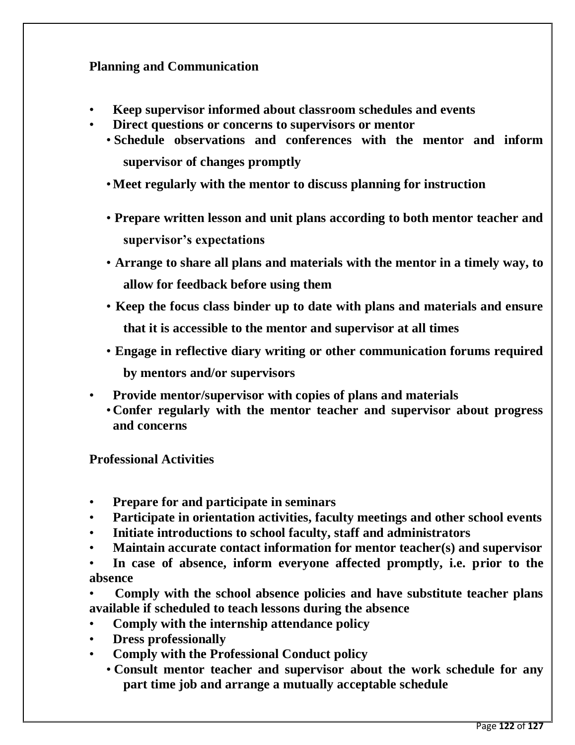**Planning and Communication**

- **Keep supervisor informed about classroom schedules and events**
- **Direct questions or concerns to supervisors or mentor**
  - **Schedule observations and conferences with the mentor and inform supervisor of changes promptly**
  - **Meet regularly with the mentor to discuss planning for instruction**
  - **Prepare written lesson and unit plans according to both mentor teacher and supervisor's expectations**
  - **Arrange to share all plans and materials with the mentor in a timely way, to allow for feedback before using them**
  - **Keep the focus class binder up to date with plans and materials and ensure that it is accessible to the mentor and supervisor at all times**
  - **Engage in reflective diary writing or other communication forums required by mentors and/or supervisors**
- **Provide mentor/supervisor with copies of plans and materials**
  - **Confer regularly with the mentor teacher and supervisor about progress and concerns**

**Professional Activities**

- **Prepare for and participate in seminars**
- **Participate in orientation activities, faculty meetings and other school events**
- **Initiate introductions to school faculty, staff and administrators**
- **Maintain accurate contact information for mentor teacher(s) and supervisor**
- **In case of absence, inform everyone affected promptly, i.e. prior to the absence**
- **Comply with the school absence policies and have substitute teacher plans available if scheduled to teach lessons during the absence**
- **Comply with the internship attendance policy**
- **Dress professionally**
- **Comply with the Professional Conduct policy**
  - **Consult mentor teacher and supervisor about the work schedule for any part time job and arrange a mutually acceptable schedule**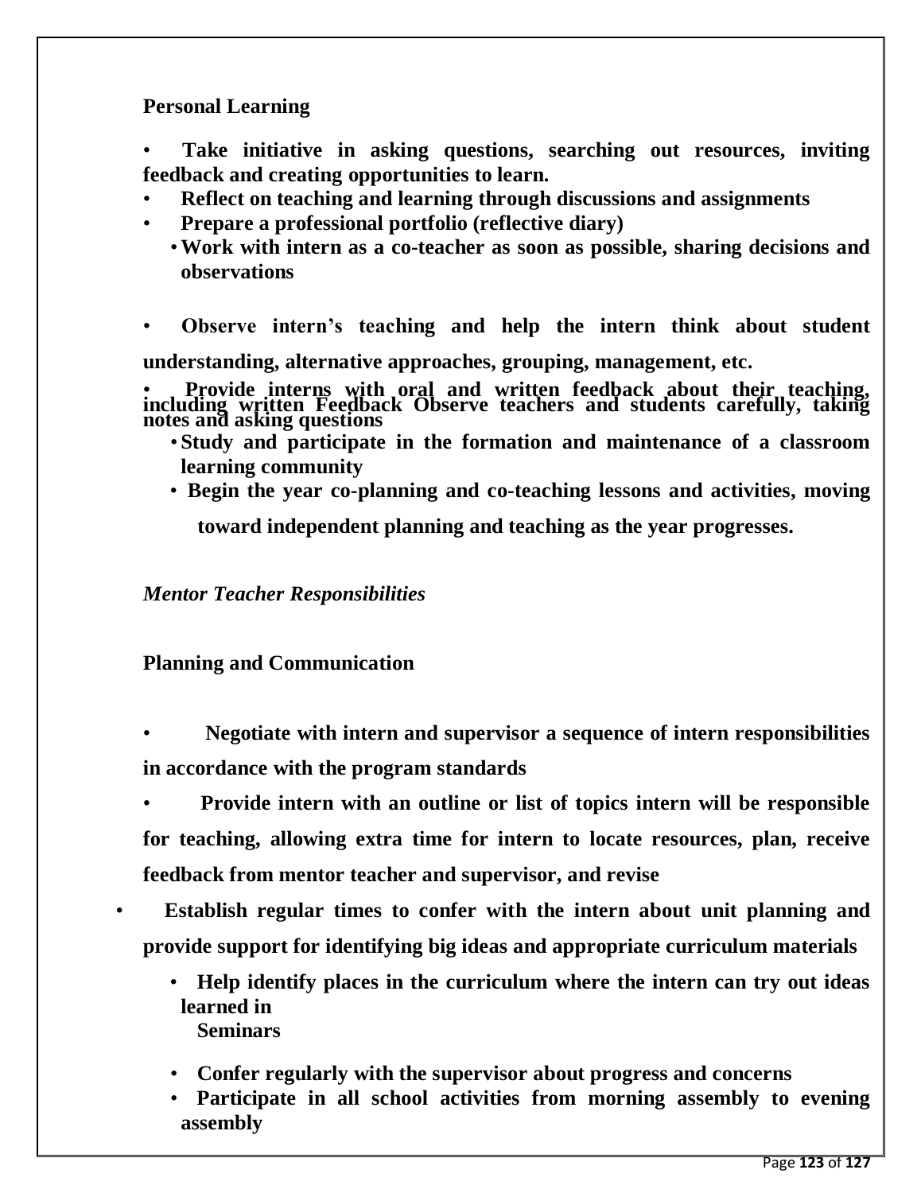**Personal Learning**

- **Take initiative in asking questions, searching out resources, inviting feedback and creating opportunities to learn.**
- **Reflect on teaching and learning through discussions and assignments**
- **Prepare a professional portfolio (reflective diary)**
- **Work with intern as a co-teacher as soon as possible, sharing decisions and observations**
- **Observe intern's teaching and help the intern think about student understanding, alternative approaches, grouping, management, etc.**
- **Provide interns with oral and written feedback about their teaching, including written Feedback Observe teachers and students carefully, taking notes and asking questions**
- **Study and participate in the formation and maintenance of a classroom learning community**
- **Begin the year co-planning and co-teaching lessons and activities, moving toward independent planning and teaching as the year progresses.**

***Mentor Teacher Responsibilities***

**Planning and Communication**

- **Negotiate with intern and supervisor a sequence of intern responsibilities in accordance with the program standards**
- **Provide intern with an outline or list of topics intern will be responsible for teaching, allowing extra time for intern to locate resources, plan, receive feedback from mentor teacher and supervisor, and revise**
- **Establish regular times to confer with the intern about unit planning and provide support for identifying big ideas and appropriate curriculum materials**
- **Help identify places in the curriculum where the intern can try out ideas learned in Seminars**
- **Confer regularly with the supervisor about progress and concerns**
- **Participate in all school activities from morning assembly to evening assembly**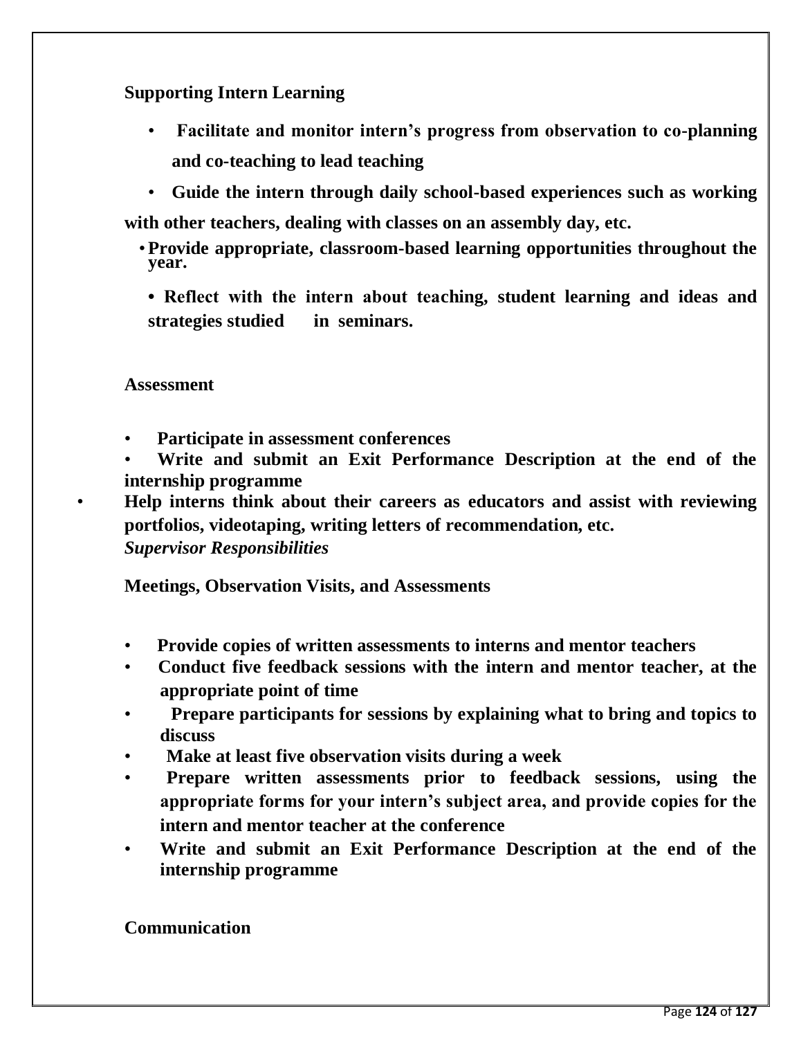**Supporting Intern Learning**

- **Facilitate and monitor intern's progress from observation to co-planning and co-teaching to lead teaching**
- **Guide the intern through daily school-based experiences such as working with other teachers, dealing with classes on an assembly day, etc.**
- **Provide appropriate, classroom-based learning opportunities throughout the year.**
- **Reflect with the intern about teaching, student learning and ideas and strategies studied in seminars.**

**Assessment**

- **Participate in assessment conferences**
- **Write and submit an Exit Performance Description at the end of the internship programme**
- **Help interns think about their careers as educators and assist with reviewing portfolios, videotaping, writing letters of recommendation, etc.**

***Supervisor Responsibilities***

**Meetings, Observation Visits, and Assessments**

- **Provide copies of written assessments to interns and mentor teachers**
- **Conduct five feedback sessions with the intern and mentor teacher, at the appropriate point of time**
- **Prepare participants for sessions by explaining what to bring and topics to discuss**
- **Make at least five observation visits during a week**
- **Prepare written assessments prior to feedback sessions, using the appropriate forms for your intern's subject area, and provide copies for the intern and mentor teacher at the conference**
- **Write and submit an Exit Performance Description at the end of the internship programme**

**Communication**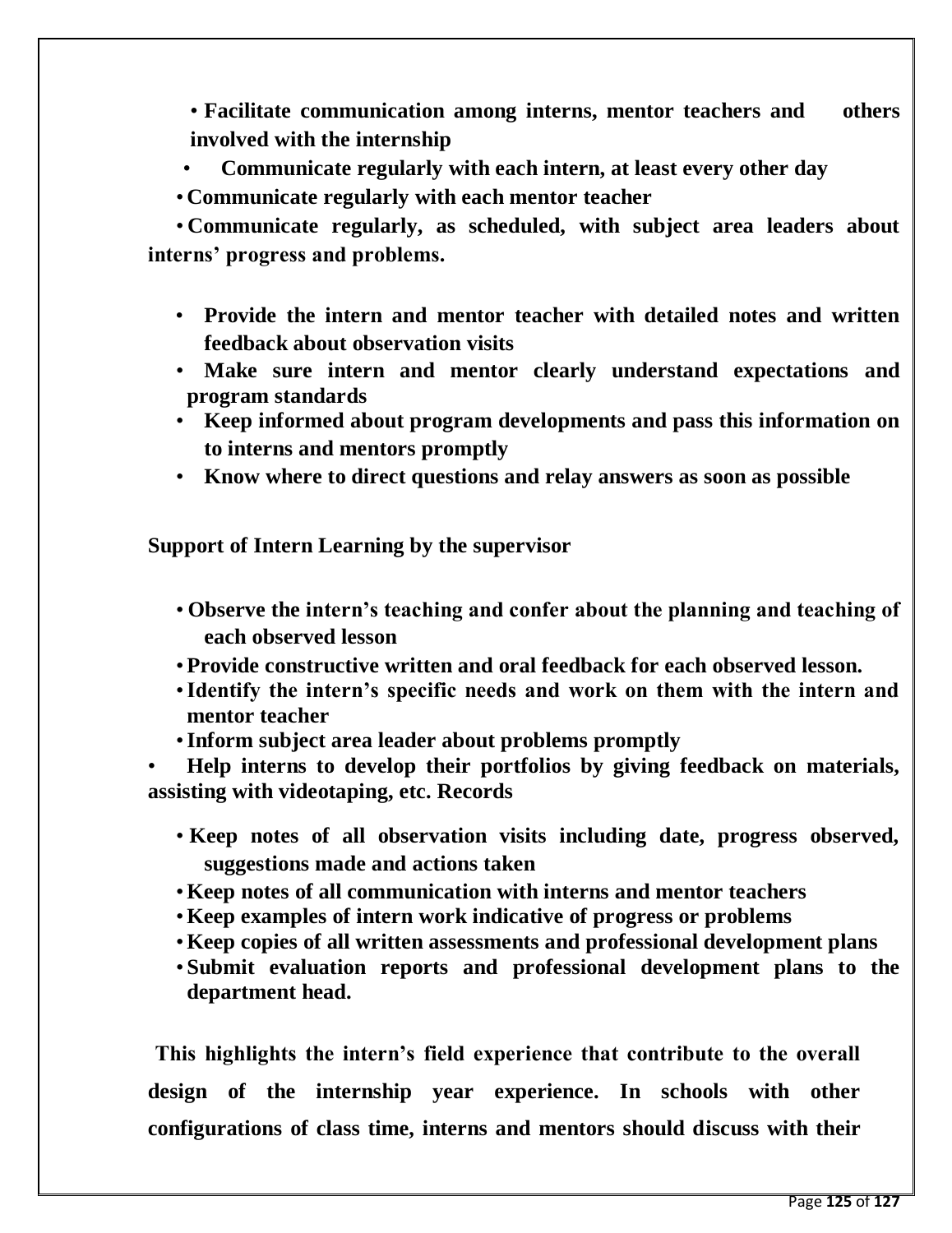- **Facilitate communication among interns, mentor teachers and others involved with the internship**
- **Communicate regularly with each intern, at least every other day**
- **Communicate regularly with each mentor teacher**
- **Communicate regularly, as scheduled, with subject area leaders about interns' progress and problems.**

- **Provide the intern and mentor teacher with detailed notes and written feedback about observation visits**
- **Make sure intern and mentor clearly understand expectations and program standards**
- **Keep informed about program developments and pass this information on to interns and mentors promptly**
- **Know where to direct questions and relay answers as soon as possible**

**Support of Intern Learning by the supervisor**

- **Observe the intern's teaching and confer about the planning and teaching of each observed lesson**
- **Provide constructive written and oral feedback for each observed lesson.**
- **Identify the intern's specific needs and work on them with the intern and mentor teacher**
- **Inform subject area leader about problems promptly**
- **Help interns to develop their portfolios by giving feedback on materials, assisting with videotaping, etc. Records**

- **Keep notes of all observation visits including date, progress observed, suggestions made and actions taken**
- **Keep notes of all communication with interns and mentor teachers**
- **Keep examples of intern work indicative of progress or problems**
- **Keep copies of all written assessments and professional development plans**
- **Submit evaluation reports and professional development plans to the department head.**

**This highlights the intern's field experience that contribute to the overall design of the internship year experience. In schools with other configurations of class time, interns and mentors should discuss with their**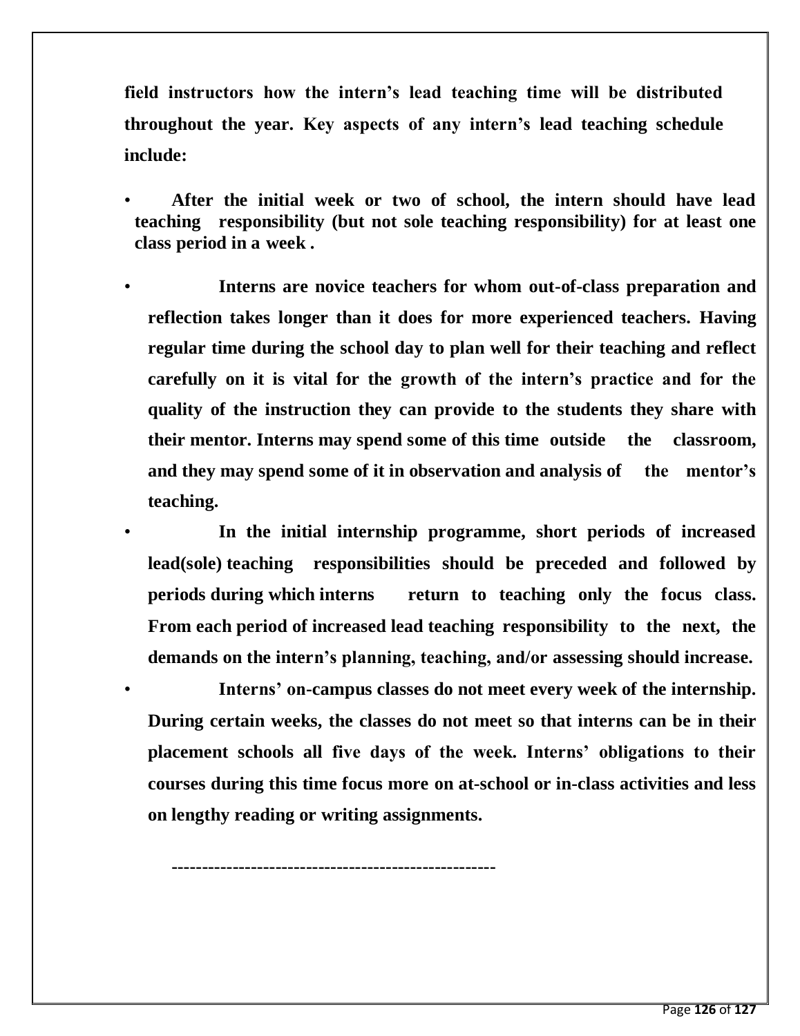**field instructors how the intern's lead teaching time will be distributed throughout the year. Key aspects of any intern's lead teaching schedule include:**

- **After the initial week or two of school, the intern should have lead teaching responsibility (but not sole teaching responsibility) for at least one class period in a week .**
- **Interns are novice teachers for whom out-of-class preparation and reflection takes longer than it does for more experienced teachers. Having regular time during the school day to plan well for their teaching and reflect carefully on it is vital for the growth of the intern's practice and for the quality of the instruction they can provide to the students they share with their mentor. Interns may spend some of this time outside the classroom, and they may spend some of it in observation and analysis of the mentor's teaching.**
- **In the initial internship programme, short periods of increased lead(sole) teaching responsibilities should be preceded and followed by periods during which interns return to teaching only the focus class. From each period of increased lead teaching responsibility to the next, the demands on the intern's planning, teaching, and/or assessing should increase.**
- **Interns' on-campus classes do not meet every week of the internship. During certain weeks, the classes do not meet so that interns can be in their placement schools all five days of the week. Interns' obligations to their courses during this time focus more on at-school or in-class activities and less on lengthy reading or writing assignments.**

**----------------------------------------------------**